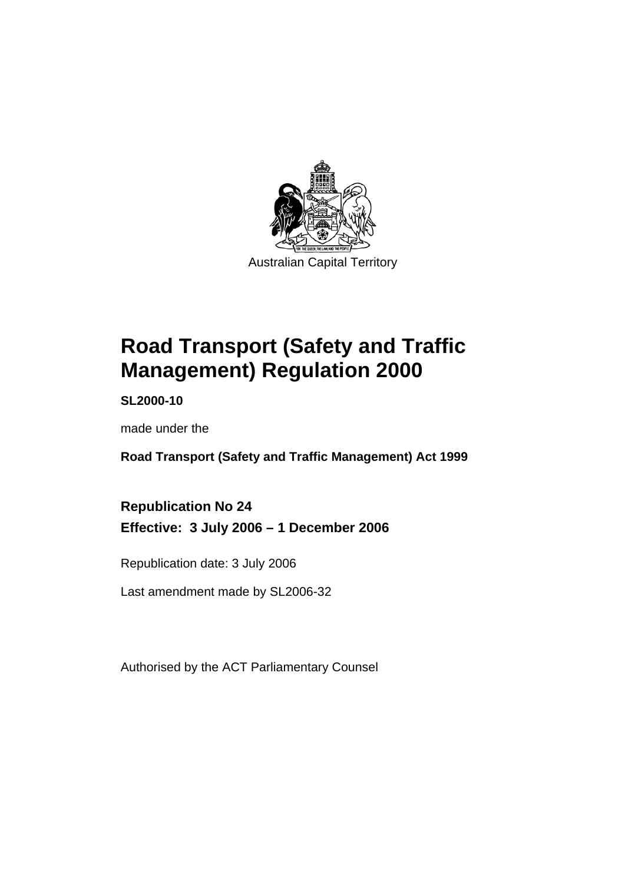Australian Capital Territory

# Road Transport (Safety and Traffic Management) Regulation 2000

**SL2000-10**

made under the

**Road Transport (Safety and Traffic Management) Act 1999**

**Republication No 24**

**Effective: 3 July 2006 – 1 December 2006**

Republication date: 3 July 2006

Last amendment made by SL2006-32

Authorised by the ACT Parliamentary Counsel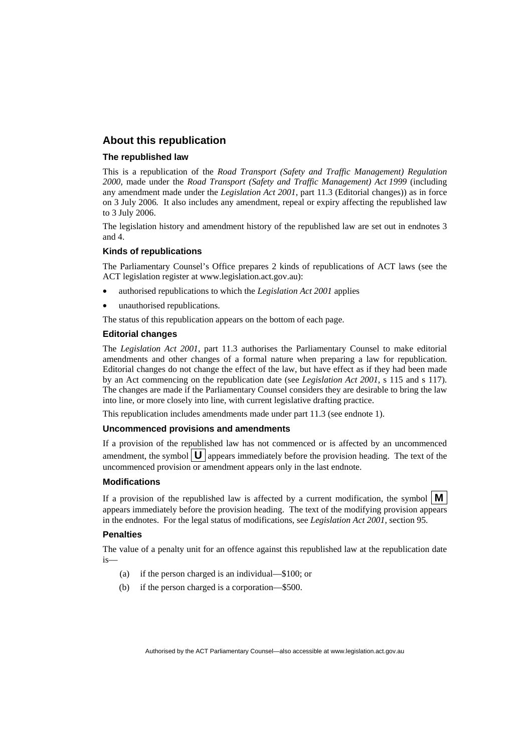## About this republication

### The republished law

This is a republication of the *Road Transport (Safety and Traffic Management) Regulation 2000*, made under the *Road Transport (Safety and Traffic Management) Act 1999* (including any amendment made under the *Legislation Act 2001*, part 11.3 (Editorial changes)) as in force on 3 July 2006*.* It also includes any amendment, repeal or expiry affecting the republished law to 3 July 2006.

The legislation history and amendment history of the republished law are set out in endnotes 3 and 4.

### Kinds of republications

The Parliamentary Counsel's Office prepares 2 kinds of republications of ACT laws (see the ACT legislation register at www.legislation.act.gov.au):

- authorised republications to which the *Legislation Act 2001* applies
- unauthorised republications.

The status of this republication appears on the bottom of each page.

### Editorial changes

The *Legislation Act 2001*, part 11.3 authorises the Parliamentary Counsel to make editorial amendments and other changes of a formal nature when preparing a law for republication. Editorial changes do not change the effect of the law, but have effect as if they had been made by an Act commencing on the republication date (see *Legislation Act 2001*, s 115 and s 117). The changes are made if the Parliamentary Counsel considers they are desirable to bring the law into line, or more closely into line, with current legislative drafting practice.

This republication includes amendments made under part 11.3 (see endnote 1).

### Uncommenced provisions and amendments

If a provision of the republished law has not commenced or is affected by an uncommenced amendment, the symbol **U** appears immediately before the provision heading. The text of the uncommenced provision or amendment appears only in the last endnote.

### Modifications

If a provision of the republished law is affected by a current modification, the symbol **M** appears immediately before the provision heading. The text of the modifying provision appears in the endnotes. For the legal status of modifications, see *Legislation Act 2001*, section 95.

### Penalties

The value of a penalty unit for an offence against this republished law at the republication date is—

(a) if the person charged is an individual—$100; or

(b) if the person charged is a corporation—$500.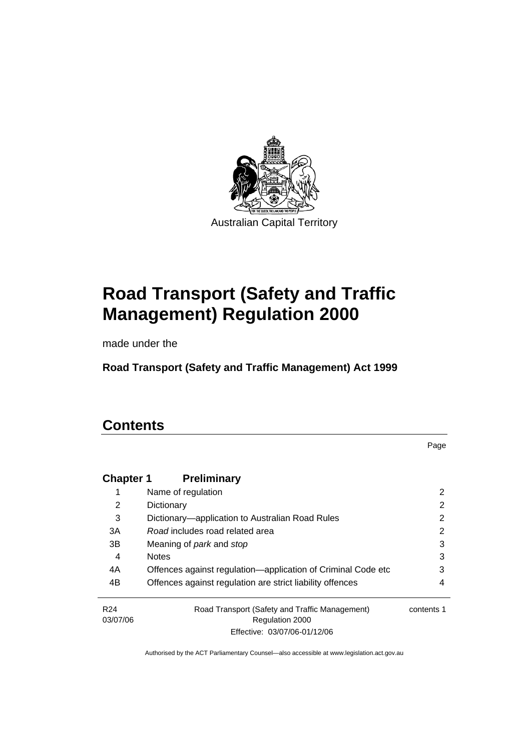Australian Capital Territory

# Road Transport (Safety and Traffic Management) Regulation 2000

made under the

**Road Transport (Safety and Traffic Management) Act 1999**

# Contents

| | | Page |
|---|---|---|
| **Chapter 1** | **Preliminary** | |
| 1 | Name of regulation | 2 |
| 2 | Dictionary | 2 |
| 3 | Dictionary—application to Australian Road Rules | 2 |
| 3A | *Road* includes road related area | 2 |
| 3B | Meaning of *park* and *stop* | 3 |
| 4 | Notes | 3 |
| 4A | Offences against regulation—application of Criminal Code etc | 3 |
| 4B | Offences against regulation are strict liability offences | 4 |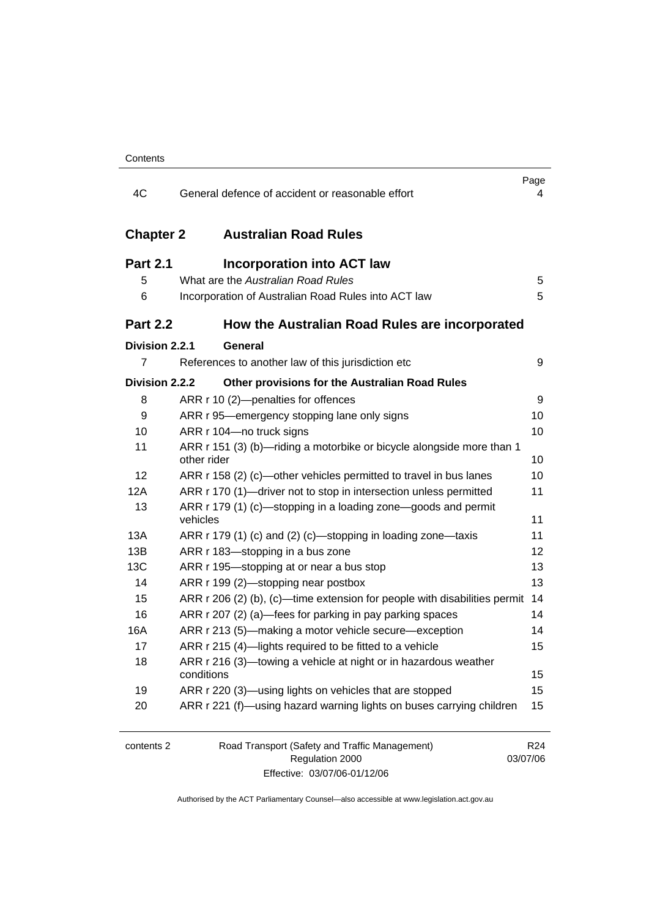| | | Page |
|---|---|---|
| 4C | General defence of accident or reasonable effort | 4 |

## Chapter 2 Australian Road Rules

### Part 2.1 Incorporation into ACT law

| | | |
|---|---|---|
| 5 | What are the *Australian Road Rules* | 5 |
| 6 | Incorporation of Australian Road Rules into ACT law | 5 |

### Part 2.2 How the Australian Road Rules are incorporated

**Division 2.2.1 General**

| | | |
|---|---|---|
| 7 | References to another law of this jurisdiction etc | 9 |

**Division 2.2.2 Other provisions for the Australian Road Rules**

| | | |
|---|---|---|
| 8 | ARR r 10 (2)—penalties for offences | 9 |
| 9 | ARR r 95—emergency stopping lane only signs | 10 |
| 10 | ARR r 104—no truck signs | 10 |
| 11 | ARR r 151 (3) (b)—riding a motorbike or bicycle alongside more than 1 other rider | 10 |
| 12 | ARR r 158 (2) (c)—other vehicles permitted to travel in bus lanes | 10 |
| 12A | ARR r 170 (1)—driver not to stop in intersection unless permitted | 11 |
| 13 | ARR r 179 (1) (c)—stopping in a loading zone—goods and permit vehicles | 11 |
| 13A | ARR r 179 (1) (c) and (2) (c)—stopping in loading zone—taxis | 11 |
| 13B | ARR r 183—stopping in a bus zone | 12 |
| 13C | ARR r 195—stopping at or near a bus stop | 13 |
| 14 | ARR r 199 (2)—stopping near postbox | 13 |
| 15 | ARR r 206 (2) (b), (c)—time extension for people with disabilities permit | 14 |
| 16 | ARR r 207 (2) (a)—fees for parking in pay parking spaces | 14 |
| 16A | ARR r 213 (5)—making a motor vehicle secure—exception | 14 |
| 17 | ARR r 215 (4)—lights required to be fitted to a vehicle | 15 |
| 18 | ARR r 216 (3)—towing a vehicle at night or in hazardous weather conditions | 15 |
| 19 | ARR r 220 (3)—using lights on vehicles that are stopped | 15 |
| 20 | ARR r 221 (f)—using hazard warning lights on buses carrying children | 15 |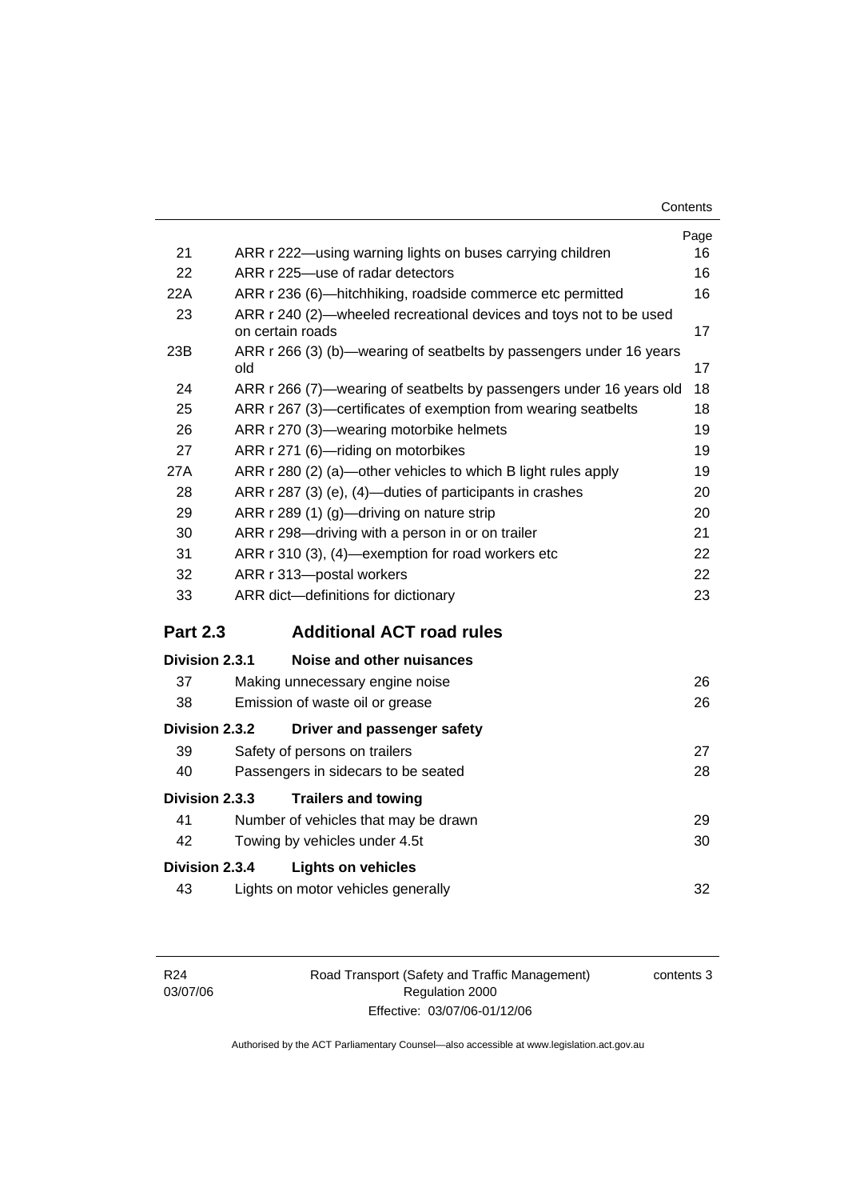| | | Page |
|---|---|---|
| 21 | ARR r 222—using warning lights on buses carrying children | 16 |
| 22 | ARR r 225—use of radar detectors | 16 |
| 22A | ARR r 236 (6)—hitchhiking, roadside commerce etc permitted | 16 |
| 23 | ARR r 240 (2)—wheeled recreational devices and toys not to be used on certain roads | 17 |
| 23B | ARR r 266 (3) (b)—wearing of seatbelts by passengers under 16 years old | 17 |
| 24 | ARR r 266 (7)—wearing of seatbelts by passengers under 16 years old | 18 |
| 25 | ARR r 267 (3)—certificates of exemption from wearing seatbelts | 18 |
| 26 | ARR r 270 (3)—wearing motorbike helmets | 19 |
| 27 | ARR r 271 (6)—riding on motorbikes | 19 |
| 27A | ARR r 280 (2) (a)—other vehicles to which B light rules apply | 19 |
| 28 | ARR r 287 (3) (e), (4)—duties of participants in crashes | 20 |
| 29 | ARR r 289 (1) (g)—driving on nature strip | 20 |
| 30 | ARR r 298—driving with a person in or on trailer | 21 |
| 31 | ARR r 310 (3), (4)—exemption for road workers etc | 22 |
| 32 | ARR r 313—postal workers | 22 |
| 33 | ARR dict—definitions for dictionary | 23 |

## Part 2.3 Additional ACT road rules

**Division 2.3.1 Noise and other nuisances**

| | | |
|---|---|---|
| 37 | Making unnecessary engine noise | 26 |
| 38 | Emission of waste oil or grease | 26 |

**Division 2.3.2 Driver and passenger safety**

| | | |
|---|---|---|
| 39 | Safety of persons on trailers | 27 |
| 40 | Passengers in sidecars to be seated | 28 |

**Division 2.3.3 Trailers and towing**

| | | |
|---|---|---|
| 41 | Number of vehicles that may be drawn | 29 |
| 42 | Towing by vehicles under 4.5t | 30 |

**Division 2.3.4 Lights on vehicles**

| | | |
|---|---|---|
| 43 | Lights on motor vehicles generally | 32 |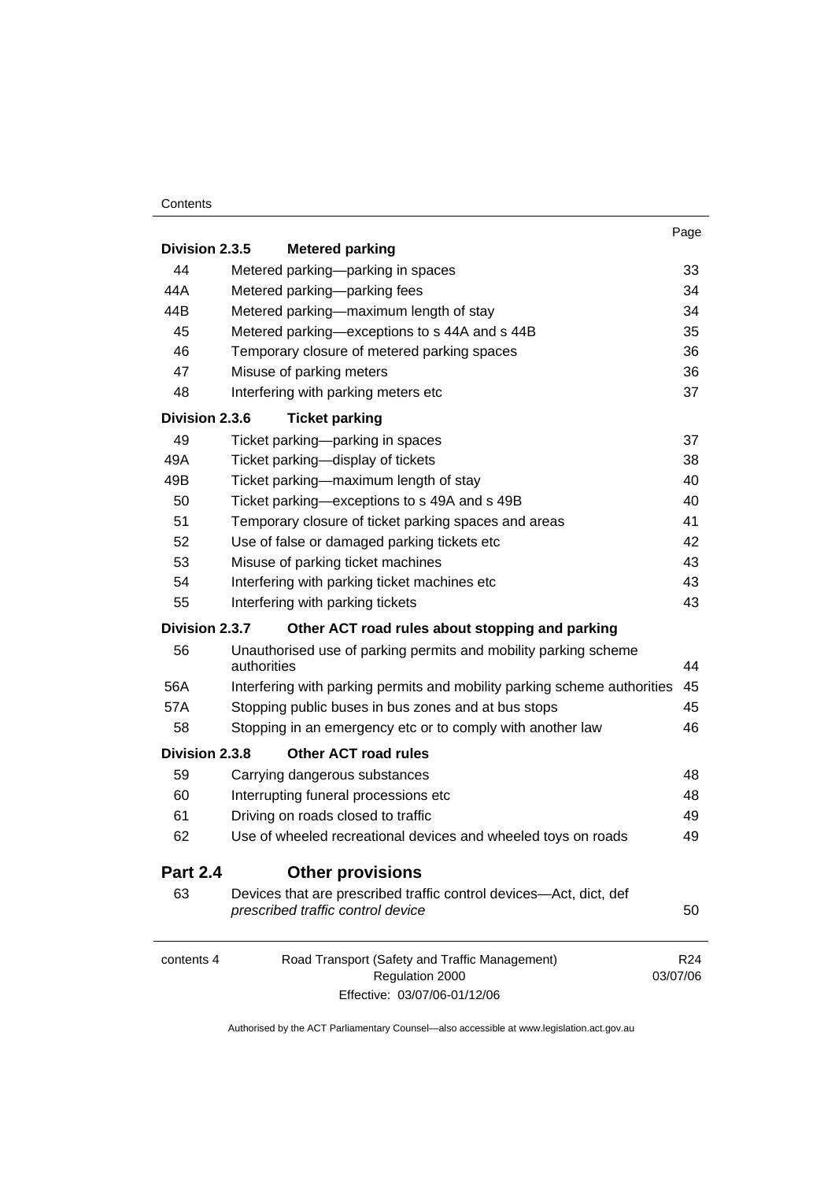| | | Page |
|---|---|---|
| **Division 2.3.5** | **Metered parking** | |
| 44 | Metered parking—parking in spaces | 33 |
| 44A | Metered parking—parking fees | 34 |
| 44B | Metered parking—maximum length of stay | 34 |
| 45 | Metered parking—exceptions to s 44A and s 44B | 35 |
| 46 | Temporary closure of metered parking spaces | 36 |
| 47 | Misuse of parking meters | 36 |
| 48 | Interfering with parking meters etc | 37 |
| **Division 2.3.6** | **Ticket parking** | |
| 49 | Ticket parking—parking in spaces | 37 |
| 49A | Ticket parking—display of tickets | 38 |
| 49B | Ticket parking—maximum length of stay | 40 |
| 50 | Ticket parking—exceptions to s 49A and s 49B | 40 |
| 51 | Temporary closure of ticket parking spaces and areas | 41 |
| 52 | Use of false or damaged parking tickets etc | 42 |
| 53 | Misuse of parking ticket machines | 43 |
| 54 | Interfering with parking ticket machines etc | 43 |
| 55 | Interfering with parking tickets | 43 |
| **Division 2.3.7** | **Other ACT road rules about stopping and parking** | |
| 56 | Unauthorised use of parking permits and mobility parking scheme authorities | 44 |
| 56A | Interfering with parking permits and mobility parking scheme authorities | 45 |
| 57A | Stopping public buses in bus zones and at bus stops | 45 |
| 58 | Stopping in an emergency etc or to comply with another law | 46 |
| **Division 2.3.8** | **Other ACT road rules** | |
| 59 | Carrying dangerous substances | 48 |
| 60 | Interrupting funeral processions etc | 48 |
| 61 | Driving on roads closed to traffic | 49 |
| 62 | Use of wheeled recreational devices and wheeled toys on roads | 49 |
| **Part 2.4** | **Other provisions** | |
| 63 | Devices that are prescribed traffic control devices—Act, dict, def *prescribed traffic control device* | 50 |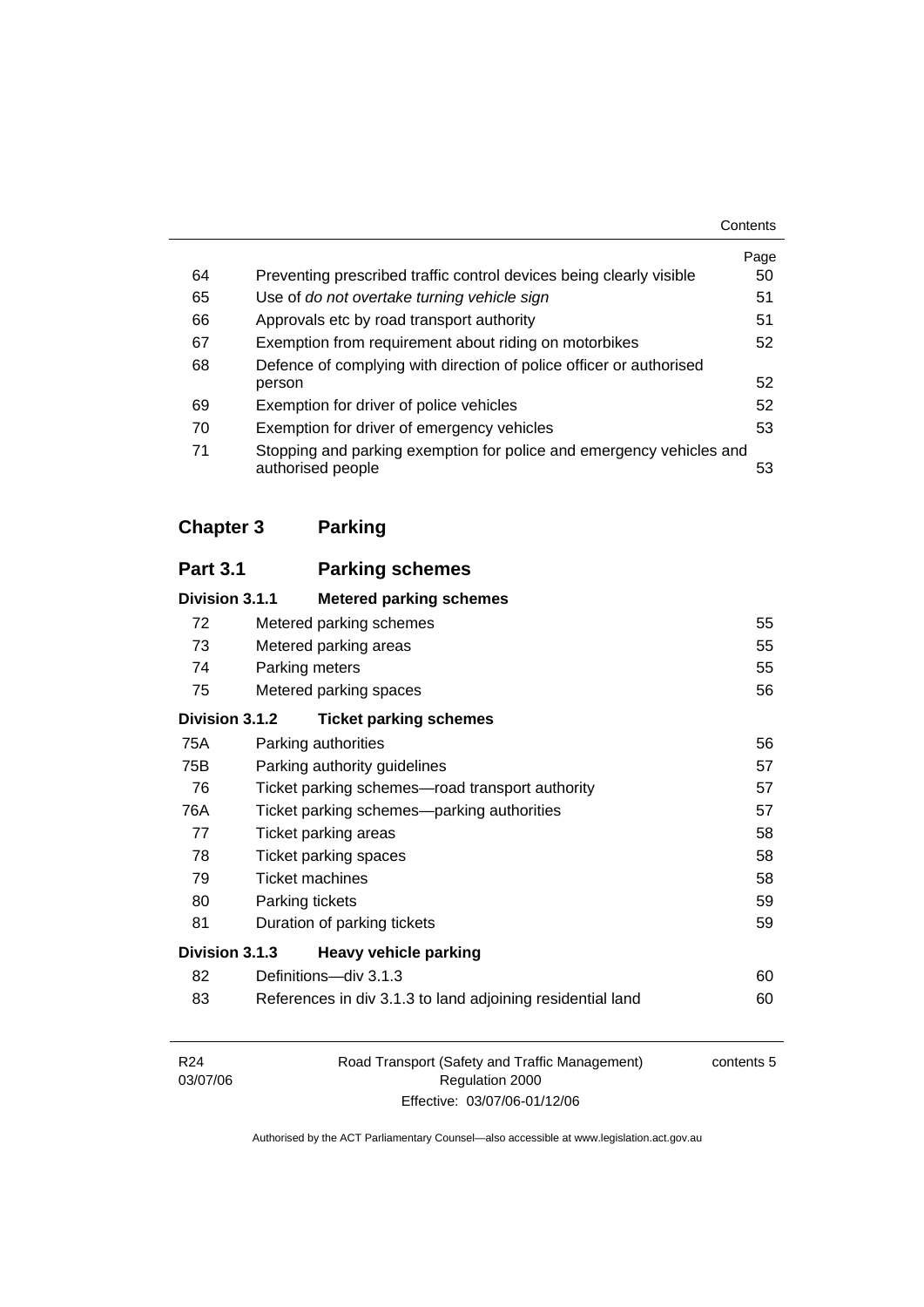| | | Page |
|---|---|---|
| 64 | Preventing prescribed traffic control devices being clearly visible | 50 |
| 65 | Use of *do not overtake turning vehicle sign* | 51 |
| 66 | Approvals etc by road transport authority | 51 |
| 67 | Exemption from requirement about riding on motorbikes | 52 |
| 68 | Defence of complying with direction of police officer or authorised person | 52 |
| 69 | Exemption for driver of police vehicles | 52 |
| 70 | Exemption for driver of emergency vehicles | 53 |
| 71 | Stopping and parking exemption for police and emergency vehicles and authorised people | 53 |

## Chapter 3 Parking

### Part 3.1 Parking schemes

#### Division 3.1.1 Metered parking schemes

| | | |
|---|---|---|
| 72 | Metered parking schemes | 55 |
| 73 | Metered parking areas | 55 |
| 74 | Parking meters | 55 |
| 75 | Metered parking spaces | 56 |

#### Division 3.1.2 Ticket parking schemes

| | | |
|---|---|---|
| 75A | Parking authorities | 56 |
| 75B | Parking authority guidelines | 57 |
| 76 | Ticket parking schemes—road transport authority | 57 |
| 76A | Ticket parking schemes—parking authorities | 57 |
| 77 | Ticket parking areas | 58 |
| 78 | Ticket parking spaces | 58 |
| 79 | Ticket machines | 58 |
| 80 | Parking tickets | 59 |
| 81 | Duration of parking tickets | 59 |

#### Division 3.1.3 Heavy vehicle parking

| | | |
|---|---|---|
| 82 | Definitions—div 3.1.3 | 60 |
| 83 | References in div 3.1.3 to land adjoining residential land | 60 |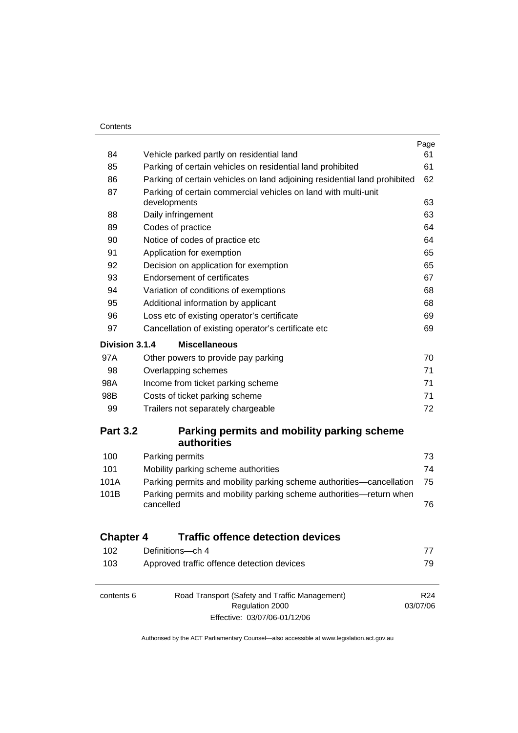| | | Page |
|---|---|---|
| 84 | Vehicle parked partly on residential land | 61 |
| 85 | Parking of certain vehicles on residential land prohibited | 61 |
| 86 | Parking of certain vehicles on land adjoining residential land prohibited | 62 |
| 87 | Parking of certain commercial vehicles on land with multi-unit developments | 63 |
| 88 | Daily infringement | 63 |
| 89 | Codes of practice | 64 |
| 90 | Notice of codes of practice etc | 64 |
| 91 | Application for exemption | 65 |
| 92 | Decision on application for exemption | 65 |
| 93 | Endorsement of certificates | 67 |
| 94 | Variation of conditions of exemptions | 68 |
| 95 | Additional information by applicant | 68 |
| 96 | Loss etc of existing operator's certificate | 69 |
| 97 | Cancellation of existing operator's certificate etc | 69 |
| **Division 3.1.4** | **Miscellaneous** | |
| 97A | Other powers to provide pay parking | 70 |
| 98 | Overlapping schemes | 71 |
| 98A | Income from ticket parking scheme | 71 |
| 98B | Costs of ticket parking scheme | 71 |
| 99 | Trailers not separately chargeable | 72 |
| **Part 3.2** | **Parking permits and mobility parking scheme authorities** | |
| 100 | Parking permits | 73 |
| 101 | Mobility parking scheme authorities | 74 |
| 101A | Parking permits and mobility parking scheme authorities—cancellation | 75 |
| 101B | Parking permits and mobility parking scheme authorities—return when cancelled | 76 |
| **Chapter 4** | **Traffic offence detection devices** | |
| 102 | Definitions—ch 4 | 77 |
| 103 | Approved traffic offence detection devices | 79 |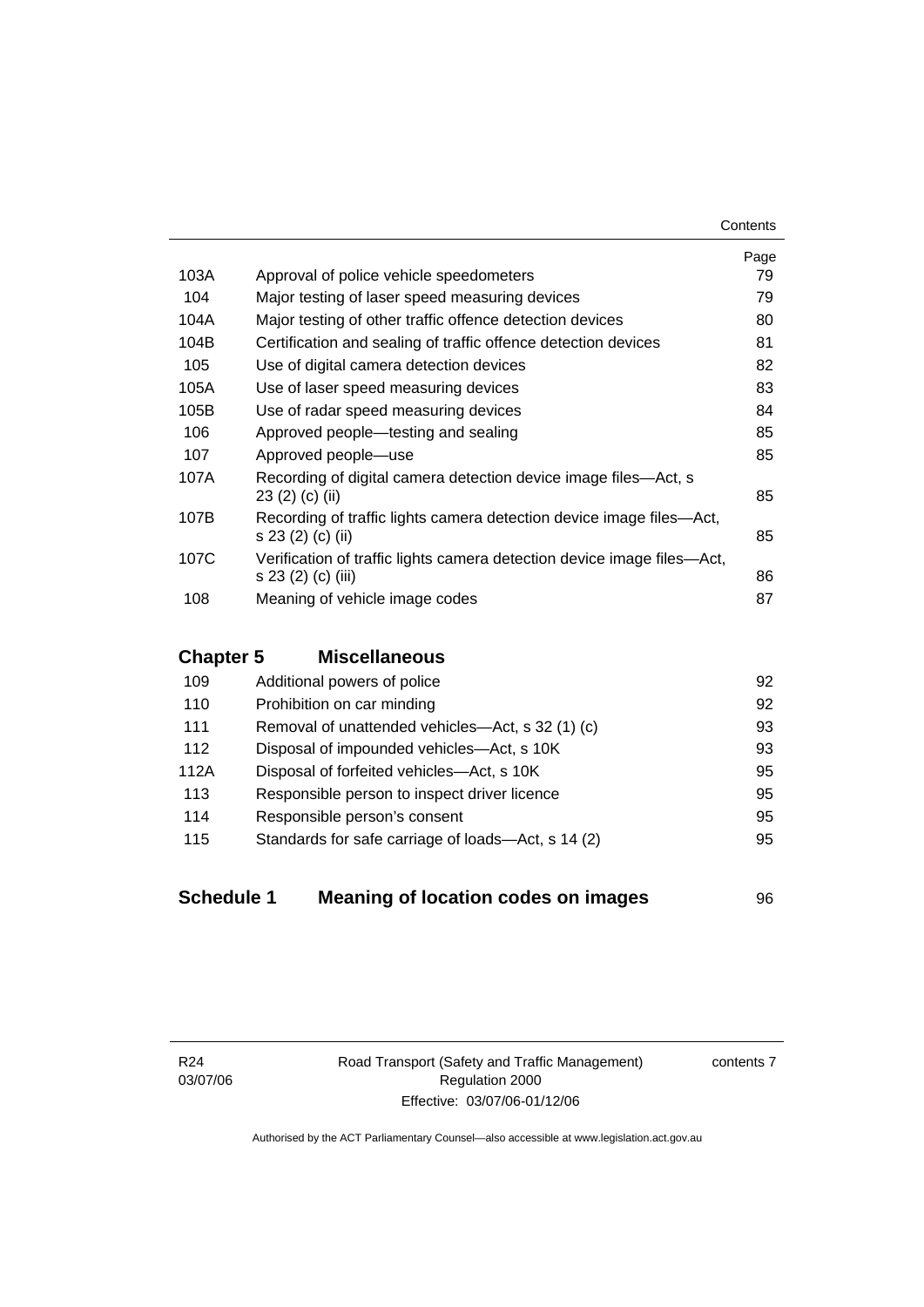| | | Page |
|---|---|---|
| 103A | Approval of police vehicle speedometers | 79 |
| 104 | Major testing of laser speed measuring devices | 79 |
| 104A | Major testing of other traffic offence detection devices | 80 |
| 104B | Certification and sealing of traffic offence detection devices | 81 |
| 105 | Use of digital camera detection devices | 82 |
| 105A | Use of laser speed measuring devices | 83 |
| 105B | Use of radar speed measuring devices | 84 |
| 106 | Approved people—testing and sealing | 85 |
| 107 | Approved people—use | 85 |
| 107A | Recording of digital camera detection device image files—Act, s 23 (2) (c) (ii) | 85 |
| 107B | Recording of traffic lights camera detection device image files—Act, s 23 (2) (c) (ii) | 85 |
| 107C | Verification of traffic lights camera detection device image files—Act, s 23 (2) (c) (iii) | 86 |
| 108 | Meaning of vehicle image codes | 87 |

## Chapter 5 Miscellaneous

| | | |
|---|---|---|
| 109 | Additional powers of police | 92 |
| 110 | Prohibition on car minding | 92 |
| 111 | Removal of unattended vehicles—Act, s 32 (1) (c) | 93 |
| 112 | Disposal of impounded vehicles—Act, s 10K | 93 |
| 112A | Disposal of forfeited vehicles—Act, s 10K | 95 |
| 113 | Responsible person to inspect driver licence | 95 |
| 114 | Responsible person's consent | 95 |
| 115 | Standards for safe carriage of loads—Act, s 14 (2) | 95 |

## Schedule 1 Meaning of location codes on images 96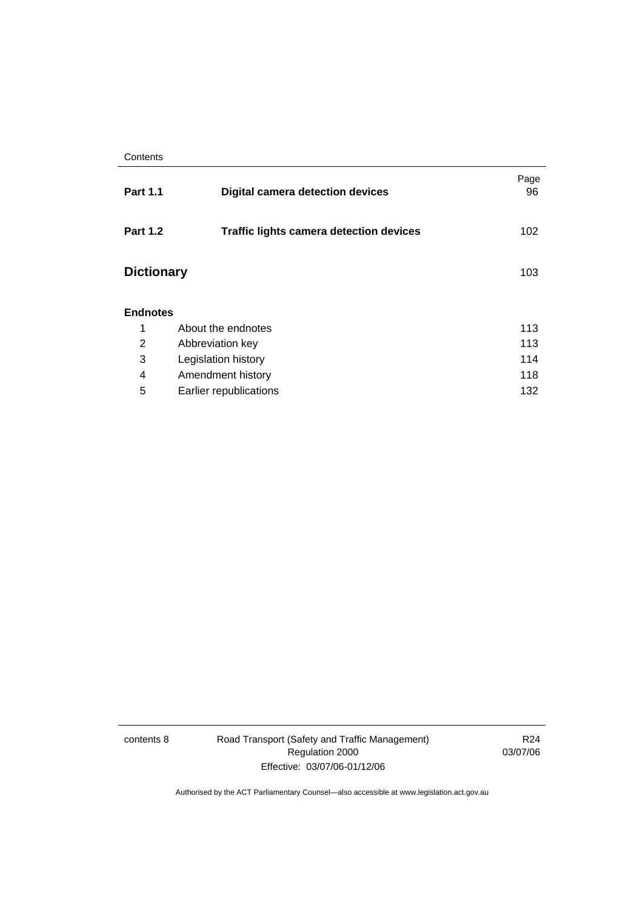| | | Page |
|---|---|---|
| **Part 1.1** | **Digital camera detection devices** | 96 |
| **Part 1.2** | **Traffic lights camera detection devices** | 102 |
| **Dictionary** | | 103 |
| **Endnotes** | | |
| 1 | About the endnotes | 113 |
| 2 | Abbreviation key | 113 |
| 3 | Legislation history | 114 |
| 4 | Amendment history | 118 |
| 5 | Earlier republications | 132 |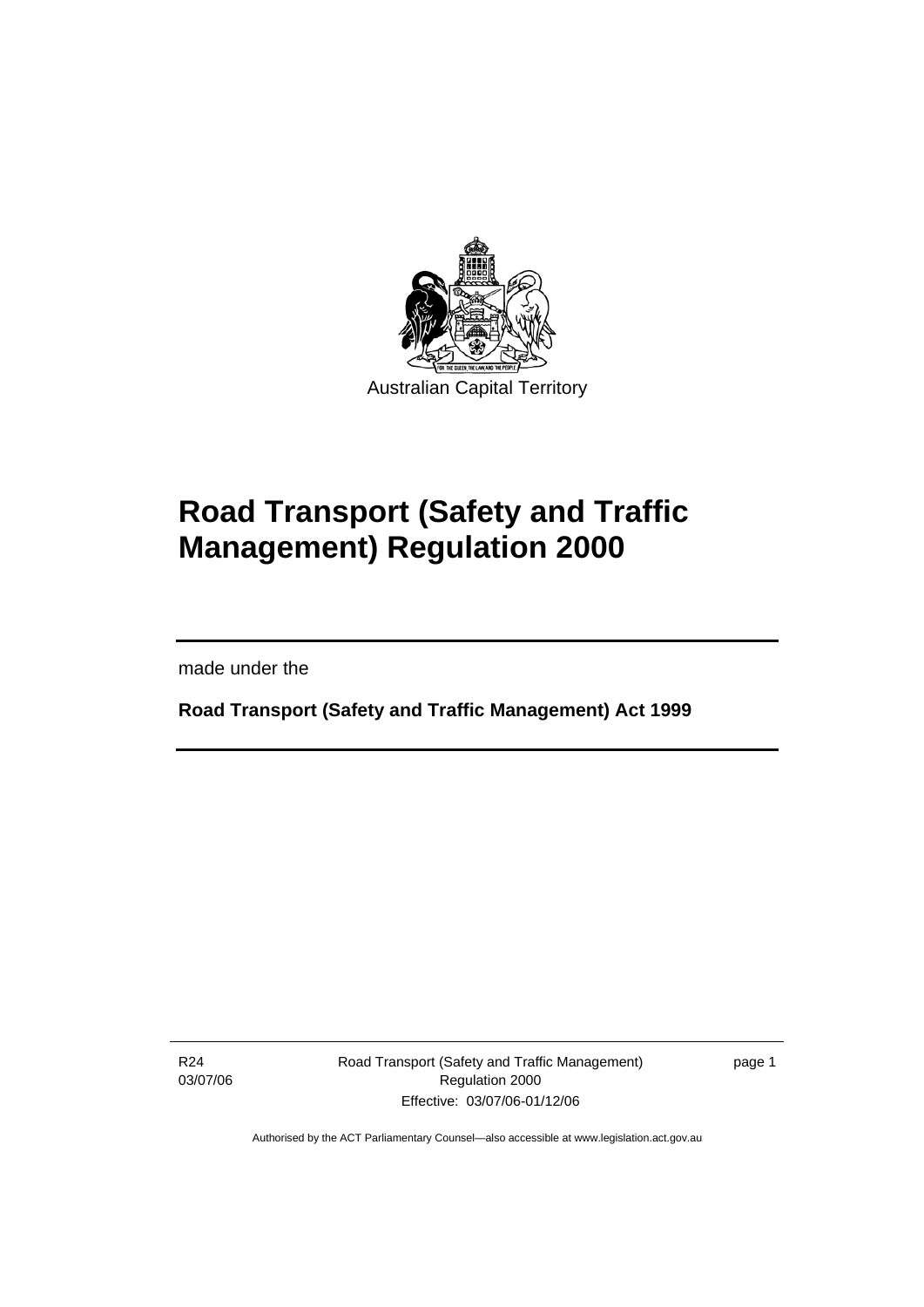Australian Capital Territory

# Road Transport (Safety and Traffic Management) Regulation 2000

made under the

**Road Transport (Safety and Traffic Management) Act 1999**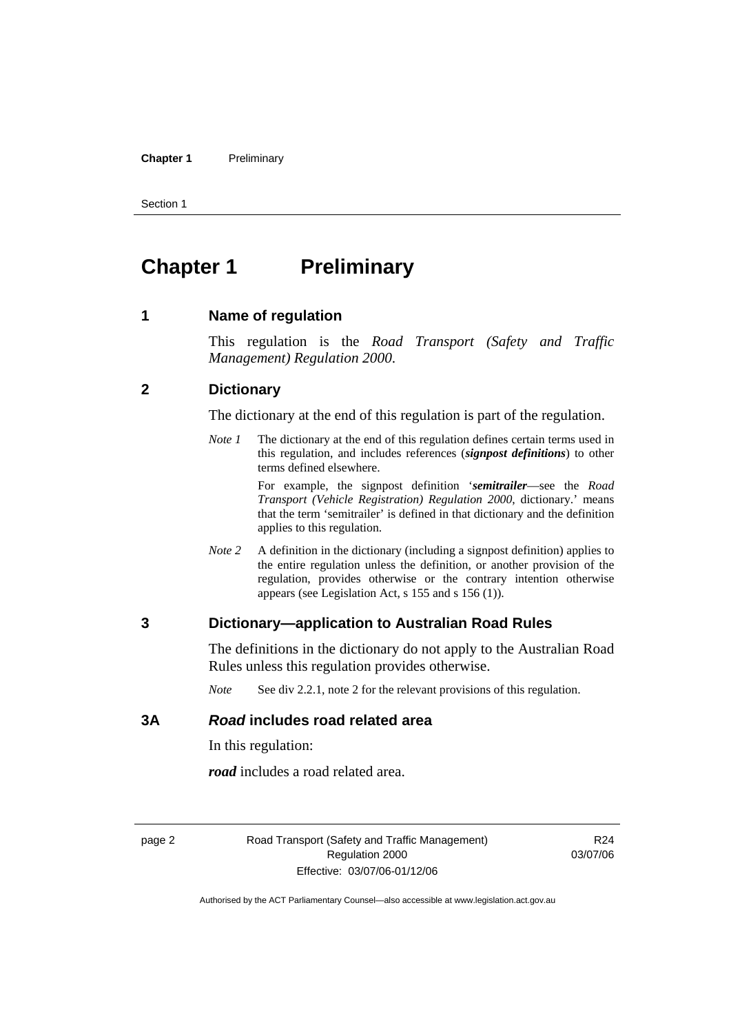# Chapter 1 Preliminary

## 1 Name of regulation

This regulation is the *Road Transport (Safety and Traffic Management) Regulation 2000*.

## 2 Dictionary

The dictionary at the end of this regulation is part of the regulation.

*Note 1* The dictionary at the end of this regulation defines certain terms used in this regulation, and includes references (***signpost definitions***) to other terms defined elsewhere.

For example, the signpost definition '***semitrailer***—see the *Road Transport (Vehicle Registration) Regulation 2000*, dictionary.' means that the term 'semitrailer' is defined in that dictionary and the definition applies to this regulation.

*Note 2* A definition in the dictionary (including a signpost definition) applies to the entire regulation unless the definition, or another provision of the regulation, provides otherwise or the contrary intention otherwise appears (see Legislation Act, s 155 and s 156 (1)).

## 3 Dictionary—application to Australian Road Rules

The definitions in the dictionary do not apply to the Australian Road Rules unless this regulation provides otherwise.

*Note* See div 2.2.1, note 2 for the relevant provisions of this regulation.

## 3A *Road* includes road related area

In this regulation:

***road*** includes a road related area.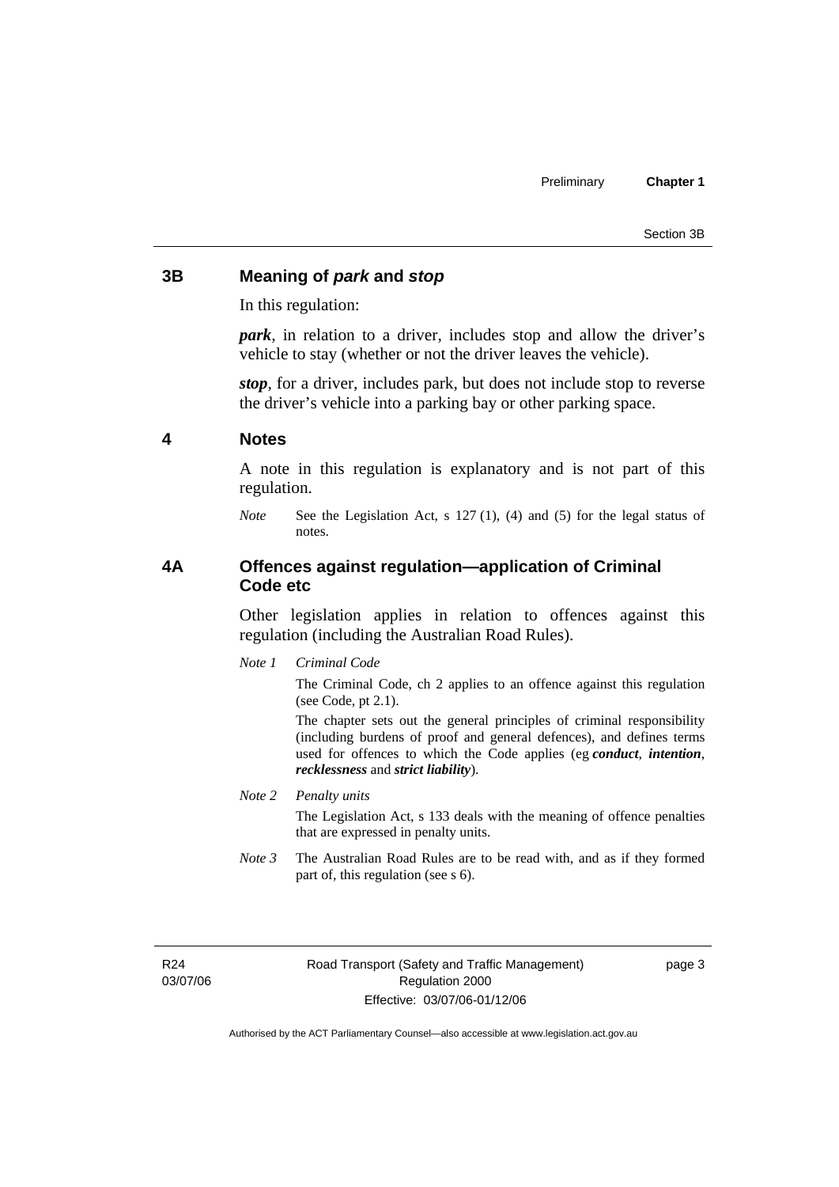## 3B Meaning of *park* and *stop*

In this regulation:

***park***, in relation to a driver, includes stop and allow the driver's vehicle to stay (whether or not the driver leaves the vehicle).

***stop***, for a driver, includes park, but does not include stop to reverse the driver's vehicle into a parking bay or other parking space.

## 4 Notes

A note in this regulation is explanatory and is not part of this regulation.

*Note* See the Legislation Act, s 127 (1), (4) and (5) for the legal status of notes.

## 4A Offences against regulation—application of Criminal Code etc

Other legislation applies in relation to offences against this regulation (including the Australian Road Rules).

*Note 1* *Criminal Code*

The Criminal Code, ch 2 applies to an offence against this regulation (see Code, pt 2.1).

The chapter sets out the general principles of criminal responsibility (including burdens of proof and general defences), and defines terms used for offences to which the Code applies (eg ***conduct***, ***intention***, ***recklessness*** and ***strict liability***).

*Note 2* *Penalty units*

The Legislation Act, s 133 deals with the meaning of offence penalties that are expressed in penalty units.

*Note 3* The Australian Road Rules are to be read with, and as if they formed part of, this regulation (see s 6).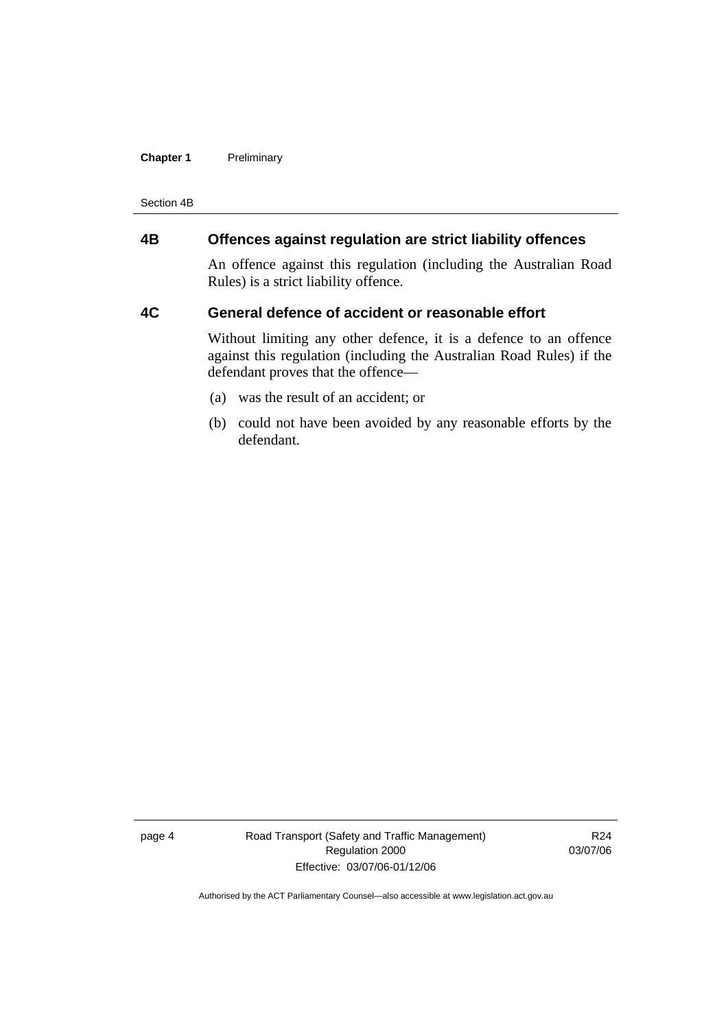## 4B Offences against regulation are strict liability offences

An offence against this regulation (including the Australian Road Rules) is a strict liability offence.

## 4C General defence of accident or reasonable effort

Without limiting any other defence, it is a defence to an offence against this regulation (including the Australian Road Rules) if the defendant proves that the offence—

(a) was the result of an accident; or

(b) could not have been avoided by any reasonable efforts by the defendant.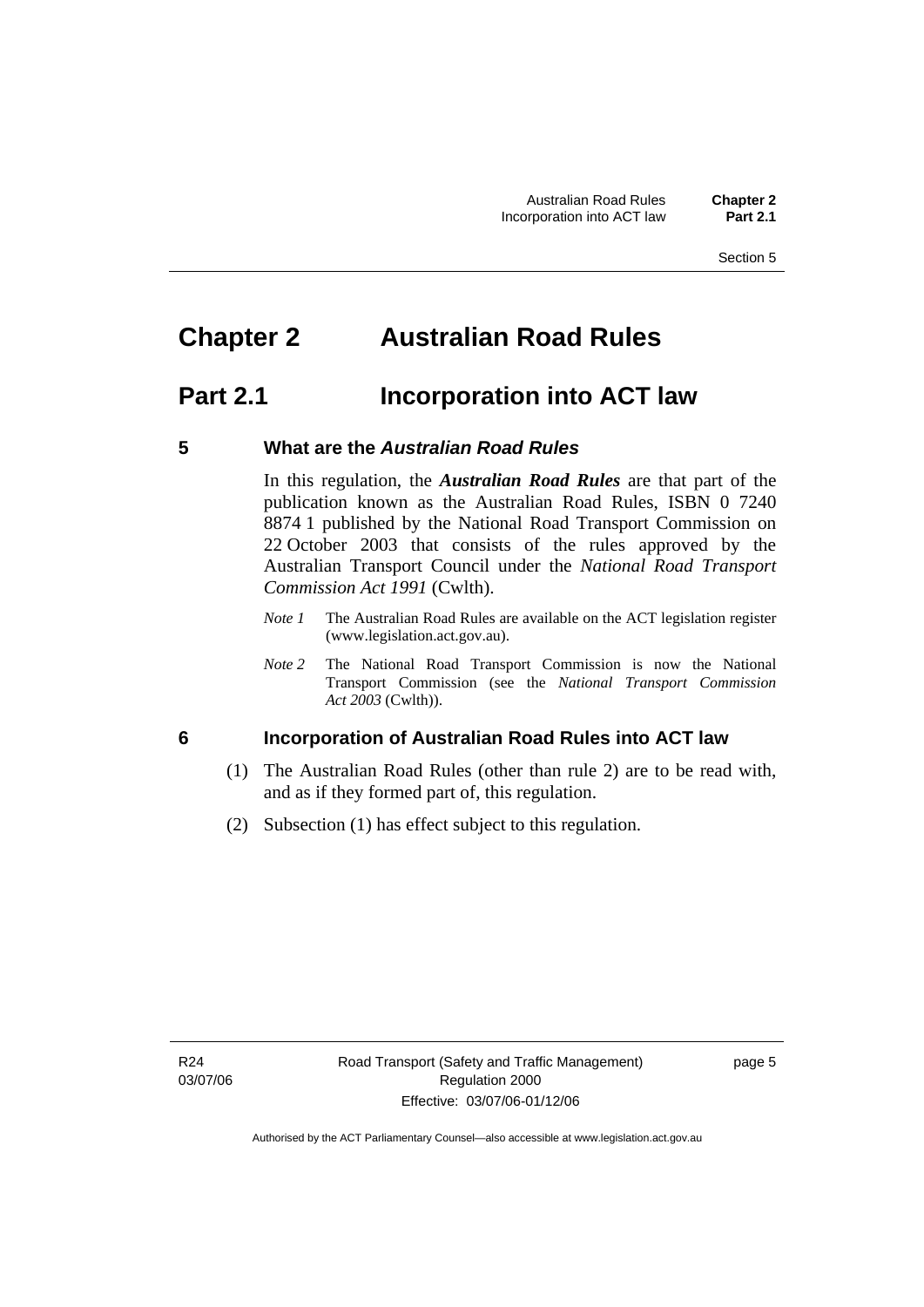# Chapter 2 Australian Road Rules

## Part 2.1 Incorporation into ACT law

### 5 What are the *Australian Road Rules*

In this regulation, the ***Australian Road Rules*** are that part of the publication known as the Australian Road Rules, ISBN 0 7240 8874 1 published by the National Road Transport Commission on 22 October 2003 that consists of the rules approved by the Australian Transport Council under the *National Road Transport Commission Act 1991* (Cwlth).

*Note 1* The Australian Road Rules are available on the ACT legislation register (www.legislation.act.gov.au).

*Note 2* The National Road Transport Commission is now the National Transport Commission (see the *National Transport Commission Act 2003* (Cwlth)).

### 6 Incorporation of Australian Road Rules into ACT law

(1) The Australian Road Rules (other than rule 2) are to be read with, and as if they formed part of, this regulation.

(2) Subsection (1) has effect subject to this regulation.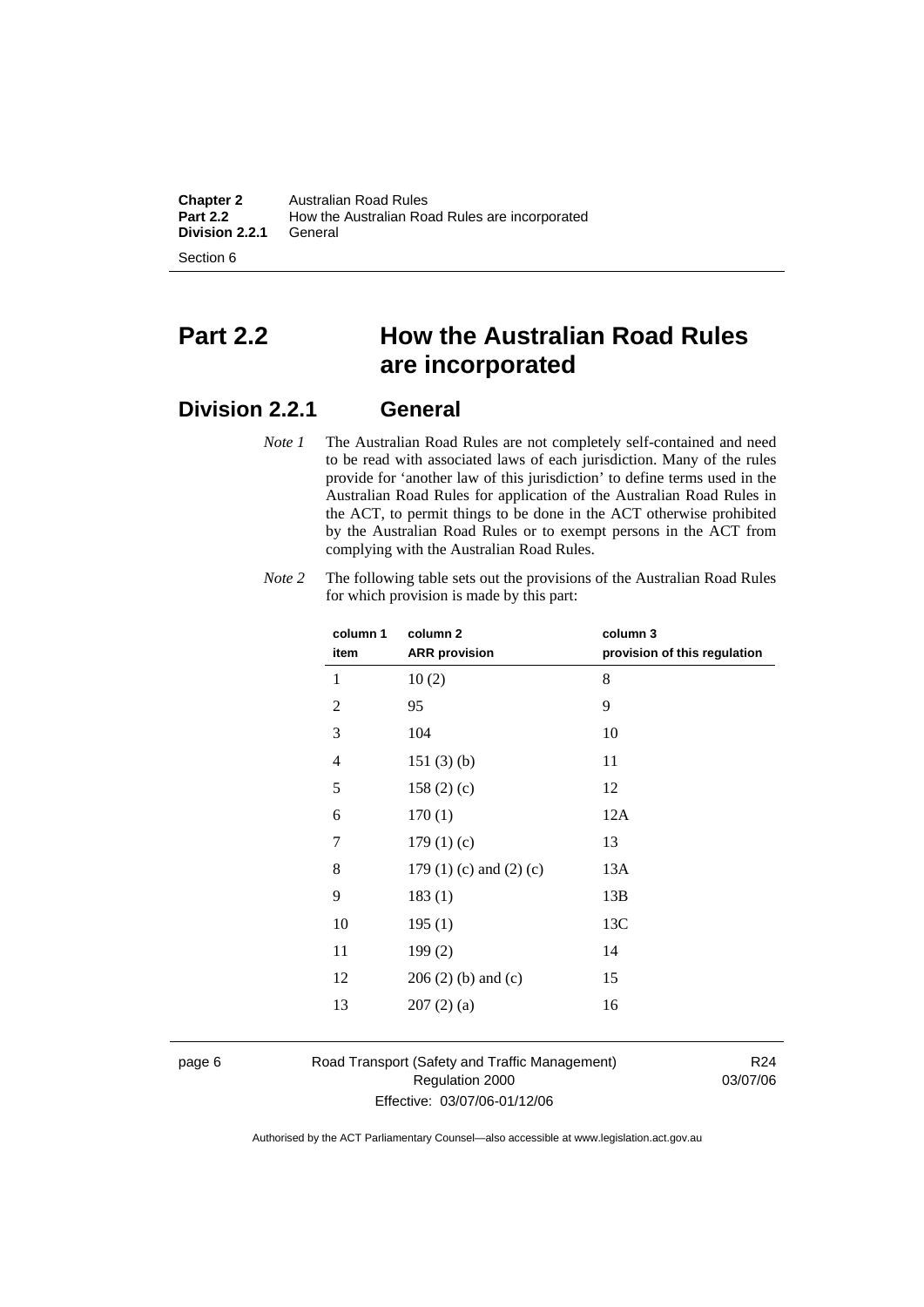# Part 2.2 How the Australian Road Rules are incorporated

## Division 2.2.1 General

*Note 1* The Australian Road Rules are not completely self-contained and need to be read with associated laws of each jurisdiction. Many of the rules provide for 'another law of this jurisdiction' to define terms used in the Australian Road Rules for application of the Australian Road Rules in the ACT, to permit things to be done in the ACT otherwise prohibited by the Australian Road Rules or to exempt persons in the ACT from complying with the Australian Road Rules.

*Note 2* The following table sets out the provisions of the Australian Road Rules for which provision is made by this part:

| column 1 item | column 2 ARR provision | column 3 provision of this regulation |
|---|---|---|
| 1 | 10 (2) | 8 |
| 2 | 95 | 9 |
| 3 | 104 | 10 |
| 4 | 151 (3) (b) | 11 |
| 5 | 158 (2) (c) | 12 |
| 6 | 170 (1) | 12A |
| 7 | 179 (1) (c) | 13 |
| 8 | 179 (1) (c) and (2) (c) | 13A |
| 9 | 183 (1) | 13B |
| 10 | 195 (1) | 13C |
| 11 | 199 (2) | 14 |
| 12 | 206 (2) (b) and (c) | 15 |
| 13 | 207 (2) (a) | 16 |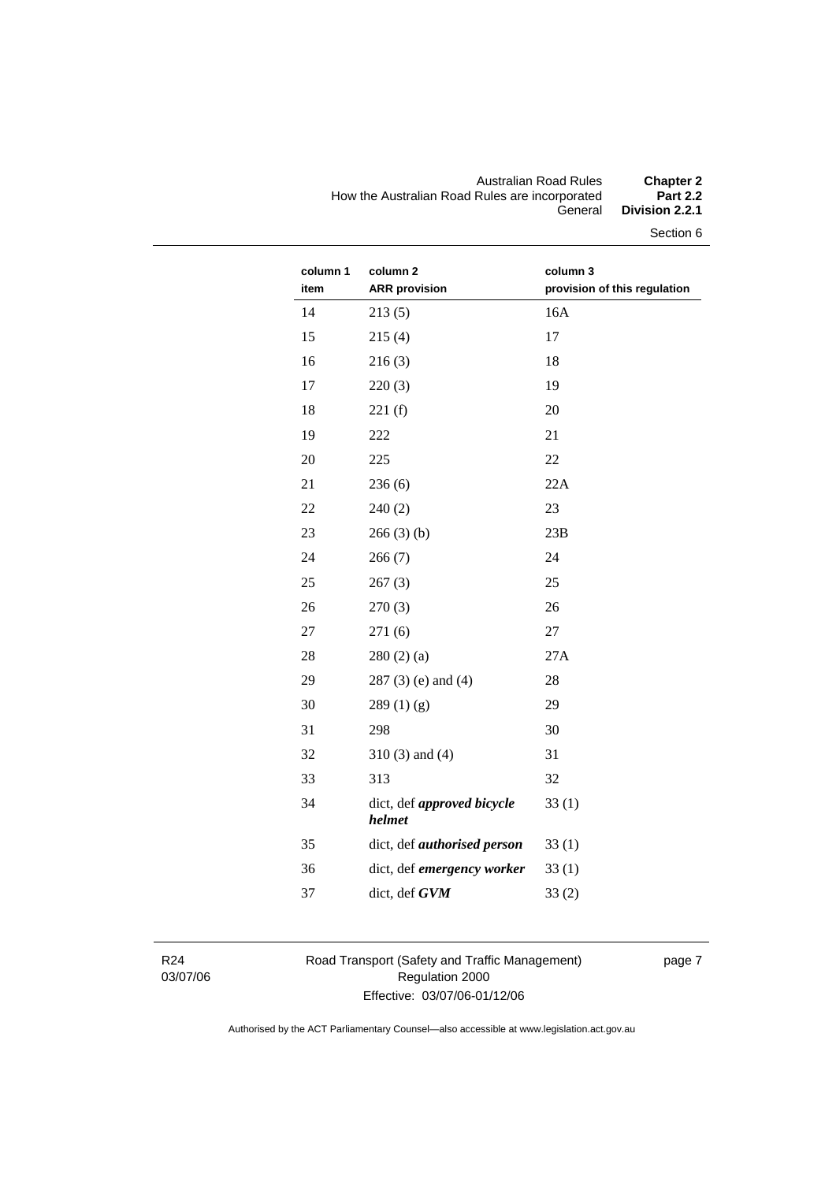| column 1<br>item | column 2<br>ARR provision | column 3<br>provision of this regulation |
|---|---|---|
| 14 | 213 (5) | 16A |
| 15 | 215 (4) | 17 |
| 16 | 216 (3) | 18 |
| 17 | 220 (3) | 19 |
| 18 | 221 (f) | 20 |
| 19 | 222 | 21 |
| 20 | 225 | 22 |
| 21 | 236 (6) | 22A |
| 22 | 240 (2) | 23 |
| 23 | 266 (3) (b) | 23B |
| 24 | 266 (7) | 24 |
| 25 | 267 (3) | 25 |
| 26 | 270 (3) | 26 |
| 27 | 271 (6) | 27 |
| 28 | 280 (2) (a) | 27A |
| 29 | 287 (3) (e) and (4) | 28 |
| 30 | 289 (1) (g) | 29 |
| 31 | 298 | 30 |
| 32 | 310 (3) and (4) | 31 |
| 33 | 313 | 32 |
| 34 | dict, def ***approved bicycle helmet*** | 33 (1) |
| 35 | dict, def ***authorised person*** | 33 (1) |
| 36 | dict, def ***emergency worker*** | 33 (1) |
| 37 | dict, def ***GVM*** | 33 (2) |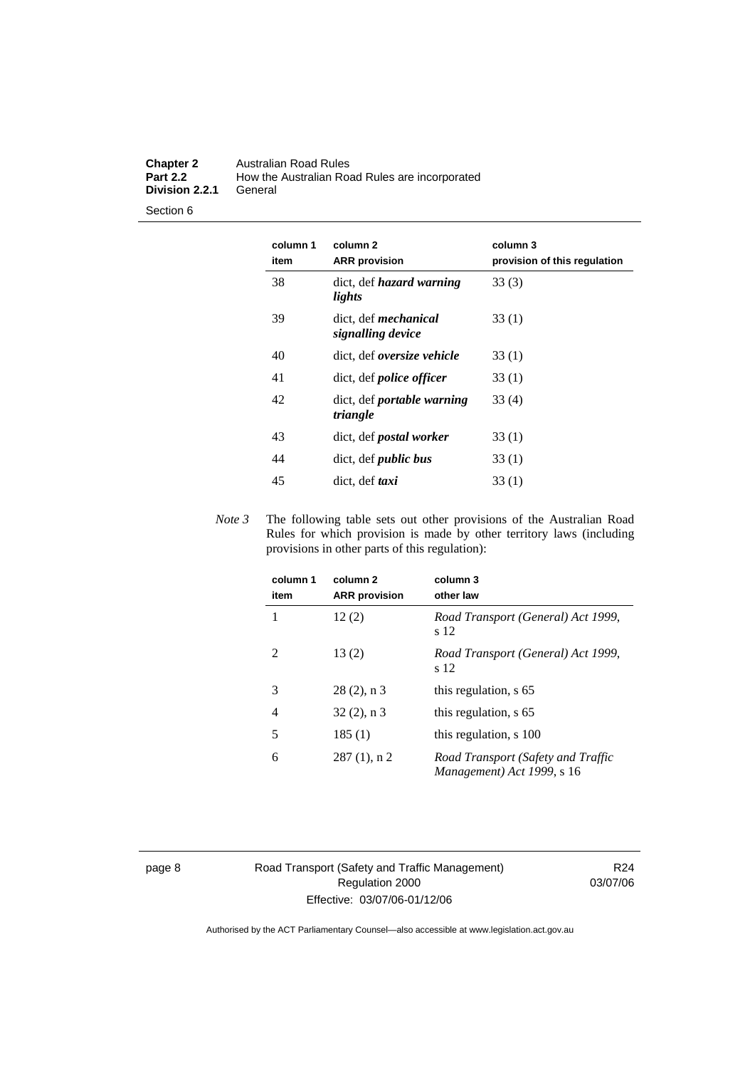| column 1 item | column 2 ARR provision | column 3 provision of this regulation |
|---|---|---|
| 38 | dict, def ***hazard warning lights*** | 33 (3) |
| 39 | dict, def ***mechanical signalling device*** | 33 (1) |
| 40 | dict, def ***oversize vehicle*** | 33 (1) |
| 41 | dict, def ***police officer*** | 33 (1) |
| 42 | dict, def ***portable warning triangle*** | 33 (4) |
| 43 | dict, def ***postal worker*** | 33 (1) |
| 44 | dict, def ***public bus*** | 33 (1) |
| 45 | dict, def ***taxi*** | 33 (1) |

*Note 3* The following table sets out other provisions of the Australian Road Rules for which provision is made by other territory laws (including provisions in other parts of this regulation):

| column 1 item | column 2 ARR provision | column 3 other law |
|---|---|---|
| 1 | 12 (2) | *Road Transport (General) Act 1999*, s 12 |
| 2 | 13 (2) | *Road Transport (General) Act 1999*, s 12 |
| 3 | 28 (2), n 3 | this regulation, s 65 |
| 4 | 32 (2), n 3 | this regulation, s 65 |
| 5 | 185 (1) | this regulation, s 100 |
| 6 | 287 (1), n 2 | *Road Transport (Safety and Traffic Management) Act 1999*, s 16 |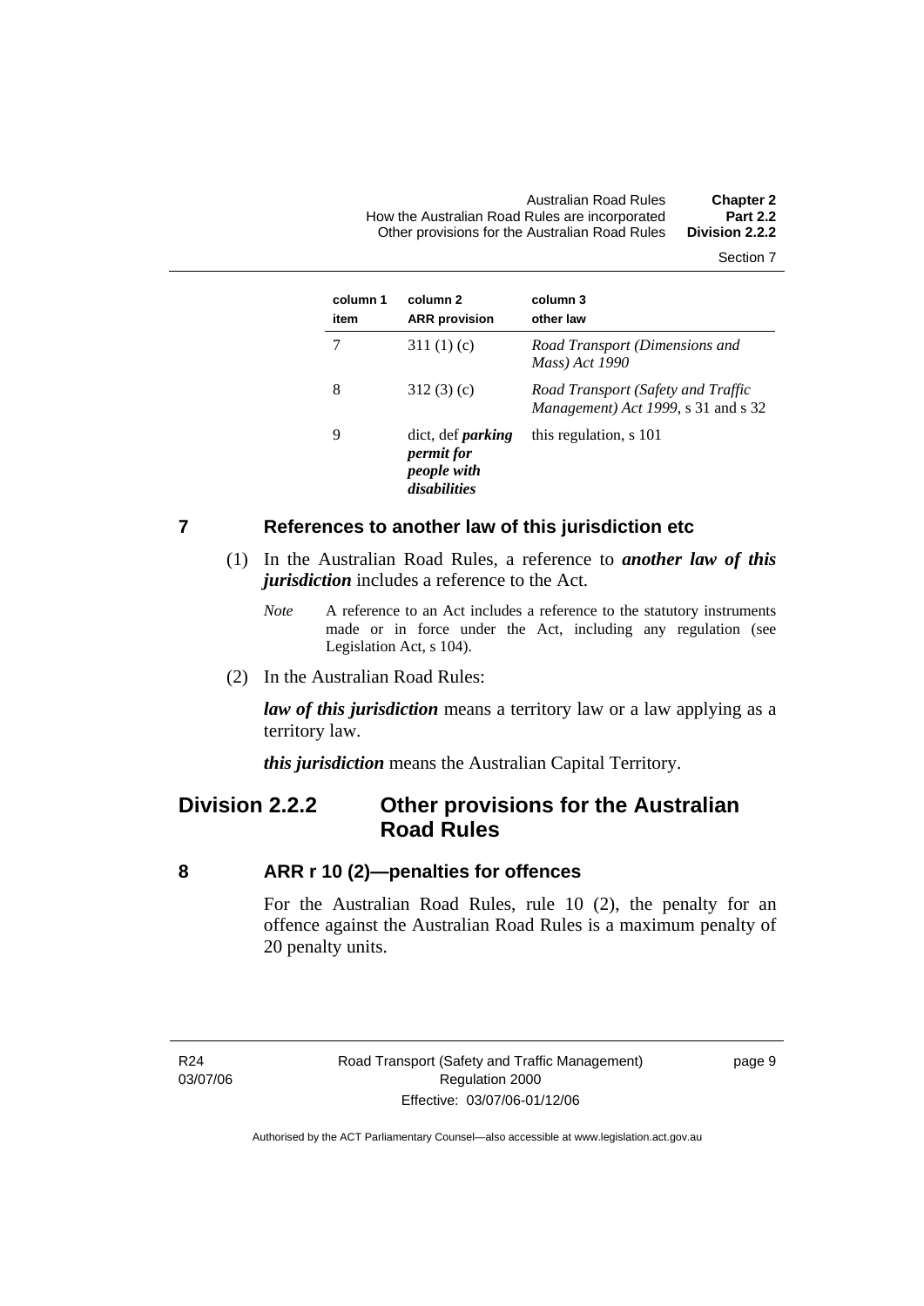| column 1 item | column 2 ARR provision | column 3 other law |
|---|---|---|
| 7 | 311 (1) (c) | *Road Transport (Dimensions and Mass) Act 1990* |
| 8 | 312 (3) (c) | *Road Transport (Safety and Traffic Management) Act 1999*, s 31 and s 32 |
| 9 | dict, def ***parking permit for people with disabilities*** | this regulation, s 101 |

## 7 References to another law of this jurisdiction etc

(1) In the Australian Road Rules, a reference to ***another law of this jurisdiction*** includes a reference to the Act.

*Note* A reference to an Act includes a reference to the statutory instruments made or in force under the Act, including any regulation (see Legislation Act, s 104).

(2) In the Australian Road Rules:

***law of this jurisdiction*** means a territory law or a law applying as a territory law.

***this jurisdiction*** means the Australian Capital Territory.

# Division 2.2.2 Other provisions for the Australian Road Rules

## 8 ARR r 10 (2)—penalties for offences

For the Australian Road Rules, rule 10 (2), the penalty for an offence against the Australian Road Rules is a maximum penalty of 20 penalty units.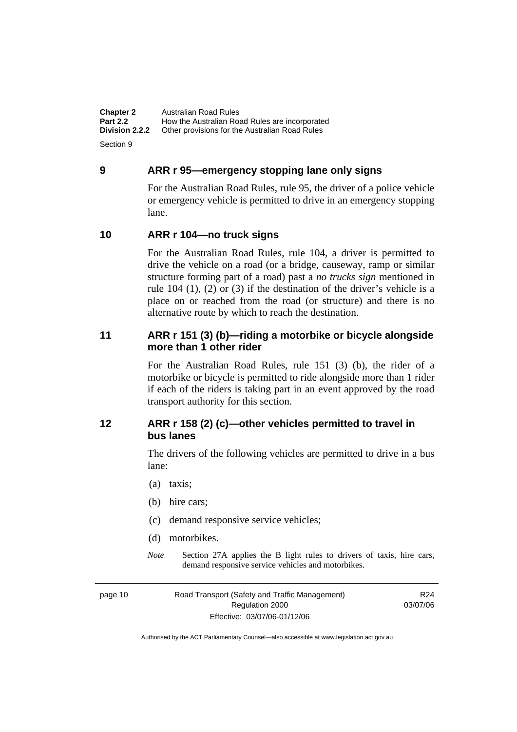## 9 ARR r 95—emergency stopping lane only signs

For the Australian Road Rules, rule 95, the driver of a police vehicle or emergency vehicle is permitted to drive in an emergency stopping lane.

## 10 ARR r 104—no truck signs

For the Australian Road Rules, rule 104, a driver is permitted to drive the vehicle on a road (or a bridge, causeway, ramp or similar structure forming part of a road) past a *no trucks sign* mentioned in rule 104 (1), (2) or (3) if the destination of the driver's vehicle is a place on or reached from the road (or structure) and there is no alternative route by which to reach the destination.

## 11 ARR r 151 (3) (b)—riding a motorbike or bicycle alongside more than 1 other rider

For the Australian Road Rules, rule 151 (3) (b), the rider of a motorbike or bicycle is permitted to ride alongside more than 1 rider if each of the riders is taking part in an event approved by the road transport authority for this section.

## 12 ARR r 158 (2) (c)—other vehicles permitted to travel in bus lanes

The drivers of the following vehicles are permitted to drive in a bus lane:

(a) taxis;

(b) hire cars;

(c) demand responsive service vehicles;

(d) motorbikes.

*Note* Section 27A applies the B light rules to drivers of taxis, hire cars, demand responsive service vehicles and motorbikes.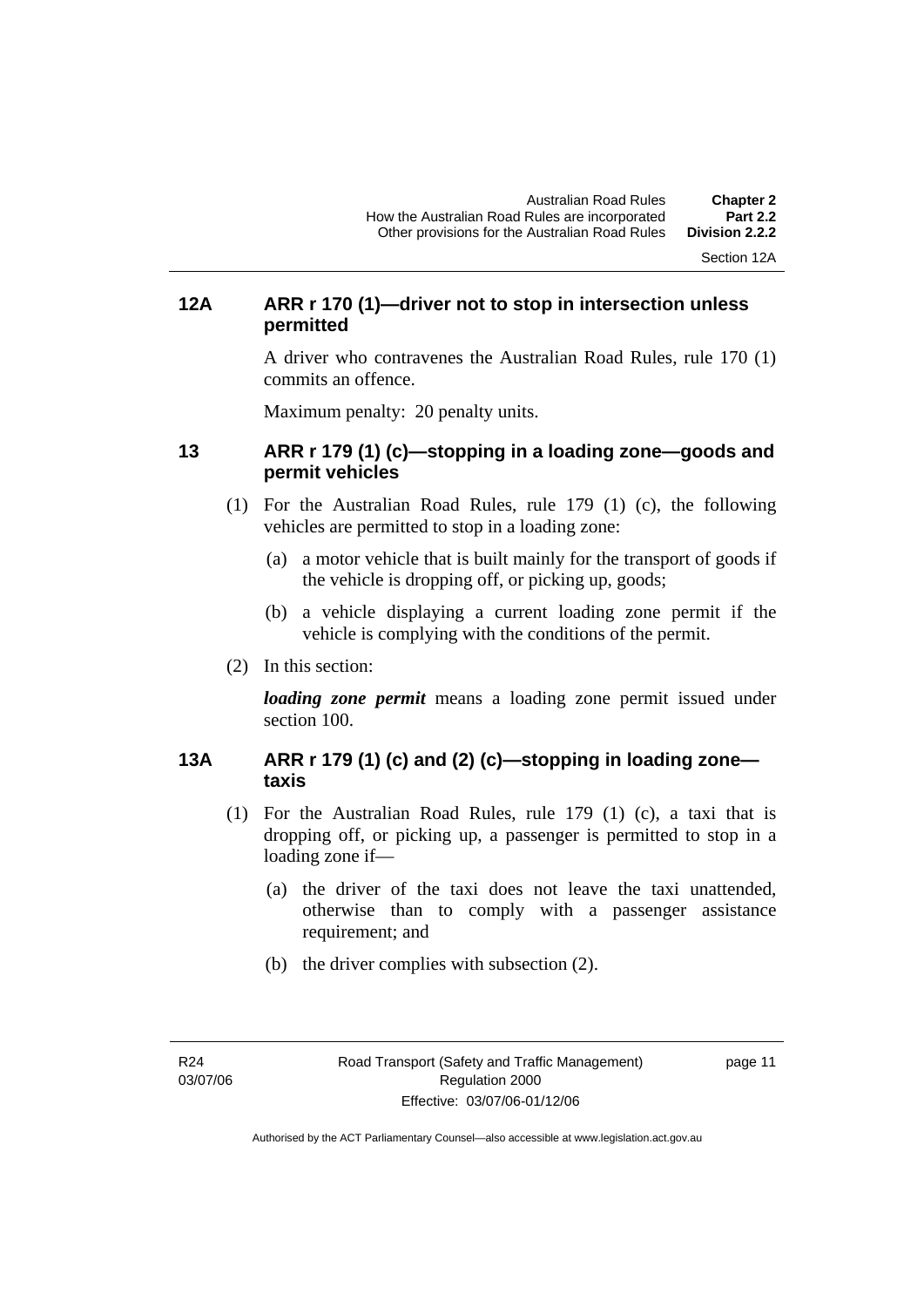## 12A ARR r 170 (1)—driver not to stop in intersection unless permitted

A driver who contravenes the Australian Road Rules, rule 170 (1) commits an offence.

Maximum penalty: 20 penalty units.

## 13 ARR r 179 (1) (c)—stopping in a loading zone—goods and permit vehicles

(1) For the Australian Road Rules, rule 179 (1) (c), the following vehicles are permitted to stop in a loading zone:

  (a) a motor vehicle that is built mainly for the transport of goods if the vehicle is dropping off, or picking up, goods;

  (b) a vehicle displaying a current loading zone permit if the vehicle is complying with the conditions of the permit.

(2) In this section:

***loading zone permit*** means a loading zone permit issued under section 100.

## 13A ARR r 179 (1) (c) and (2) (c)—stopping in loading zone—taxis

(1) For the Australian Road Rules, rule 179 (1) (c), a taxi that is dropping off, or picking up, a passenger is permitted to stop in a loading zone if—

  (a) the driver of the taxi does not leave the taxi unattended, otherwise than to comply with a passenger assistance requirement; and

  (b) the driver complies with subsection (2).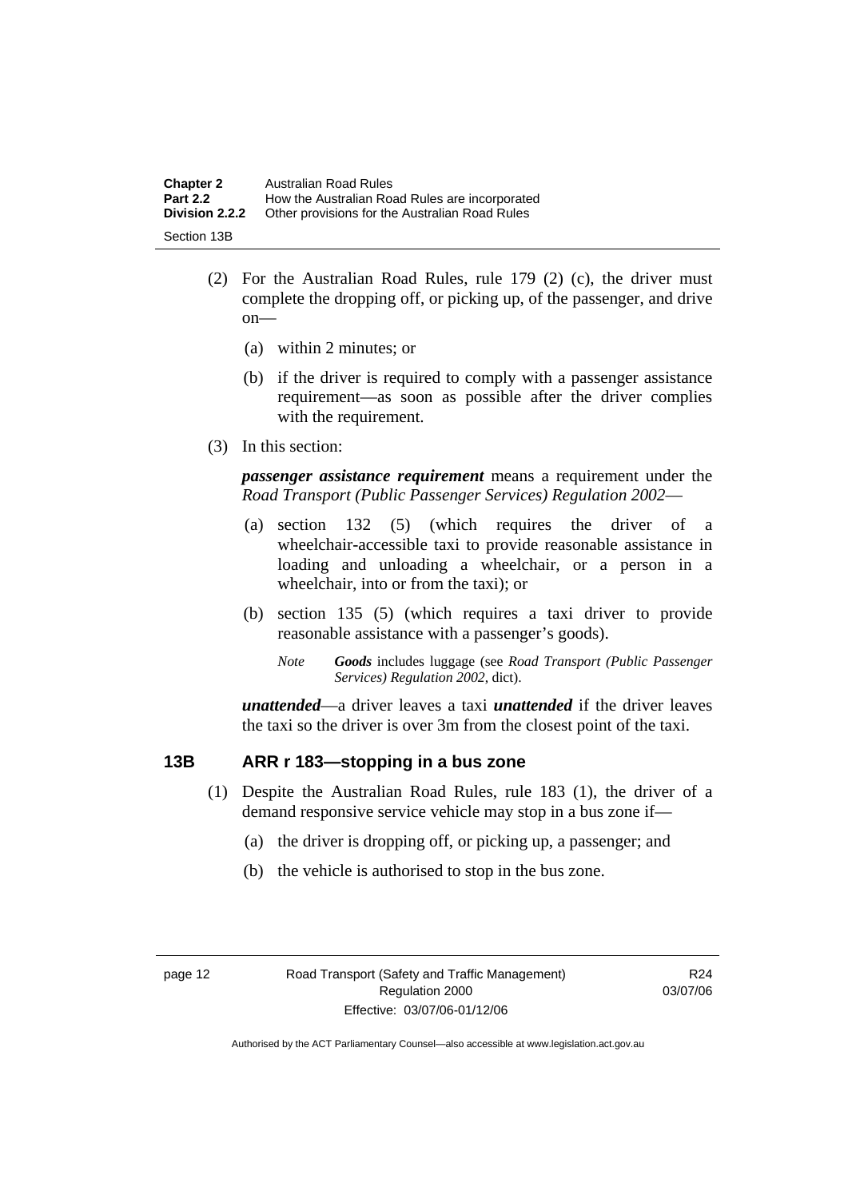(2) For the Australian Road Rules, rule 179 (2) (c), the driver must complete the dropping off, or picking up, of the passenger, and drive on—

(a) within 2 minutes; or

(b) if the driver is required to comply with a passenger assistance requirement—as soon as possible after the driver complies with the requirement.

(3) In this section:

***passenger assistance requirement*** means a requirement under the *Road Transport (Public Passenger Services) Regulation 2002*—

(a) section 132 (5) (which requires the driver of a wheelchair-accessible taxi to provide reasonable assistance in loading and unloading a wheelchair, or a person in a wheelchair, into or from the taxi); or

(b) section 135 (5) (which requires a taxi driver to provide reasonable assistance with a passenger's goods).

*Note* ***Goods*** includes luggage (see *Road Transport (Public Passenger Services) Regulation 2002*, dict).

***unattended***—a driver leaves a taxi ***unattended*** if the driver leaves the taxi so the driver is over 3m from the closest point of the taxi.

### 13B ARR r 183—stopping in a bus zone

(1) Despite the Australian Road Rules, rule 183 (1), the driver of a demand responsive service vehicle may stop in a bus zone if—

(a) the driver is dropping off, or picking up, a passenger; and

(b) the vehicle is authorised to stop in the bus zone.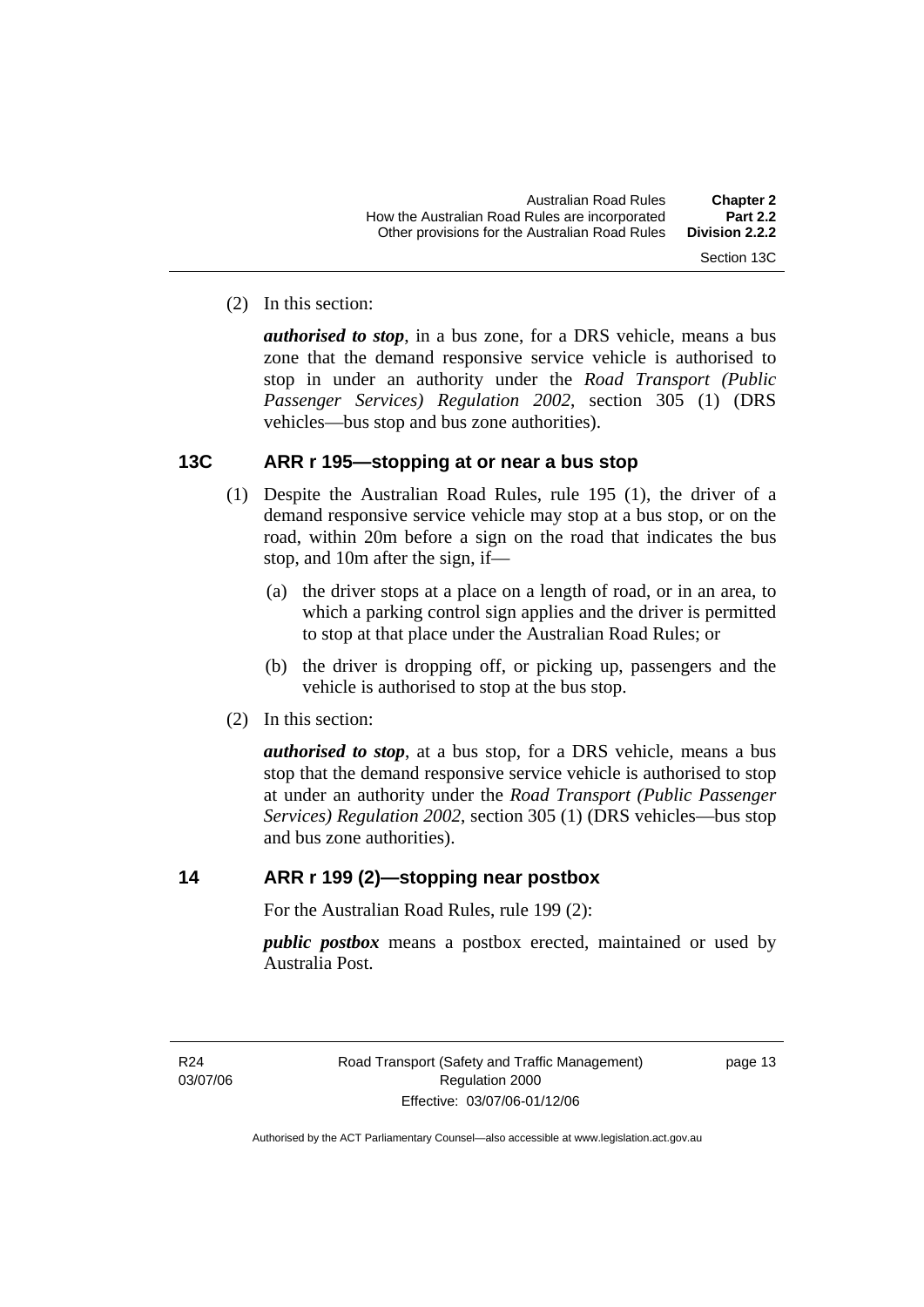(2) In this section:

***authorised to stop***, in a bus zone, for a DRS vehicle, means a bus zone that the demand responsive service vehicle is authorised to stop in under an authority under the *Road Transport (Public Passenger Services) Regulation 2002*, section 305 (1) (DRS vehicles—bus stop and bus zone authorities).

## 13C ARR r 195—stopping at or near a bus stop

(1) Despite the Australian Road Rules, rule 195 (1), the driver of a demand responsive service vehicle may stop at a bus stop, or on the road, within 20m before a sign on the road that indicates the bus stop, and 10m after the sign, if—

(a) the driver stops at a place on a length of road, or in an area, to which a parking control sign applies and the driver is permitted to stop at that place under the Australian Road Rules; or

(b) the driver is dropping off, or picking up, passengers and the vehicle is authorised to stop at the bus stop.

(2) In this section:

***authorised to stop***, at a bus stop, for a DRS vehicle, means a bus stop that the demand responsive service vehicle is authorised to stop at under an authority under the *Road Transport (Public Passenger Services) Regulation 2002*, section 305 (1) (DRS vehicles—bus stop and bus zone authorities).

## 14 ARR r 199 (2)—stopping near postbox

For the Australian Road Rules, rule 199 (2):

***public postbox*** means a postbox erected, maintained or used by Australia Post.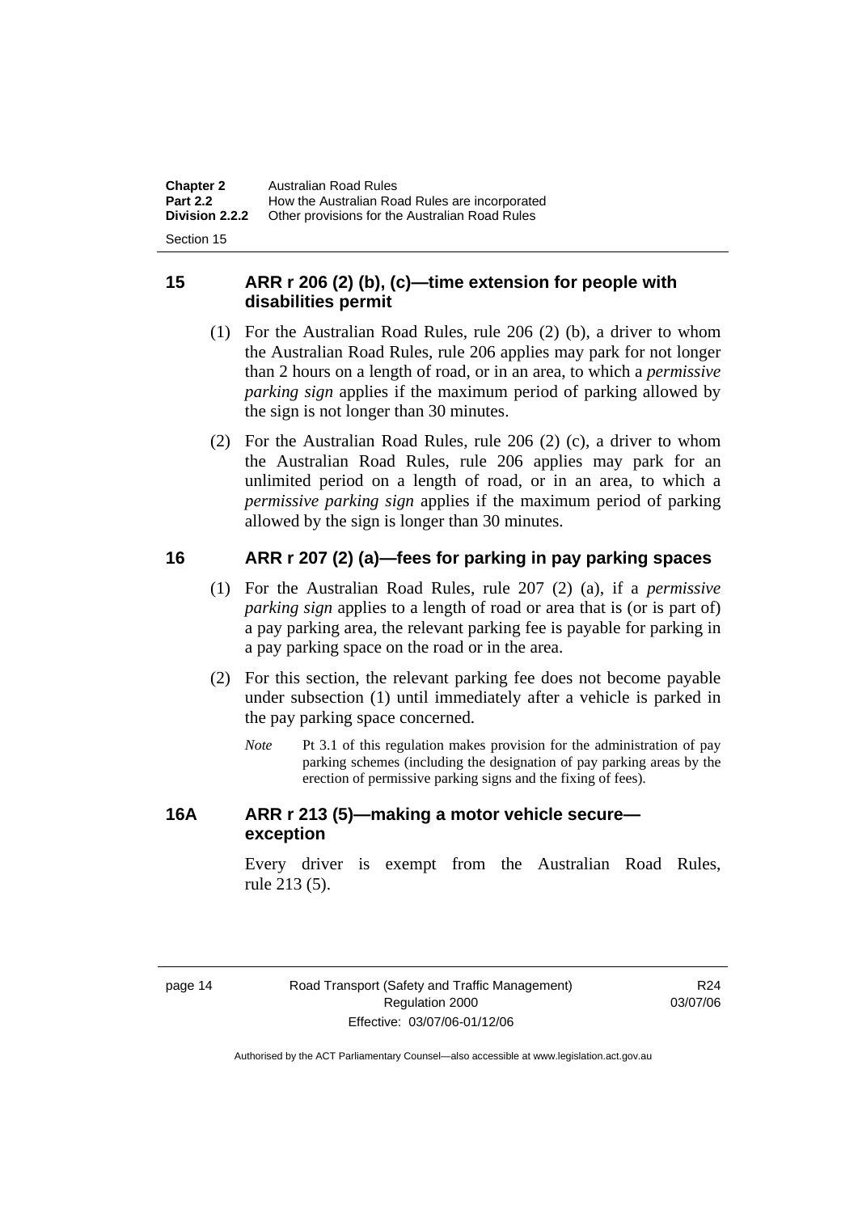## 15 ARR r 206 (2) (b), (c)—time extension for people with disabilities permit

(1) For the Australian Road Rules, rule 206 (2) (b), a driver to whom the Australian Road Rules, rule 206 applies may park for not longer than 2 hours on a length of road, or in an area, to which a *permissive parking sign* applies if the maximum period of parking allowed by the sign is not longer than 30 minutes.

(2) For the Australian Road Rules, rule 206 (2) (c), a driver to whom the Australian Road Rules, rule 206 applies may park for an unlimited period on a length of road, or in an area, to which a *permissive parking sign* applies if the maximum period of parking allowed by the sign is longer than 30 minutes.

## 16 ARR r 207 (2) (a)—fees for parking in pay parking spaces

(1) For the Australian Road Rules, rule 207 (2) (a), if a *permissive parking sign* applies to a length of road or area that is (or is part of) a pay parking area, the relevant parking fee is payable for parking in a pay parking space on the road or in the area.

(2) For this section, the relevant parking fee does not become payable under subsection (1) until immediately after a vehicle is parked in the pay parking space concerned.

*Note* Pt 3.1 of this regulation makes provision for the administration of pay parking schemes (including the designation of pay parking areas by the erection of permissive parking signs and the fixing of fees).

## 16A ARR r 213 (5)—making a motor vehicle secure—exception

Every driver is exempt from the Australian Road Rules, rule 213 (5).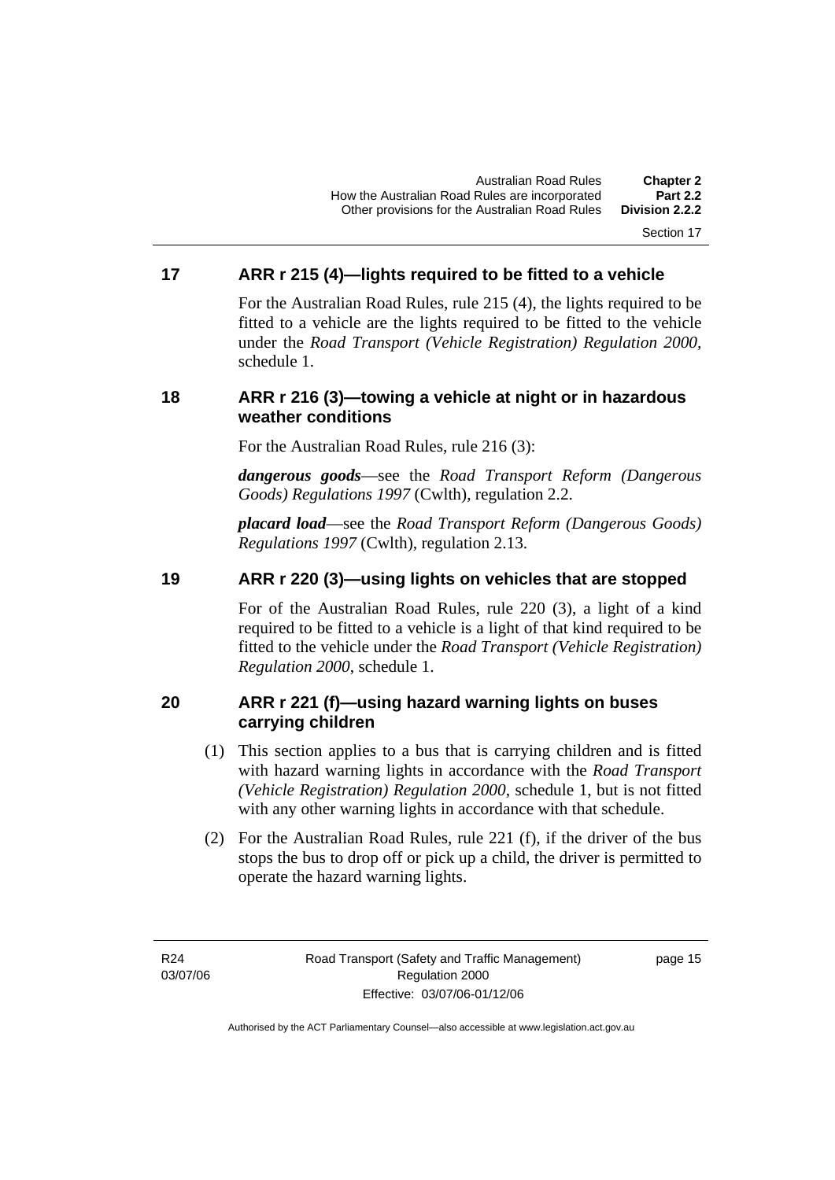## 17 ARR r 215 (4)—lights required to be fitted to a vehicle

For the Australian Road Rules, rule 215 (4), the lights required to be fitted to a vehicle are the lights required to be fitted to the vehicle under the *Road Transport (Vehicle Registration) Regulation 2000,* schedule 1.

## 18 ARR r 216 (3)—towing a vehicle at night or in hazardous weather conditions

For the Australian Road Rules, rule 216 (3):

***dangerous goods***—see the *Road Transport Reform (Dangerous Goods) Regulations 1997* (Cwlth), regulation 2.2.

***placard load***—see the *Road Transport Reform (Dangerous Goods) Regulations 1997* (Cwlth), regulation 2.13.

## 19 ARR r 220 (3)—using lights on vehicles that are stopped

For of the Australian Road Rules, rule 220 (3), a light of a kind required to be fitted to a vehicle is a light of that kind required to be fitted to the vehicle under the *Road Transport (Vehicle Registration) Regulation 2000*, schedule 1.

## 20 ARR r 221 (f)—using hazard warning lights on buses carrying children

(1) This section applies to a bus that is carrying children and is fitted with hazard warning lights in accordance with the *Road Transport (Vehicle Registration) Regulation 2000*, schedule 1, but is not fitted with any other warning lights in accordance with that schedule.

(2) For the Australian Road Rules, rule 221 (f), if the driver of the bus stops the bus to drop off or pick up a child, the driver is permitted to operate the hazard warning lights.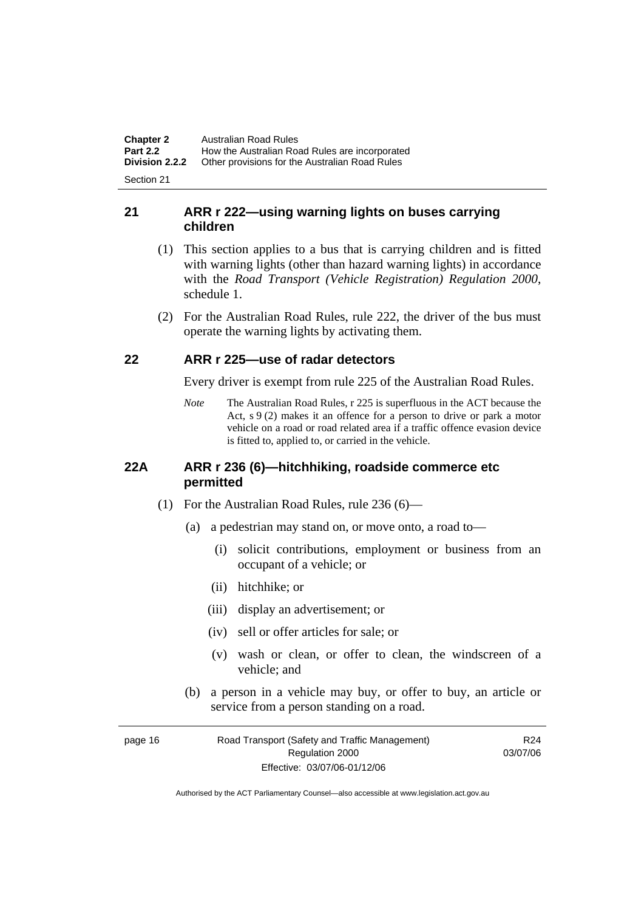## 21 ARR r 222—using warning lights on buses carrying children

(1) This section applies to a bus that is carrying children and is fitted with warning lights (other than hazard warning lights) in accordance with the *Road Transport (Vehicle Registration) Regulation 2000*, schedule 1.

(2) For the Australian Road Rules, rule 222, the driver of the bus must operate the warning lights by activating them.

## 22 ARR r 225—use of radar detectors

Every driver is exempt from rule 225 of the Australian Road Rules.

*Note* The Australian Road Rules, r 225 is superfluous in the ACT because the Act, s 9 (2) makes it an offence for a person to drive or park a motor vehicle on a road or road related area if a traffic offence evasion device is fitted to, applied to, or carried in the vehicle.

## 22A ARR r 236 (6)—hitchhiking, roadside commerce etc permitted

(1) For the Australian Road Rules, rule 236 (6)—

(a) a pedestrian may stand on, or move onto, a road to—

(i) solicit contributions, employment or business from an occupant of a vehicle; or

(ii) hitchhike; or

(iii) display an advertisement; or

(iv) sell or offer articles for sale; or

(v) wash or clean, or offer to clean, the windscreen of a vehicle; and

(b) a person in a vehicle may buy, or offer to buy, an article or service from a person standing on a road.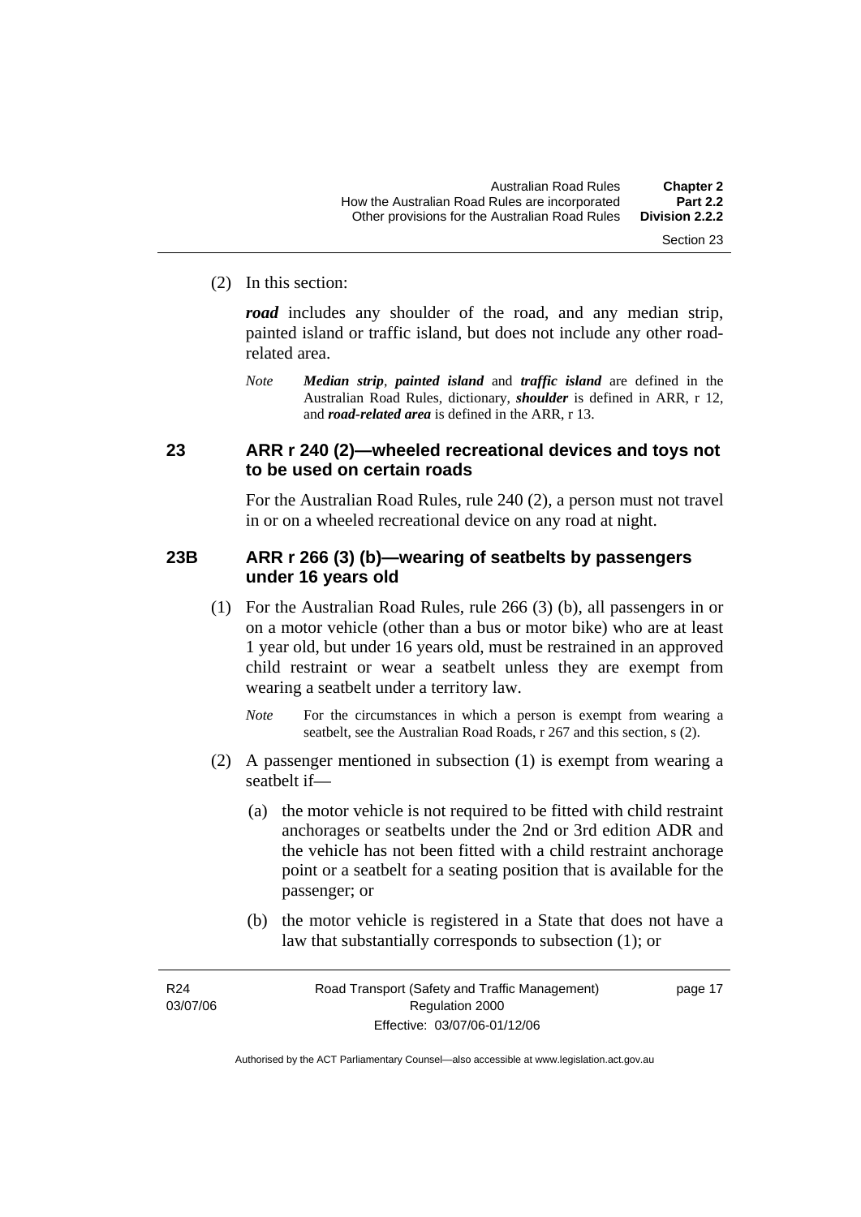(2) In this section:

***road*** includes any shoulder of the road, and any median strip, painted island or traffic island, but does not include any other road-related area.

*Note* ***Median strip***, ***painted island*** and ***traffic island*** are defined in the Australian Road Rules, dictionary, ***shoulder*** is defined in ARR, r 12, and ***road-related area*** is defined in the ARR, r 13.

## 23 ARR r 240 (2)—wheeled recreational devices and toys not to be used on certain roads

For the Australian Road Rules, rule 240 (2), a person must not travel in or on a wheeled recreational device on any road at night.

## 23B ARR r 266 (3) (b)—wearing of seatbelts by passengers under 16 years old

(1) For the Australian Road Rules, rule 266 (3) (b), all passengers in or on a motor vehicle (other than a bus or motor bike) who are at least 1 year old, but under 16 years old, must be restrained in an approved child restraint or wear a seatbelt unless they are exempt from wearing a seatbelt under a territory law.

*Note* For the circumstances in which a person is exempt from wearing a seatbelt, see the Australian Road Roads, r 267 and this section, s (2).

(2) A passenger mentioned in subsection (1) is exempt from wearing a seatbelt if—

(a) the motor vehicle is not required to be fitted with child restraint anchorages or seatbelts under the 2nd or 3rd edition ADR and the vehicle has not been fitted with a child restraint anchorage point or a seatbelt for a seating position that is available for the passenger; or

(b) the motor vehicle is registered in a State that does not have a law that substantially corresponds to subsection (1); or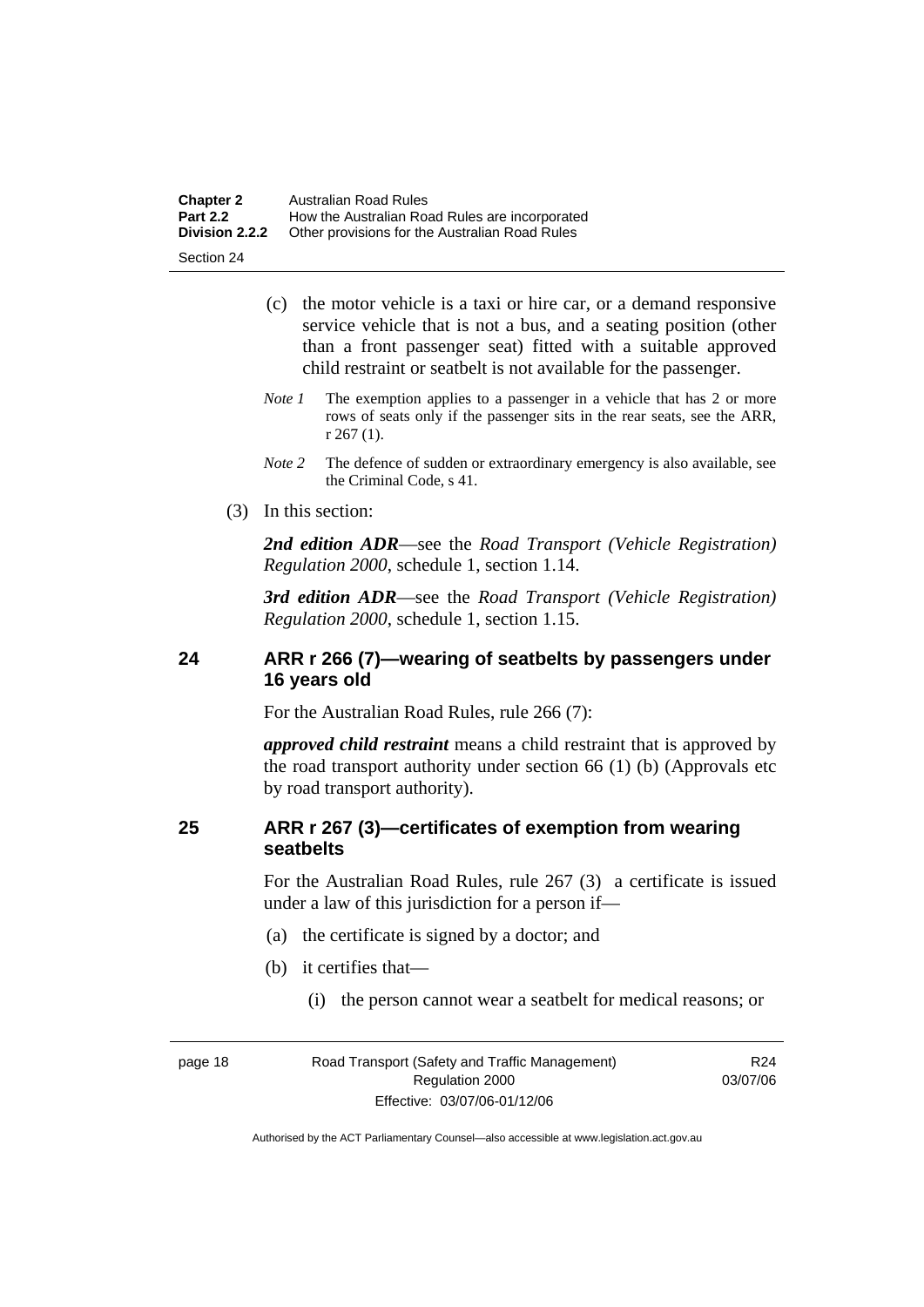(c) the motor vehicle is a taxi or hire car, or a demand responsive service vehicle that is not a bus, and a seating position (other than a front passenger seat) fitted with a suitable approved child restraint or seatbelt is not available for the passenger.

*Note 1* The exemption applies to a passenger in a vehicle that has 2 or more rows of seats only if the passenger sits in the rear seats, see the ARR, r 267 (1).

*Note 2* The defence of sudden or extraordinary emergency is also available, see the Criminal Code, s 41.

(3) In this section:

***2nd edition ADR***—see the *Road Transport (Vehicle Registration) Regulation 2000*, schedule 1, section 1.14.

***3rd edition ADR***—see the *Road Transport (Vehicle Registration) Regulation 2000*, schedule 1, section 1.15.

## 24 ARR r 266 (7)—wearing of seatbelts by passengers under 16 years old

For the Australian Road Rules, rule 266 (7):

***approved child restraint*** means a child restraint that is approved by the road transport authority under section 66 (1) (b) (Approvals etc by road transport authority).

## 25 ARR r 267 (3)—certificates of exemption from wearing seatbelts

For the Australian Road Rules, rule 267 (3) a certificate is issued under a law of this jurisdiction for a person if—

(a) the certificate is signed by a doctor; and

(b) it certifies that—

(i) the person cannot wear a seatbelt for medical reasons; or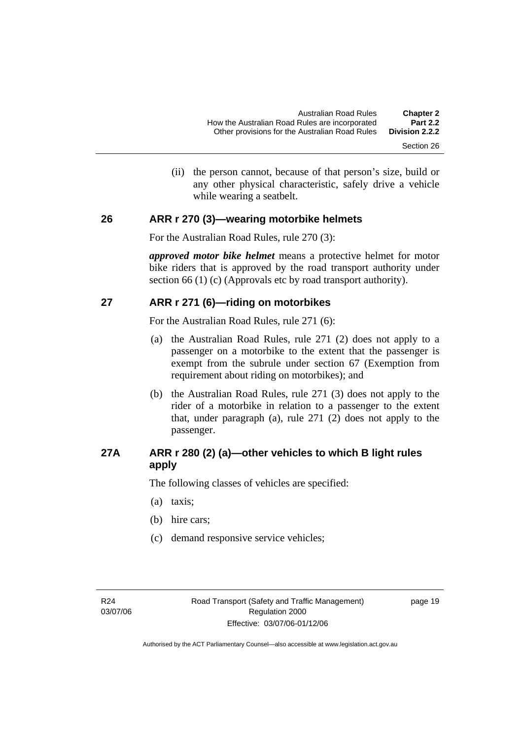(ii) the person cannot, because of that person's size, build or any other physical characteristic, safely drive a vehicle while wearing a seatbelt.

## 26 ARR r 270 (3)—wearing motorbike helmets

For the Australian Road Rules, rule 270 (3):

***approved motor bike helmet*** means a protective helmet for motor bike riders that is approved by the road transport authority under section 66 (1) (c) (Approvals etc by road transport authority).

## 27 ARR r 271 (6)—riding on motorbikes

For the Australian Road Rules, rule 271 (6):

(a) the Australian Road Rules, rule 271 (2) does not apply to a passenger on a motorbike to the extent that the passenger is exempt from the subrule under section 67 (Exemption from requirement about riding on motorbikes); and

(b) the Australian Road Rules, rule 271 (3) does not apply to the rider of a motorbike in relation to a passenger to the extent that, under paragraph (a), rule 271 (2) does not apply to the passenger.

## 27A ARR r 280 (2) (a)—other vehicles to which B light rules apply

The following classes of vehicles are specified:

(a) taxis;

(b) hire cars;

(c) demand responsive service vehicles;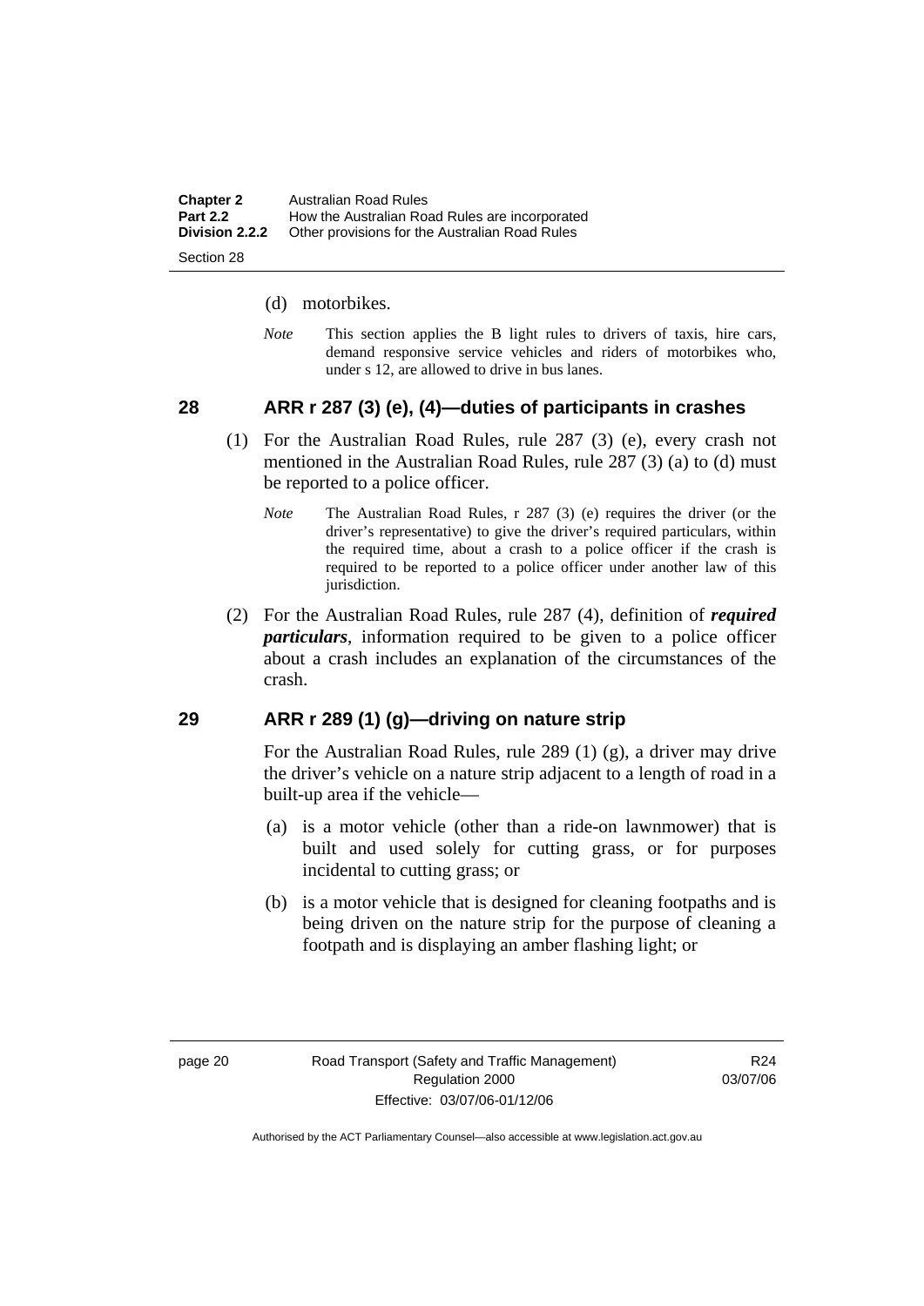(d) motorbikes.

*Note* This section applies the B light rules to drivers of taxis, hire cars, demand responsive service vehicles and riders of motorbikes who, under s 12, are allowed to drive in bus lanes.

## 28 ARR r 287 (3) (e), (4)—duties of participants in crashes

(1) For the Australian Road Rules, rule 287 (3) (e), every crash not mentioned in the Australian Road Rules, rule 287 (3) (a) to (d) must be reported to a police officer.

*Note* The Australian Road Rules, r 287 (3) (e) requires the driver (or the driver's representative) to give the driver's required particulars, within the required time, about a crash to a police officer if the crash is required to be reported to a police officer under another law of this jurisdiction.

(2) For the Australian Road Rules, rule 287 (4), definition of ***required particulars***, information required to be given to a police officer about a crash includes an explanation of the circumstances of the crash.

## 29 ARR r 289 (1) (g)—driving on nature strip

For the Australian Road Rules, rule 289 (1) (g), a driver may drive the driver's vehicle on a nature strip adjacent to a length of road in a built-up area if the vehicle—

(a) is a motor vehicle (other than a ride-on lawnmower) that is built and used solely for cutting grass, or for purposes incidental to cutting grass; or

(b) is a motor vehicle that is designed for cleaning footpaths and is being driven on the nature strip for the purpose of cleaning a footpath and is displaying an amber flashing light; or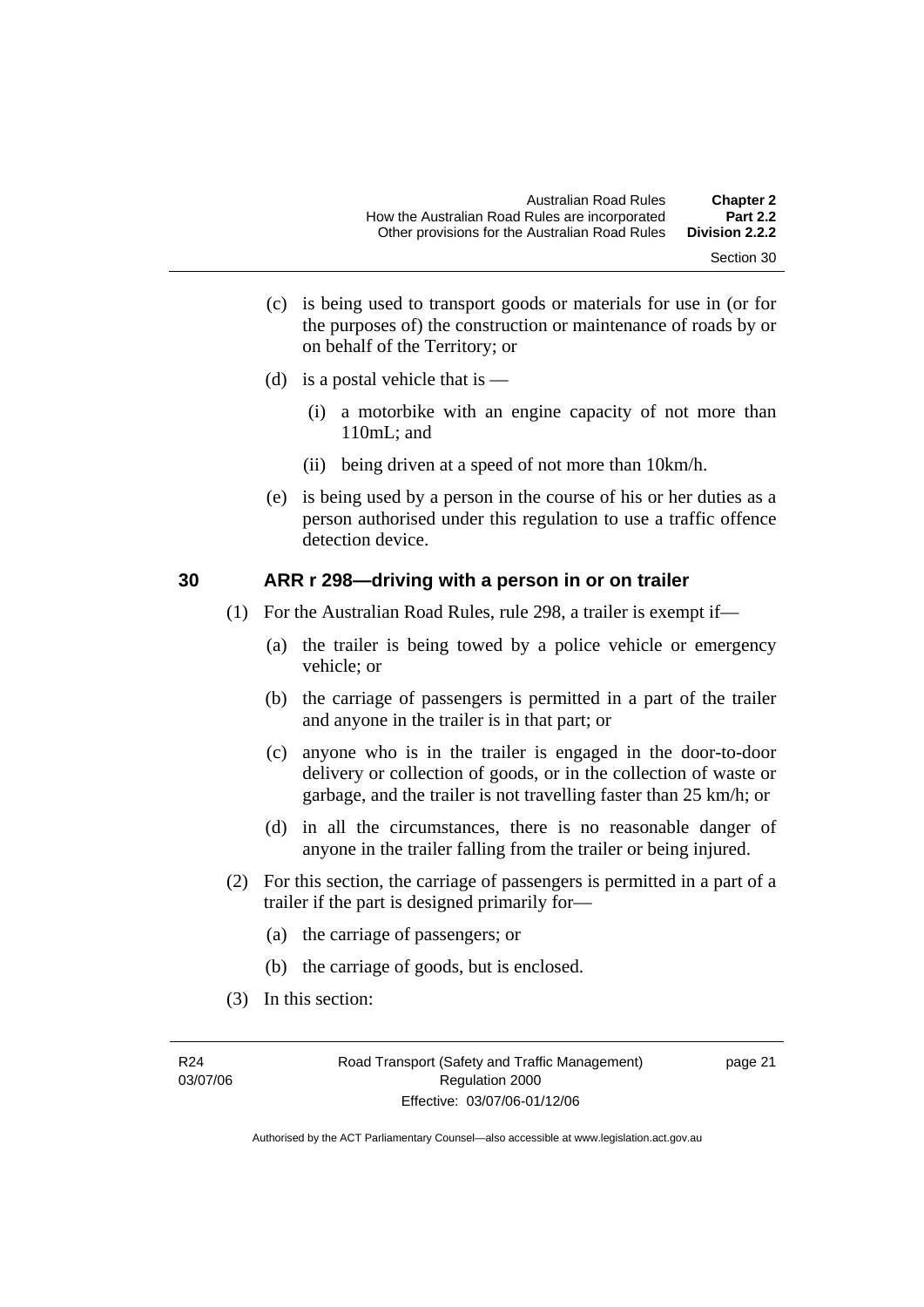(c) is being used to transport goods or materials for use in (or for the purposes of) the construction or maintenance of roads by or on behalf of the Territory; or

(d) is a postal vehicle that is —

(i) a motorbike with an engine capacity of not more than 110mL; and

(ii) being driven at a speed of not more than 10km/h.

(e) is being used by a person in the course of his or her duties as a person authorised under this regulation to use a traffic offence detection device.

## 30 ARR r 298—driving with a person in or on trailer

(1) For the Australian Road Rules, rule 298, a trailer is exempt if—

(a) the trailer is being towed by a police vehicle or emergency vehicle; or

(b) the carriage of passengers is permitted in a part of the trailer and anyone in the trailer is in that part; or

(c) anyone who is in the trailer is engaged in the door-to-door delivery or collection of goods, or in the collection of waste or garbage, and the trailer is not travelling faster than 25 km/h; or

(d) in all the circumstances, there is no reasonable danger of anyone in the trailer falling from the trailer or being injured.

(2) For this section, the carriage of passengers is permitted in a part of a trailer if the part is designed primarily for—

(a) the carriage of passengers; or

(b) the carriage of goods, but is enclosed.

(3) In this section: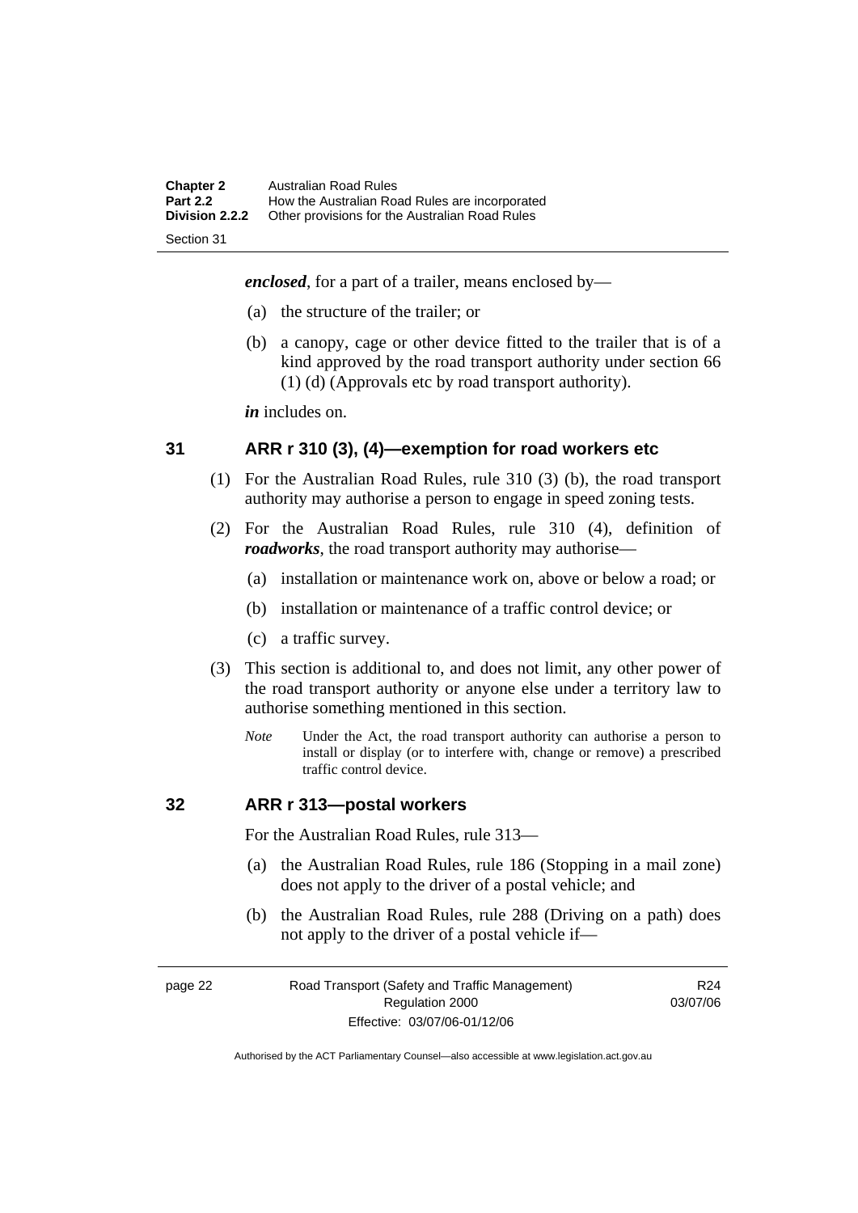***enclosed***, for a part of a trailer, means enclosed by—

(a) the structure of the trailer; or

(b) a canopy, cage or other device fitted to the trailer that is of a kind approved by the road transport authority under section 66 (1) (d) (Approvals etc by road transport authority).

***in*** includes on.

## 31 ARR r 310 (3), (4)—exemption for road workers etc

(1) For the Australian Road Rules, rule 310 (3) (b), the road transport authority may authorise a person to engage in speed zoning tests.

(2) For the Australian Road Rules, rule 310 (4), definition of ***roadworks***, the road transport authority may authorise—

(a) installation or maintenance work on, above or below a road; or

(b) installation or maintenance of a traffic control device; or

(c) a traffic survey.

(3) This section is additional to, and does not limit, any other power of the road transport authority or anyone else under a territory law to authorise something mentioned in this section.

*Note* Under the Act, the road transport authority can authorise a person to install or display (or to interfere with, change or remove) a prescribed traffic control device.

## 32 ARR r 313—postal workers

For the Australian Road Rules, rule 313—

(a) the Australian Road Rules, rule 186 (Stopping in a mail zone) does not apply to the driver of a postal vehicle; and

(b) the Australian Road Rules, rule 288 (Driving on a path) does not apply to the driver of a postal vehicle if—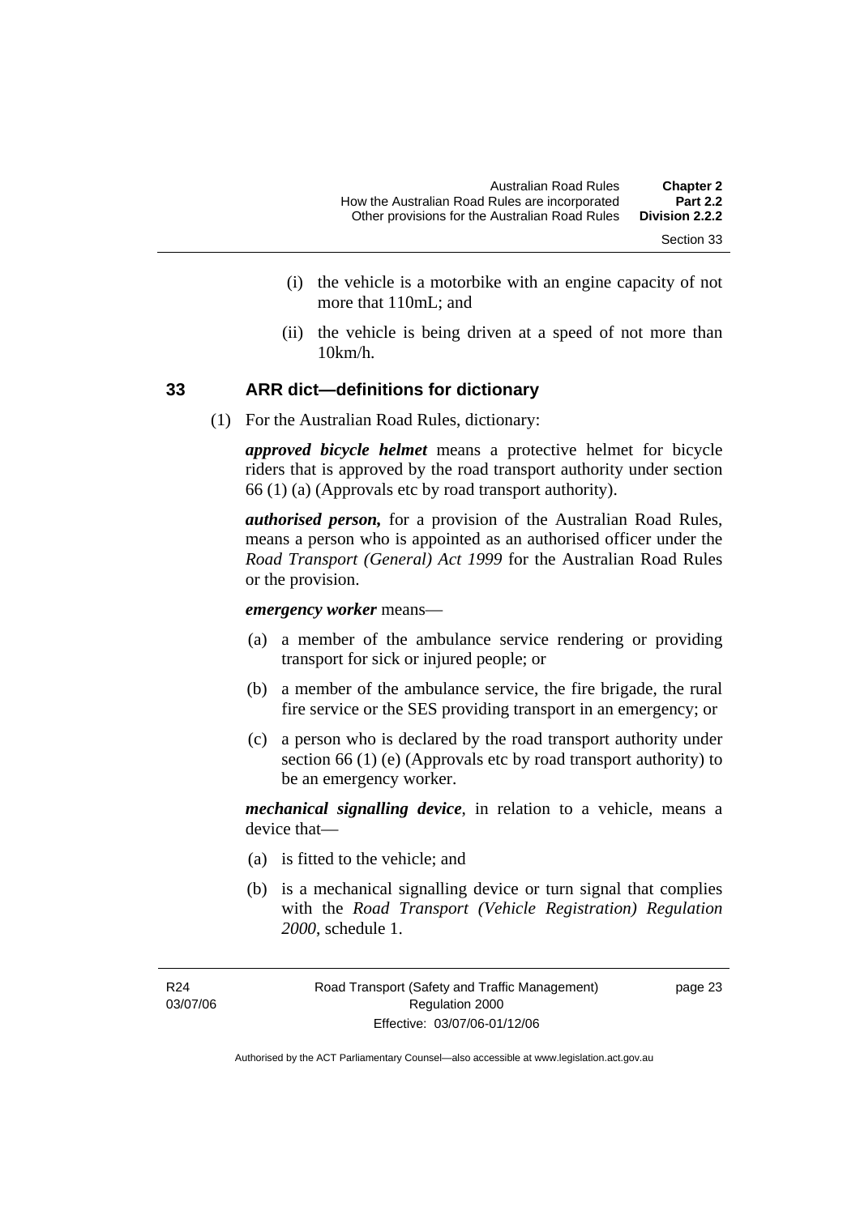(i) the vehicle is a motorbike with an engine capacity of not more that 110mL; and

(ii) the vehicle is being driven at a speed of not more than 10km/h.

## 33 ARR dict—definitions for dictionary

(1) For the Australian Road Rules, dictionary:

***approved bicycle helmet*** means a protective helmet for bicycle riders that is approved by the road transport authority under section 66 (1) (a) (Approvals etc by road transport authority).

***authorised person,*** for a provision of the Australian Road Rules, means a person who is appointed as an authorised officer under the *Road Transport (General) Act 1999* for the Australian Road Rules or the provision.

***emergency worker*** means—

(a) a member of the ambulance service rendering or providing transport for sick or injured people; or

(b) a member of the ambulance service, the fire brigade, the rural fire service or the SES providing transport in an emergency; or

(c) a person who is declared by the road transport authority under section 66 (1) (e) (Approvals etc by road transport authority) to be an emergency worker.

***mechanical signalling device***, in relation to a vehicle, means a device that—

(a) is fitted to the vehicle; and

(b) is a mechanical signalling device or turn signal that complies with the *Road Transport (Vehicle Registration) Regulation 2000*, schedule 1.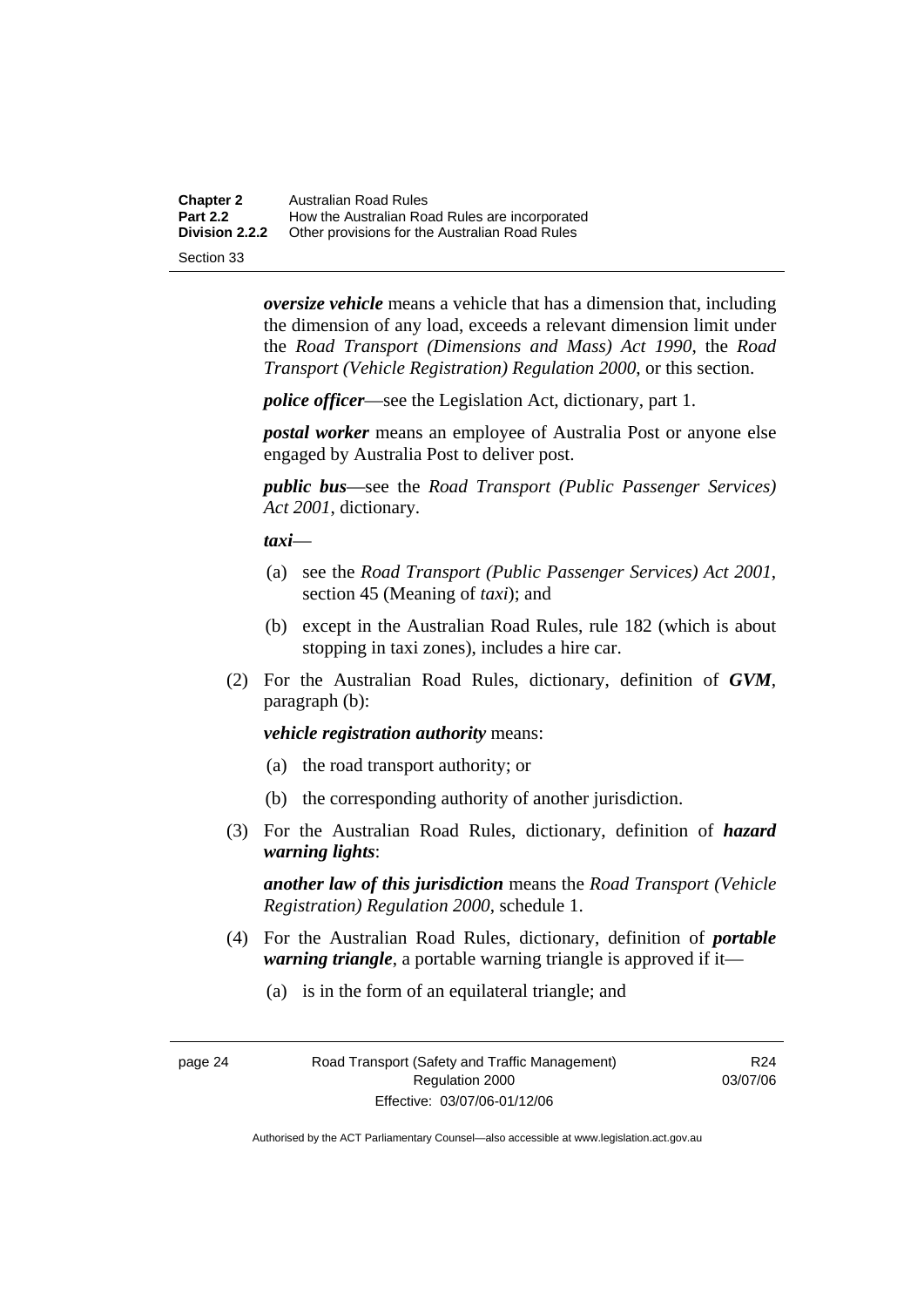***oversize vehicle*** means a vehicle that has a dimension that, including the dimension of any load, exceeds a relevant dimension limit under the *Road Transport (Dimensions and Mass) Act 1990*, the *Road Transport (Vehicle Registration) Regulation 2000*, or this section.

***police officer***—see the Legislation Act, dictionary, part 1.

***postal worker*** means an employee of Australia Post or anyone else engaged by Australia Post to deliver post.

***public bus***—see the *Road Transport (Public Passenger Services) Act 2001*, dictionary.

***taxi***—

(a) see the *Road Transport (Public Passenger Services) Act 2001*, section 45 (Meaning of *taxi*); and

(b) except in the Australian Road Rules, rule 182 (which is about stopping in taxi zones), includes a hire car.

(2) For the Australian Road Rules, dictionary, definition of ***GVM***, paragraph (b):

***vehicle registration authority*** means:

(a) the road transport authority; or

(b) the corresponding authority of another jurisdiction.

(3) For the Australian Road Rules, dictionary, definition of ***hazard warning lights***:

***another law of this jurisdiction*** means the *Road Transport (Vehicle Registration) Regulation 2000*, schedule 1.

(4) For the Australian Road Rules, dictionary, definition of ***portable warning triangle***, a portable warning triangle is approved if it—

(a) is in the form of an equilateral triangle; and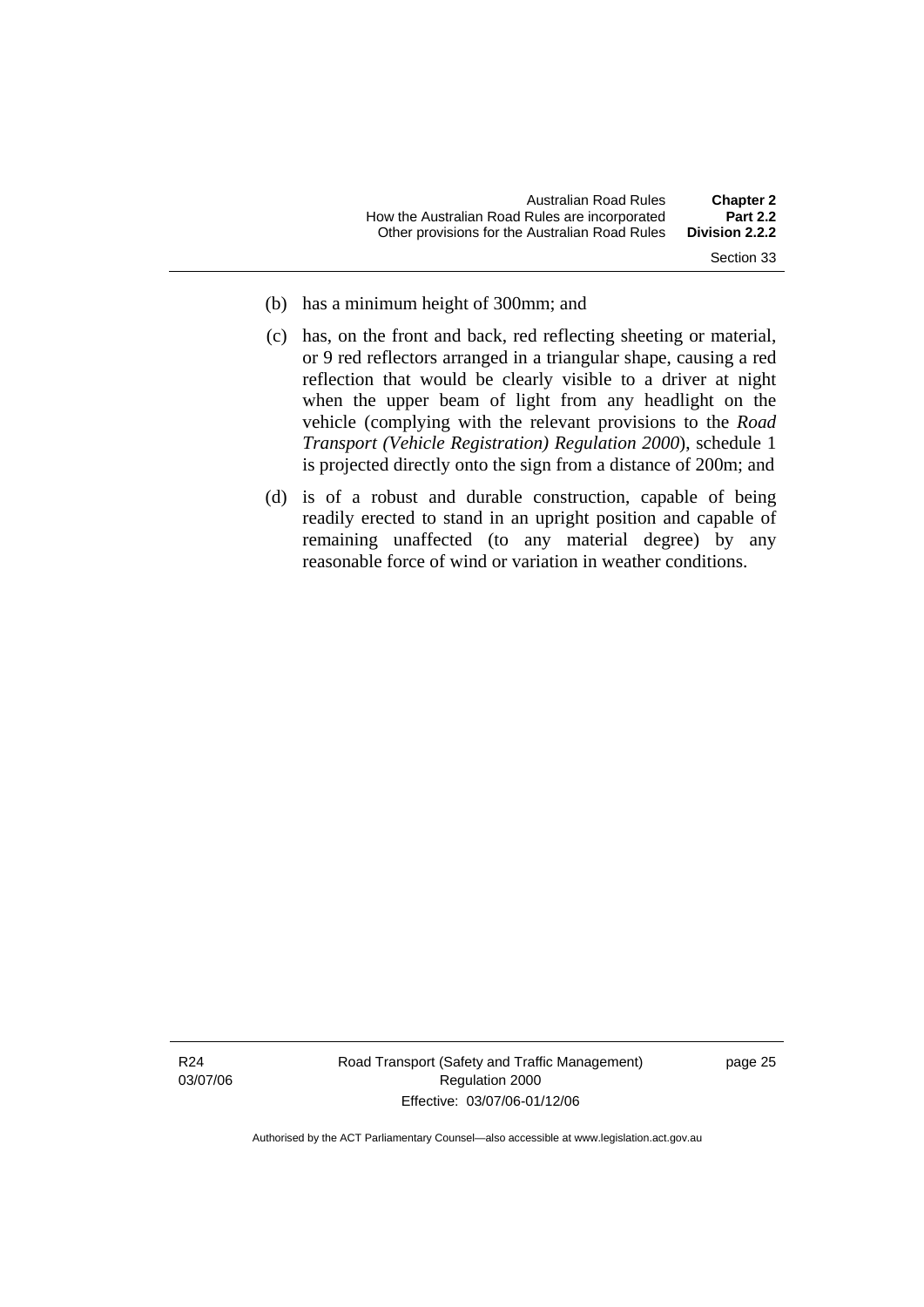(b) has a minimum height of 300mm; and

(c) has, on the front and back, red reflecting sheeting or material, or 9 red reflectors arranged in a triangular shape, causing a red reflection that would be clearly visible to a driver at night when the upper beam of light from any headlight on the vehicle (complying with the relevant provisions to the *Road Transport (Vehicle Registration) Regulation 2000*), schedule 1 is projected directly onto the sign from a distance of 200m; and

(d) is of a robust and durable construction, capable of being readily erected to stand in an upright position and capable of remaining unaffected (to any material degree) by any reasonable force of wind or variation in weather conditions.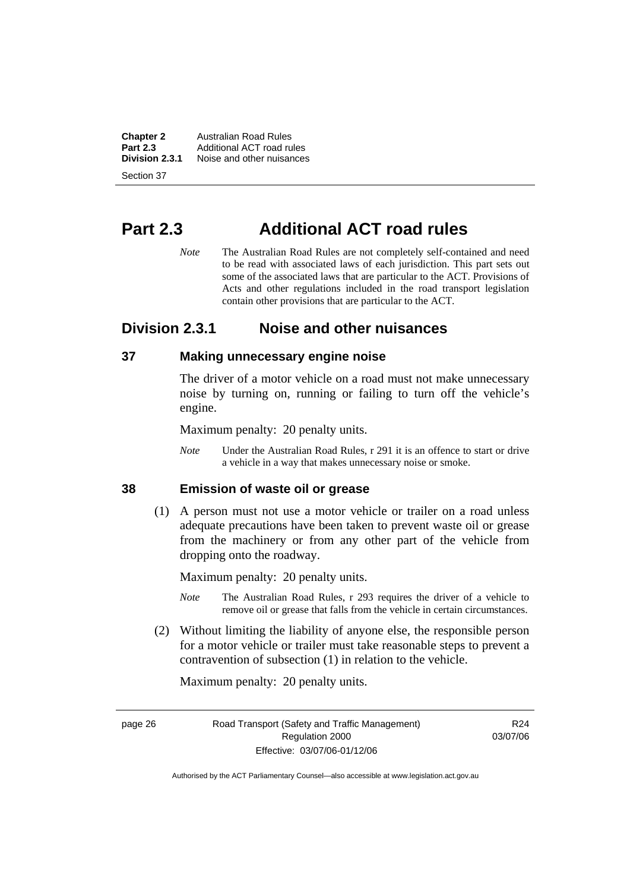# Part 2.3 Additional ACT road rules

*Note* The Australian Road Rules are not completely self-contained and need to be read with associated laws of each jurisdiction. This part sets out some of the associated laws that are particular to the ACT. Provisions of Acts and other regulations included in the road transport legislation contain other provisions that are particular to the ACT.

## Division 2.3.1 Noise and other nuisances

### 37 Making unnecessary engine noise

The driver of a motor vehicle on a road must not make unnecessary noise by turning on, running or failing to turn off the vehicle's engine.

Maximum penalty: 20 penalty units.

*Note* Under the Australian Road Rules, r 291 it is an offence to start or drive a vehicle in a way that makes unnecessary noise or smoke.

### 38 Emission of waste oil or grease

(1) A person must not use a motor vehicle or trailer on a road unless adequate precautions have been taken to prevent waste oil or grease from the machinery or from any other part of the vehicle from dropping onto the roadway.

Maximum penalty: 20 penalty units.

*Note* The Australian Road Rules, r 293 requires the driver of a vehicle to remove oil or grease that falls from the vehicle in certain circumstances.

(2) Without limiting the liability of anyone else, the responsible person for a motor vehicle or trailer must take reasonable steps to prevent a contravention of subsection (1) in relation to the vehicle.

Maximum penalty: 20 penalty units.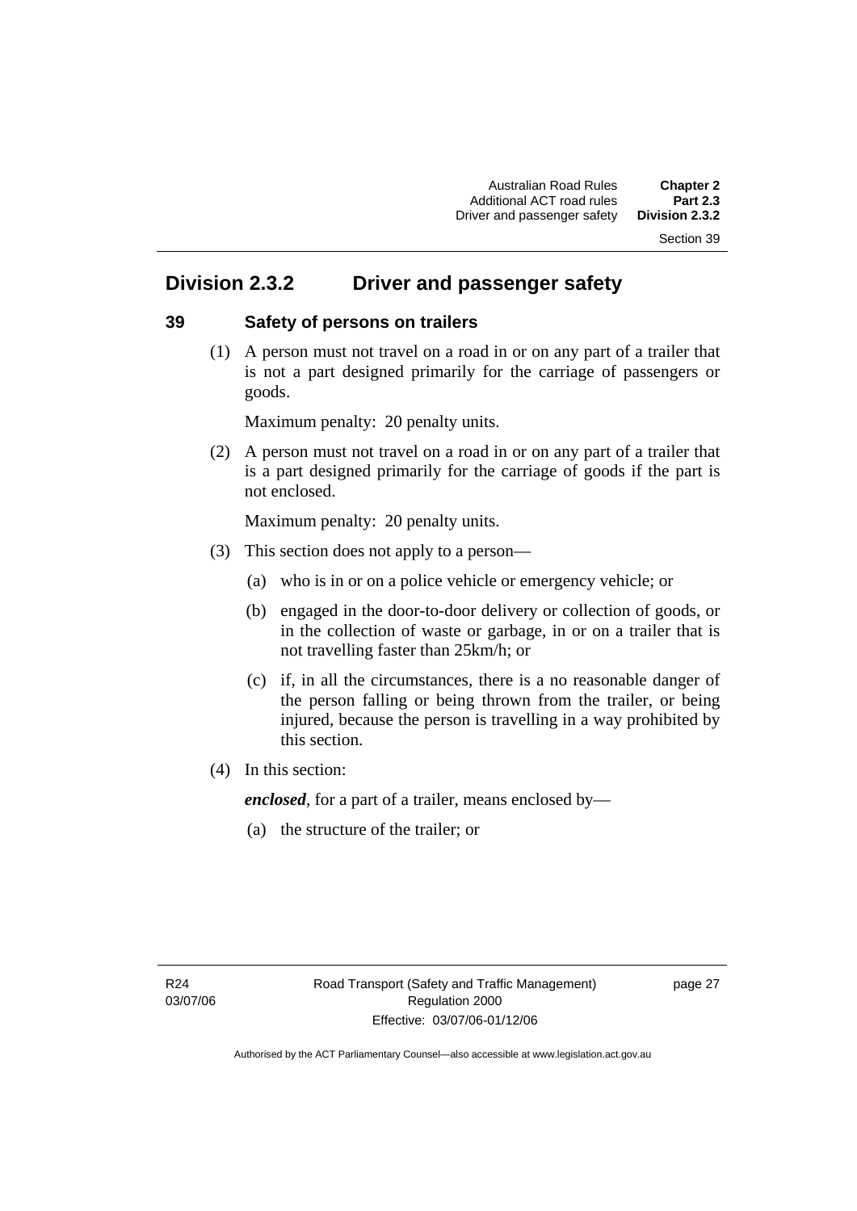## Division 2.3.2 Driver and passenger safety

### 39 Safety of persons on trailers

(1) A person must not travel on a road in or on any part of a trailer that is not a part designed primarily for the carriage of passengers or goods.

Maximum penalty: 20 penalty units.

(2) A person must not travel on a road in or on any part of a trailer that is a part designed primarily for the carriage of goods if the part is not enclosed.

Maximum penalty: 20 penalty units.

(3) This section does not apply to a person—

(a) who is in or on a police vehicle or emergency vehicle; or

(b) engaged in the door-to-door delivery or collection of goods, or in the collection of waste or garbage, in or on a trailer that is not travelling faster than 25km/h; or

(c) if, in all the circumstances, there is a no reasonable danger of the person falling or being thrown from the trailer, or being injured, because the person is travelling in a way prohibited by this section.

(4) In this section:

***enclosed***, for a part of a trailer, means enclosed by—

(a) the structure of the trailer; or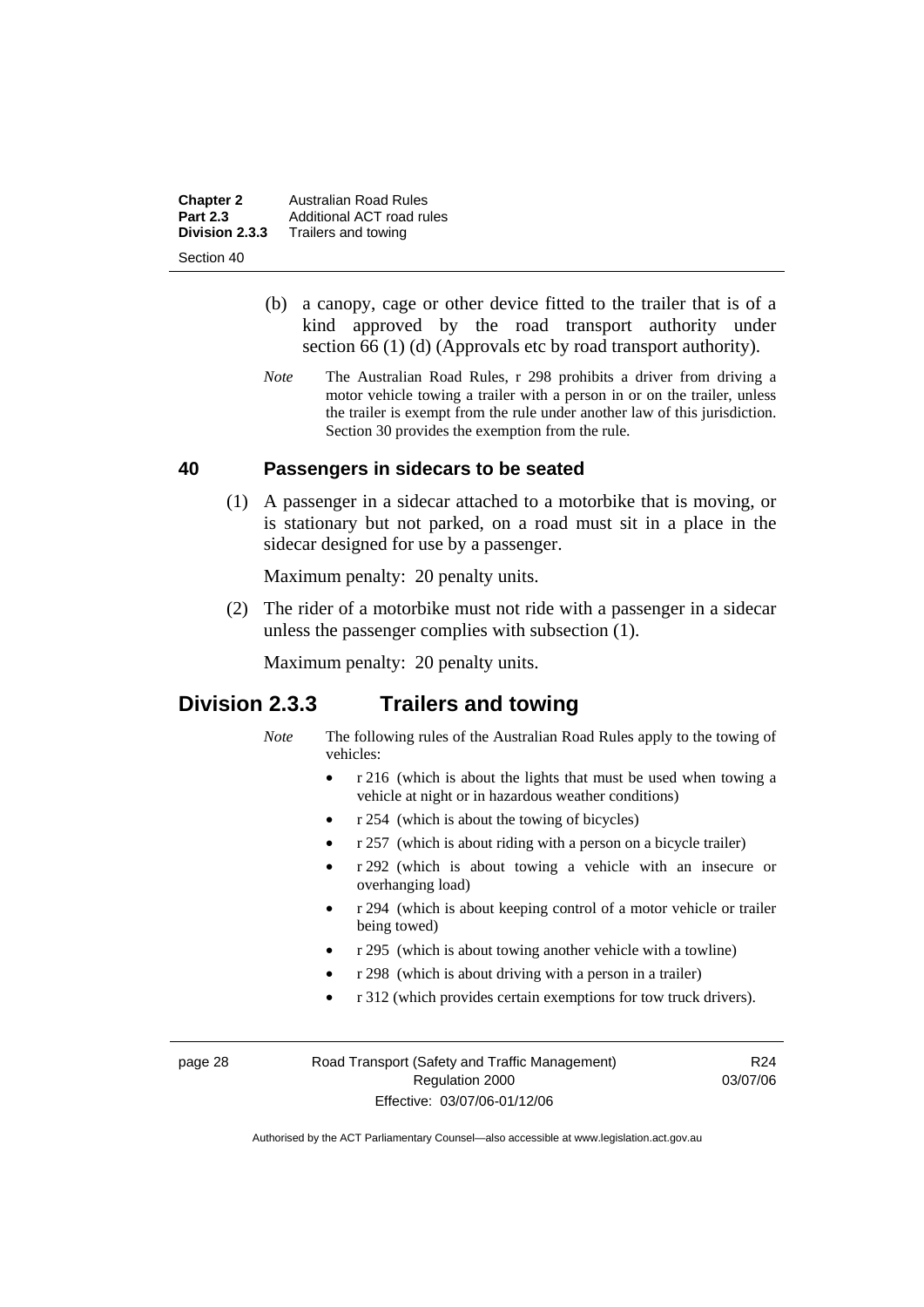(b) a canopy, cage or other device fitted to the trailer that is of a kind approved by the road transport authority under section 66 (1) (d) (Approvals etc by road transport authority).

*Note* The Australian Road Rules, r 298 prohibits a driver from driving a motor vehicle towing a trailer with a person in or on the trailer, unless the trailer is exempt from the rule under another law of this jurisdiction. Section 30 provides the exemption from the rule.

### 40 Passengers in sidecars to be seated

(1) A passenger in a sidecar attached to a motorbike that is moving, or is stationary but not parked, on a road must sit in a place in the sidecar designed for use by a passenger.

Maximum penalty: 20 penalty units.

(2) The rider of a motorbike must not ride with a passenger in a sidecar unless the passenger complies with subsection (1).

Maximum penalty: 20 penalty units.

## Division 2.3.3 Trailers and towing

*Note* The following rules of the Australian Road Rules apply to the towing of vehicles:

- r 216 (which is about the lights that must be used when towing a vehicle at night or in hazardous weather conditions)
- r 254 (which is about the towing of bicycles)
- r 257 (which is about riding with a person on a bicycle trailer)
- r 292 (which is about towing a vehicle with an insecure or overhanging load)
- r 294 (which is about keeping control of a motor vehicle or trailer being towed)
- r 295 (which is about towing another vehicle with a towline)
- r 298 (which is about driving with a person in a trailer)
- r 312 (which provides certain exemptions for tow truck drivers).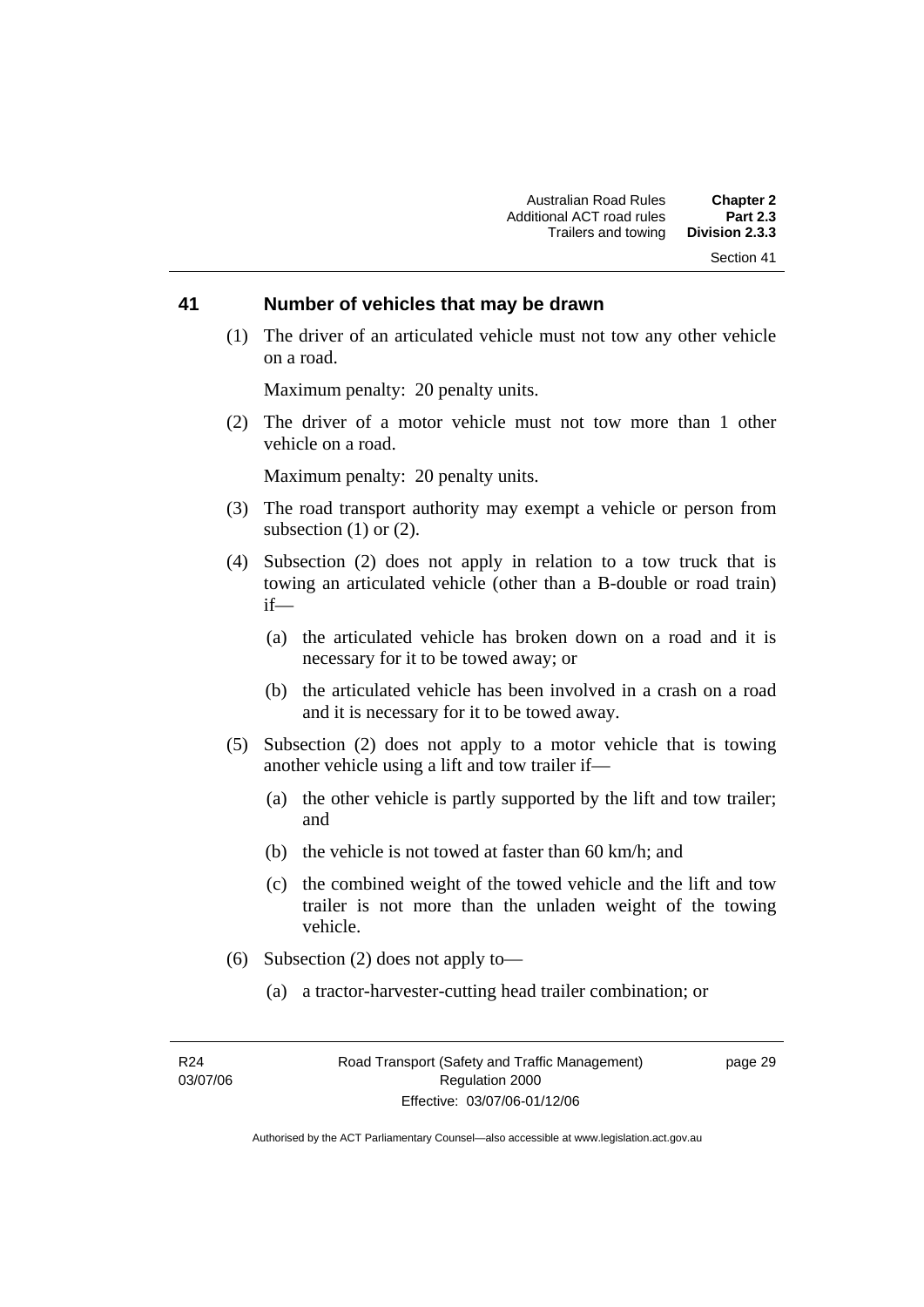## 41 Number of vehicles that may be drawn

(1) The driver of an articulated vehicle must not tow any other vehicle on a road.

Maximum penalty: 20 penalty units.

(2) The driver of a motor vehicle must not tow more than 1 other vehicle on a road.

Maximum penalty: 20 penalty units.

(3) The road transport authority may exempt a vehicle or person from subsection (1) or (2).

(4) Subsection (2) does not apply in relation to a tow truck that is towing an articulated vehicle (other than a B-double or road train) if—

(a) the articulated vehicle has broken down on a road and it is necessary for it to be towed away; or

(b) the articulated vehicle has been involved in a crash on a road and it is necessary for it to be towed away.

(5) Subsection (2) does not apply to a motor vehicle that is towing another vehicle using a lift and tow trailer if—

(a) the other vehicle is partly supported by the lift and tow trailer; and

(b) the vehicle is not towed at faster than 60 km/h; and

(c) the combined weight of the towed vehicle and the lift and tow trailer is not more than the unladen weight of the towing vehicle.

(6) Subsection (2) does not apply to—

(a) a tractor-harvester-cutting head trailer combination; or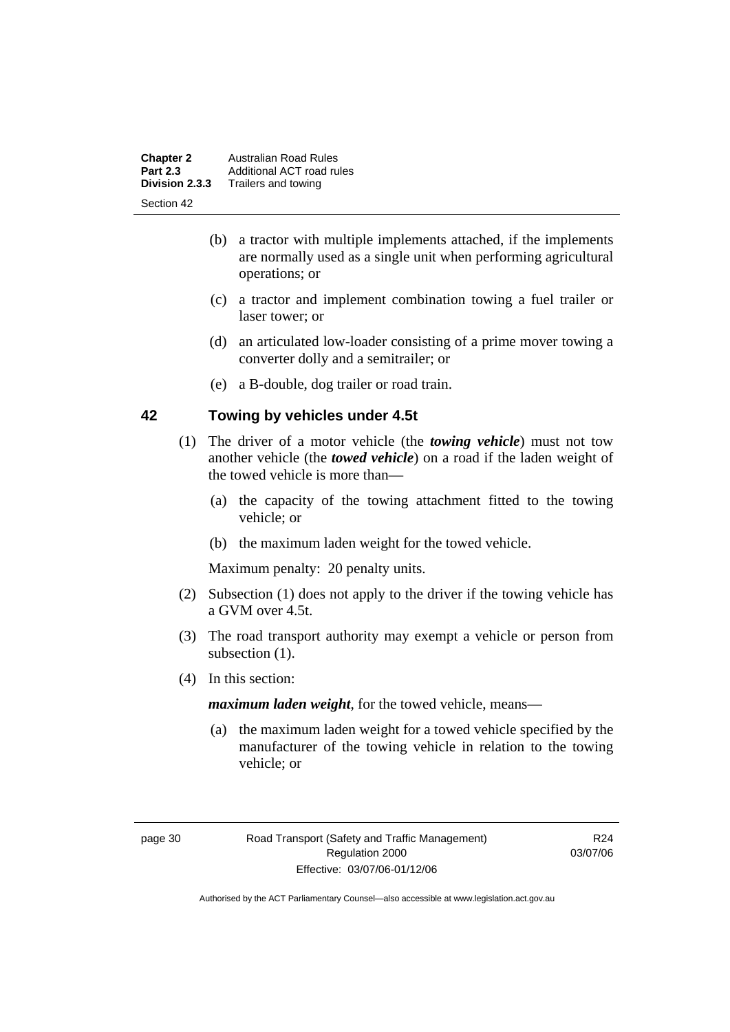(b) a tractor with multiple implements attached, if the implements are normally used as a single unit when performing agricultural operations; or

(c) a tractor and implement combination towing a fuel trailer or laser tower; or

(d) an articulated low-loader consisting of a prime mover towing a converter dolly and a semitrailer; or

(e) a B-double, dog trailer or road train.

## 42 Towing by vehicles under 4.5t

(1) The driver of a motor vehicle (the ***towing vehicle***) must not tow another vehicle (the ***towed vehicle***) on a road if the laden weight of the towed vehicle is more than—

(a) the capacity of the towing attachment fitted to the towing vehicle; or

(b) the maximum laden weight for the towed vehicle.

Maximum penalty: 20 penalty units.

(2) Subsection (1) does not apply to the driver if the towing vehicle has a GVM over 4.5t.

(3) The road transport authority may exempt a vehicle or person from subsection (1).

(4) In this section:

***maximum laden weight***, for the towed vehicle, means—

(a) the maximum laden weight for a towed vehicle specified by the manufacturer of the towing vehicle in relation to the towing vehicle; or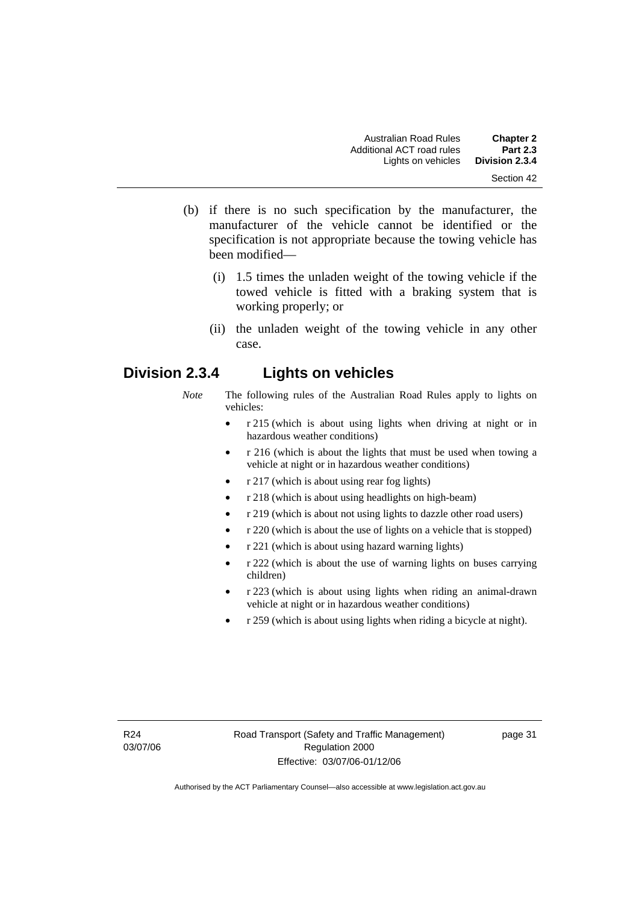(b) if there is no such specification by the manufacturer, the manufacturer of the vehicle cannot be identified or the specification is not appropriate because the towing vehicle has been modified—

(i) 1.5 times the unladen weight of the towing vehicle if the towed vehicle is fitted with a braking system that is working properly; or

(ii) the unladen weight of the towing vehicle in any other case.

## Division 2.3.4 Lights on vehicles

*Note* The following rules of the Australian Road Rules apply to lights on vehicles:

- r 215 (which is about using lights when driving at night or in hazardous weather conditions)
- r 216 (which is about the lights that must be used when towing a vehicle at night or in hazardous weather conditions)
- r 217 (which is about using rear fog lights)
- r 218 (which is about using headlights on high-beam)
- r 219 (which is about not using lights to dazzle other road users)
- r 220 (which is about the use of lights on a vehicle that is stopped)
- r 221 (which is about using hazard warning lights)
- r 222 (which is about the use of warning lights on buses carrying children)
- r 223 (which is about using lights when riding an animal-drawn vehicle at night or in hazardous weather conditions)
- r 259 (which is about using lights when riding a bicycle at night).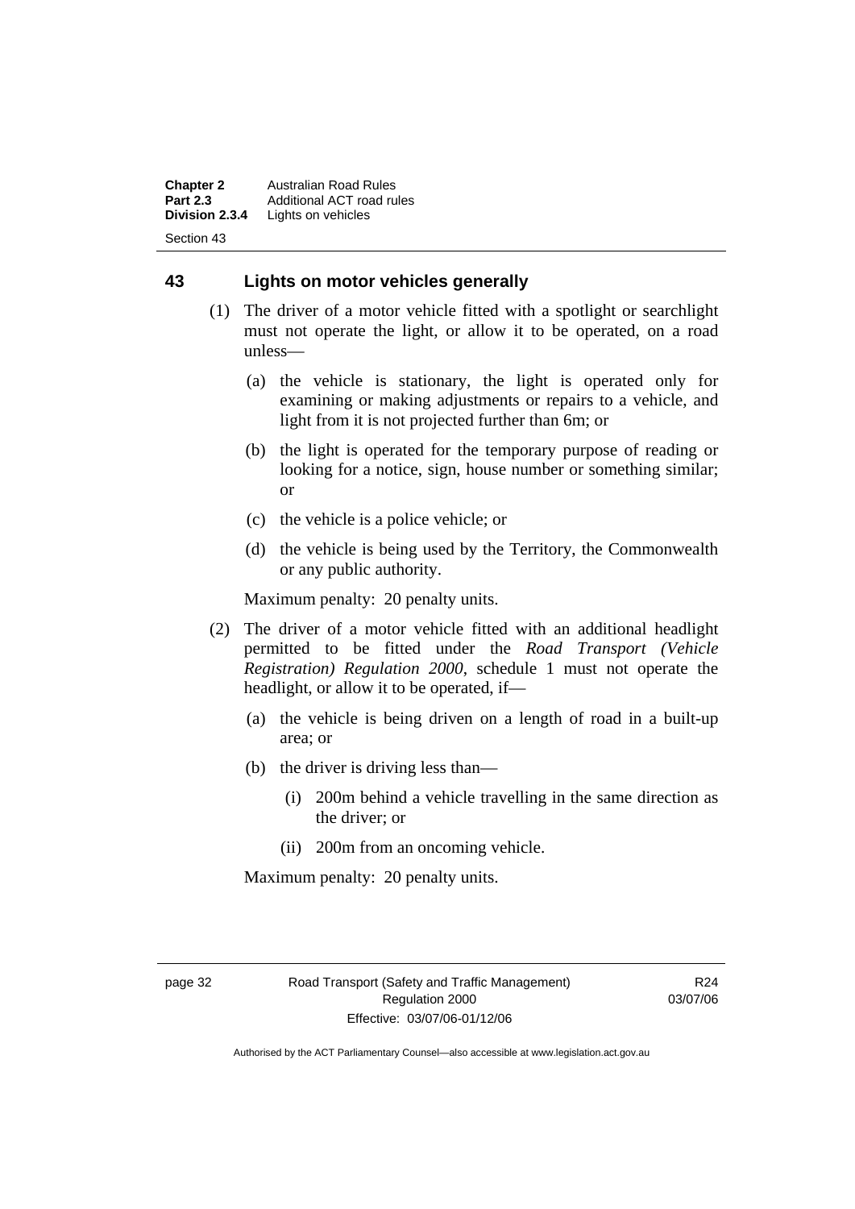## 43 Lights on motor vehicles generally

(1) The driver of a motor vehicle fitted with a spotlight or searchlight must not operate the light, or allow it to be operated, on a road unless—

(a) the vehicle is stationary, the light is operated only for examining or making adjustments or repairs to a vehicle, and light from it is not projected further than 6m; or

(b) the light is operated for the temporary purpose of reading or looking for a notice, sign, house number or something similar; or

(c) the vehicle is a police vehicle; or

(d) the vehicle is being used by the Territory, the Commonwealth or any public authority.

Maximum penalty: 20 penalty units.

(2) The driver of a motor vehicle fitted with an additional headlight permitted to be fitted under the *Road Transport (Vehicle Registration) Regulation 2000*, schedule 1 must not operate the headlight, or allow it to be operated, if—

(a) the vehicle is being driven on a length of road in a built-up area; or

(b) the driver is driving less than—

(i) 200m behind a vehicle travelling in the same direction as the driver; or

(ii) 200m from an oncoming vehicle.

Maximum penalty: 20 penalty units.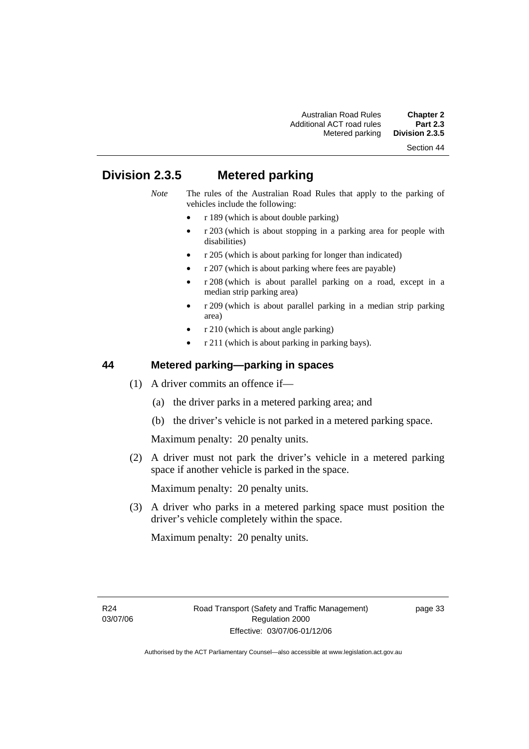## Division 2.3.5 Metered parking

*Note* The rules of the Australian Road Rules that apply to the parking of vehicles include the following:

- r 189 (which is about double parking)
- r 203 (which is about stopping in a parking area for people with disabilities)
- r 205 (which is about parking for longer than indicated)
- r 207 (which is about parking where fees are payable)
- r 208 (which is about parallel parking on a road, except in a median strip parking area)
- r 209 (which is about parallel parking in a median strip parking area)
- r 210 (which is about angle parking)
- r 211 (which is about parking in parking bays).

### 44 Metered parking—parking in spaces

(1) A driver commits an offence if—

(a) the driver parks in a metered parking area; and

(b) the driver's vehicle is not parked in a metered parking space.

Maximum penalty: 20 penalty units.

(2) A driver must not park the driver's vehicle in a metered parking space if another vehicle is parked in the space.

Maximum penalty: 20 penalty units.

(3) A driver who parks in a metered parking space must position the driver's vehicle completely within the space.

Maximum penalty: 20 penalty units.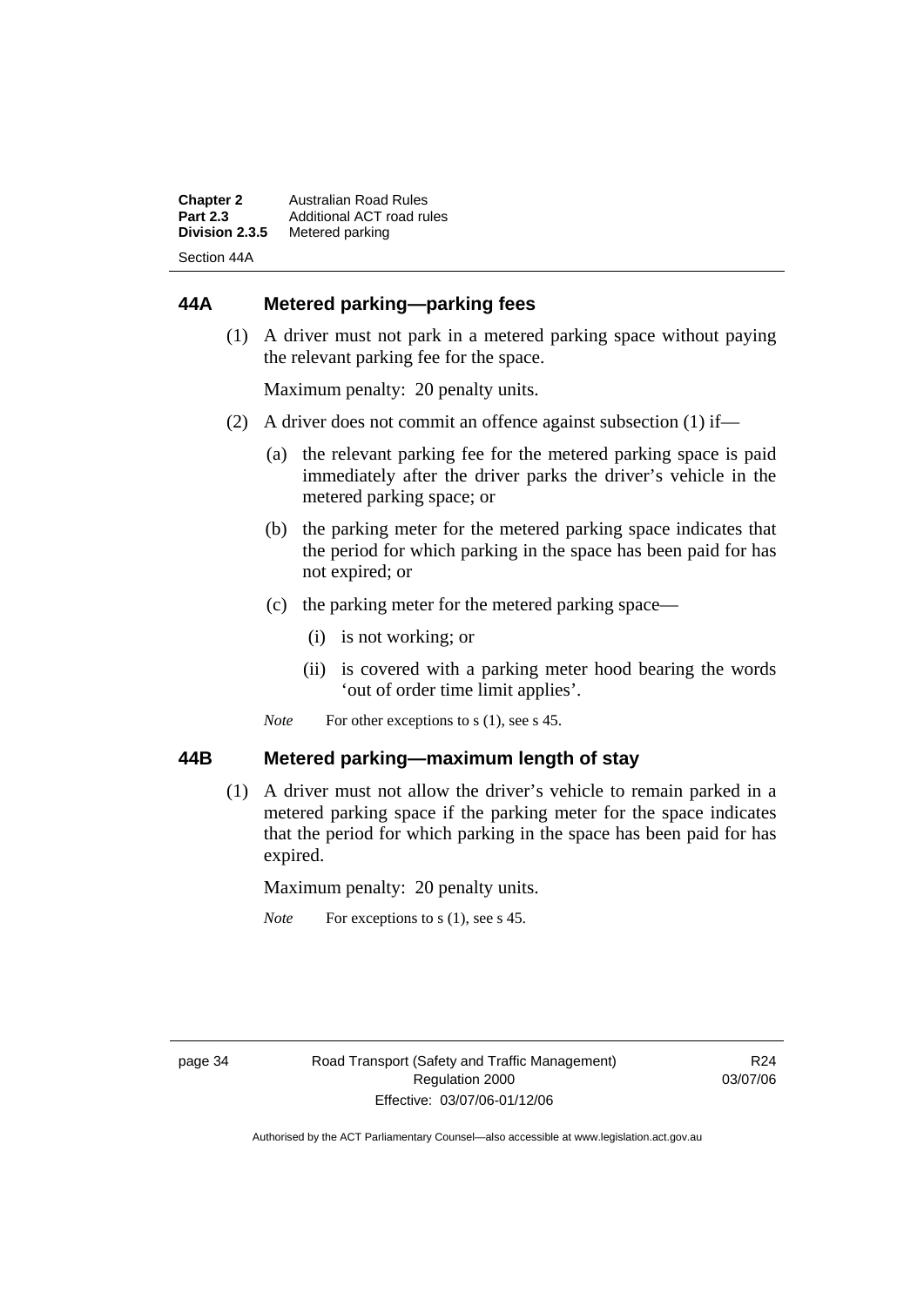## 44A Metered parking—parking fees

(1) A driver must not park in a metered parking space without paying the relevant parking fee for the space.

Maximum penalty: 20 penalty units.

(2) A driver does not commit an offence against subsection (1) if—

(a) the relevant parking fee for the metered parking space is paid immediately after the driver parks the driver's vehicle in the metered parking space; or

(b) the parking meter for the metered parking space indicates that the period for which parking in the space has been paid for has not expired; or

(c) the parking meter for the metered parking space—

(i) is not working; or

(ii) is covered with a parking meter hood bearing the words 'out of order time limit applies'.

*Note* For other exceptions to s (1), see s 45.

## 44B Metered parking—maximum length of stay

(1) A driver must not allow the driver's vehicle to remain parked in a metered parking space if the parking meter for the space indicates that the period for which parking in the space has been paid for has expired.

Maximum penalty: 20 penalty units.

*Note* For exceptions to s (1), see s 45.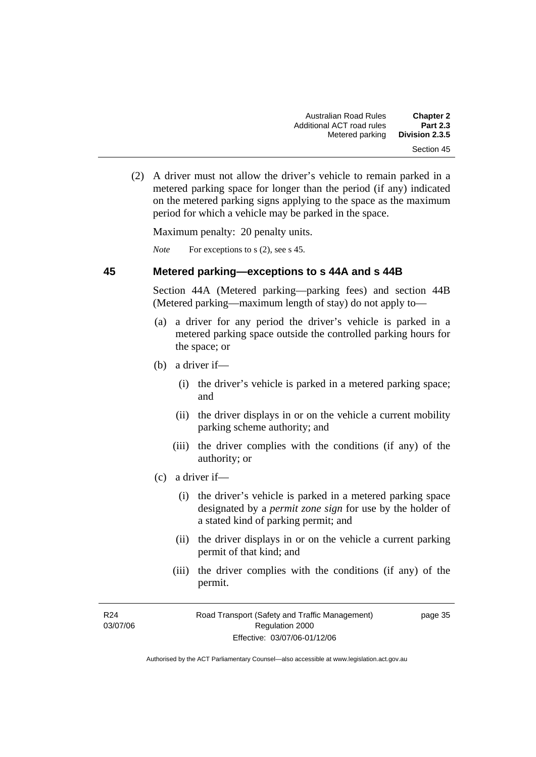(2) A driver must not allow the driver's vehicle to remain parked in a metered parking space for longer than the period (if any) indicated on the metered parking signs applying to the space as the maximum period for which a vehicle may be parked in the space.

Maximum penalty: 20 penalty units.

*Note* For exceptions to s (2), see s 45.

## 45 Metered parking—exceptions to s 44A and s 44B

Section 44A (Metered parking—parking fees) and section 44B (Metered parking—maximum length of stay) do not apply to—

(a) a driver for any period the driver's vehicle is parked in a metered parking space outside the controlled parking hours for the space; or

(b) a driver if—

(i) the driver's vehicle is parked in a metered parking space; and

(ii) the driver displays in or on the vehicle a current mobility parking scheme authority; and

(iii) the driver complies with the conditions (if any) of the authority; or

(c) a driver if—

(i) the driver's vehicle is parked in a metered parking space designated by a ***permit zone sign*** for use by the holder of a stated kind of parking permit; and

(ii) the driver displays in or on the vehicle a current parking permit of that kind; and

(iii) the driver complies with the conditions (if any) of the permit.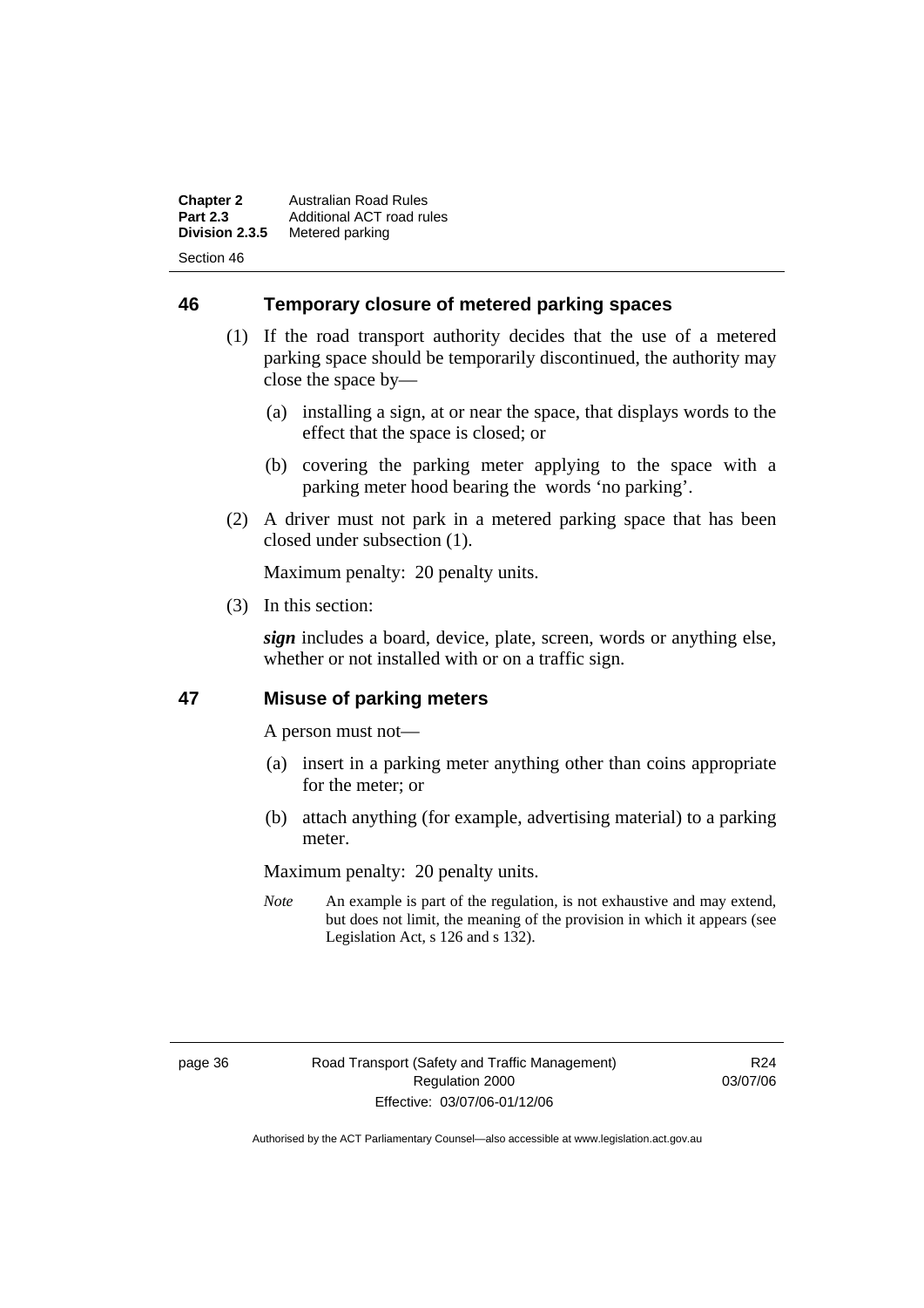## 46 Temporary closure of metered parking spaces

(1) If the road transport authority decides that the use of a metered parking space should be temporarily discontinued, the authority may close the space by—

  (a) installing a sign, at or near the space, that displays words to the effect that the space is closed; or

  (b) covering the parking meter applying to the space with a parking meter hood bearing the words 'no parking'.

(2) A driver must not park in a metered parking space that has been closed under subsection (1).

Maximum penalty: 20 penalty units.

(3) In this section:

***sign*** includes a board, device, plate, screen, words or anything else, whether or not installed with or on a traffic sign.

## 47 Misuse of parking meters

A person must not—

  (a) insert in a parking meter anything other than coins appropriate for the meter; or

  (b) attach anything (for example, advertising material) to a parking meter.

Maximum penalty: 20 penalty units.

*Note* An example is part of the regulation, is not exhaustive and may extend, but does not limit, the meaning of the provision in which it appears (see Legislation Act, s 126 and s 132).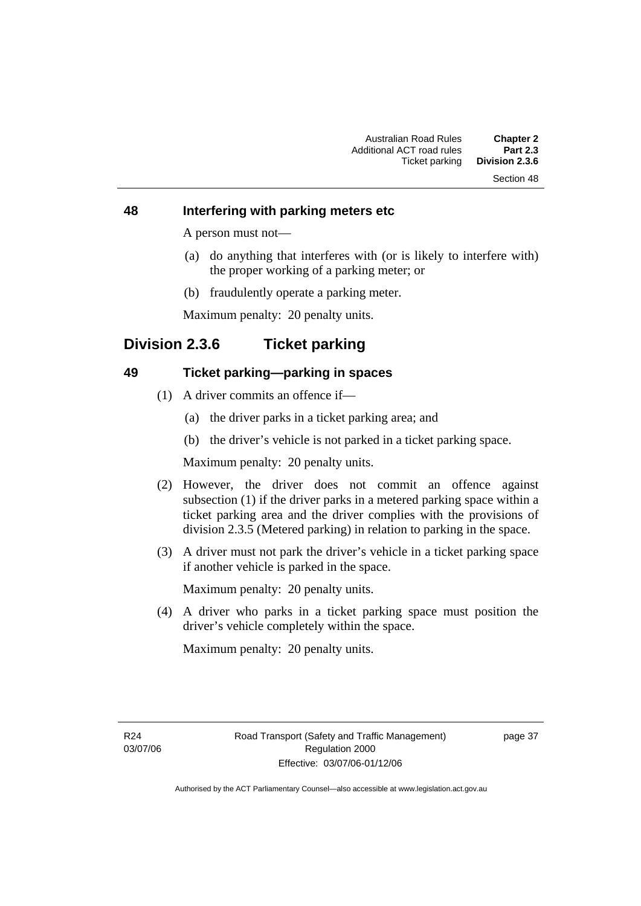### 48 Interfering with parking meters etc

A person must not—

(a) do anything that interferes with (or is likely to interfere with) the proper working of a parking meter; or

(b) fraudulently operate a parking meter.

Maximum penalty: 20 penalty units.

## Division 2.3.6 Ticket parking

### 49 Ticket parking—parking in spaces

(1) A driver commits an offence if—

(a) the driver parks in a ticket parking area; and

(b) the driver's vehicle is not parked in a ticket parking space.

Maximum penalty: 20 penalty units.

(2) However, the driver does not commit an offence against subsection (1) if the driver parks in a metered parking space within a ticket parking area and the driver complies with the provisions of division 2.3.5 (Metered parking) in relation to parking in the space.

(3) A driver must not park the driver's vehicle in a ticket parking space if another vehicle is parked in the space.

Maximum penalty: 20 penalty units.

(4) A driver who parks in a ticket parking space must position the driver's vehicle completely within the space.

Maximum penalty: 20 penalty units.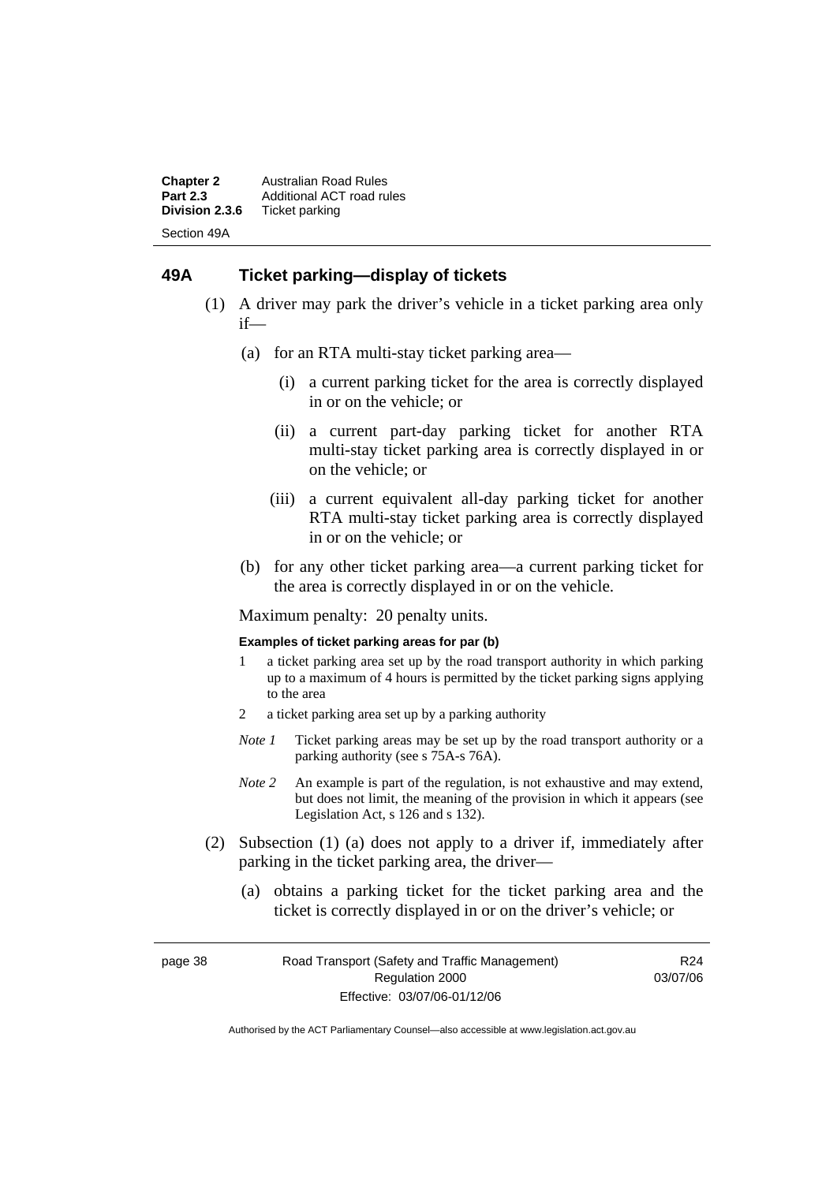## 49A Ticket parking—display of tickets

(1) A driver may park the driver's vehicle in a ticket parking area only if—

  (a) for an RTA multi-stay ticket parking area—

    (i) a current parking ticket for the area is correctly displayed in or on the vehicle; or

    (ii) a current part-day parking ticket for another RTA multi-stay ticket parking area is correctly displayed in or on the vehicle; or

    (iii) a current equivalent all-day parking ticket for another RTA multi-stay ticket parking area is correctly displayed in or on the vehicle; or

  (b) for any other ticket parking area—a current parking ticket for the area is correctly displayed in or on the vehicle.

Maximum penalty: 20 penalty units.

**Examples of ticket parking areas for par (b)**

1 a ticket parking area set up by the road transport authority in which parking up to a maximum of 4 hours is permitted by the ticket parking signs applying to the area

2 a ticket parking area set up by a parking authority

*Note 1* Ticket parking areas may be set up by the road transport authority or a parking authority (see s 75A-s 76A).

*Note 2* An example is part of the regulation, is not exhaustive and may extend, but does not limit, the meaning of the provision in which it appears (see Legislation Act, s 126 and s 132).

(2) Subsection (1) (a) does not apply to a driver if, immediately after parking in the ticket parking area, the driver—

  (a) obtains a parking ticket for the ticket parking area and the ticket is correctly displayed in or on the driver's vehicle; or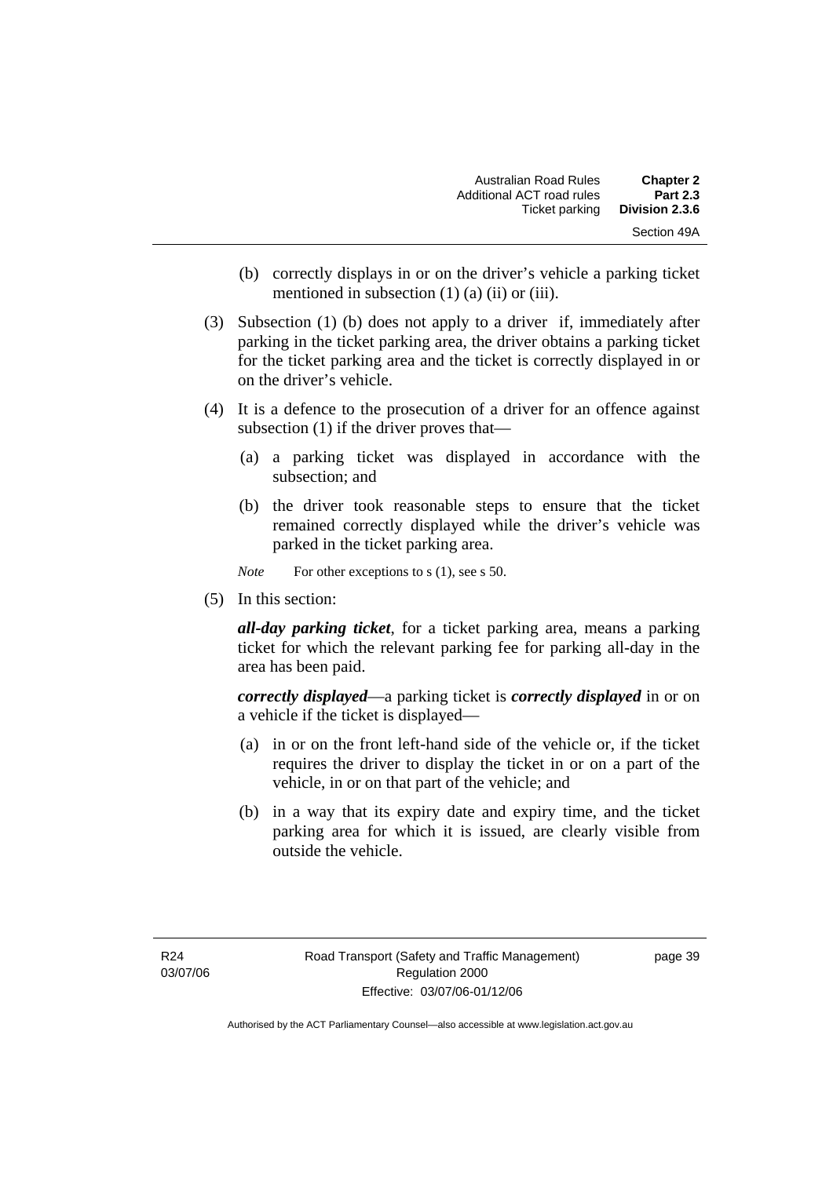(b) correctly displays in or on the driver's vehicle a parking ticket mentioned in subsection (1) (a) (ii) or (iii).

(3) Subsection (1) (b) does not apply to a driver if, immediately after parking in the ticket parking area, the driver obtains a parking ticket for the ticket parking area and the ticket is correctly displayed in or on the driver's vehicle.

(4) It is a defence to the prosecution of a driver for an offence against subsection (1) if the driver proves that—

(a) a parking ticket was displayed in accordance with the subsection; and

(b) the driver took reasonable steps to ensure that the ticket remained correctly displayed while the driver's vehicle was parked in the ticket parking area.

*Note* For other exceptions to s (1), see s 50.

(5) In this section:

***all-day parking ticket***, for a ticket parking area, means a parking ticket for which the relevant parking fee for parking all-day in the area has been paid.

***correctly displayed***—a parking ticket is ***correctly displayed*** in or on a vehicle if the ticket is displayed—

(a) in or on the front left-hand side of the vehicle or, if the ticket requires the driver to display the ticket in or on a part of the vehicle, in or on that part of the vehicle; and

(b) in a way that its expiry date and expiry time, and the ticket parking area for which it is issued, are clearly visible from outside the vehicle.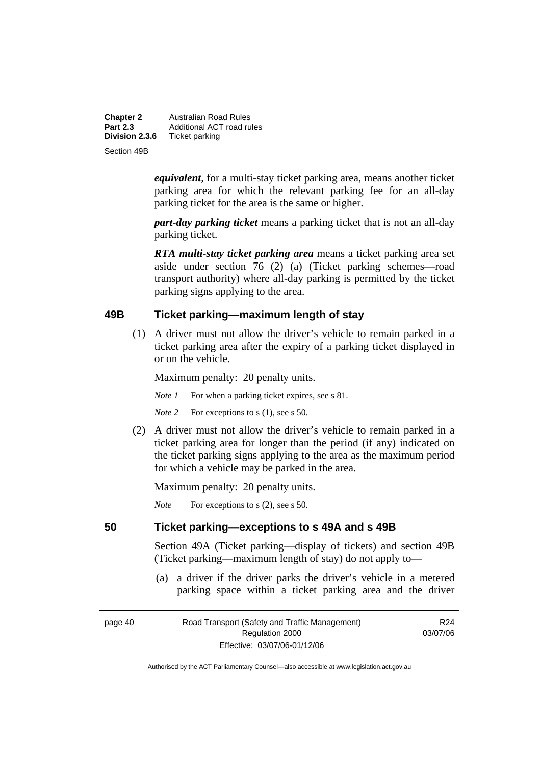***equivalent***, for a multi-stay ticket parking area, means another ticket parking area for which the relevant parking fee for an all-day parking ticket for the area is the same or higher.

***part-day parking ticket*** means a parking ticket that is not an all-day parking ticket.

***RTA multi-stay ticket parking area*** means a ticket parking area set aside under section 76 (2) (a) (Ticket parking schemes—road transport authority) where all-day parking is permitted by the ticket parking signs applying to the area.

## 49B Ticket parking—maximum length of stay

(1) A driver must not allow the driver's vehicle to remain parked in a ticket parking area after the expiry of a parking ticket displayed in or on the vehicle.

Maximum penalty: 20 penalty units.

*Note 1* For when a parking ticket expires, see s 81.

*Note 2* For exceptions to s (1), see s 50.

(2) A driver must not allow the driver's vehicle to remain parked in a ticket parking area for longer than the period (if any) indicated on the ticket parking signs applying to the area as the maximum period for which a vehicle may be parked in the area.

Maximum penalty: 20 penalty units.

*Note* For exceptions to s (2), see s 50.

## 50 Ticket parking—exceptions to s 49A and s 49B

Section 49A (Ticket parking—display of tickets) and section 49B (Ticket parking—maximum length of stay) do not apply to—

(a) a driver if the driver parks the driver's vehicle in a metered parking space within a ticket parking area and the driver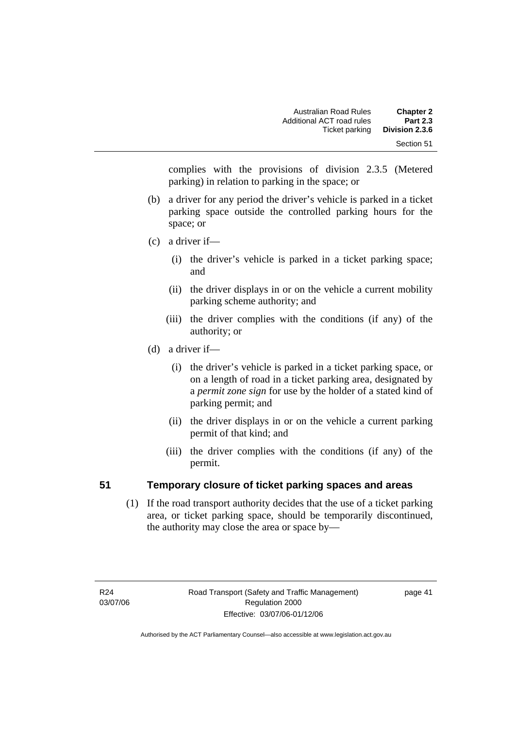complies with the provisions of division 2.3.5 (Metered parking) in relation to parking in the space; or

(b) a driver for any period the driver's vehicle is parked in a ticket parking space outside the controlled parking hours for the space; or

(c) a driver if—

(i) the driver's vehicle is parked in a ticket parking space; and

(ii) the driver displays in or on the vehicle a current mobility parking scheme authority; and

(iii) the driver complies with the conditions (if any) of the authority; or

(d) a driver if—

(i) the driver's vehicle is parked in a ticket parking space, or on a length of road in a ticket parking area, designated by a *permit zone sign* for use by the holder of a stated kind of parking permit; and

(ii) the driver displays in or on the vehicle a current parking permit of that kind; and

(iii) the driver complies with the conditions (if any) of the permit.

## 51 Temporary closure of ticket parking spaces and areas

(1) If the road transport authority decides that the use of a ticket parking area, or ticket parking space, should be temporarily discontinued, the authority may close the area or space by—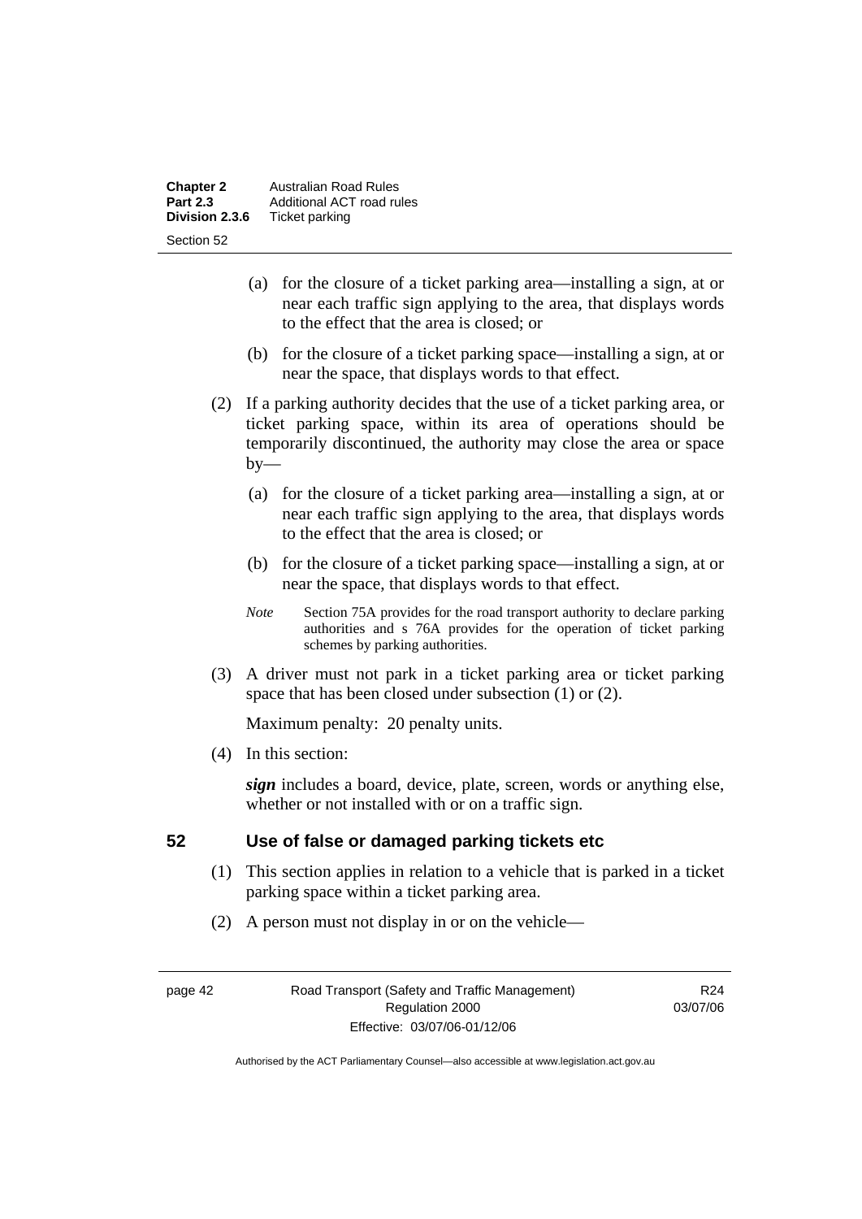(a) for the closure of a ticket parking area—installing a sign, at or near each traffic sign applying to the area, that displays words to the effect that the area is closed; or

(b) for the closure of a ticket parking space—installing a sign, at or near the space, that displays words to that effect.

(2) If a parking authority decides that the use of a ticket parking area, or ticket parking space, within its area of operations should be temporarily discontinued, the authority may close the area or space by—

(a) for the closure of a ticket parking area—installing a sign, at or near each traffic sign applying to the area, that displays words to the effect that the area is closed; or

(b) for the closure of a ticket parking space—installing a sign, at or near the space, that displays words to that effect.

*Note* Section 75A provides for the road transport authority to declare parking authorities and s 76A provides for the operation of ticket parking schemes by parking authorities.

(3) A driver must not park in a ticket parking area or ticket parking space that has been closed under subsection (1) or (2).

Maximum penalty: 20 penalty units.

(4) In this section:

***sign*** includes a board, device, plate, screen, words or anything else, whether or not installed with or on a traffic sign.

## 52 Use of false or damaged parking tickets etc

(1) This section applies in relation to a vehicle that is parked in a ticket parking space within a ticket parking area.

(2) A person must not display in or on the vehicle—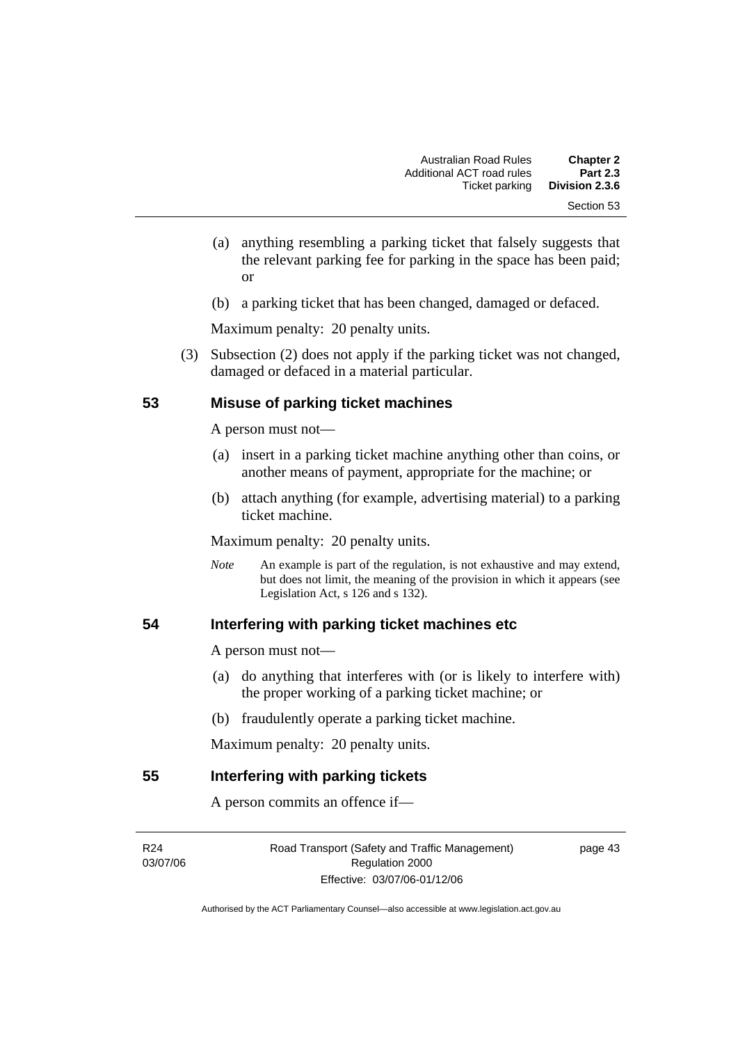(a) anything resembling a parking ticket that falsely suggests that the relevant parking fee for parking in the space has been paid; or

(b) a parking ticket that has been changed, damaged or defaced.

Maximum penalty: 20 penalty units.

(3) Subsection (2) does not apply if the parking ticket was not changed, damaged or defaced in a material particular.

## 53 Misuse of parking ticket machines

A person must not—

(a) insert in a parking ticket machine anything other than coins, or another means of payment, appropriate for the machine; or

(b) attach anything (for example, advertising material) to a parking ticket machine.

Maximum penalty: 20 penalty units.

*Note* An example is part of the regulation, is not exhaustive and may extend, but does not limit, the meaning of the provision in which it appears (see Legislation Act, s 126 and s 132).

## 54 Interfering with parking ticket machines etc

A person must not—

(a) do anything that interferes with (or is likely to interfere with) the proper working of a parking ticket machine; or

(b) fraudulently operate a parking ticket machine.

Maximum penalty: 20 penalty units.

## 55 Interfering with parking tickets

A person commits an offence if—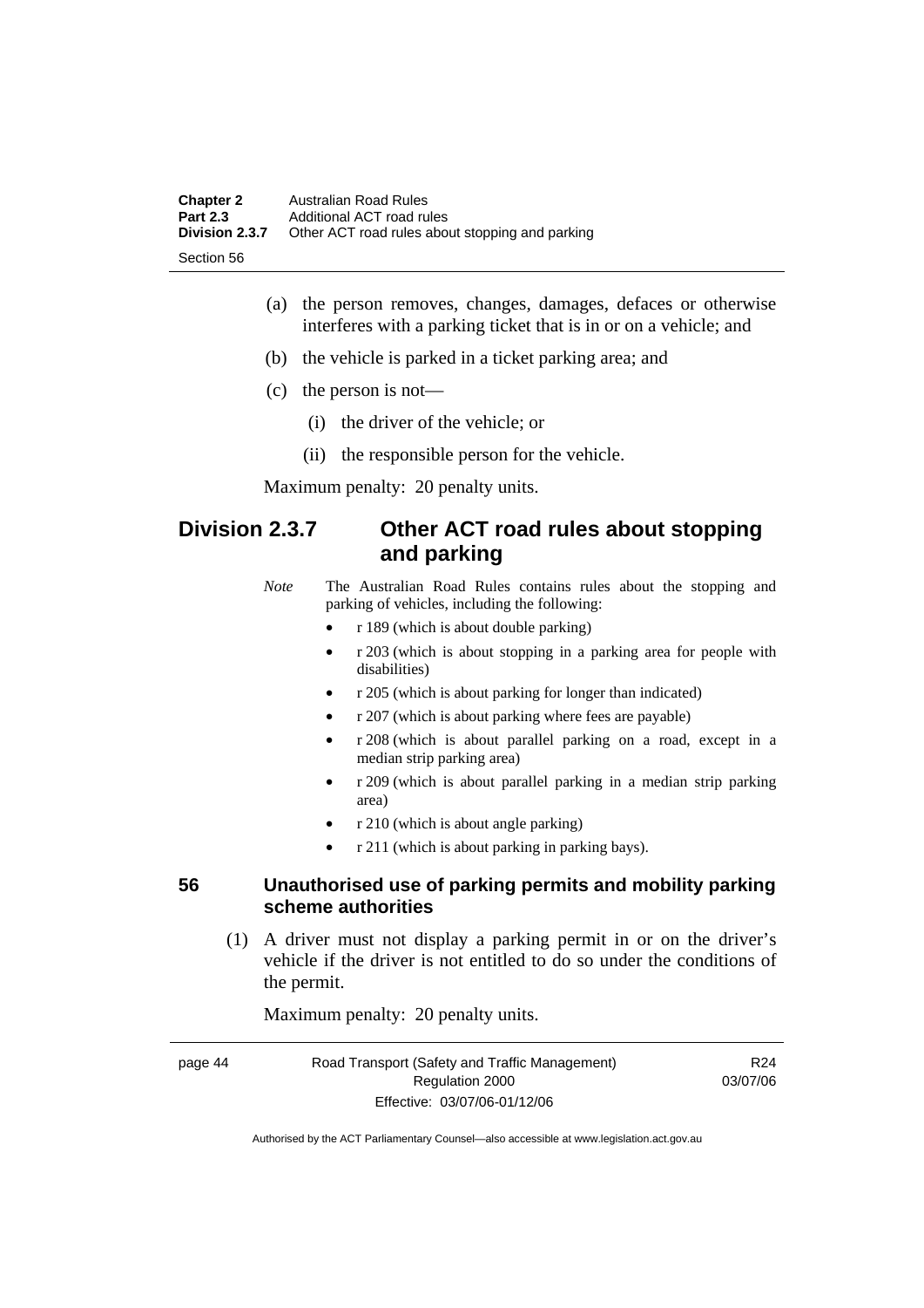(a) the person removes, changes, damages, defaces or otherwise interferes with a parking ticket that is in or on a vehicle; and

(b) the vehicle is parked in a ticket parking area; and

(c) the person is not—

 (i) the driver of the vehicle; or

 (ii) the responsible person for the vehicle.

Maximum penalty: 20 penalty units.

## Division 2.3.7 Other ACT road rules about stopping and parking

*Note* The Australian Road Rules contains rules about the stopping and parking of vehicles, including the following:

- r 189 (which is about double parking)
- r 203 (which is about stopping in a parking area for people with disabilities)
- r 205 (which is about parking for longer than indicated)
- r 207 (which is about parking where fees are payable)
- r 208 (which is about parallel parking on a road, except in a median strip parking area)
- r 209 (which is about parallel parking in a median strip parking area)
- r 210 (which is about angle parking)
- r 211 (which is about parking in parking bays).

### 56 Unauthorised use of parking permits and mobility parking scheme authorities

(1) A driver must not display a parking permit in or on the driver's vehicle if the driver is not entitled to do so under the conditions of the permit.

Maximum penalty: 20 penalty units.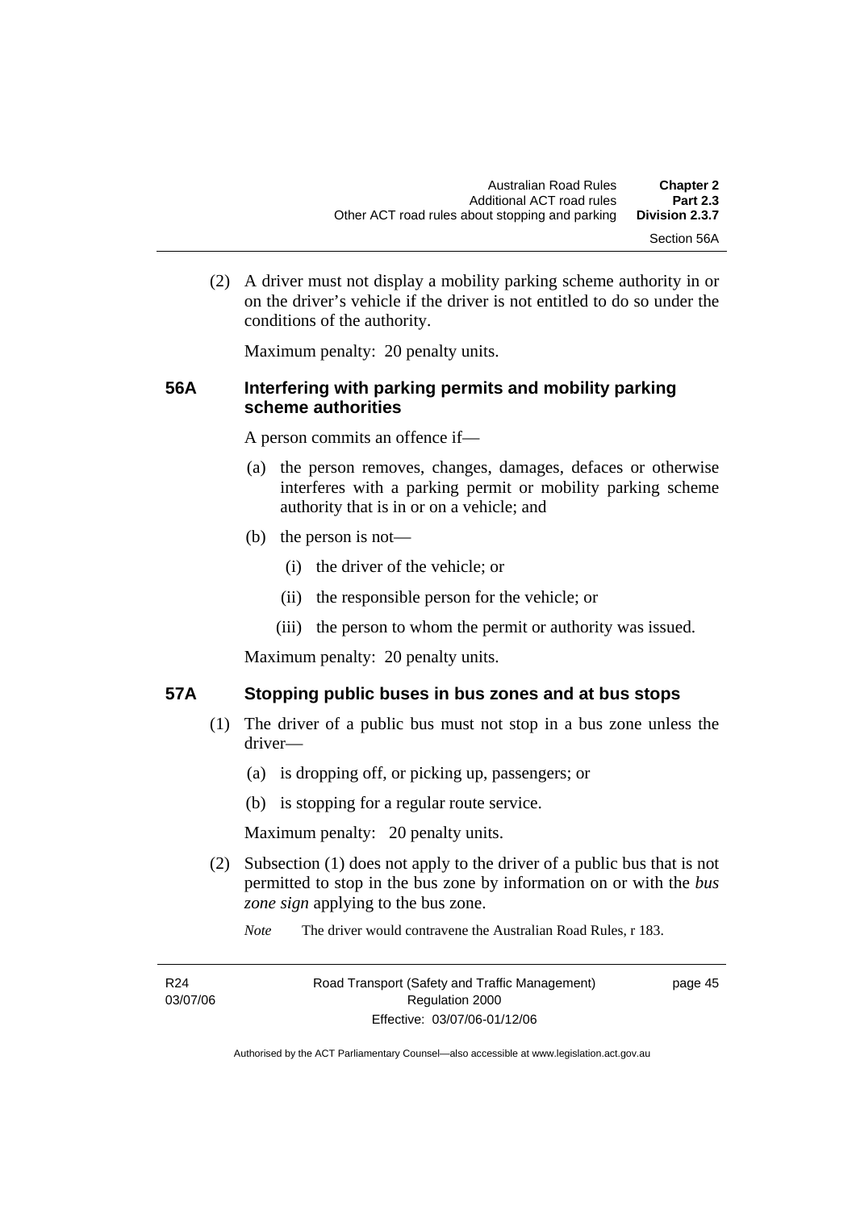(2) A driver must not display a mobility parking scheme authority in or on the driver's vehicle if the driver is not entitled to do so under the conditions of the authority.

Maximum penalty: 20 penalty units.

### 56A Interfering with parking permits and mobility parking scheme authorities

A person commits an offence if—

(a) the person removes, changes, damages, defaces or otherwise interferes with a parking permit or mobility parking scheme authority that is in or on a vehicle; and

(b) the person is not—

(i) the driver of the vehicle; or

(ii) the responsible person for the vehicle; or

(iii) the person to whom the permit or authority was issued.

Maximum penalty: 20 penalty units.

### 57A Stopping public buses in bus zones and at bus stops

(1) The driver of a public bus must not stop in a bus zone unless the driver—

(a) is dropping off, or picking up, passengers; or

(b) is stopping for a regular route service.

Maximum penalty: 20 penalty units.

(2) Subsection (1) does not apply to the driver of a public bus that is not permitted to stop in the bus zone by information on or with the *bus zone sign* applying to the bus zone.

*Note* The driver would contravene the Australian Road Rules, r 183.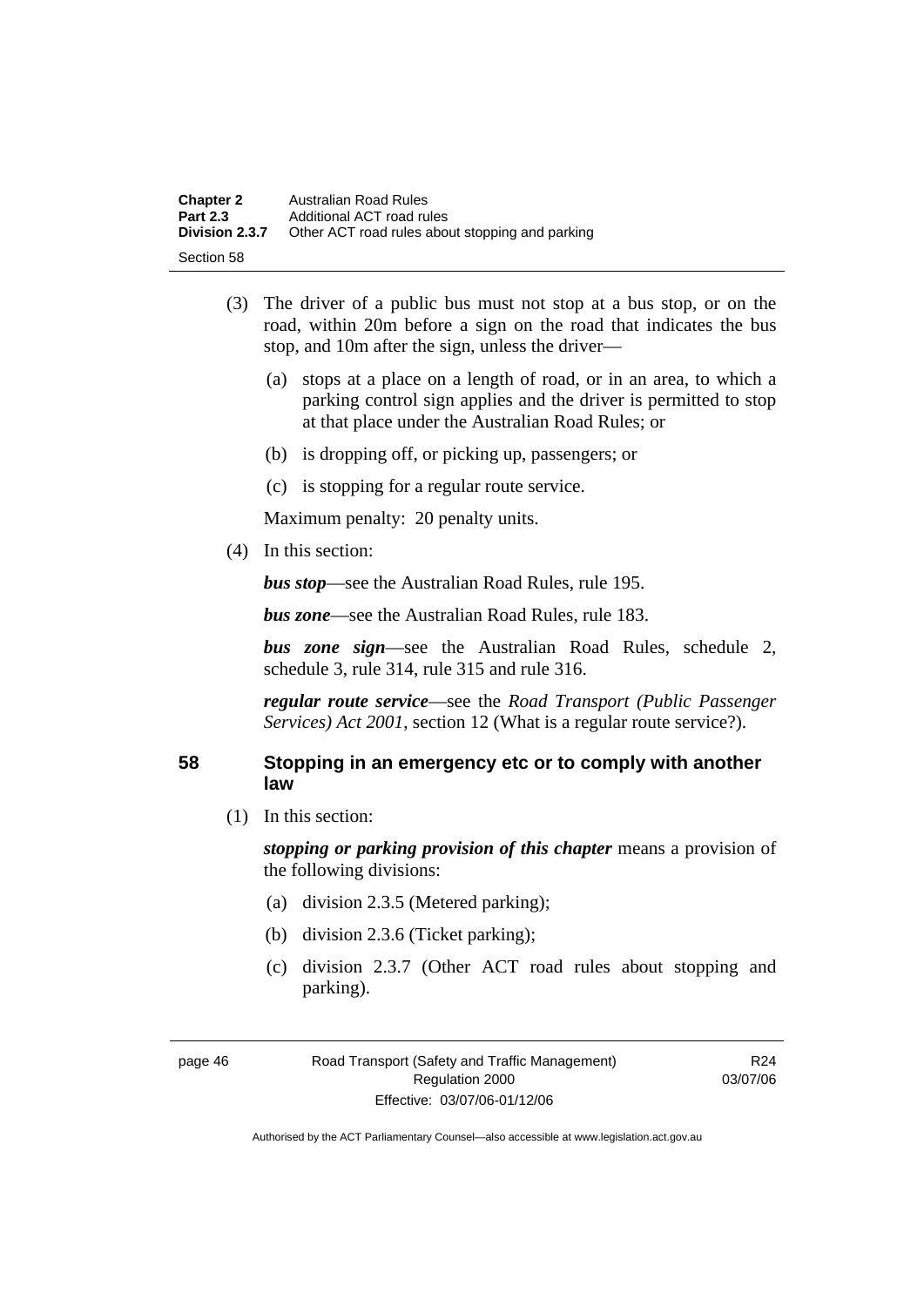(3) The driver of a public bus must not stop at a bus stop, or on the road, within 20m before a sign on the road that indicates the bus stop, and 10m after the sign, unless the driver—

(a) stops at a place on a length of road, or in an area, to which a parking control sign applies and the driver is permitted to stop at that place under the Australian Road Rules; or

(b) is dropping off, or picking up, passengers; or

(c) is stopping for a regular route service.

Maximum penalty: 20 penalty units.

(4) In this section:

***bus stop***—see the Australian Road Rules, rule 195.

***bus zone***—see the Australian Road Rules, rule 183.

***bus zone sign***—see the Australian Road Rules, schedule 2, schedule 3, rule 314, rule 315 and rule 316.

***regular route service***—see the *Road Transport (Public Passenger Services) Act 2001*, section 12 (What is a regular route service?).

## 58 Stopping in an emergency etc or to comply with another law

(1) In this section:

***stopping or parking provision of this chapter*** means a provision of the following divisions:

(a) division 2.3.5 (Metered parking);

(b) division 2.3.6 (Ticket parking);

(c) division 2.3.7 (Other ACT road rules about stopping and parking).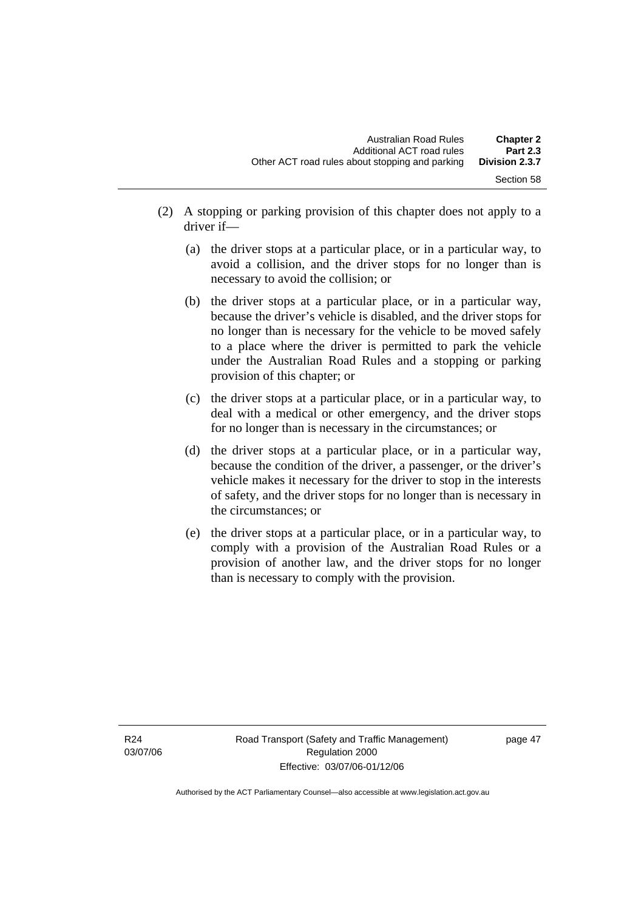(2) A stopping or parking provision of this chapter does not apply to a driver if—

  (a) the driver stops at a particular place, or in a particular way, to avoid a collision, and the driver stops for no longer than is necessary to avoid the collision; or

  (b) the driver stops at a particular place, or in a particular way, because the driver's vehicle is disabled, and the driver stops for no longer than is necessary for the vehicle to be moved safely to a place where the driver is permitted to park the vehicle under the Australian Road Rules and a stopping or parking provision of this chapter; or

  (c) the driver stops at a particular place, or in a particular way, to deal with a medical or other emergency, and the driver stops for no longer than is necessary in the circumstances; or

  (d) the driver stops at a particular place, or in a particular way, because the condition of the driver, a passenger, or the driver's vehicle makes it necessary for the driver to stop in the interests of safety, and the driver stops for no longer than is necessary in the circumstances; or

  (e) the driver stops at a particular place, or in a particular way, to comply with a provision of the Australian Road Rules or a provision of another law, and the driver stops for no longer than is necessary to comply with the provision.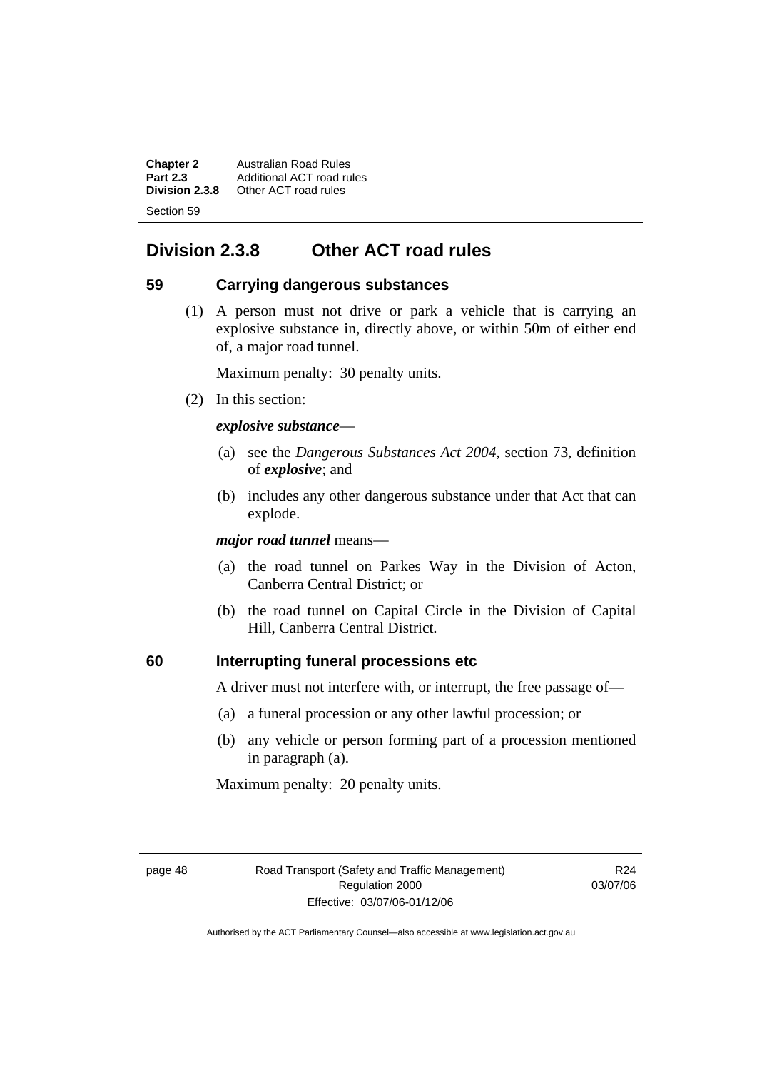## Division 2.3.8 Other ACT road rules

### 59 Carrying dangerous substances

(1) A person must not drive or park a vehicle that is carrying an explosive substance in, directly above, or within 50m of either end of, a major road tunnel.

Maximum penalty: 30 penalty units.

(2) In this section:

***explosive substance***—

(a) see the *Dangerous Substances Act 2004*, section 73, definition of ***explosive***; and

(b) includes any other dangerous substance under that Act that can explode.

***major road tunnel*** means—

(a) the road tunnel on Parkes Way in the Division of Acton, Canberra Central District; or

(b) the road tunnel on Capital Circle in the Division of Capital Hill, Canberra Central District.

### 60 Interrupting funeral processions etc

A driver must not interfere with, or interrupt, the free passage of—

(a) a funeral procession or any other lawful procession; or

(b) any vehicle or person forming part of a procession mentioned in paragraph (a).

Maximum penalty: 20 penalty units.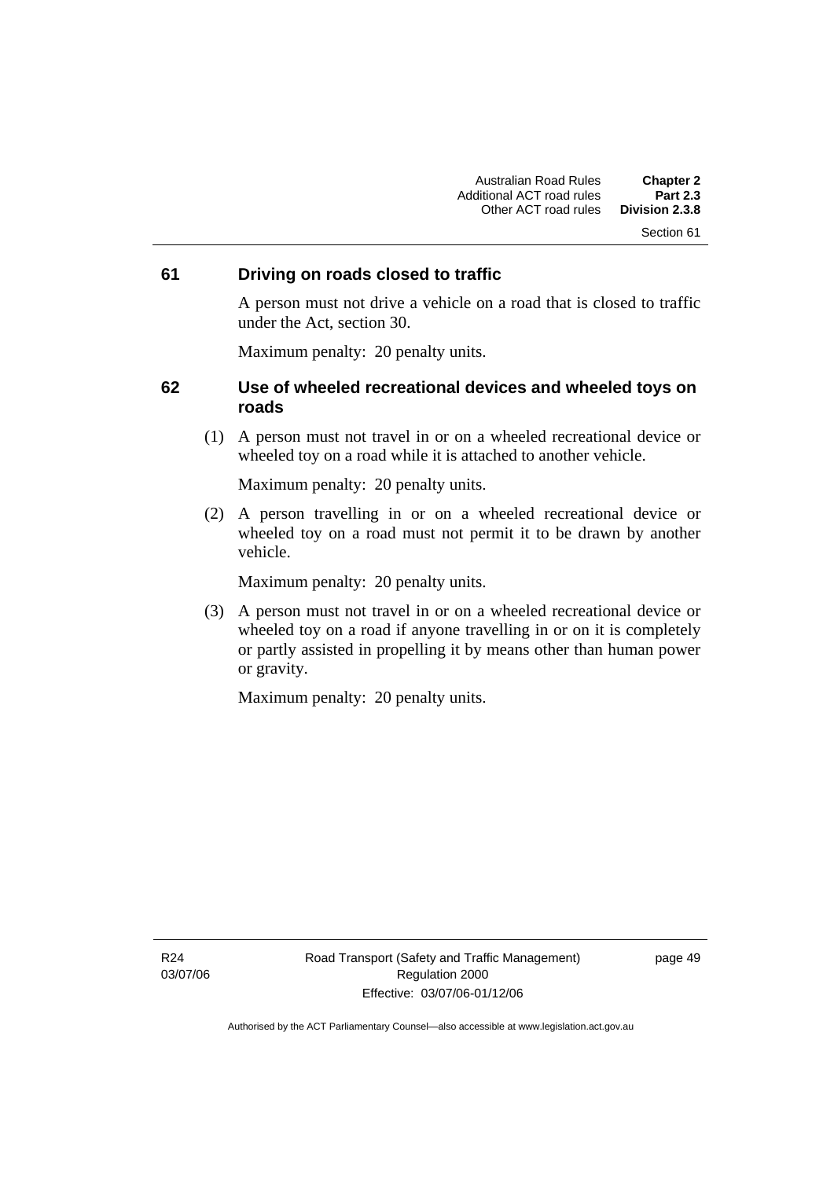### 61 Driving on roads closed to traffic

A person must not drive a vehicle on a road that is closed to traffic under the Act, section 30.

Maximum penalty: 20 penalty units.

### 62 Use of wheeled recreational devices and wheeled toys on roads

(1) A person must not travel in or on a wheeled recreational device or wheeled toy on a road while it is attached to another vehicle.

Maximum penalty: 20 penalty units.

(2) A person travelling in or on a wheeled recreational device or wheeled toy on a road must not permit it to be drawn by another vehicle.

Maximum penalty: 20 penalty units.

(3) A person must not travel in or on a wheeled recreational device or wheeled toy on a road if anyone travelling in or on it is completely or partly assisted in propelling it by means other than human power or gravity.

Maximum penalty: 20 penalty units.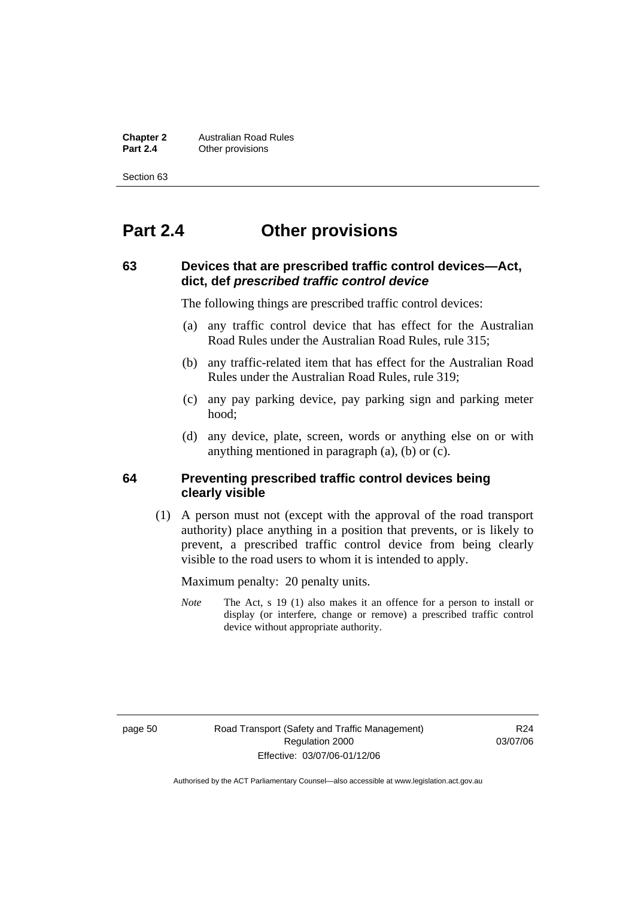# Part 2.4 Other provisions

## 63 Devices that are prescribed traffic control devices—Act, dict, def *prescribed traffic control device*

The following things are prescribed traffic control devices:

(a) any traffic control device that has effect for the Australian Road Rules under the Australian Road Rules, rule 315;

(b) any traffic-related item that has effect for the Australian Road Rules under the Australian Road Rules, rule 319;

(c) any pay parking device, pay parking sign and parking meter hood;

(d) any device, plate, screen, words or anything else on or with anything mentioned in paragraph (a), (b) or (c).

## 64 Preventing prescribed traffic control devices being clearly visible

(1) A person must not (except with the approval of the road transport authority) place anything in a position that prevents, or is likely to prevent, a prescribed traffic control device from being clearly visible to the road users to whom it is intended to apply.

Maximum penalty: 20 penalty units.

*Note* The Act, s 19 (1) also makes it an offence for a person to install or display (or interfere, change or remove) a prescribed traffic control device without appropriate authority.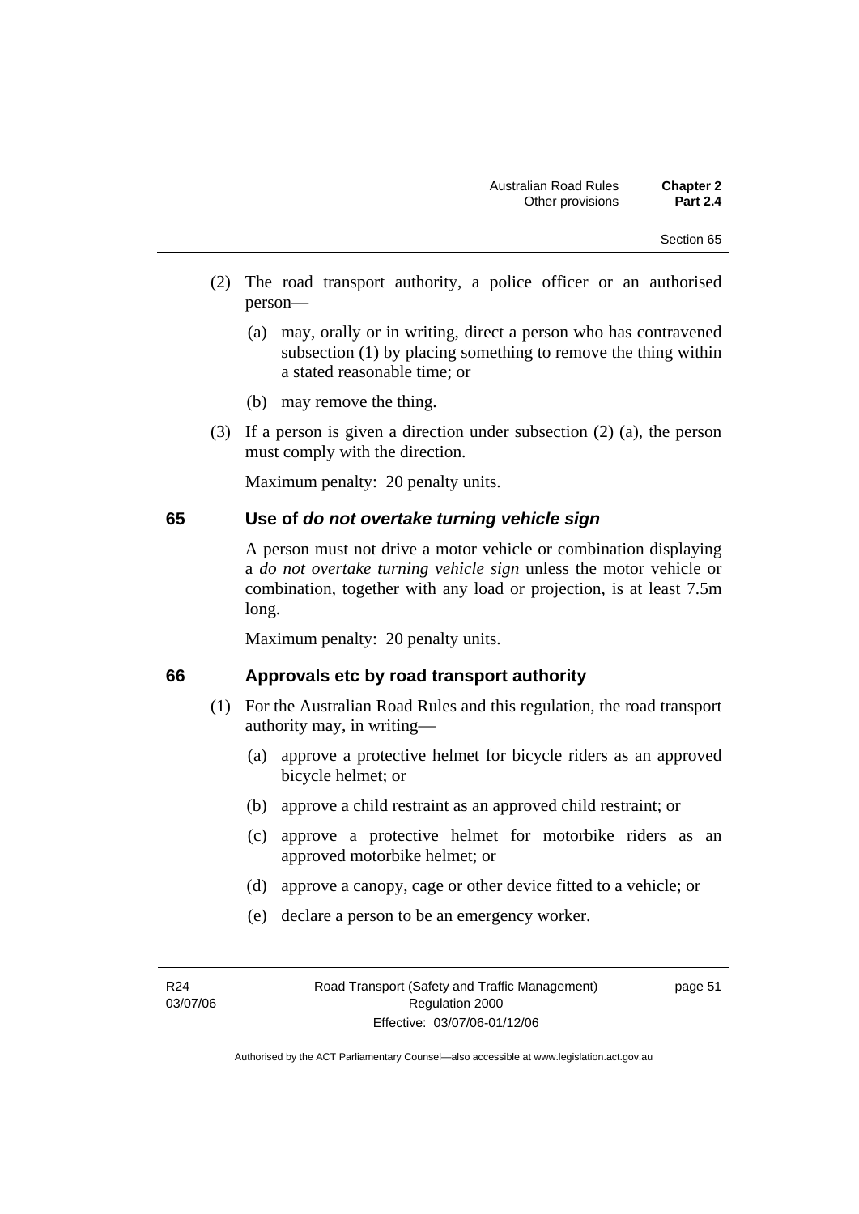(2) The road transport authority, a police officer or an authorised person—

(a) may, orally or in writing, direct a person who has contravened subsection (1) by placing something to remove the thing within a stated reasonable time; or

(b) may remove the thing.

(3) If a person is given a direction under subsection (2) (a), the person must comply with the direction.

Maximum penalty: 20 penalty units.

## 65 Use of *do not overtake turning vehicle sign*

A person must not drive a motor vehicle or combination displaying a *do not overtake turning vehicle sign* unless the motor vehicle or combination, together with any load or projection, is at least 7.5m long.

Maximum penalty: 20 penalty units.

## 66 Approvals etc by road transport authority

(1) For the Australian Road Rules and this regulation, the road transport authority may, in writing—

(a) approve a protective helmet for bicycle riders as an approved bicycle helmet; or

(b) approve a child restraint as an approved child restraint; or

(c) approve a protective helmet for motorbike riders as an approved motorbike helmet; or

(d) approve a canopy, cage or other device fitted to a vehicle; or

(e) declare a person to be an emergency worker.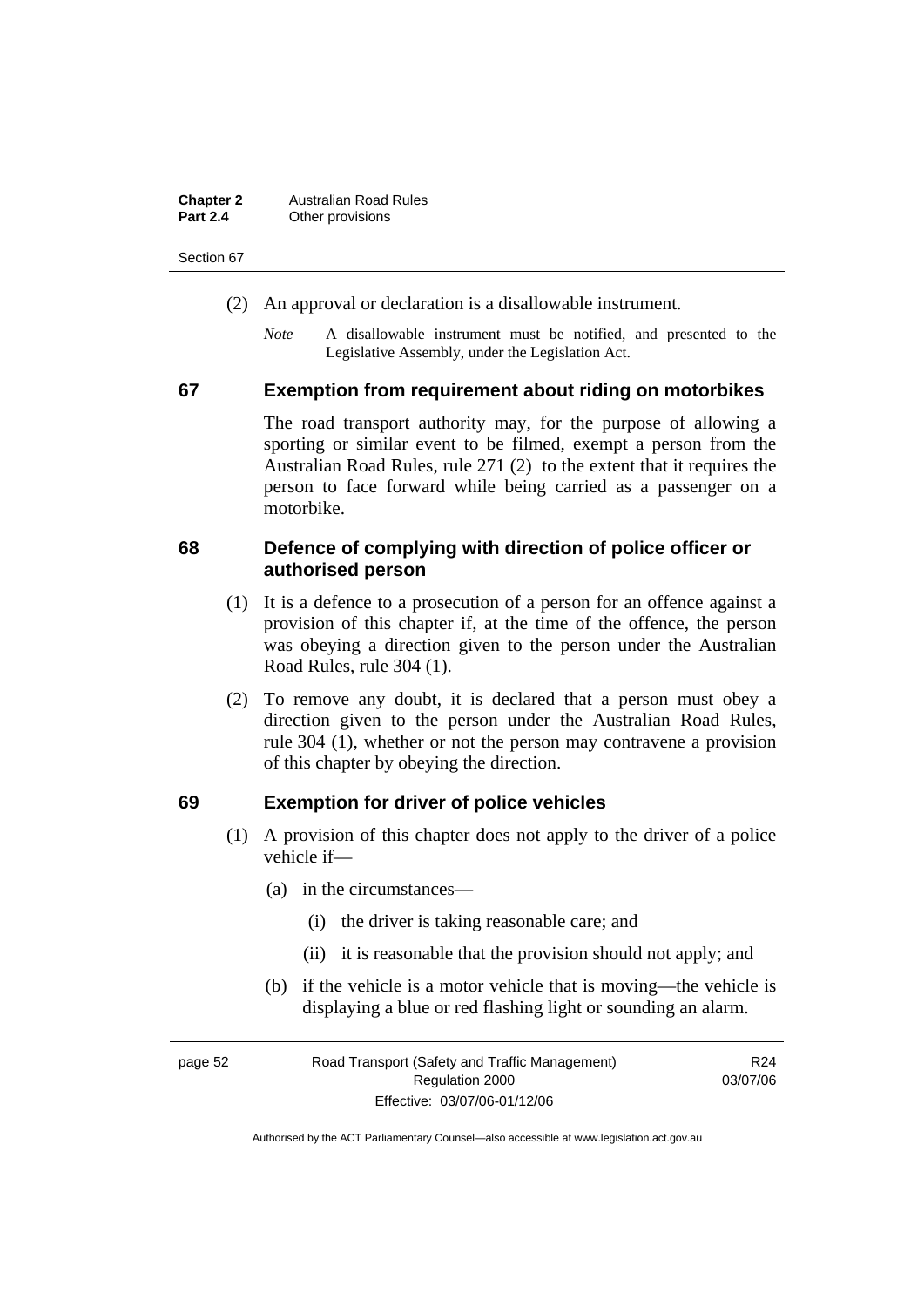(2) An approval or declaration is a disallowable instrument.

*Note* A disallowable instrument must be notified, and presented to the Legislative Assembly, under the Legislation Act.

## 67 Exemption from requirement about riding on motorbikes

The road transport authority may, for the purpose of allowing a sporting or similar event to be filmed, exempt a person from the Australian Road Rules, rule 271 (2) to the extent that it requires the person to face forward while being carried as a passenger on a motorbike.

## 68 Defence of complying with direction of police officer or authorised person

(1) It is a defence to a prosecution of a person for an offence against a provision of this chapter if, at the time of the offence, the person was obeying a direction given to the person under the Australian Road Rules, rule 304 (1).

(2) To remove any doubt, it is declared that a person must obey a direction given to the person under the Australian Road Rules, rule 304 (1), whether or not the person may contravene a provision of this chapter by obeying the direction.

## 69 Exemption for driver of police vehicles

(1) A provision of this chapter does not apply to the driver of a police vehicle if—

- (a) in the circumstances—
  - (i) the driver is taking reasonable care; and
  - (ii) it is reasonable that the provision should not apply; and
- (b) if the vehicle is a motor vehicle that is moving—the vehicle is displaying a blue or red flashing light or sounding an alarm.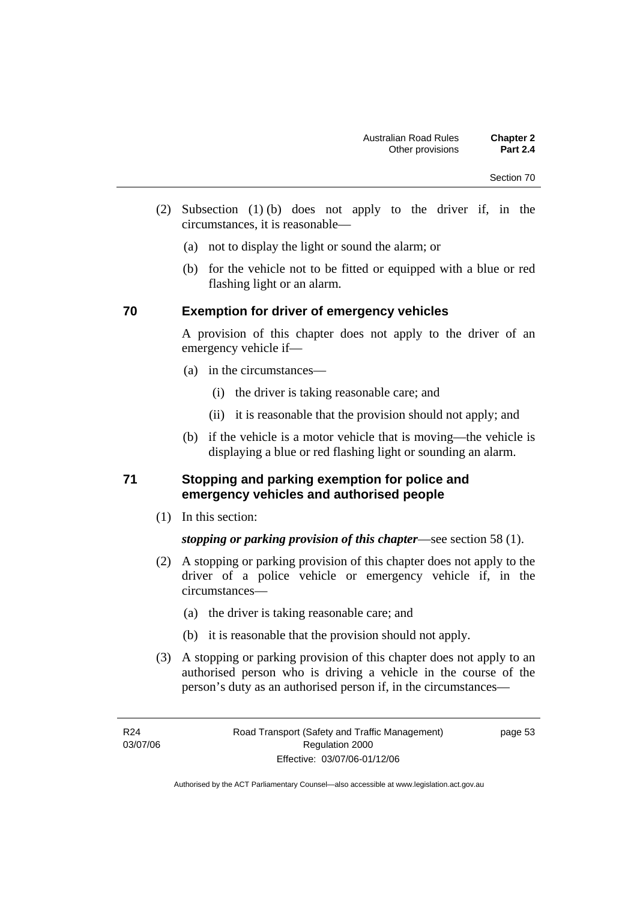(2) Subsection (1) (b) does not apply to the driver if, in the circumstances, it is reasonable—

(a) not to display the light or sound the alarm; or

(b) for the vehicle not to be fitted or equipped with a blue or red flashing light or an alarm.

### 70 Exemption for driver of emergency vehicles

A provision of this chapter does not apply to the driver of an emergency vehicle if—

(a) in the circumstances—

(i) the driver is taking reasonable care; and

(ii) it is reasonable that the provision should not apply; and

(b) if the vehicle is a motor vehicle that is moving—the vehicle is displaying a blue or red flashing light or sounding an alarm.

### 71 Stopping and parking exemption for police and emergency vehicles and authorised people

(1) In this section:

***stopping or parking provision of this chapter***—see section 58 (1).

(2) A stopping or parking provision of this chapter does not apply to the driver of a police vehicle or emergency vehicle if, in the circumstances—

(a) the driver is taking reasonable care; and

(b) it is reasonable that the provision should not apply.

(3) A stopping or parking provision of this chapter does not apply to an authorised person who is driving a vehicle in the course of the person's duty as an authorised person if, in the circumstances—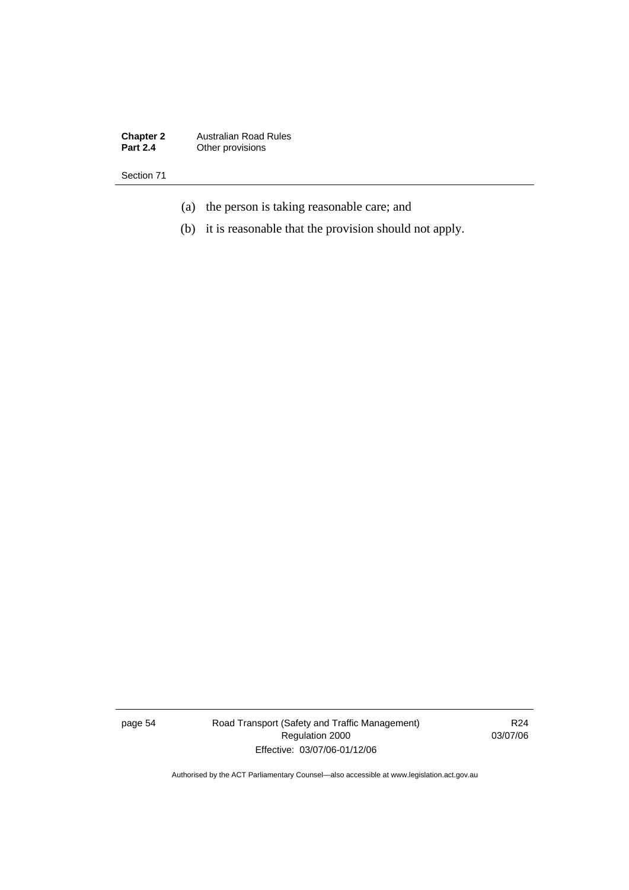(a) the person is taking reasonable care; and

(b) it is reasonable that the provision should not apply.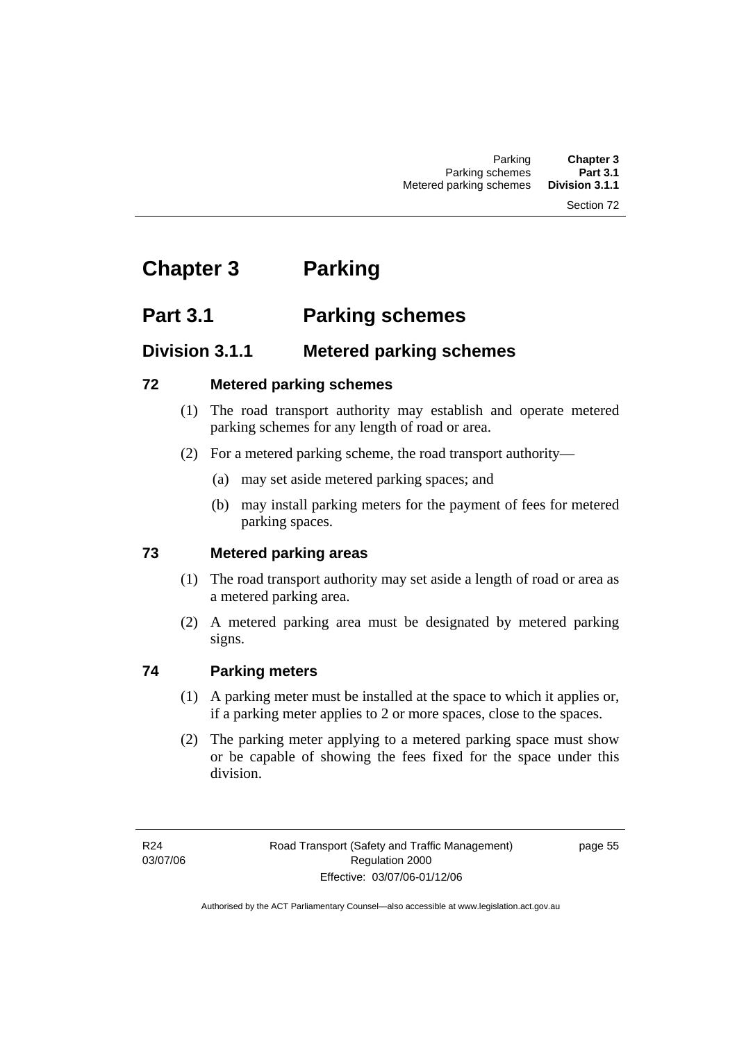# Chapter 3 Parking

## Part 3.1 Parking schemes

### Division 3.1.1 Metered parking schemes

#### 72 Metered parking schemes

(1) The road transport authority may establish and operate metered parking schemes for any length of road or area.

(2) For a metered parking scheme, the road transport authority—

(a) may set aside metered parking spaces; and

(b) may install parking meters for the payment of fees for metered parking spaces.

#### 73 Metered parking areas

(1) The road transport authority may set aside a length of road or area as a metered parking area.

(2) A metered parking area must be designated by metered parking signs.

#### 74 Parking meters

(1) A parking meter must be installed at the space to which it applies or, if a parking meter applies to 2 or more spaces, close to the spaces.

(2) The parking meter applying to a metered parking space must show or be capable of showing the fees fixed for the space under this division.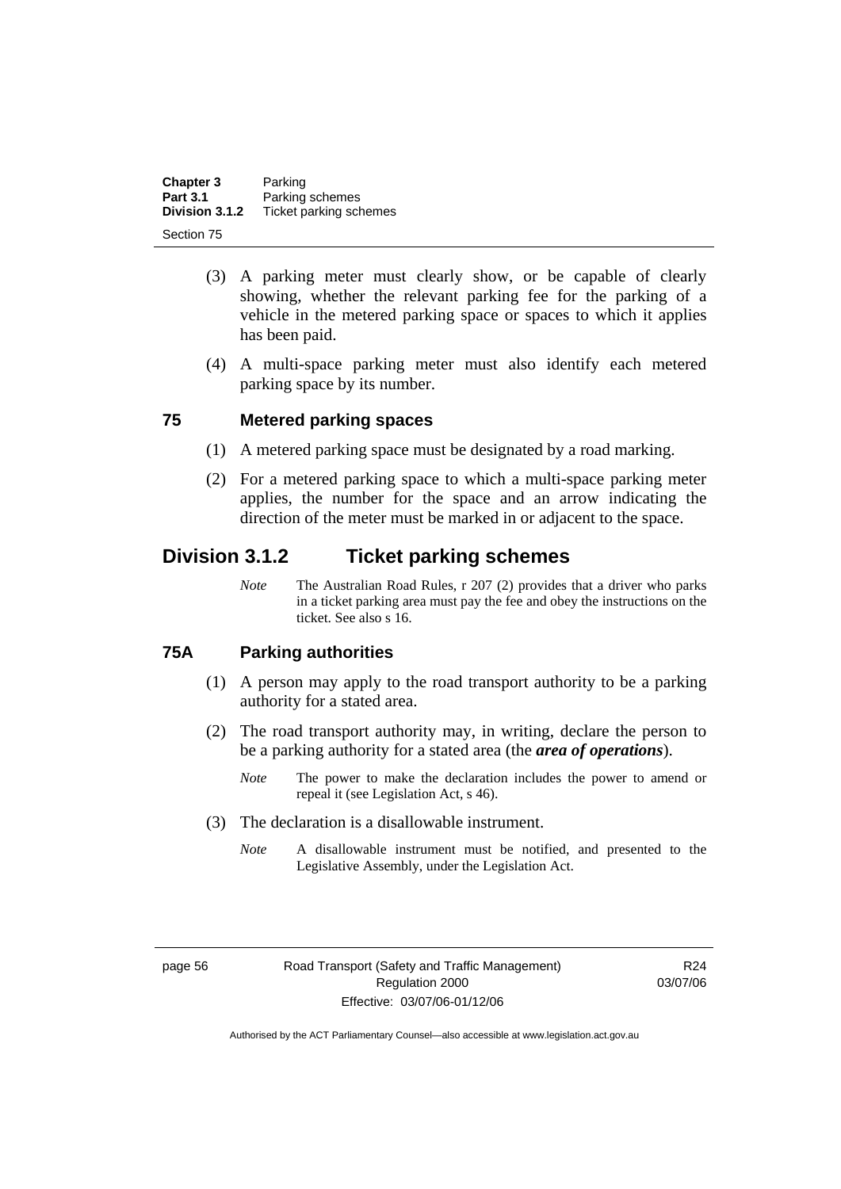(3) A parking meter must clearly show, or be capable of clearly showing, whether the relevant parking fee for the parking of a vehicle in the metered parking space or spaces to which it applies has been paid.

(4) A multi-space parking meter must also identify each metered parking space by its number.

### 75 Metered parking spaces

(1) A metered parking space must be designated by a road marking.

(2) For a metered parking space to which a multi-space parking meter applies, the number for the space and an arrow indicating the direction of the meter must be marked in or adjacent to the space.

## Division 3.1.2 Ticket parking schemes

*Note* The Australian Road Rules, r 207 (2) provides that a driver who parks in a ticket parking area must pay the fee and obey the instructions on the ticket. See also s 16.

### 75A Parking authorities

(1) A person may apply to the road transport authority to be a parking authority for a stated area.

(2) The road transport authority may, in writing, declare the person to be a parking authority for a stated area (the ***area of operations***).

*Note* The power to make the declaration includes the power to amend or repeal it (see Legislation Act, s 46).

(3) The declaration is a disallowable instrument.

*Note* A disallowable instrument must be notified, and presented to the Legislative Assembly, under the Legislation Act.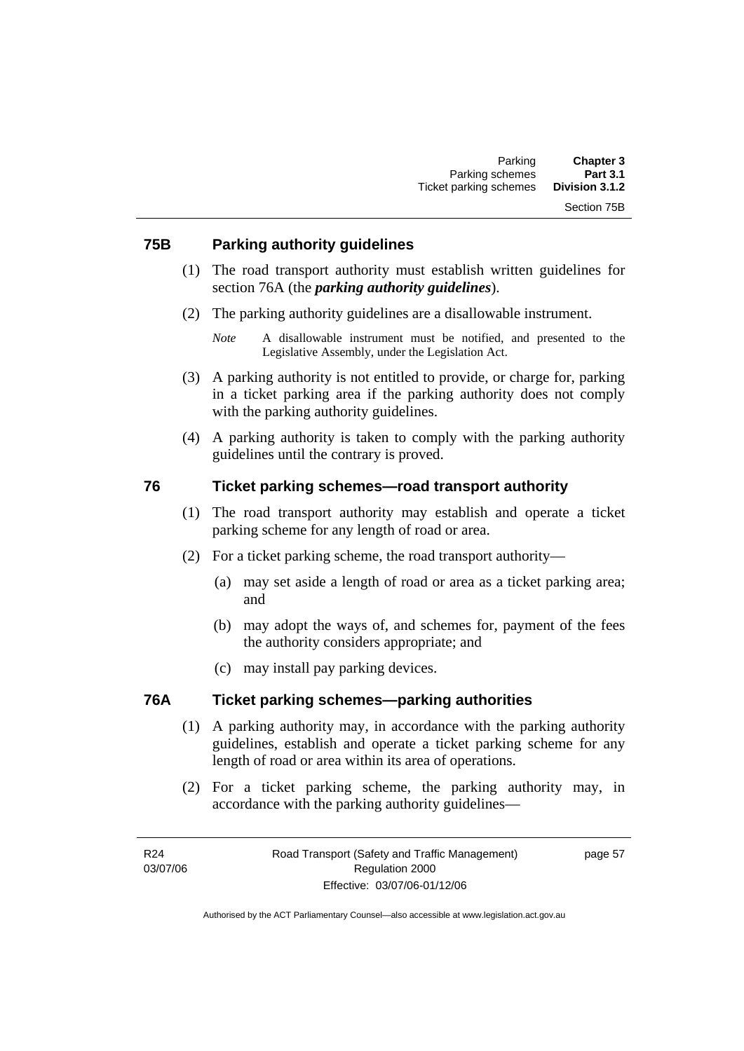### 75B Parking authority guidelines

(1) The road transport authority must establish written guidelines for section 76A (the ***parking authority guidelines***).

(2) The parking authority guidelines are a disallowable instrument.

*Note* A disallowable instrument must be notified, and presented to the Legislative Assembly, under the Legislation Act.

(3) A parking authority is not entitled to provide, or charge for, parking in a ticket parking area if the parking authority does not comply with the parking authority guidelines.

(4) A parking authority is taken to comply with the parking authority guidelines until the contrary is proved.

### 76 Ticket parking schemes—road transport authority

(1) The road transport authority may establish and operate a ticket parking scheme for any length of road or area.

(2) For a ticket parking scheme, the road transport authority—

(a) may set aside a length of road or area as a ticket parking area; and

(b) may adopt the ways of, and schemes for, payment of the fees the authority considers appropriate; and

(c) may install pay parking devices.

### 76A Ticket parking schemes—parking authorities

(1) A parking authority may, in accordance with the parking authority guidelines, establish and operate a ticket parking scheme for any length of road or area within its area of operations.

(2) For a ticket parking scheme, the parking authority may, in accordance with the parking authority guidelines—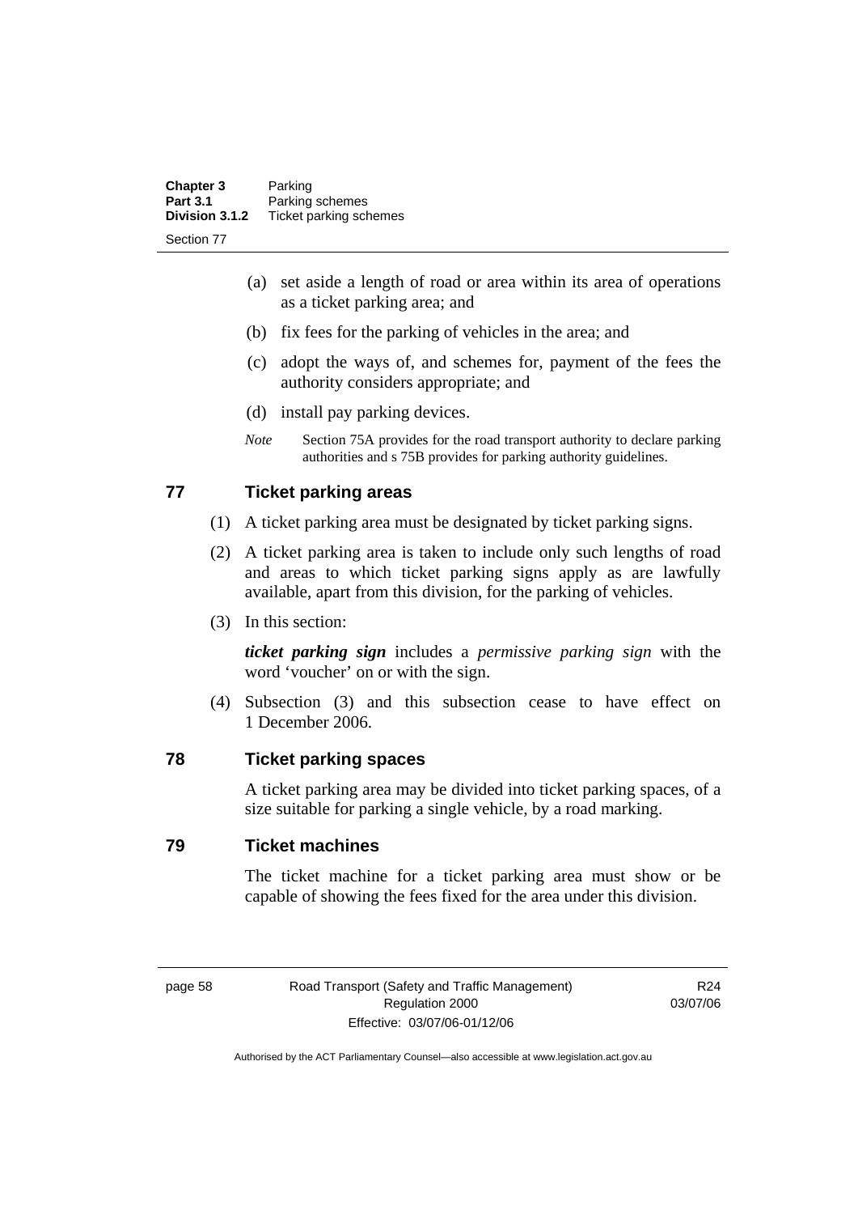(a) set aside a length of road or area within its area of operations as a ticket parking area; and

(b) fix fees for the parking of vehicles in the area; and

(c) adopt the ways of, and schemes for, payment of the fees the authority considers appropriate; and

(d) install pay parking devices.

*Note* Section 75A provides for the road transport authority to declare parking authorities and s 75B provides for parking authority guidelines.

## 77 Ticket parking areas

(1) A ticket parking area must be designated by ticket parking signs.

(2) A ticket parking area is taken to include only such lengths of road and areas to which ticket parking signs apply as are lawfully available, apart from this division, for the parking of vehicles.

(3) In this section:

***ticket parking sign*** includes a *permissive parking sign* with the word 'voucher' on or with the sign.

(4) Subsection (3) and this subsection cease to have effect on 1 December 2006.

## 78 Ticket parking spaces

A ticket parking area may be divided into ticket parking spaces, of a size suitable for parking a single vehicle, by a road marking.

## 79 Ticket machines

The ticket machine for a ticket parking area must show or be capable of showing the fees fixed for the area under this division.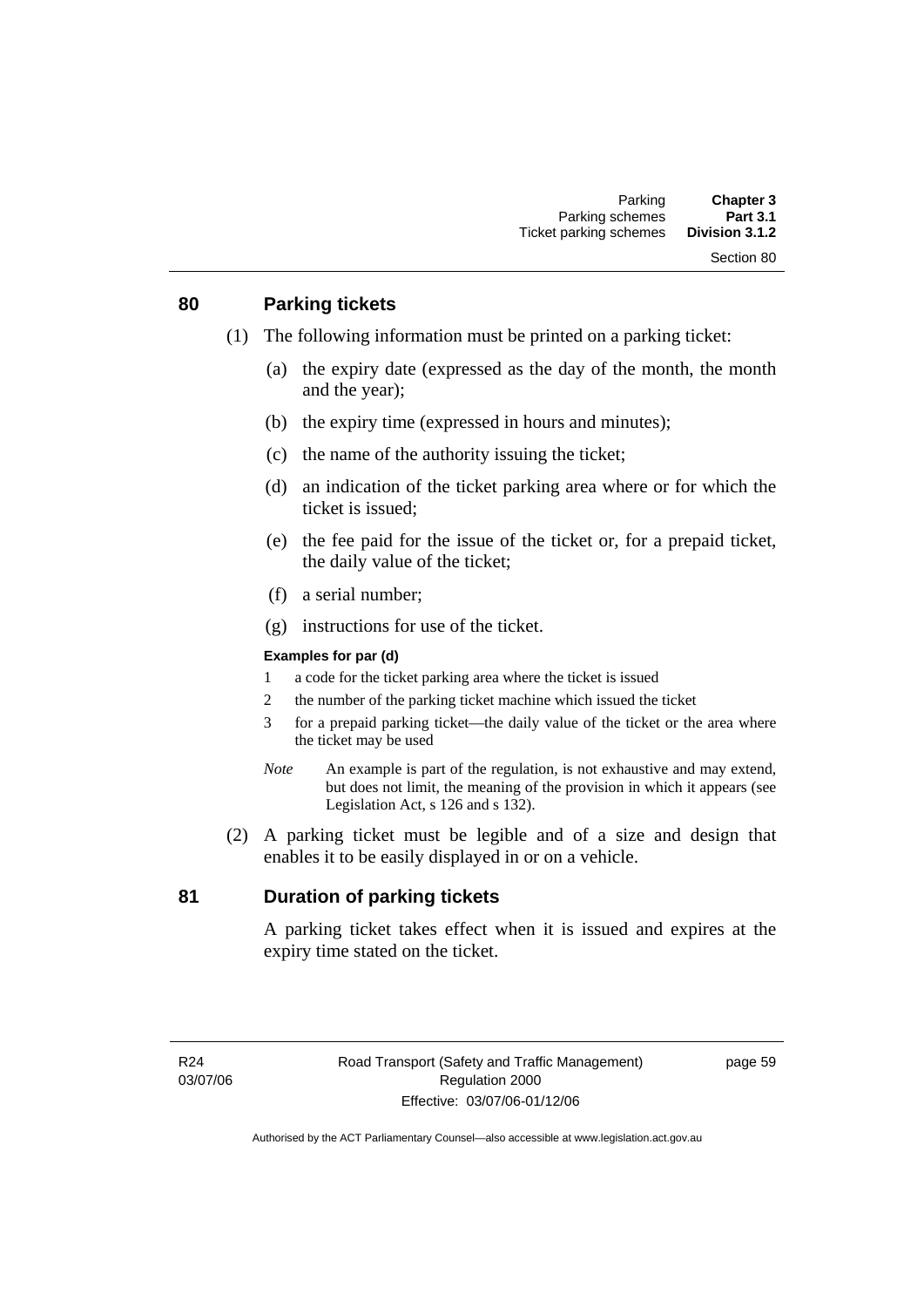## 80 Parking tickets

(1) The following information must be printed on a parking ticket:

(a) the expiry date (expressed as the day of the month, the month and the year);

(b) the expiry time (expressed in hours and minutes);

(c) the name of the authority issuing the ticket;

(d) an indication of the ticket parking area where or for which the ticket is issued;

(e) the fee paid for the issue of the ticket or, for a prepaid ticket, the daily value of the ticket;

(f) a serial number;

(g) instructions for use of the ticket.

**Examples for par (d)**

1 a code for the ticket parking area where the ticket is issued

2 the number of the parking ticket machine which issued the ticket

3 for a prepaid parking ticket—the daily value of the ticket or the area where the ticket may be used

*Note* An example is part of the regulation, is not exhaustive and may extend, but does not limit, the meaning of the provision in which it appears (see Legislation Act, s 126 and s 132).

(2) A parking ticket must be legible and of a size and design that enables it to be easily displayed in or on a vehicle.

## 81 Duration of parking tickets

A parking ticket takes effect when it is issued and expires at the expiry time stated on the ticket.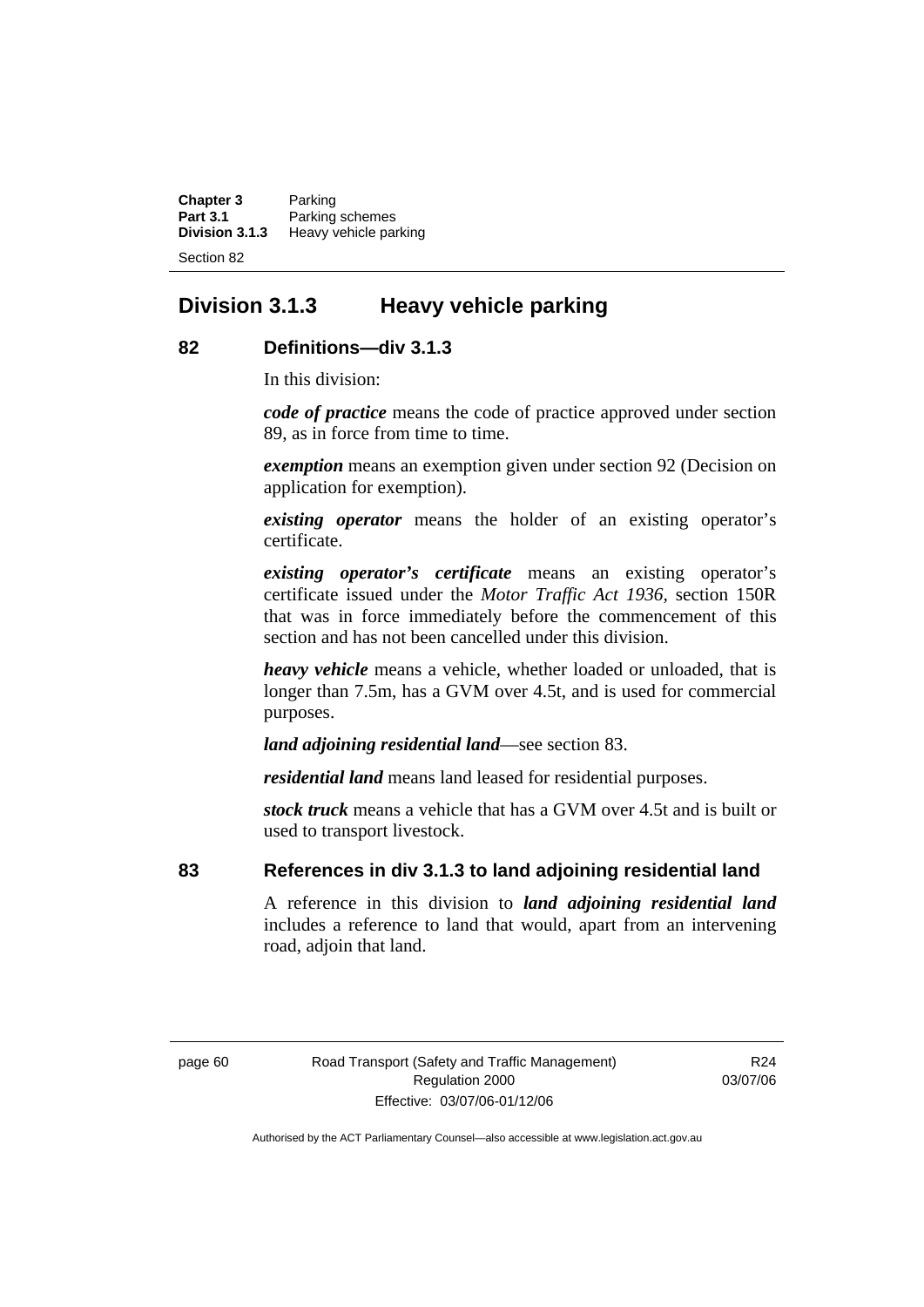## Division 3.1.3 Heavy vehicle parking

### 82 Definitions—div 3.1.3

In this division:

***code of practice*** means the code of practice approved under section 89, as in force from time to time.

***exemption*** means an exemption given under section 92 (Decision on application for exemption).

***existing operator*** means the holder of an existing operator's certificate.

***existing operator's certificate*** means an existing operator's certificate issued under the *Motor Traffic Act 1936*, section 150R that was in force immediately before the commencement of this section and has not been cancelled under this division.

***heavy vehicle*** means a vehicle, whether loaded or unloaded, that is longer than 7.5m, has a GVM over 4.5t, and is used for commercial purposes.

***land adjoining residential land***—see section 83.

***residential land*** means land leased for residential purposes.

***stock truck*** means a vehicle that has a GVM over 4.5t and is built or used to transport livestock.

### 83 References in div 3.1.3 to land adjoining residential land

A reference in this division to ***land adjoining residential land*** includes a reference to land that would, apart from an intervening road, adjoin that land.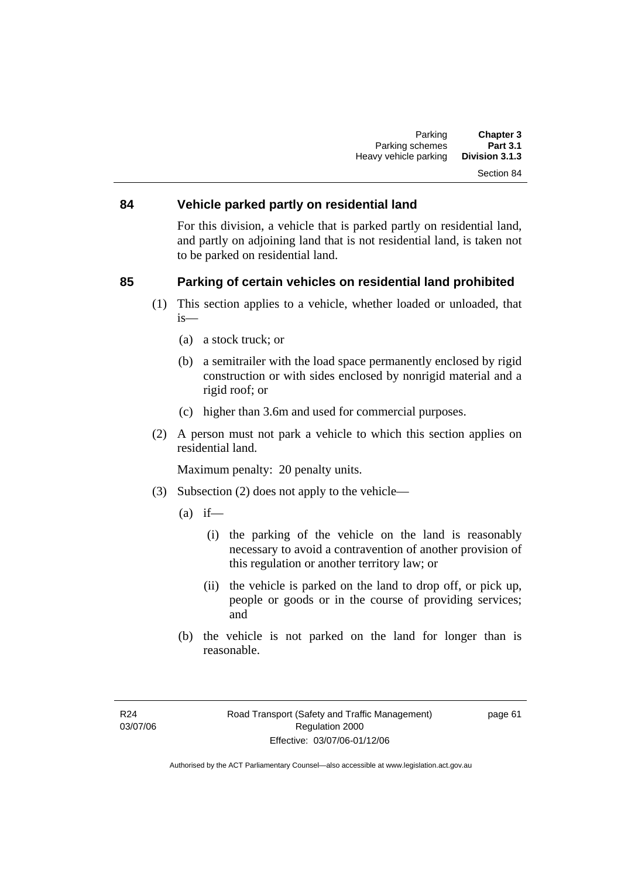## 84 Vehicle parked partly on residential land

For this division, a vehicle that is parked partly on residential land, and partly on adjoining land that is not residential land, is taken not to be parked on residential land.

## 85 Parking of certain vehicles on residential land prohibited

(1) This section applies to a vehicle, whether loaded or unloaded, that is—

(a) a stock truck; or

(b) a semitrailer with the load space permanently enclosed by rigid construction or with sides enclosed by nonrigid material and a rigid roof; or

(c) higher than 3.6m and used for commercial purposes.

(2) A person must not park a vehicle to which this section applies on residential land.

Maximum penalty: 20 penalty units.

(3) Subsection (2) does not apply to the vehicle—

(a) if—

(i) the parking of the vehicle on the land is reasonably necessary to avoid a contravention of another provision of this regulation or another territory law; or

(ii) the vehicle is parked on the land to drop off, or pick up, people or goods or in the course of providing services; and

(b) the vehicle is not parked on the land for longer than is reasonable.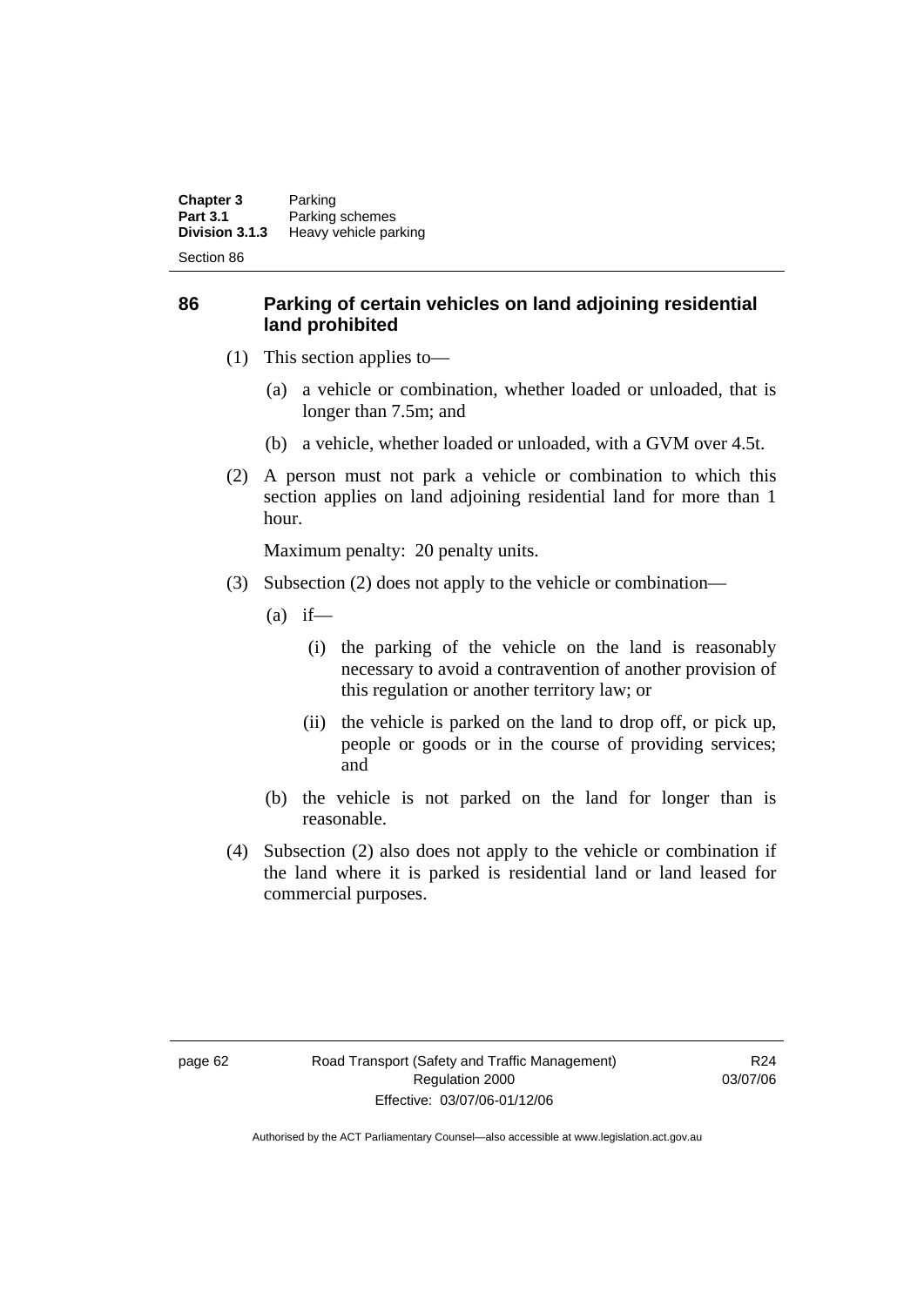## 86 Parking of certain vehicles on land adjoining residential land prohibited

(1) This section applies to—

(a) a vehicle or combination, whether loaded or unloaded, that is longer than 7.5m; and

(b) a vehicle, whether loaded or unloaded, with a GVM over 4.5t.

(2) A person must not park a vehicle or combination to which this section applies on land adjoining residential land for more than 1 hour.

Maximum penalty: 20 penalty units.

(3) Subsection (2) does not apply to the vehicle or combination—

(a) if—

(i) the parking of the vehicle on the land is reasonably necessary to avoid a contravention of another provision of this regulation or another territory law; or

(ii) the vehicle is parked on the land to drop off, or pick up, people or goods or in the course of providing services; and

(b) the vehicle is not parked on the land for longer than is reasonable.

(4) Subsection (2) also does not apply to the vehicle or combination if the land where it is parked is residential land or land leased for commercial purposes.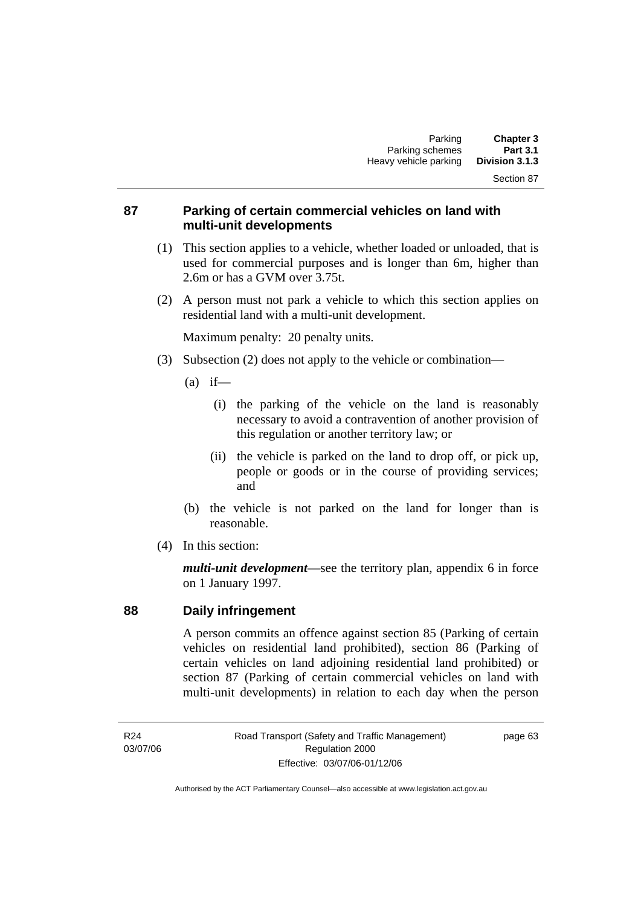## 87 Parking of certain commercial vehicles on land with multi-unit developments

(1) This section applies to a vehicle, whether loaded or unloaded, that is used for commercial purposes and is longer than 6m, higher than 2.6m or has a GVM over 3.75t.

(2) A person must not park a vehicle to which this section applies on residential land with a multi-unit development.

Maximum penalty: 20 penalty units.

(3) Subsection (2) does not apply to the vehicle or combination—

(a) if—

(i) the parking of the vehicle on the land is reasonably necessary to avoid a contravention of another provision of this regulation or another territory law; or

(ii) the vehicle is parked on the land to drop off, or pick up, people or goods or in the course of providing services; and

(b) the vehicle is not parked on the land for longer than is reasonable.

(4) In this section:

***multi-unit development***—see the territory plan, appendix 6 in force on 1 January 1997.

## 88 Daily infringement

A person commits an offence against section 85 (Parking of certain vehicles on residential land prohibited), section 86 (Parking of certain vehicles on land adjoining residential land prohibited) or section 87 (Parking of certain commercial vehicles on land with multi-unit developments) in relation to each day when the person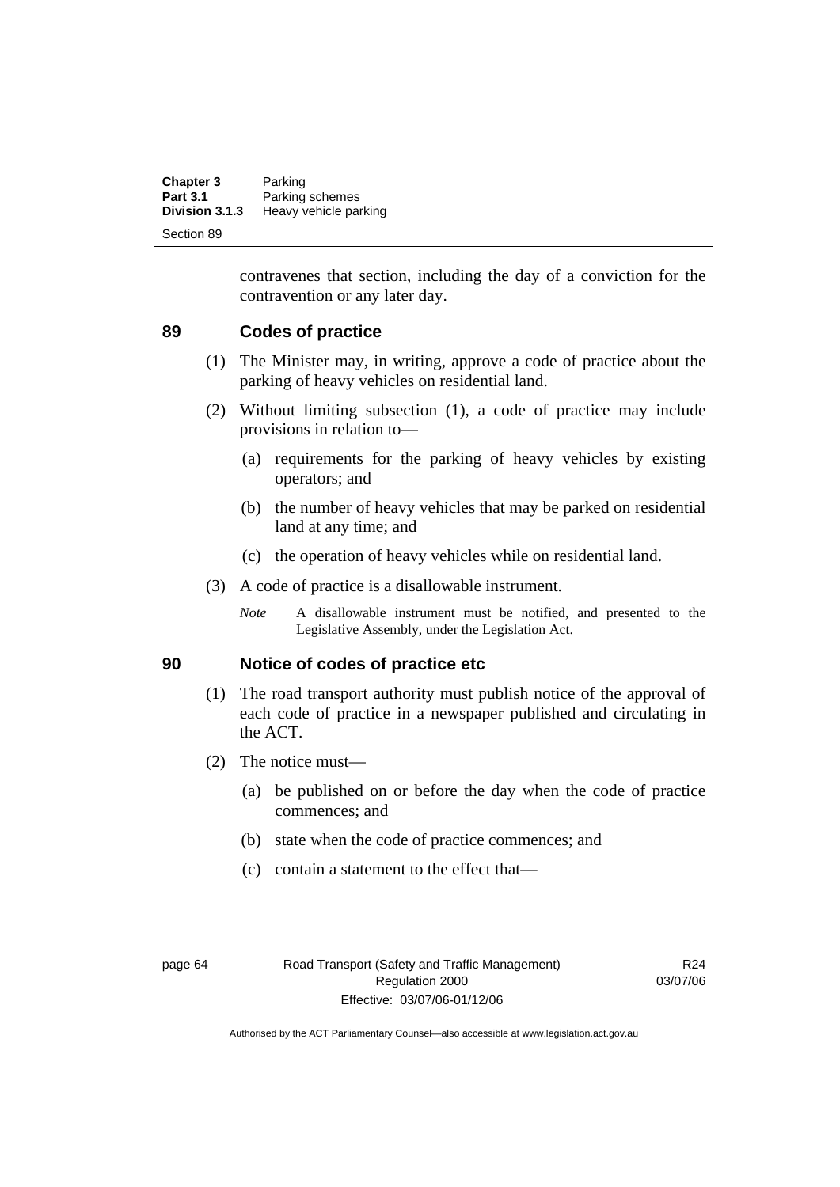contravenes that section, including the day of a conviction for the contravention or any later day.

## 89 Codes of practice

(1) The Minister may, in writing, approve a code of practice about the parking of heavy vehicles on residential land.

(2) Without limiting subsection (1), a code of practice may include provisions in relation to—

(a) requirements for the parking of heavy vehicles by existing operators; and

(b) the number of heavy vehicles that may be parked on residential land at any time; and

(c) the operation of heavy vehicles while on residential land.

(3) A code of practice is a disallowable instrument.

*Note* A disallowable instrument must be notified, and presented to the Legislative Assembly, under the Legislation Act.

## 90 Notice of codes of practice etc

(1) The road transport authority must publish notice of the approval of each code of practice in a newspaper published and circulating in the ACT.

(2) The notice must—

(a) be published on or before the day when the code of practice commences; and

(b) state when the code of practice commences; and

(c) contain a statement to the effect that—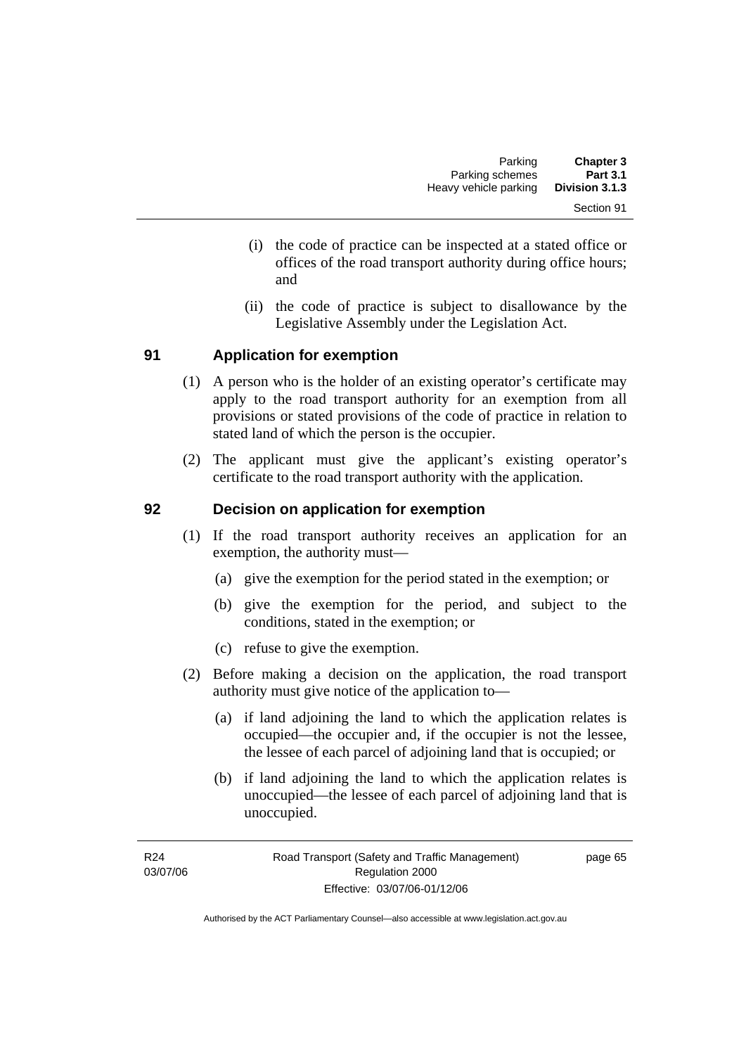(i) the code of practice can be inspected at a stated office or offices of the road transport authority during office hours; and

(ii) the code of practice is subject to disallowance by the Legislative Assembly under the Legislation Act.

## 91 Application for exemption

(1) A person who is the holder of an existing operator's certificate may apply to the road transport authority for an exemption from all provisions or stated provisions of the code of practice in relation to stated land of which the person is the occupier.

(2) The applicant must give the applicant's existing operator's certificate to the road transport authority with the application.

## 92 Decision on application for exemption

(1) If the road transport authority receives an application for an exemption, the authority must—

(a) give the exemption for the period stated in the exemption; or

(b) give the exemption for the period, and subject to the conditions, stated in the exemption; or

(c) refuse to give the exemption.

(2) Before making a decision on the application, the road transport authority must give notice of the application to—

(a) if land adjoining the land to which the application relates is occupied—the occupier and, if the occupier is not the lessee, the lessee of each parcel of adjoining land that is occupied; or

(b) if land adjoining the land to which the application relates is unoccupied—the lessee of each parcel of adjoining land that is unoccupied.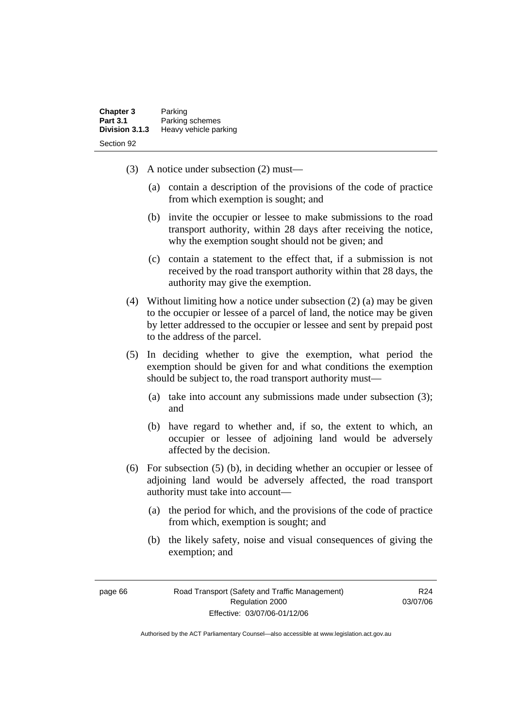(3) A notice under subsection (2) must—

(a) contain a description of the provisions of the code of practice from which exemption is sought; and

(b) invite the occupier or lessee to make submissions to the road transport authority, within 28 days after receiving the notice, why the exemption sought should not be given; and

(c) contain a statement to the effect that, if a submission is not received by the road transport authority within that 28 days, the authority may give the exemption.

(4) Without limiting how a notice under subsection (2) (a) may be given to the occupier or lessee of a parcel of land, the notice may be given by letter addressed to the occupier or lessee and sent by prepaid post to the address of the parcel.

(5) In deciding whether to give the exemption, what period the exemption should be given for and what conditions the exemption should be subject to, the road transport authority must—

(a) take into account any submissions made under subsection (3); and

(b) have regard to whether and, if so, the extent to which, an occupier or lessee of adjoining land would be adversely affected by the decision.

(6) For subsection (5) (b), in deciding whether an occupier or lessee of adjoining land would be adversely affected, the road transport authority must take into account—

(a) the period for which, and the provisions of the code of practice from which, exemption is sought; and

(b) the likely safety, noise and visual consequences of giving the exemption; and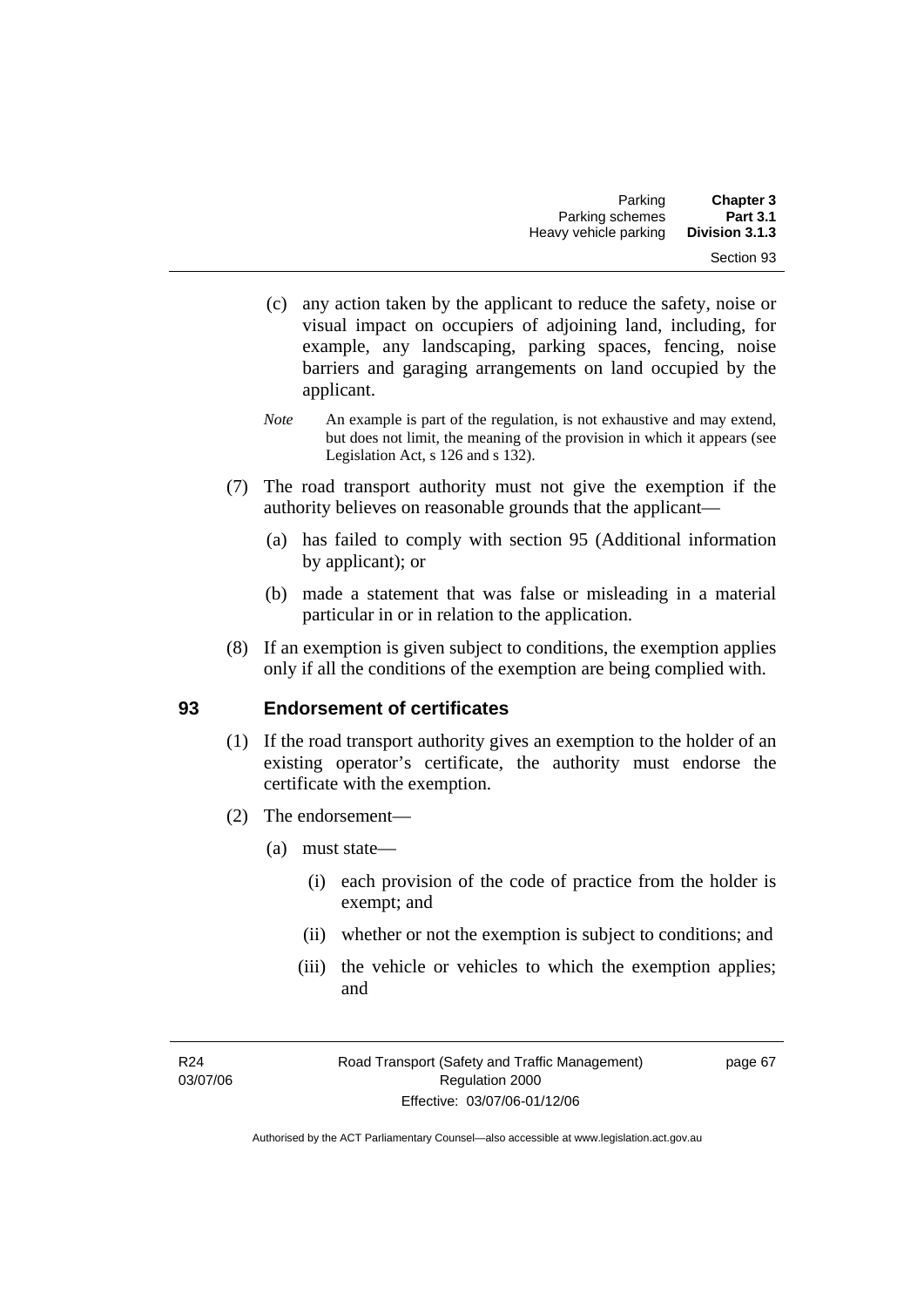(c) any action taken by the applicant to reduce the safety, noise or visual impact on occupiers of adjoining land, including, for example, any landscaping, parking spaces, fencing, noise barriers and garaging arrangements on land occupied by the applicant.

*Note* An example is part of the regulation, is not exhaustive and may extend, but does not limit, the meaning of the provision in which it appears (see Legislation Act, s 126 and s 132).

(7) The road transport authority must not give the exemption if the authority believes on reasonable grounds that the applicant—

(a) has failed to comply with section 95 (Additional information by applicant); or

(b) made a statement that was false or misleading in a material particular in or in relation to the application.

(8) If an exemption is given subject to conditions, the exemption applies only if all the conditions of the exemption are being complied with.

## 93 Endorsement of certificates

(1) If the road transport authority gives an exemption to the holder of an existing operator's certificate, the authority must endorse the certificate with the exemption.

(2) The endorsement—

(a) must state—

(i) each provision of the code of practice from the holder is exempt; and

(ii) whether or not the exemption is subject to conditions; and

(iii) the vehicle or vehicles to which the exemption applies; and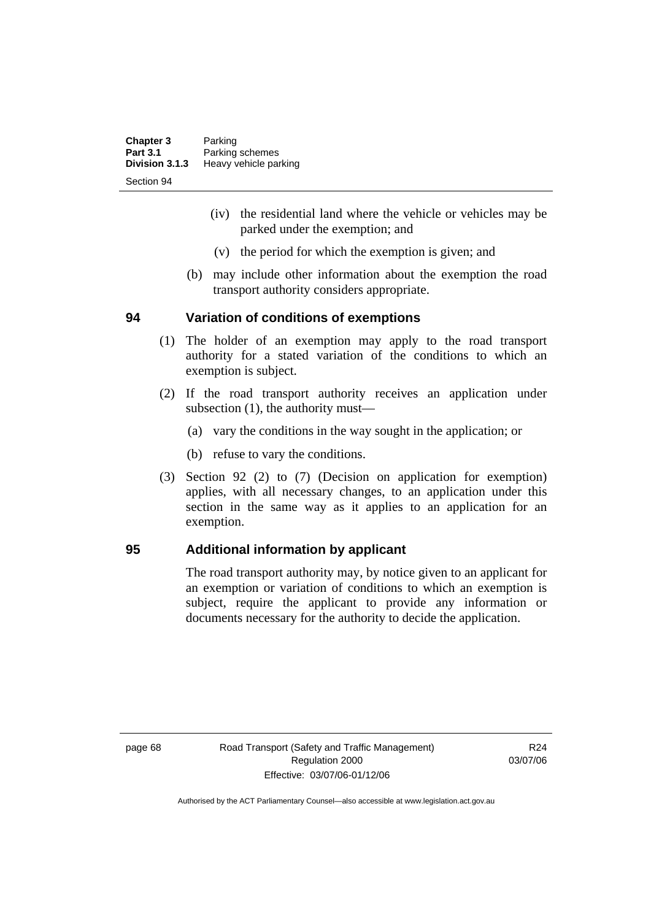(iv) the residential land where the vehicle or vehicles may be parked under the exemption; and

(v) the period for which the exemption is given; and

(b) may include other information about the exemption the road transport authority considers appropriate.

## 94 Variation of conditions of exemptions

(1) The holder of an exemption may apply to the road transport authority for a stated variation of the conditions to which an exemption is subject.

(2) If the road transport authority receives an application under subsection (1), the authority must—

(a) vary the conditions in the way sought in the application; or

(b) refuse to vary the conditions.

(3) Section 92 (2) to (7) (Decision on application for exemption) applies, with all necessary changes, to an application under this section in the same way as it applies to an application for an exemption.

## 95 Additional information by applicant

The road transport authority may, by notice given to an applicant for an exemption or variation of conditions to which an exemption is subject, require the applicant to provide any information or documents necessary for the authority to decide the application.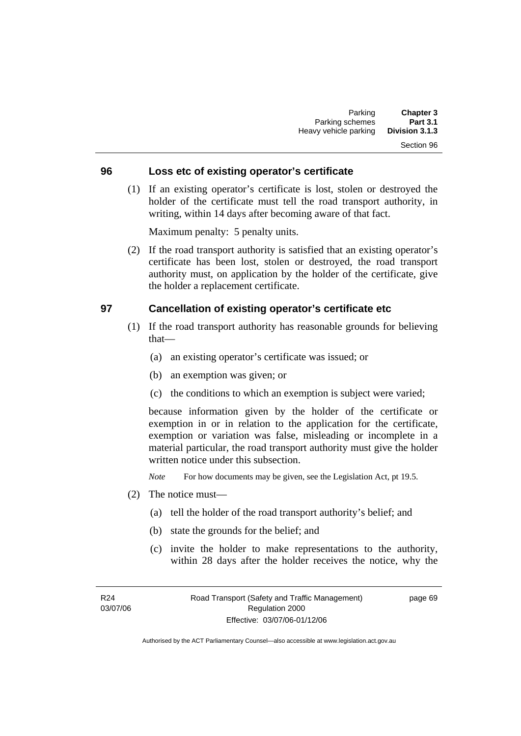## 96 Loss etc of existing operator's certificate

(1) If an existing operator's certificate is lost, stolen or destroyed the holder of the certificate must tell the road transport authority, in writing, within 14 days after becoming aware of that fact.

Maximum penalty: 5 penalty units.

(2) If the road transport authority is satisfied that an existing operator's certificate has been lost, stolen or destroyed, the road transport authority must, on application by the holder of the certificate, give the holder a replacement certificate.

## 97 Cancellation of existing operator's certificate etc

(1) If the road transport authority has reasonable grounds for believing that—

(a) an existing operator's certificate was issued; or

(b) an exemption was given; or

(c) the conditions to which an exemption is subject were varied;

because information given by the holder of the certificate or exemption in or in relation to the application for the certificate, exemption or variation was false, misleading or incomplete in a material particular, the road transport authority must give the holder written notice under this subsection.

*Note* For how documents may be given, see the Legislation Act, pt 19.5.

(2) The notice must—

(a) tell the holder of the road transport authority's belief; and

(b) state the grounds for the belief; and

(c) invite the holder to make representations to the authority, within 28 days after the holder receives the notice, why the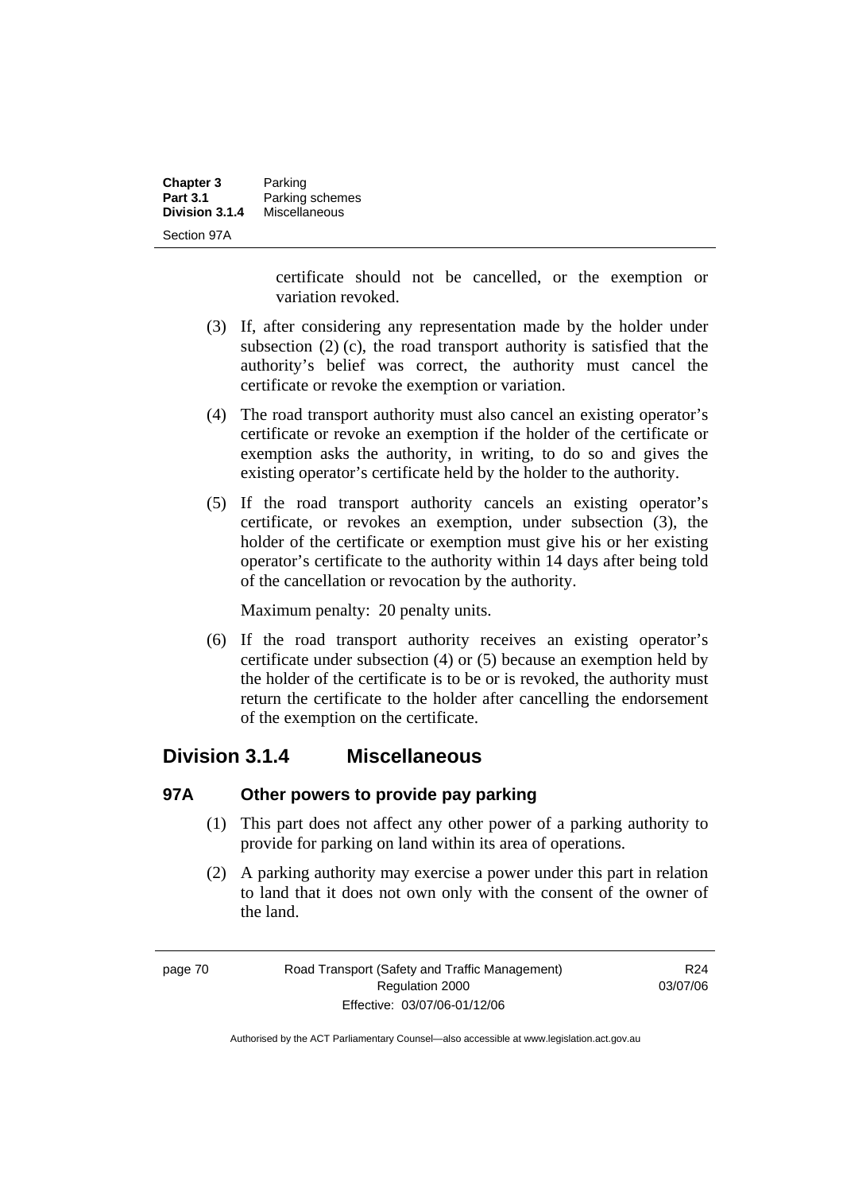certificate should not be cancelled, or the exemption or variation revoked.

(3) If, after considering any representation made by the holder under subsection (2) (c), the road transport authority is satisfied that the authority's belief was correct, the authority must cancel the certificate or revoke the exemption or variation.

(4) The road transport authority must also cancel an existing operator's certificate or revoke an exemption if the holder of the certificate or exemption asks the authority, in writing, to do so and gives the existing operator's certificate held by the holder to the authority.

(5) If the road transport authority cancels an existing operator's certificate, or revokes an exemption, under subsection (3), the holder of the certificate or exemption must give his or her existing operator's certificate to the authority within 14 days after being told of the cancellation or revocation by the authority.

Maximum penalty: 20 penalty units.

(6) If the road transport authority receives an existing operator's certificate under subsection (4) or (5) because an exemption held by the holder of the certificate is to be or is revoked, the authority must return the certificate to the holder after cancelling the endorsement of the exemption on the certificate.

## Division 3.1.4 Miscellaneous

### 97A Other powers to provide pay parking

(1) This part does not affect any other power of a parking authority to provide for parking on land within its area of operations.

(2) A parking authority may exercise a power under this part in relation to land that it does not own only with the consent of the owner of the land.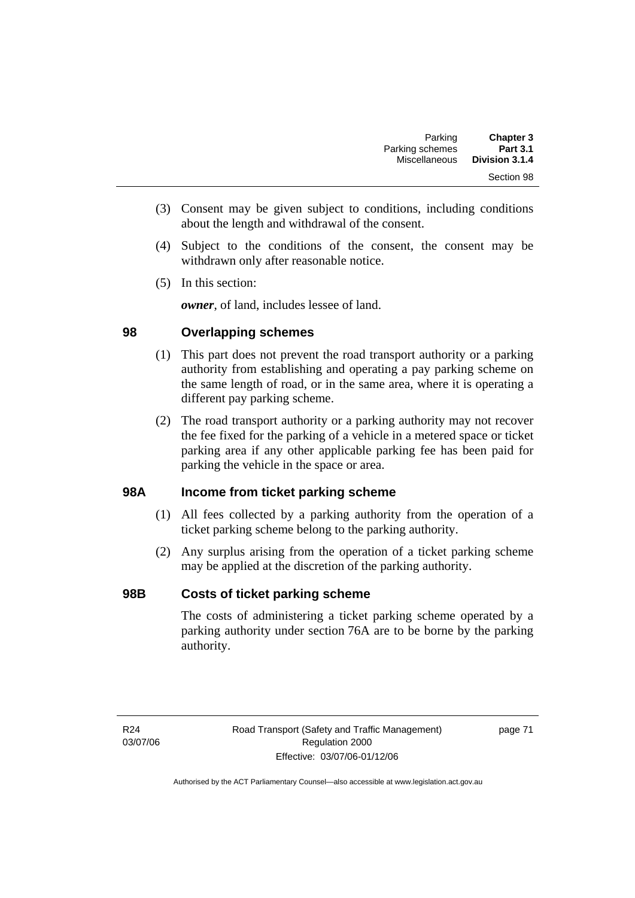(3) Consent may be given subject to conditions, including conditions about the length and withdrawal of the consent.

(4) Subject to the conditions of the consent, the consent may be withdrawn only after reasonable notice.

(5) In this section:

***owner***, of land, includes lessee of land.

### 98 Overlapping schemes

(1) This part does not prevent the road transport authority or a parking authority from establishing and operating a pay parking scheme on the same length of road, or in the same area, where it is operating a different pay parking scheme.

(2) The road transport authority or a parking authority may not recover the fee fixed for the parking of a vehicle in a metered space or ticket parking area if any other applicable parking fee has been paid for parking the vehicle in the space or area.

### 98A Income from ticket parking scheme

(1) All fees collected by a parking authority from the operation of a ticket parking scheme belong to the parking authority.

(2) Any surplus arising from the operation of a ticket parking scheme may be applied at the discretion of the parking authority.

### 98B Costs of ticket parking scheme

The costs of administering a ticket parking scheme operated by a parking authority under section 76A are to be borne by the parking authority.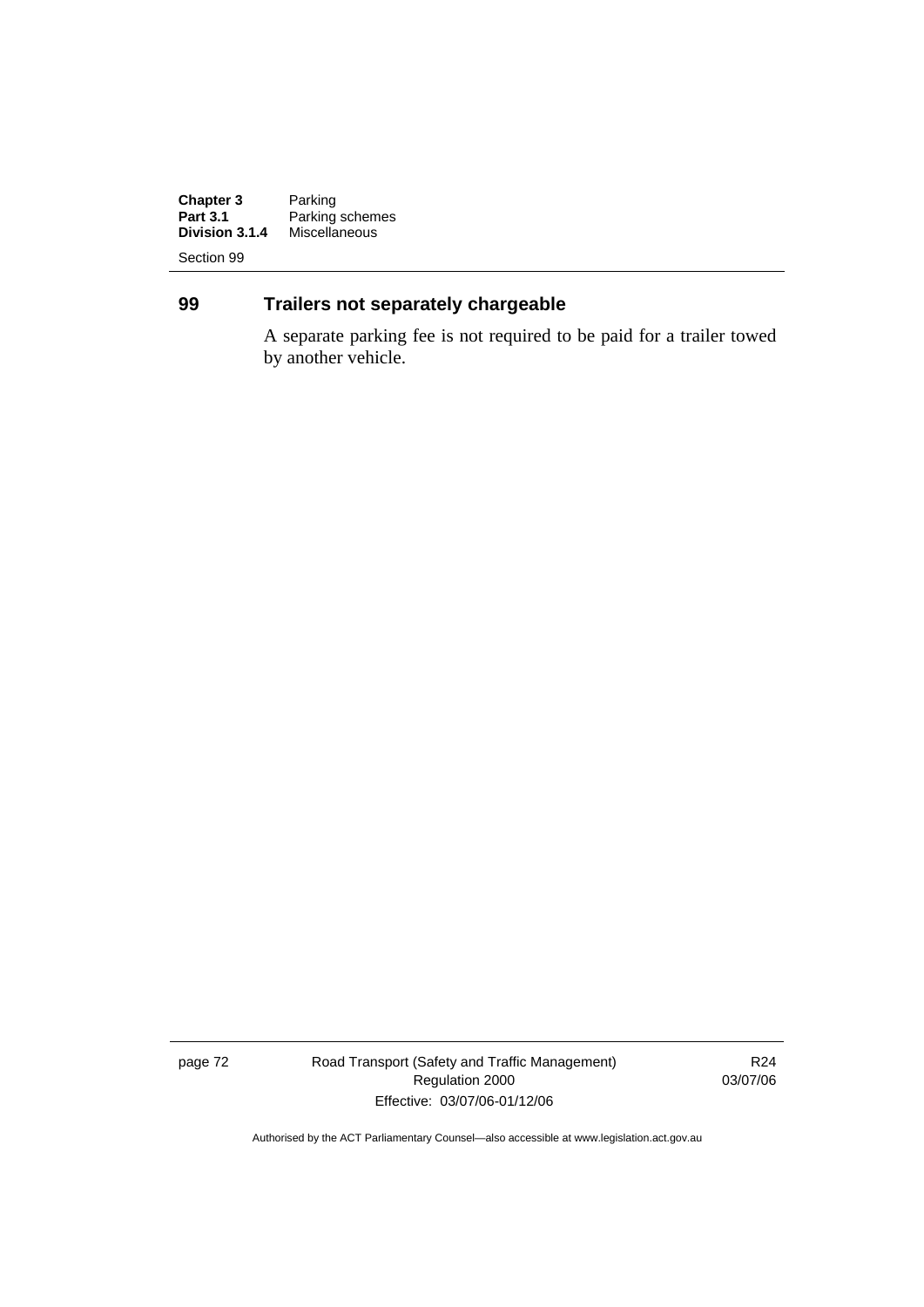## 99 Trailers not separately chargeable

A separate parking fee is not required to be paid for a trailer towed by another vehicle.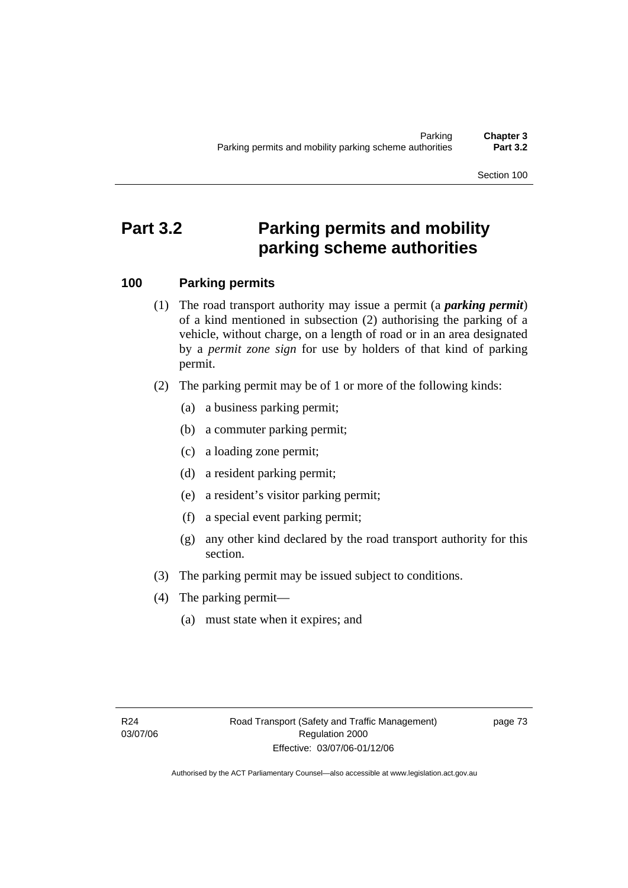# Part 3.2 Parking permits and mobility parking scheme authorities

## 100 Parking permits

(1) The road transport authority may issue a permit (a ***parking permit***) of a kind mentioned in subsection (2) authorising the parking of a vehicle, without charge, on a length of road or in an area designated by a *permit zone sign* for use by holders of that kind of parking permit.

(2) The parking permit may be of 1 or more of the following kinds:

(a) a business parking permit;

(b) a commuter parking permit;

(c) a loading zone permit;

(d) a resident parking permit;

(e) a resident's visitor parking permit;

(f) a special event parking permit;

(g) any other kind declared by the road transport authority for this section.

(3) The parking permit may be issued subject to conditions.

(4) The parking permit—

(a) must state when it expires; and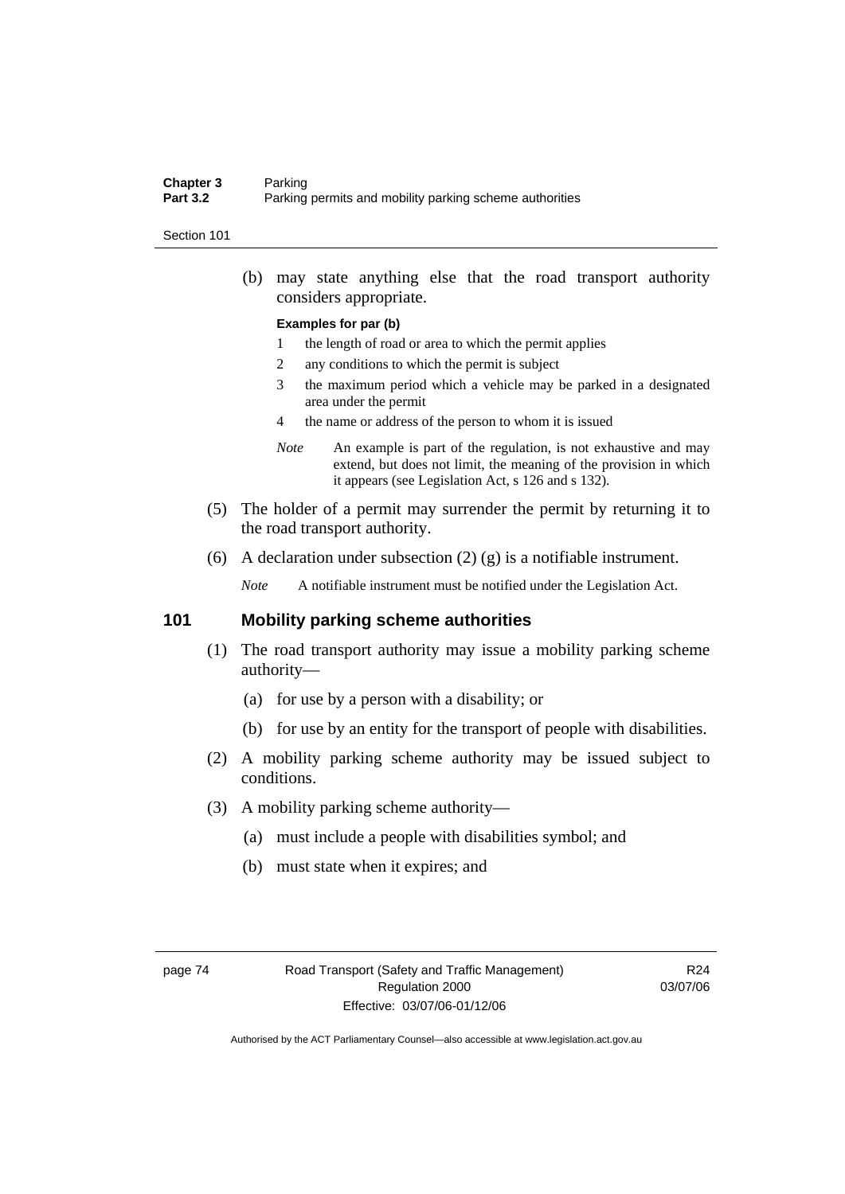(b) may state anything else that the road transport authority considers appropriate.

**Examples for par (b)**

1 the length of road or area to which the permit applies

2 any conditions to which the permit is subject

3 the maximum period which a vehicle may be parked in a designated area under the permit

4 the name or address of the person to whom it is issued

*Note* An example is part of the regulation, is not exhaustive and may extend, but does not limit, the meaning of the provision in which it appears (see Legislation Act, s 126 and s 132).

(5) The holder of a permit may surrender the permit by returning it to the road transport authority.

(6) A declaration under subsection (2) (g) is a notifiable instrument.

*Note* A notifiable instrument must be notified under the Legislation Act.

## 101 Mobility parking scheme authorities

(1) The road transport authority may issue a mobility parking scheme authority—

(a) for use by a person with a disability; or

(b) for use by an entity for the transport of people with disabilities.

(2) A mobility parking scheme authority may be issued subject to conditions.

(3) A mobility parking scheme authority—

(a) must include a people with disabilities symbol; and

(b) must state when it expires; and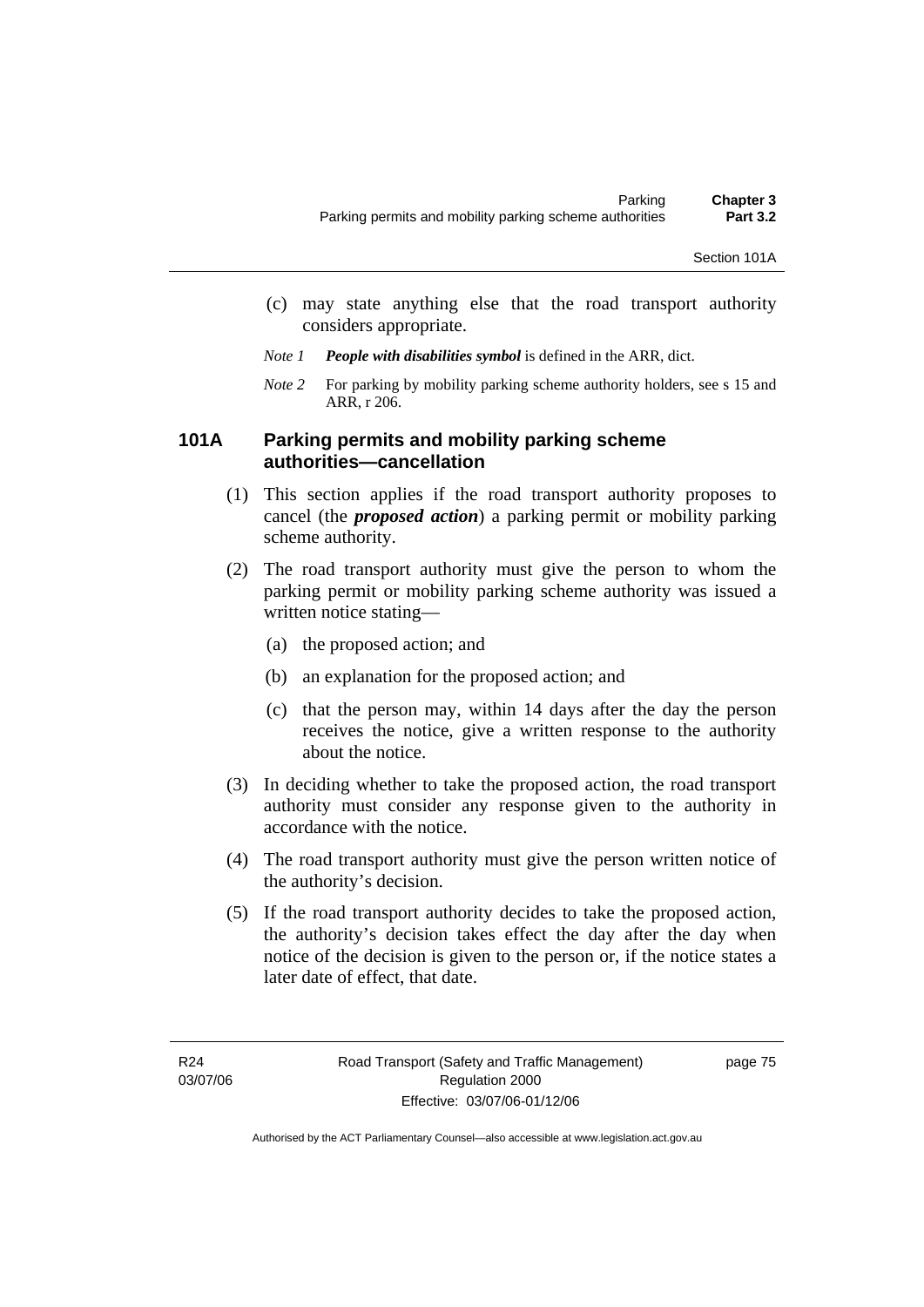(c) may state anything else that the road transport authority considers appropriate.

*Note 1* ***People with disabilities symbol*** is defined in the ARR, dict.

*Note 2* For parking by mobility parking scheme authority holders, see s 15 and ARR, r 206.

### 101A Parking permits and mobility parking scheme authorities—cancellation

(1) This section applies if the road transport authority proposes to cancel (the ***proposed action***) a parking permit or mobility parking scheme authority.

(2) The road transport authority must give the person to whom the parking permit or mobility parking scheme authority was issued a written notice stating—

(a) the proposed action; and

(b) an explanation for the proposed action; and

(c) that the person may, within 14 days after the day the person receives the notice, give a written response to the authority about the notice.

(3) In deciding whether to take the proposed action, the road transport authority must consider any response given to the authority in accordance with the notice.

(4) The road transport authority must give the person written notice of the authority's decision.

(5) If the road transport authority decides to take the proposed action, the authority's decision takes effect the day after the day when notice of the decision is given to the person or, if the notice states a later date of effect, that date.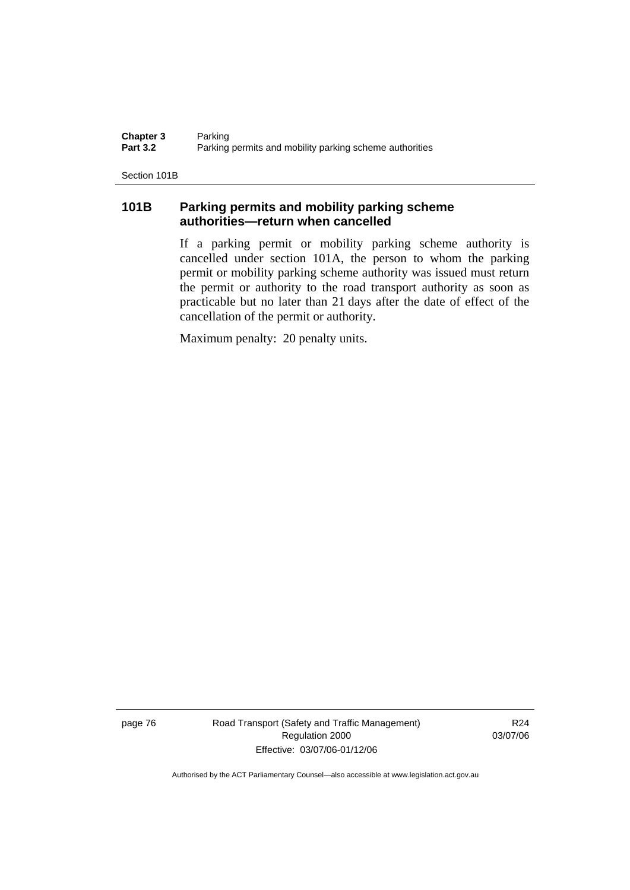## 101B Parking permits and mobility parking scheme authorities—return when cancelled

If a parking permit or mobility parking scheme authority is cancelled under section 101A, the person to whom the parking permit or mobility parking scheme authority was issued must return the permit or authority to the road transport authority as soon as practicable but no later than 21 days after the date of effect of the cancellation of the permit or authority.

Maximum penalty: 20 penalty units.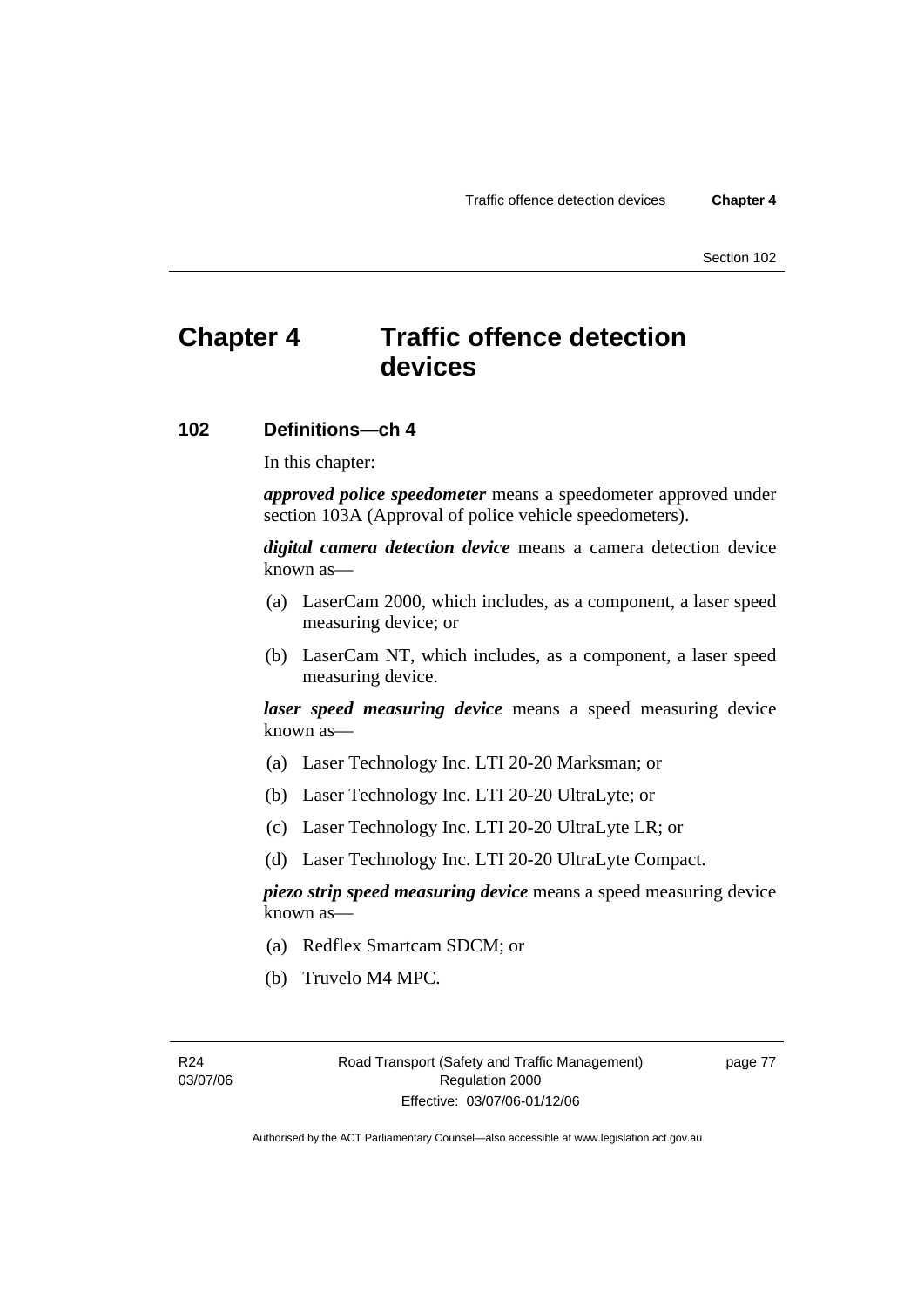# Chapter 4 Traffic offence detection devices

## 102 Definitions—ch 4

In this chapter:

***approved police speedometer*** means a speedometer approved under section 103A (Approval of police vehicle speedometers).

***digital camera detection device*** means a camera detection device known as—

(a) LaserCam 2000, which includes, as a component, a laser speed measuring device; or

(b) LaserCam NT, which includes, as a component, a laser speed measuring device.

***laser speed measuring device*** means a speed measuring device known as—

(a) Laser Technology Inc. LTI 20-20 Marksman; or

(b) Laser Technology Inc. LTI 20-20 UltraLyte; or

(c) Laser Technology Inc. LTI 20-20 UltraLyte LR; or

(d) Laser Technology Inc. LTI 20-20 UltraLyte Compact.

***piezo strip speed measuring device*** means a speed measuring device known as—

(a) Redflex Smartcam SDCM; or

(b) Truvelo M4 MPC.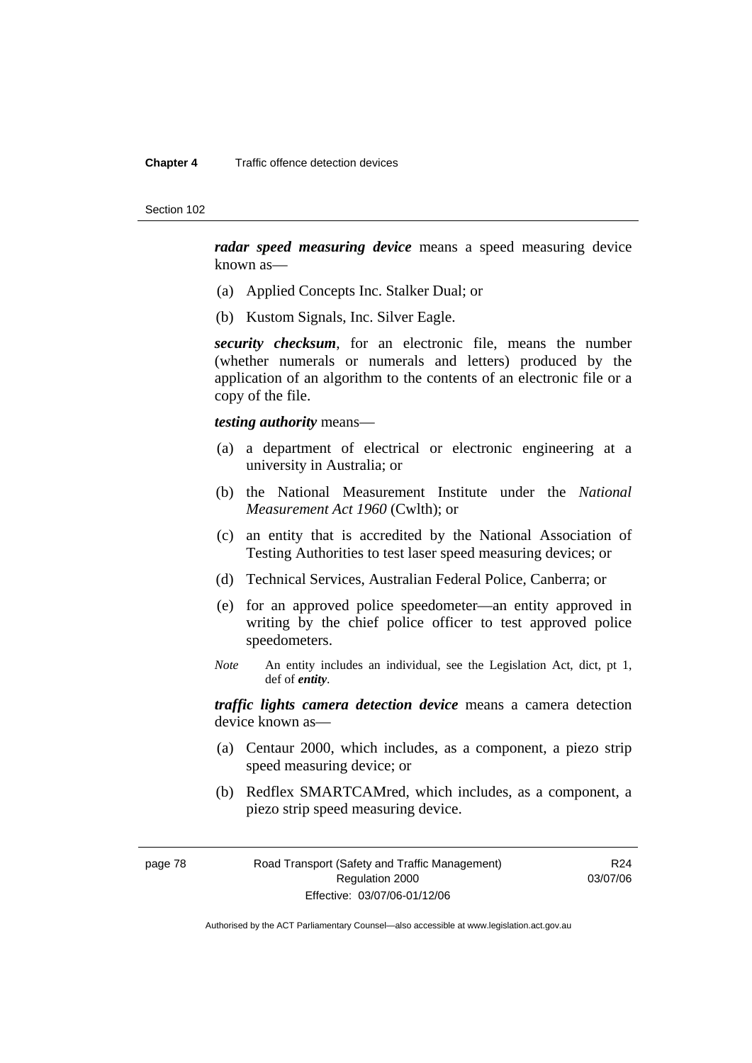***radar speed measuring device*** means a speed measuring device known as—

(a) Applied Concepts Inc. Stalker Dual; or

(b) Kustom Signals, Inc. Silver Eagle.

***security checksum***, for an electronic file, means the number (whether numerals or numerals and letters) produced by the application of an algorithm to the contents of an electronic file or a copy of the file.

***testing authority*** means—

(a) a department of electrical or electronic engineering at a university in Australia; or

(b) the National Measurement Institute under the *National Measurement Act 1960* (Cwlth); or

(c) an entity that is accredited by the National Association of Testing Authorities to test laser speed measuring devices; or

(d) Technical Services, Australian Federal Police, Canberra; or

(e) for an approved police speedometer—an entity approved in writing by the chief police officer to test approved police speedometers.

*Note* An entity includes an individual, see the Legislation Act, dict, pt 1, def of ***entity***.

***traffic lights camera detection device*** means a camera detection device known as—

(a) Centaur 2000, which includes, as a component, a piezo strip speed measuring device; or

(b) Redflex SMARTCAMred, which includes, as a component, a piezo strip speed measuring device.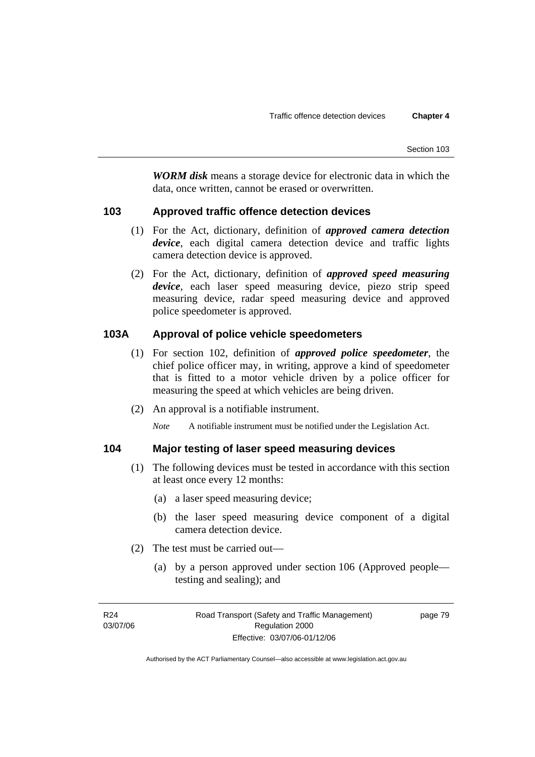***WORM disk*** means a storage device for electronic data in which the data, once written, cannot be erased or overwritten.

## 103 Approved traffic offence detection devices

(1) For the Act, dictionary, definition of ***approved camera detection device***, each digital camera detection device and traffic lights camera detection device is approved.

(2) For the Act, dictionary, definition of ***approved speed measuring device***, each laser speed measuring device, piezo strip speed measuring device, radar speed measuring device and approved police speedometer is approved.

## 103A Approval of police vehicle speedometers

(1) For section 102, definition of ***approved police speedometer***, the chief police officer may, in writing, approve a kind of speedometer that is fitted to a motor vehicle driven by a police officer for measuring the speed at which vehicles are being driven.

(2) An approval is a notifiable instrument.

*Note* A notifiable instrument must be notified under the Legislation Act.

## 104 Major testing of laser speed measuring devices

(1) The following devices must be tested in accordance with this section at least once every 12 months:

(a) a laser speed measuring device;

(b) the laser speed measuring device component of a digital camera detection device.

(2) The test must be carried out—

(a) by a person approved under section 106 (Approved people—testing and sealing); and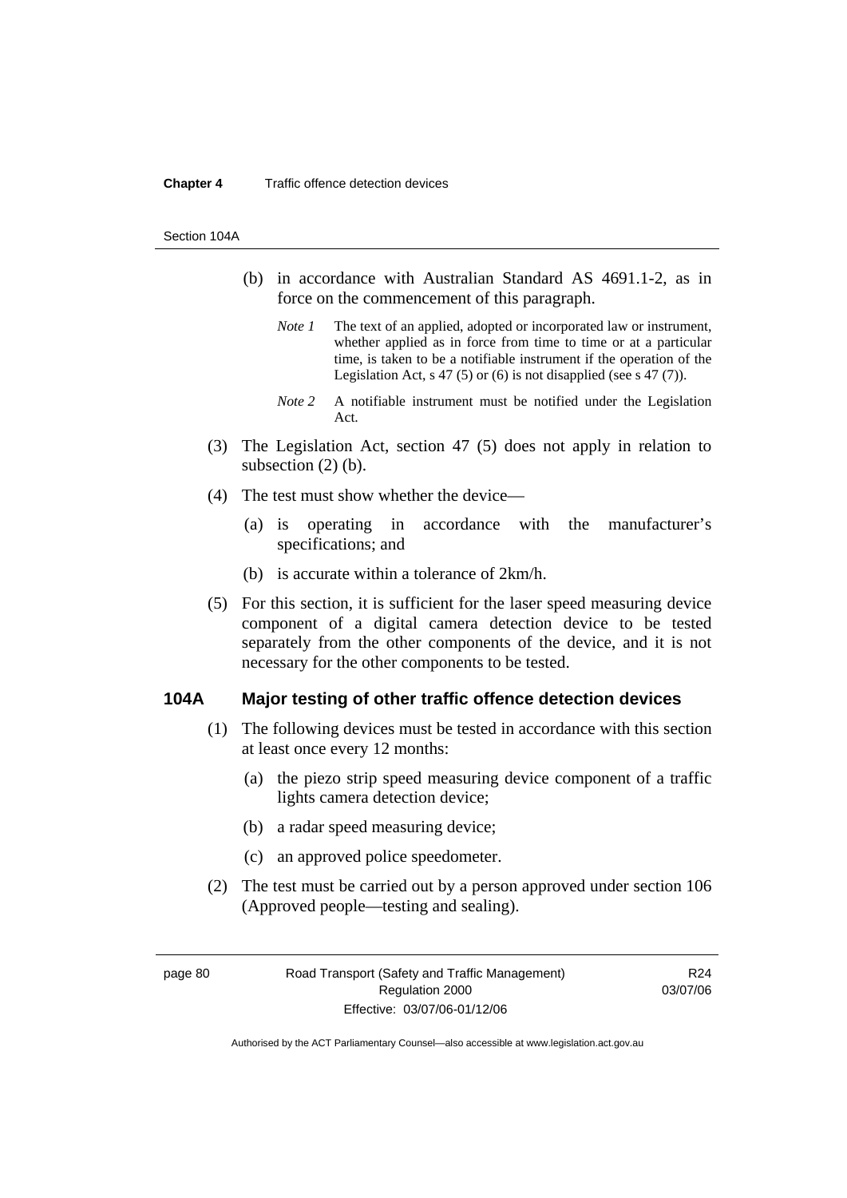(b) in accordance with Australian Standard AS 4691.1-2, as in force on the commencement of this paragraph.

*Note 1* The text of an applied, adopted or incorporated law or instrument, whether applied as in force from time to time or at a particular time, is taken to be a notifiable instrument if the operation of the Legislation Act, s 47 (5) or (6) is not disapplied (see s 47 (7)).

*Note 2* A notifiable instrument must be notified under the Legislation Act.

(3) The Legislation Act, section 47 (5) does not apply in relation to subsection (2) (b).

(4) The test must show whether the device—

(a) is operating in accordance with the manufacturer's specifications; and

(b) is accurate within a tolerance of 2km/h.

(5) For this section, it is sufficient for the laser speed measuring device component of a digital camera detection device to be tested separately from the other components of the device, and it is not necessary for the other components to be tested.

## 104A Major testing of other traffic offence detection devices

(1) The following devices must be tested in accordance with this section at least once every 12 months:

(a) the piezo strip speed measuring device component of a traffic lights camera detection device;

(b) a radar speed measuring device;

(c) an approved police speedometer.

(2) The test must be carried out by a person approved under section 106 (Approved people—testing and sealing).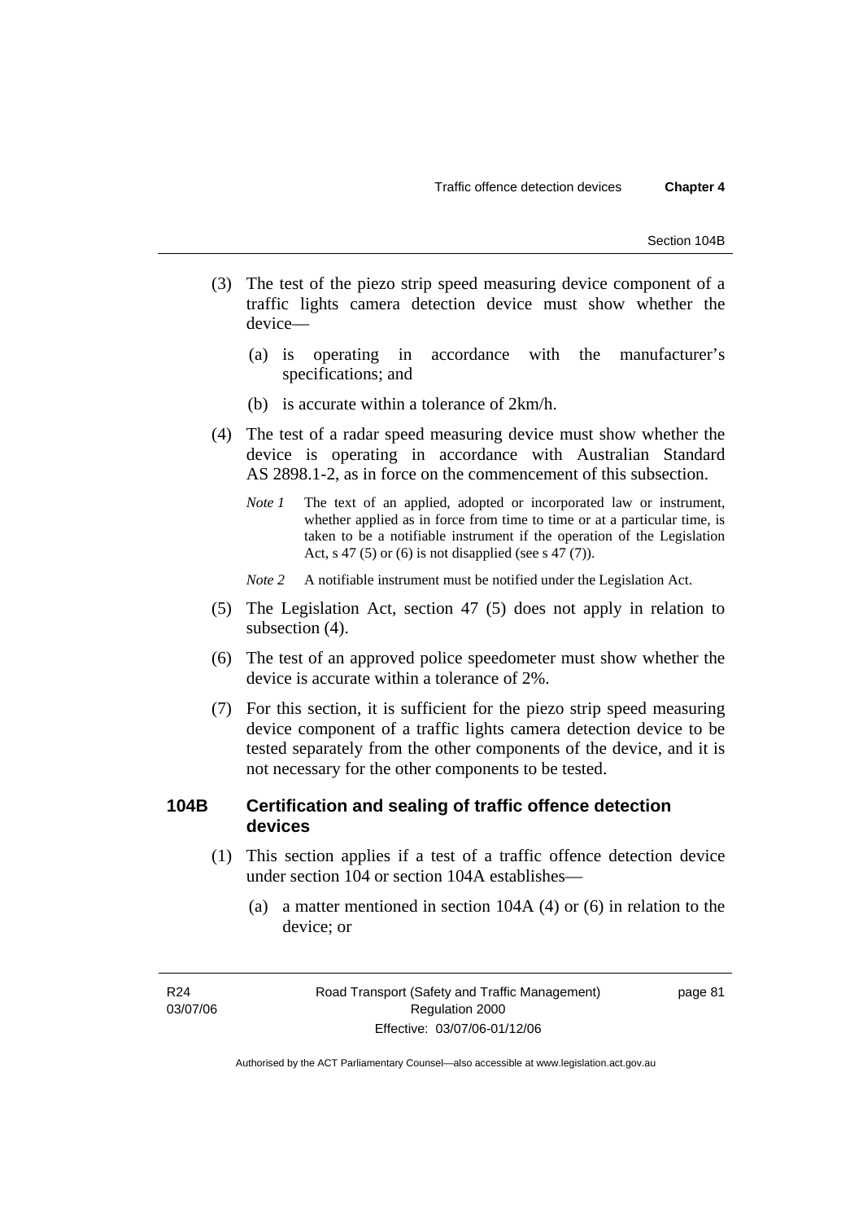(3) The test of the piezo strip speed measuring device component of a traffic lights camera detection device must show whether the device—

(a) is operating in accordance with the manufacturer's specifications; and

(b) is accurate within a tolerance of 2km/h.

(4) The test of a radar speed measuring device must show whether the device is operating in accordance with Australian Standard AS 2898.1-2, as in force on the commencement of this subsection.

*Note 1* The text of an applied, adopted or incorporated law or instrument, whether applied as in force from time to time or at a particular time, is taken to be a notifiable instrument if the operation of the Legislation Act, s 47 (5) or (6) is not disapplied (see s 47 (7)).

*Note 2* A notifiable instrument must be notified under the Legislation Act.

(5) The Legislation Act, section 47 (5) does not apply in relation to subsection (4).

(6) The test of an approved police speedometer must show whether the device is accurate within a tolerance of 2%.

(7) For this section, it is sufficient for the piezo strip speed measuring device component of a traffic lights camera detection device to be tested separately from the other components of the device, and it is not necessary for the other components to be tested.

### 104B Certification and sealing of traffic offence detection devices

(1) This section applies if a test of a traffic offence detection device under section 104 or section 104A establishes—

(a) a matter mentioned in section 104A (4) or (6) in relation to the device; or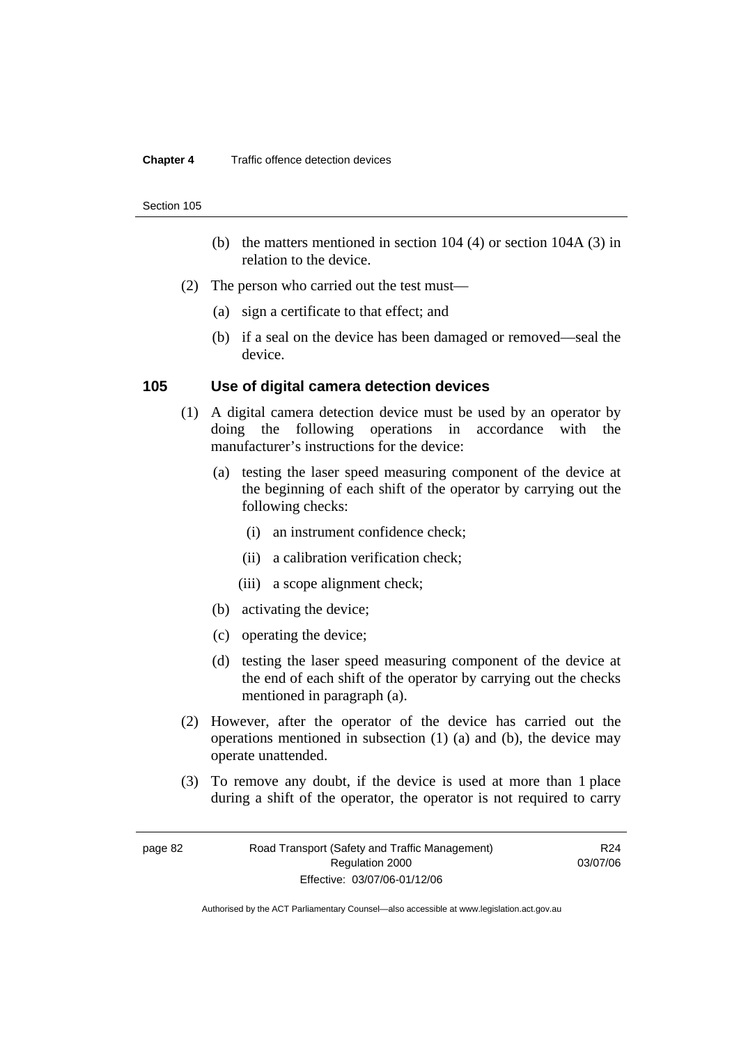(b) the matters mentioned in section 104 (4) or section 104A (3) in relation to the device.

(2) The person who carried out the test must—

(a) sign a certificate to that effect; and

(b) if a seal on the device has been damaged or removed—seal the device.

### 105 Use of digital camera detection devices

(1) A digital camera detection device must be used by an operator by doing the following operations in accordance with the manufacturer's instructions for the device:

(a) testing the laser speed measuring component of the device at the beginning of each shift of the operator by carrying out the following checks:

(i) an instrument confidence check;

(ii) a calibration verification check;

(iii) a scope alignment check;

(b) activating the device;

(c) operating the device;

(d) testing the laser speed measuring component of the device at the end of each shift of the operator by carrying out the checks mentioned in paragraph (a).

(2) However, after the operator of the device has carried out the operations mentioned in subsection (1) (a) and (b), the device may operate unattended.

(3) To remove any doubt, if the device is used at more than 1 place during a shift of the operator, the operator is not required to carry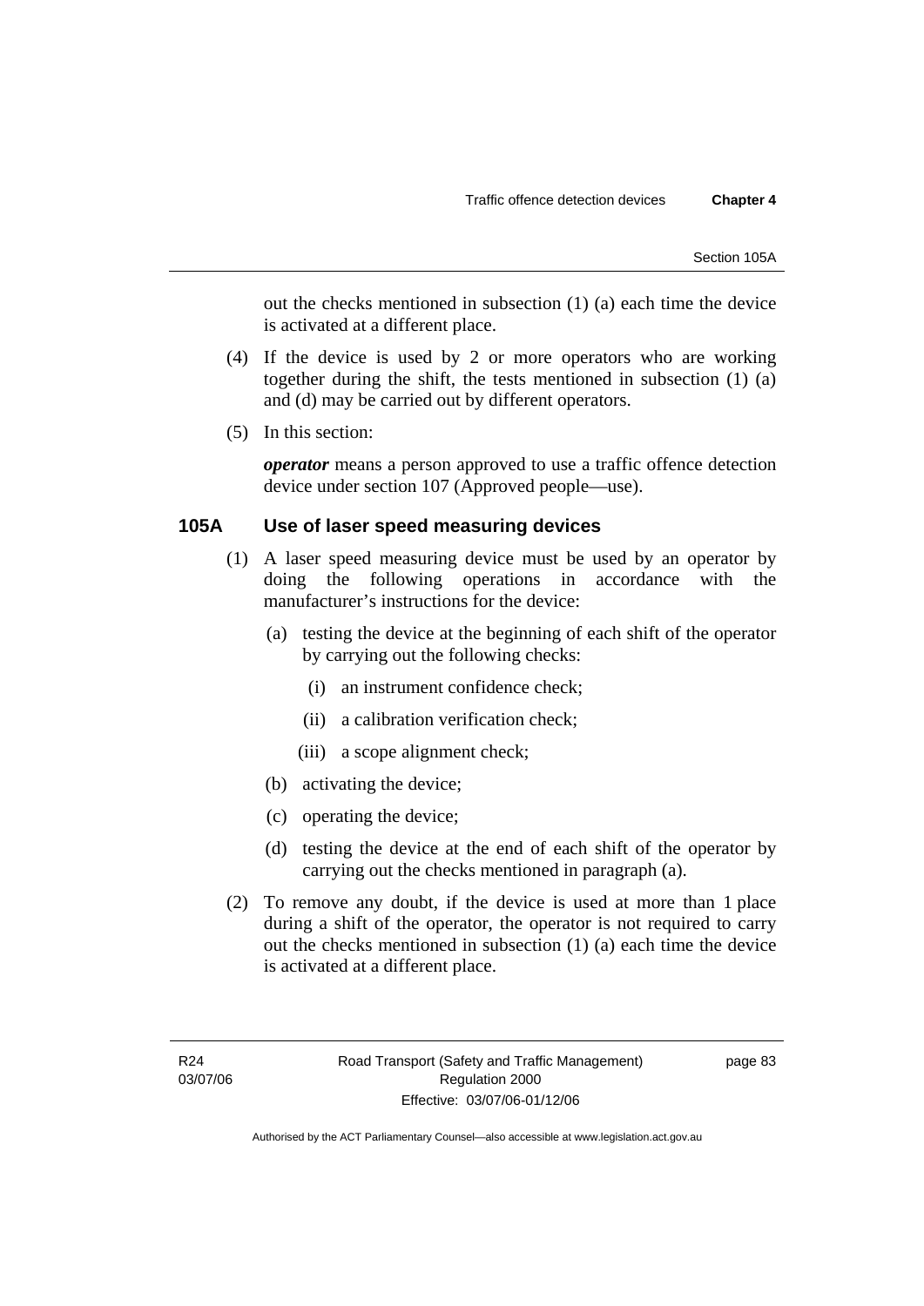out the checks mentioned in subsection (1) (a) each time the device is activated at a different place.

(4) If the device is used by 2 or more operators who are working together during the shift, the tests mentioned in subsection (1) (a) and (d) may be carried out by different operators.

(5) In this section:

***operator*** means a person approved to use a traffic offence detection device under section 107 (Approved people—use).

### 105A Use of laser speed measuring devices

(1) A laser speed measuring device must be used by an operator by doing the following operations in accordance with the manufacturer's instructions for the device:

  (a) testing the device at the beginning of each shift of the operator by carrying out the following checks:

    (i) an instrument confidence check;

    (ii) a calibration verification check;

    (iii) a scope alignment check;

  (b) activating the device;

  (c) operating the device;

  (d) testing the device at the end of each shift of the operator by carrying out the checks mentioned in paragraph (a).

(2) To remove any doubt, if the device is used at more than 1 place during a shift of the operator, the operator is not required to carry out the checks mentioned in subsection (1) (a) each time the device is activated at a different place.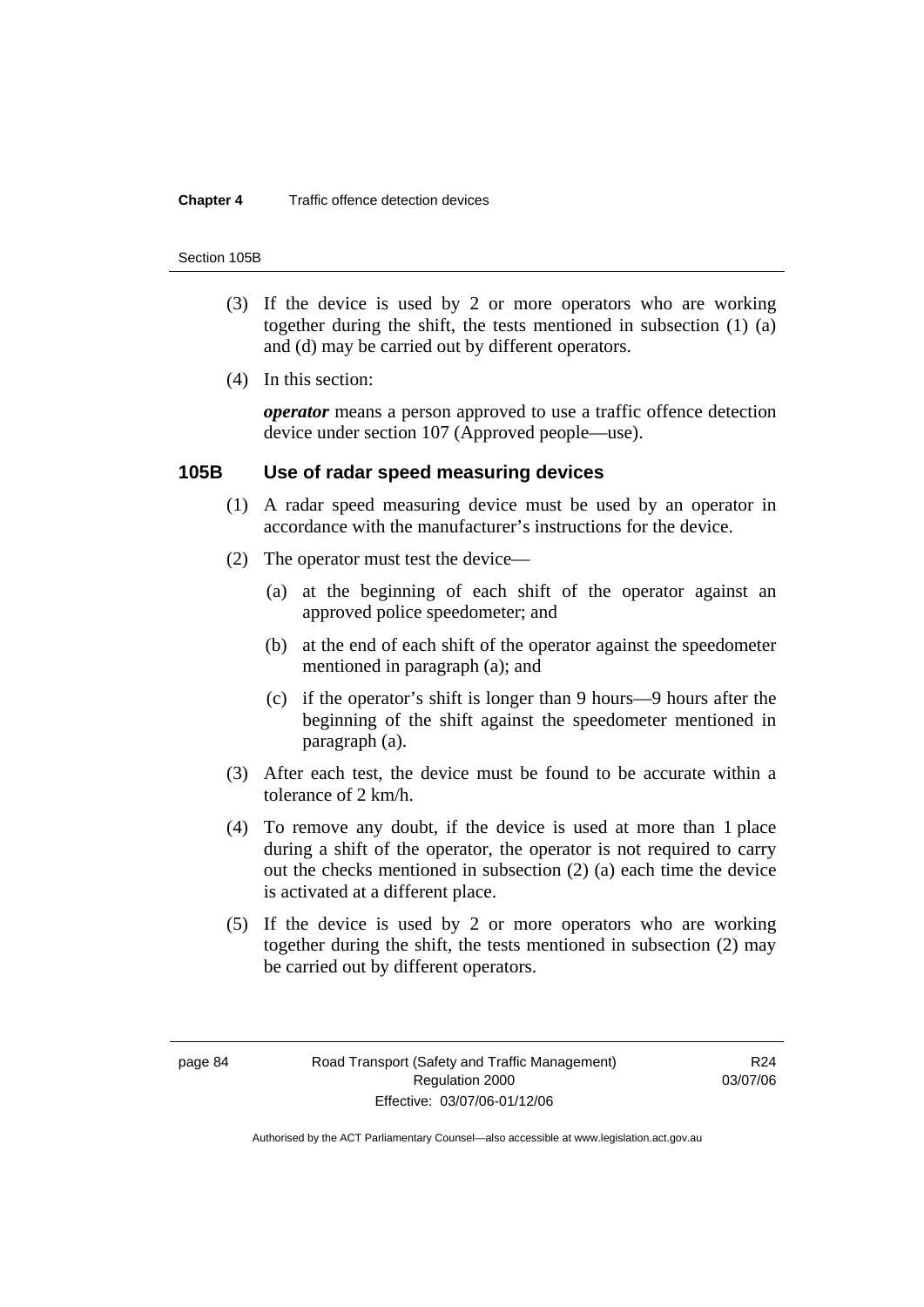(3) If the device is used by 2 or more operators who are working together during the shift, the tests mentioned in subsection (1) (a) and (d) may be carried out by different operators.

(4) In this section:

***operator*** means a person approved to use a traffic offence detection device under section 107 (Approved people—use).

## 105B Use of radar speed measuring devices

(1) A radar speed measuring device must be used by an operator in accordance with the manufacturer's instructions for the device.

(2) The operator must test the device—

(a) at the beginning of each shift of the operator against an approved police speedometer; and

(b) at the end of each shift of the operator against the speedometer mentioned in paragraph (a); and

(c) if the operator's shift is longer than 9 hours—9 hours after the beginning of the shift against the speedometer mentioned in paragraph (a).

(3) After each test, the device must be found to be accurate within a tolerance of 2 km/h.

(4) To remove any doubt, if the device is used at more than 1 place during a shift of the operator, the operator is not required to carry out the checks mentioned in subsection (2) (a) each time the device is activated at a different place.

(5) If the device is used by 2 or more operators who are working together during the shift, the tests mentioned in subsection (2) may be carried out by different operators.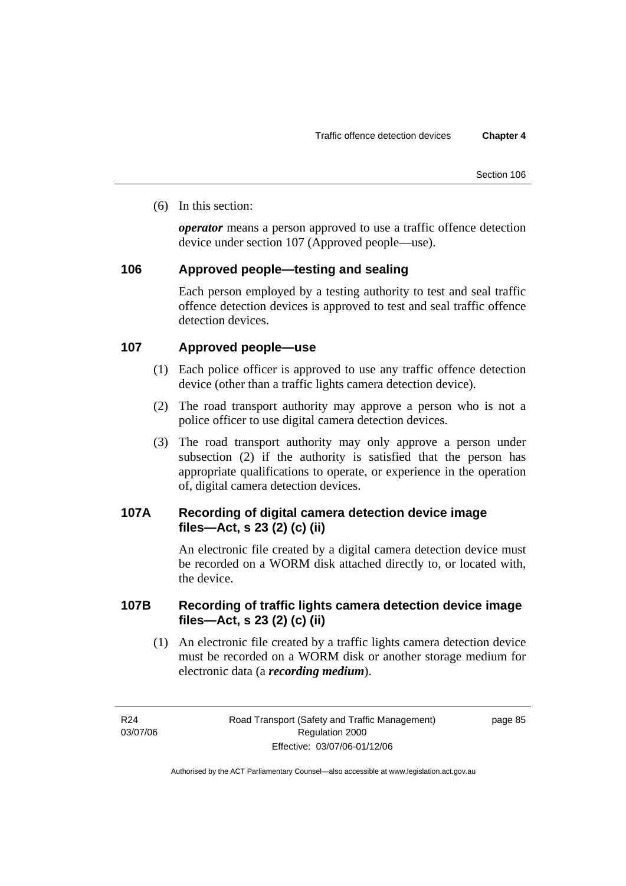(6) In this section:

***operator*** means a person approved to use a traffic offence detection device under section 107 (Approved people—use).

### 106 Approved people—testing and sealing

Each person employed by a testing authority to test and seal traffic offence detection devices is approved to test and seal traffic offence detection devices.

### 107 Approved people—use

(1) Each police officer is approved to use any traffic offence detection device (other than a traffic lights camera detection device).

(2) The road transport authority may approve a person who is not a police officer to use digital camera detection devices.

(3) The road transport authority may only approve a person under subsection (2) if the authority is satisfied that the person has appropriate qualifications to operate, or experience in the operation of, digital camera detection devices.

### 107A Recording of digital camera detection device image files—Act, s 23 (2) (c) (ii)

An electronic file created by a digital camera detection device must be recorded on a WORM disk attached directly to, or located with, the device.

### 107B Recording of traffic lights camera detection device image files—Act, s 23 (2) (c) (ii)

(1) An electronic file created by a traffic lights camera detection device must be recorded on a WORM disk or another storage medium for electronic data (a ***recording medium***).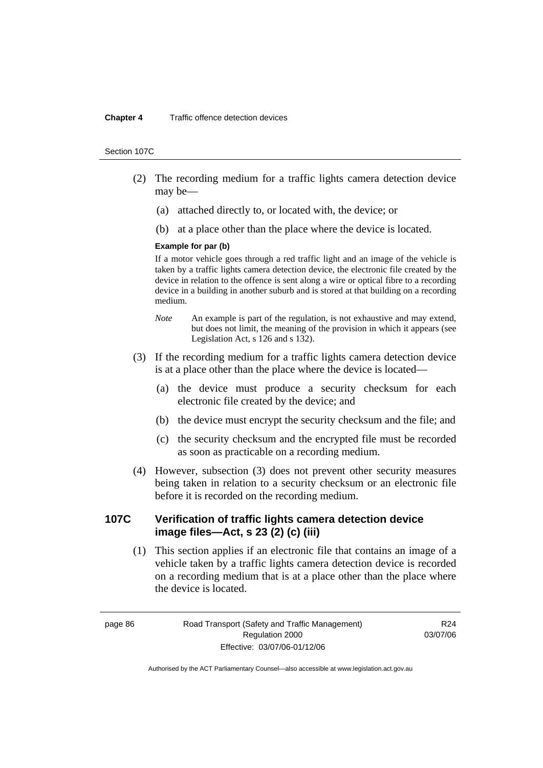(2) The recording medium for a traffic lights camera detection device may be—

(a) attached directly to, or located with, the device; or

(b) at a place other than the place where the device is located.

**Example for par (b)**

If a motor vehicle goes through a red traffic light and an image of the vehicle is taken by a traffic lights camera detection device, the electronic file created by the device in relation to the offence is sent along a wire or optical fibre to a recording device in a building in another suburb and is stored at that building on a recording medium.

*Note* An example is part of the regulation, is not exhaustive and may extend, but does not limit, the meaning of the provision in which it appears (see Legislation Act, s 126 and s 132).

(3) If the recording medium for a traffic lights camera detection device is at a place other than the place where the device is located—

(a) the device must produce a security checksum for each electronic file created by the device; and

(b) the device must encrypt the security checksum and the file; and

(c) the security checksum and the encrypted file must be recorded as soon as practicable on a recording medium.

(4) However, subsection (3) does not prevent other security measures being taken in relation to a security checksum or an electronic file before it is recorded on the recording medium.

### 107C Verification of traffic lights camera detection device image files—Act, s 23 (2) (c) (iii)

(1) This section applies if an electronic file that contains an image of a vehicle taken by a traffic lights camera detection device is recorded on a recording medium that is at a place other than the place where the device is located.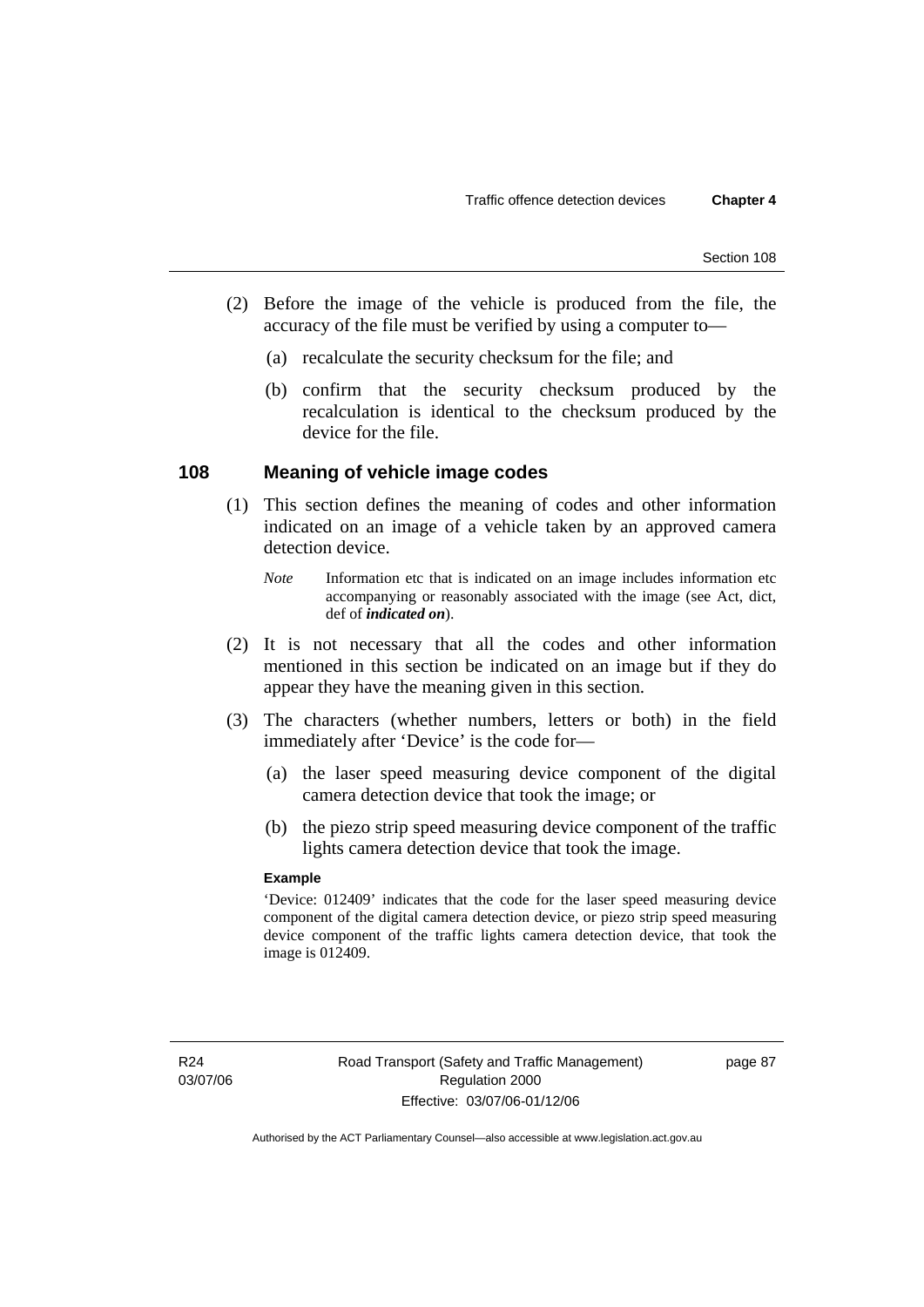(2) Before the image of the vehicle is produced from the file, the accuracy of the file must be verified by using a computer to—

(a) recalculate the security checksum for the file; and

(b) confirm that the security checksum produced by the recalculation is identical to the checksum produced by the device for the file.

## 108 Meaning of vehicle image codes

(1) This section defines the meaning of codes and other information indicated on an image of a vehicle taken by an approved camera detection device.

*Note* Information etc that is indicated on an image includes information etc accompanying or reasonably associated with the image (see Act, dict, def of ***indicated on***).

(2) It is not necessary that all the codes and other information mentioned in this section be indicated on an image but if they do appear they have the meaning given in this section.

(3) The characters (whether numbers, letters or both) in the field immediately after 'Device' is the code for—

(a) the laser speed measuring device component of the digital camera detection device that took the image; or

(b) the piezo strip speed measuring device component of the traffic lights camera detection device that took the image.

**Example**

'Device: 012409' indicates that the code for the laser speed measuring device component of the digital camera detection device, or piezo strip speed measuring device component of the traffic lights camera detection device, that took the image is 012409.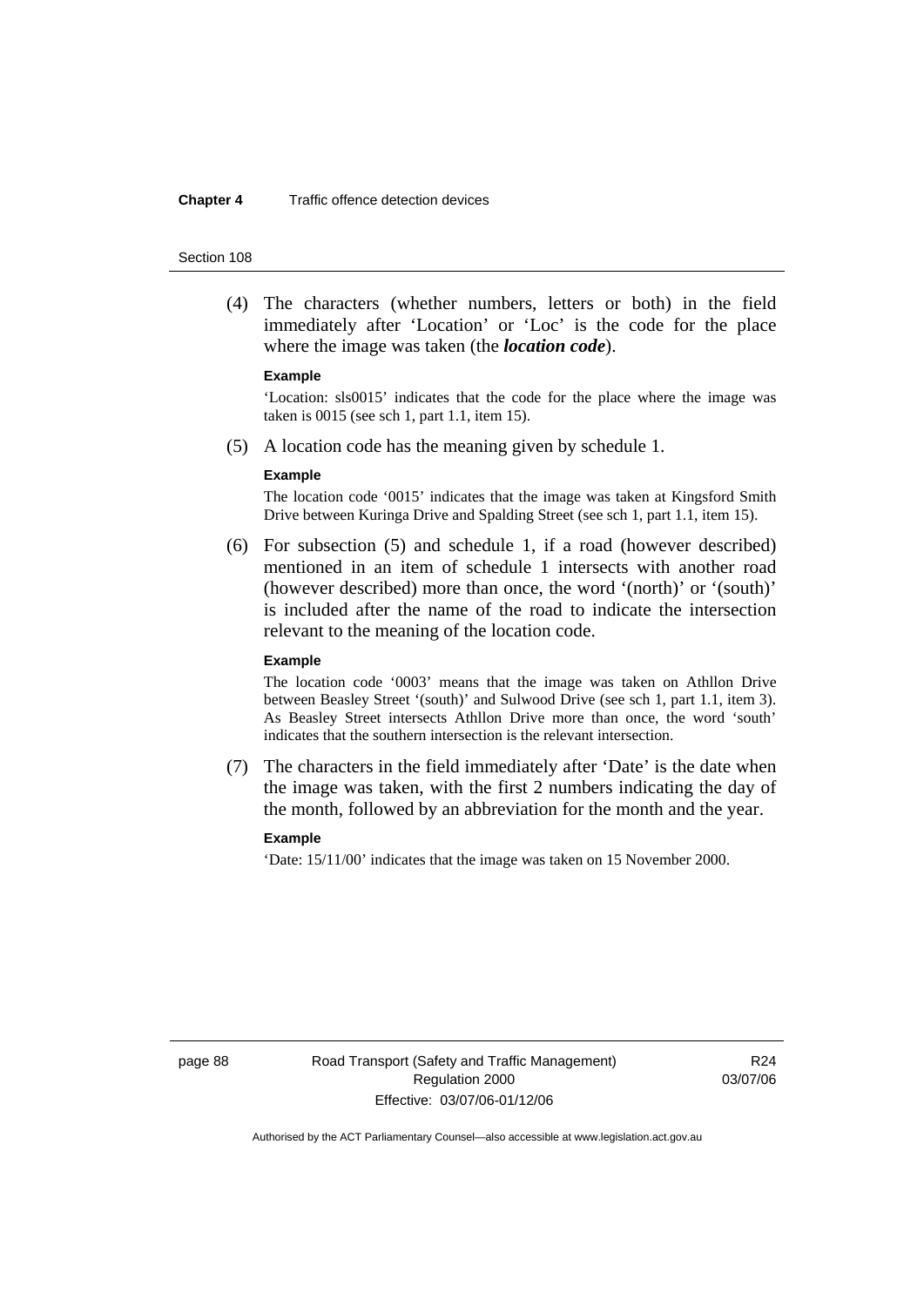(4) The characters (whether numbers, letters or both) in the field immediately after 'Location' or 'Loc' is the code for the place where the image was taken (the ***location code***).

**Example**

'Location: sls0015' indicates that the code for the place where the image was taken is 0015 (see sch 1, part 1.1, item 15).

(5) A location code has the meaning given by schedule 1.

**Example**

The location code '0015' indicates that the image was taken at Kingsford Smith Drive between Kuringa Drive and Spalding Street (see sch 1, part 1.1, item 15).

(6) For subsection (5) and schedule 1, if a road (however described) mentioned in an item of schedule 1 intersects with another road (however described) more than once, the word '(north)' or '(south)' is included after the name of the road to indicate the intersection relevant to the meaning of the location code.

**Example**

The location code '0003' means that the image was taken on Athllon Drive between Beasley Street '(south)' and Sulwood Drive (see sch 1, part 1.1, item 3). As Beasley Street intersects Athllon Drive more than once, the word 'south' indicates that the southern intersection is the relevant intersection.

(7) The characters in the field immediately after 'Date' is the date when the image was taken, with the first 2 numbers indicating the day of the month, followed by an abbreviation for the month and the year.

**Example**

'Date: 15/11/00' indicates that the image was taken on 15 November 2000.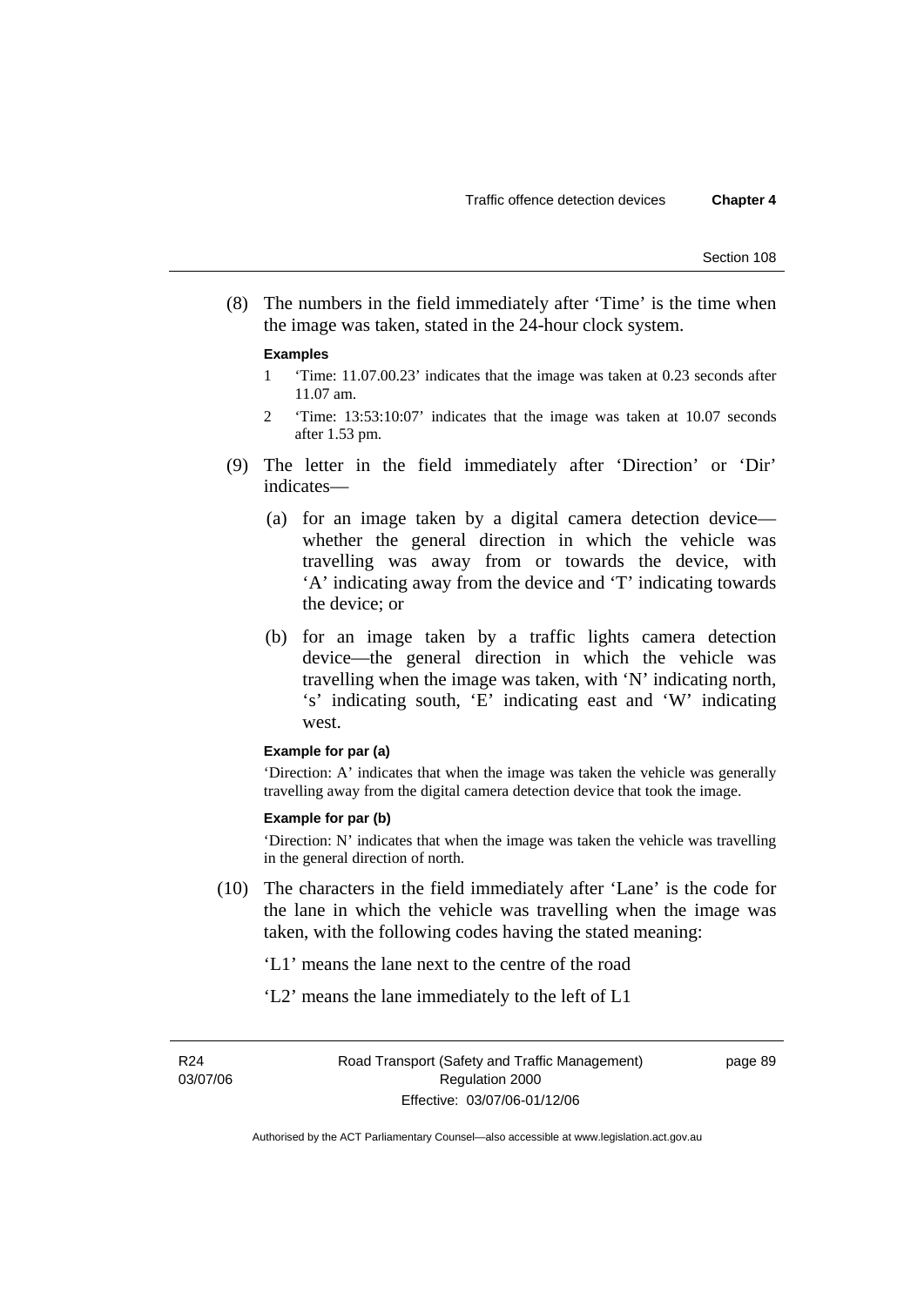(8) The numbers in the field immediately after 'Time' is the time when the image was taken, stated in the 24-hour clock system.

**Examples**

1 'Time: 11.07.00.23' indicates that the image was taken at 0.23 seconds after 11.07 am.

2 'Time: 13:53:10:07' indicates that the image was taken at 10.07 seconds after 1.53 pm.

(9) The letter in the field immediately after 'Direction' or 'Dir' indicates—

(a) for an image taken by a digital camera detection device—whether the general direction in which the vehicle was travelling was away from or towards the device, with 'A' indicating away from the device and 'T' indicating towards the device; or

(b) for an image taken by a traffic lights camera detection device—the general direction in which the vehicle was travelling when the image was taken, with 'N' indicating north, 's' indicating south, 'E' indicating east and 'W' indicating west.

**Example for par (a)**

'Direction: A' indicates that when the image was taken the vehicle was generally travelling away from the digital camera detection device that took the image.

**Example for par (b)**

'Direction: N' indicates that when the image was taken the vehicle was travelling in the general direction of north.

(10) The characters in the field immediately after 'Lane' is the code for the lane in which the vehicle was travelling when the image was taken, with the following codes having the stated meaning:

'L1' means the lane next to the centre of the road

'L2' means the lane immediately to the left of L1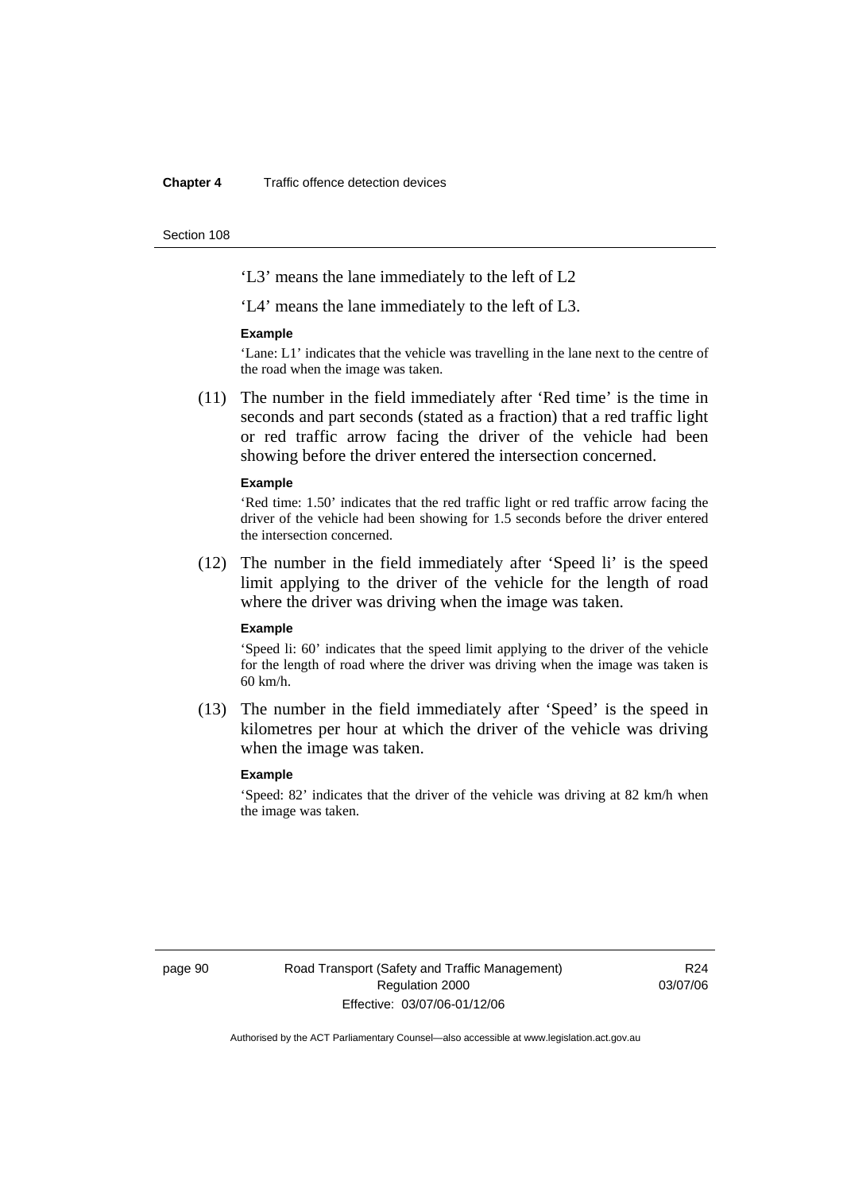'L3' means the lane immediately to the left of L2

'L4' means the lane immediately to the left of L3.

**Example**

'Lane: L1' indicates that the vehicle was travelling in the lane next to the centre of the road when the image was taken.

(11) The number in the field immediately after 'Red time' is the time in seconds and part seconds (stated as a fraction) that a red traffic light or red traffic arrow facing the driver of the vehicle had been showing before the driver entered the intersection concerned.

**Example**

'Red time: 1.50' indicates that the red traffic light or red traffic arrow facing the driver of the vehicle had been showing for 1.5 seconds before the driver entered the intersection concerned.

(12) The number in the field immediately after 'Speed li' is the speed limit applying to the driver of the vehicle for the length of road where the driver was driving when the image was taken.

**Example**

'Speed li: 60' indicates that the speed limit applying to the driver of the vehicle for the length of road where the driver was driving when the image was taken is 60 km/h.

(13) The number in the field immediately after 'Speed' is the speed in kilometres per hour at which the driver of the vehicle was driving when the image was taken.

**Example**

'Speed: 82' indicates that the driver of the vehicle was driving at 82 km/h when the image was taken.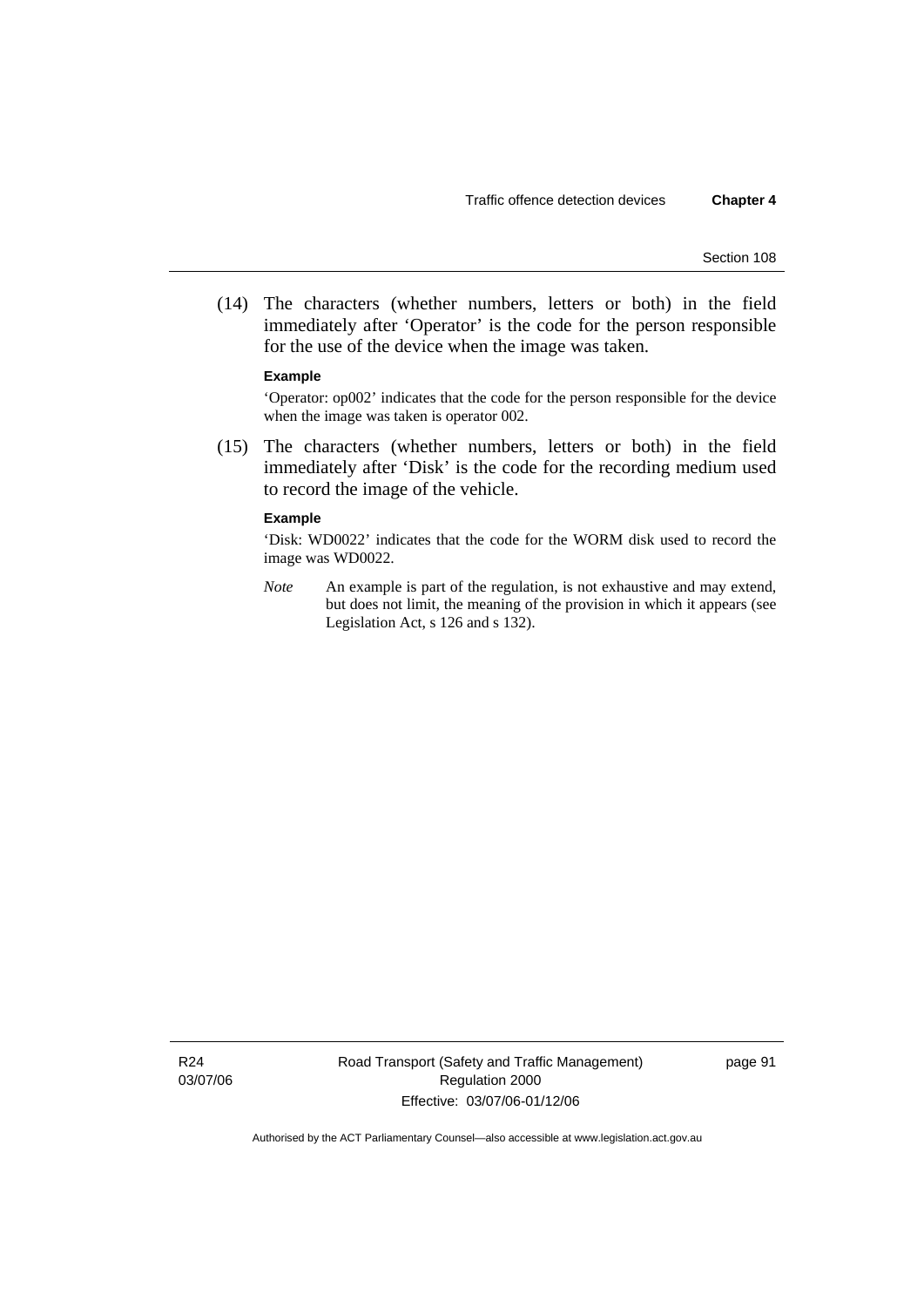(14) The characters (whether numbers, letters or both) in the field immediately after 'Operator' is the code for the person responsible for the use of the device when the image was taken.

**Example**

'Operator: op002' indicates that the code for the person responsible for the device when the image was taken is operator 002.

(15) The characters (whether numbers, letters or both) in the field immediately after 'Disk' is the code for the recording medium used to record the image of the vehicle.

**Example**

'Disk: WD0022' indicates that the code for the WORM disk used to record the image was WD0022.

*Note* An example is part of the regulation, is not exhaustive and may extend, but does not limit, the meaning of the provision in which it appears (see Legislation Act, s 126 and s 132).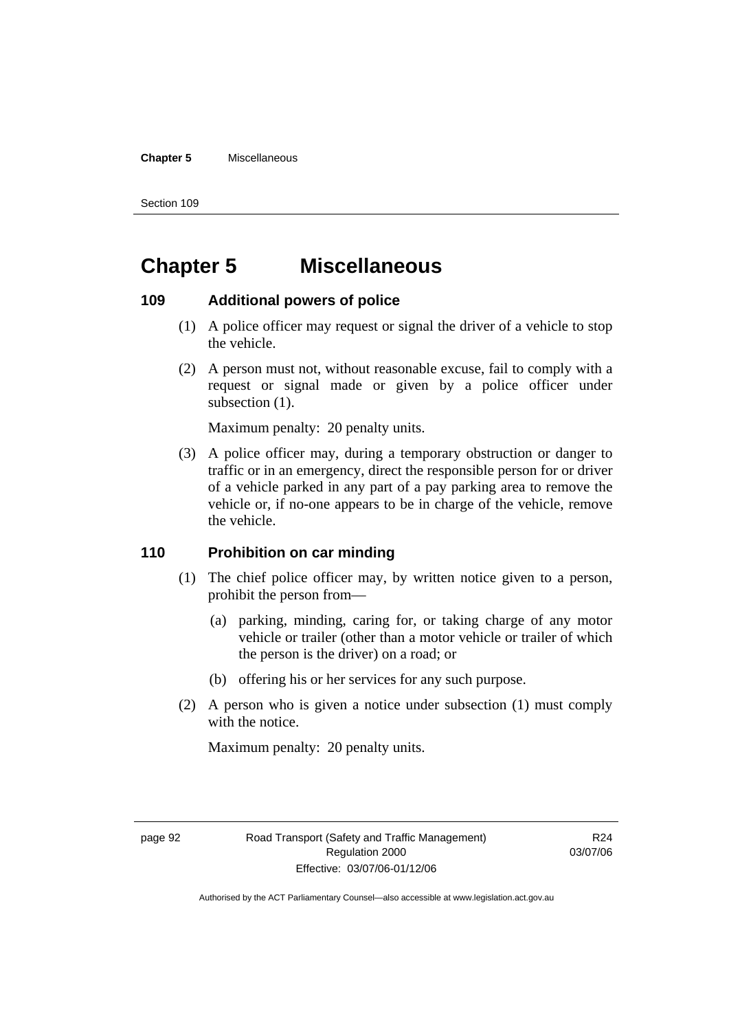# Chapter 5 Miscellaneous

## 109 Additional powers of police

(1) A police officer may request or signal the driver of a vehicle to stop the vehicle.

(2) A person must not, without reasonable excuse, fail to comply with a request or signal made or given by a police officer under subsection (1).

Maximum penalty: 20 penalty units.

(3) A police officer may, during a temporary obstruction or danger to traffic or in an emergency, direct the responsible person for or driver of a vehicle parked in any part of a pay parking area to remove the vehicle or, if no-one appears to be in charge of the vehicle, remove the vehicle.

## 110 Prohibition on car minding

(1) The chief police officer may, by written notice given to a person, prohibit the person from—

(a) parking, minding, caring for, or taking charge of any motor vehicle or trailer (other than a motor vehicle or trailer of which the person is the driver) on a road; or

(b) offering his or her services for any such purpose.

(2) A person who is given a notice under subsection (1) must comply with the notice.

Maximum penalty: 20 penalty units.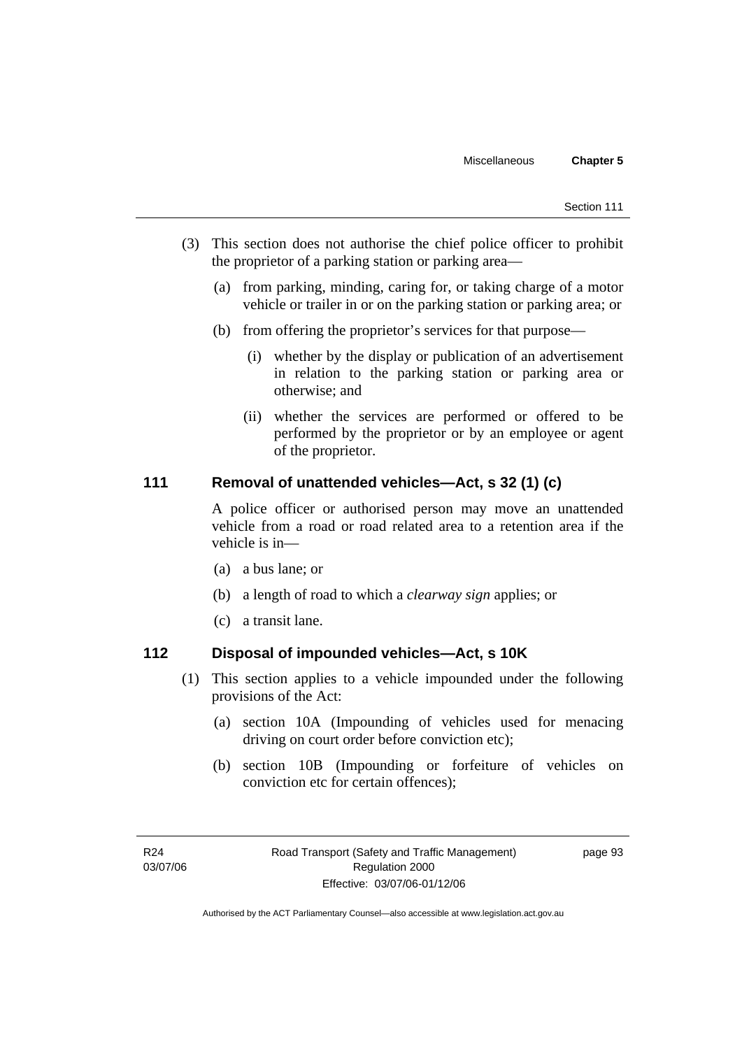(3) This section does not authorise the chief police officer to prohibit the proprietor of a parking station or parking area—

(a) from parking, minding, caring for, or taking charge of a motor vehicle or trailer in or on the parking station or parking area; or

(b) from offering the proprietor's services for that purpose—

(i) whether by the display or publication of an advertisement in relation to the parking station or parking area or otherwise; and

(ii) whether the services are performed or offered to be performed by the proprietor or by an employee or agent of the proprietor.

### 111 Removal of unattended vehicles—Act, s 32 (1) (c)

A police officer or authorised person may move an unattended vehicle from a road or road related area to a retention area if the vehicle is in—

(a) a bus lane; or

(b) a length of road to which a *clearway sign* applies; or

(c) a transit lane.

### 112 Disposal of impounded vehicles—Act, s 10K

(1) This section applies to a vehicle impounded under the following provisions of the Act:

(a) section 10A (Impounding of vehicles used for menacing driving on court order before conviction etc);

(b) section 10B (Impounding or forfeiture of vehicles on conviction etc for certain offences);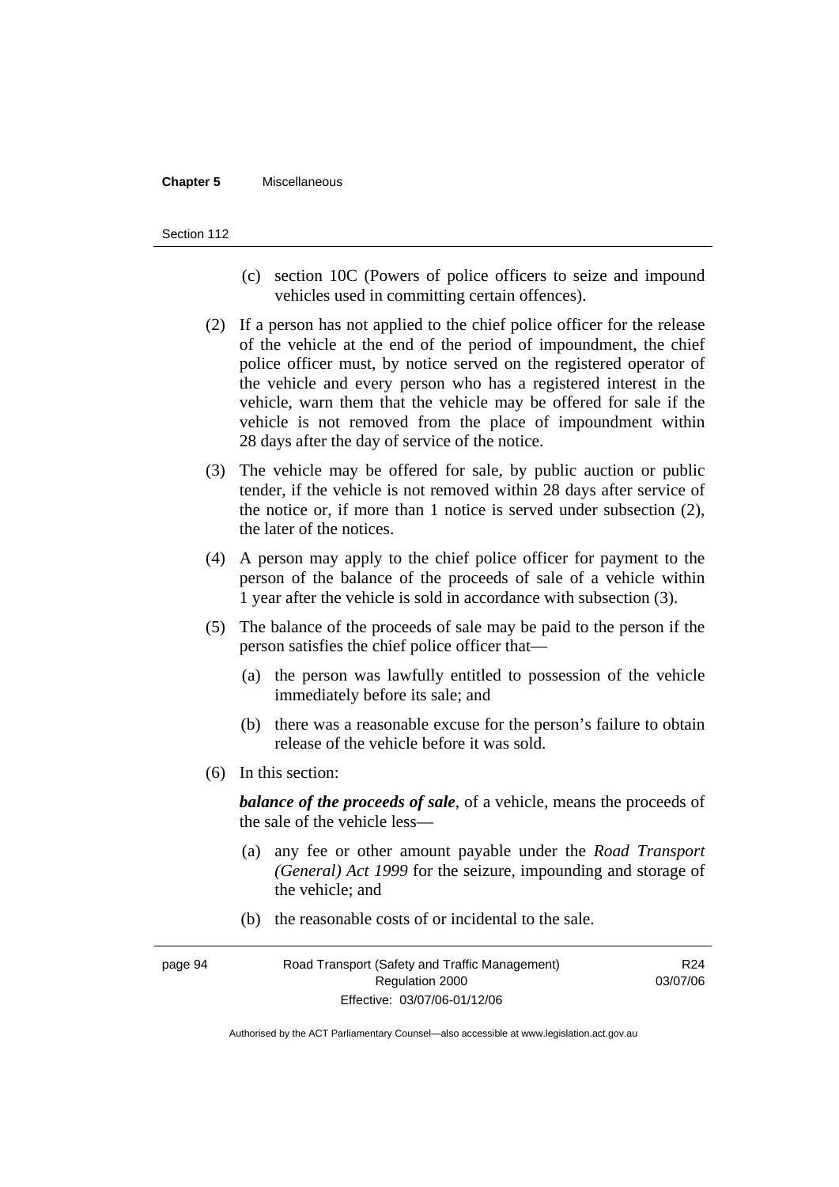(c) section 10C (Powers of police officers to seize and impound vehicles used in committing certain offences).

(2) If a person has not applied to the chief police officer for the release of the vehicle at the end of the period of impoundment, the chief police officer must, by notice served on the registered operator of the vehicle and every person who has a registered interest in the vehicle, warn them that the vehicle may be offered for sale if the vehicle is not removed from the place of impoundment within 28 days after the day of service of the notice.

(3) The vehicle may be offered for sale, by public auction or public tender, if the vehicle is not removed within 28 days after service of the notice or, if more than 1 notice is served under subsection (2), the later of the notices.

(4) A person may apply to the chief police officer for payment to the person of the balance of the proceeds of sale of a vehicle within 1 year after the vehicle is sold in accordance with subsection (3).

(5) The balance of the proceeds of sale may be paid to the person if the person satisfies the chief police officer that—

(a) the person was lawfully entitled to possession of the vehicle immediately before its sale; and

(b) there was a reasonable excuse for the person's failure to obtain release of the vehicle before it was sold.

(6) In this section:

***balance of the proceeds of sale***, of a vehicle, means the proceeds of the sale of the vehicle less—

(a) any fee or other amount payable under the *Road Transport (General) Act 1999* for the seizure, impounding and storage of the vehicle; and

(b) the reasonable costs of or incidental to the sale.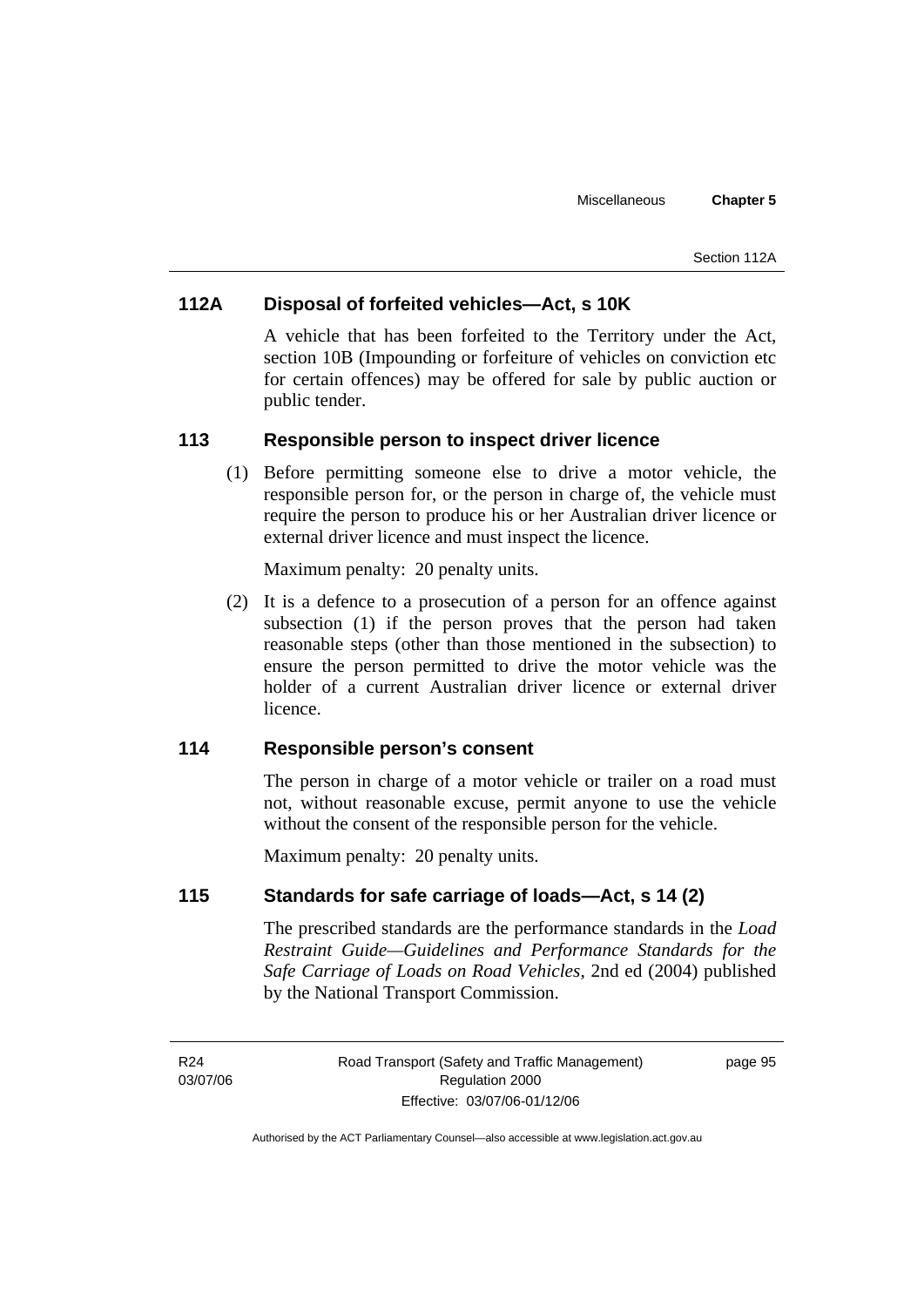### 112A Disposal of forfeited vehicles—Act, s 10K

A vehicle that has been forfeited to the Territory under the Act, section 10B (Impounding or forfeiture of vehicles on conviction etc for certain offences) may be offered for sale by public auction or public tender.

### 113 Responsible person to inspect driver licence

(1) Before permitting someone else to drive a motor vehicle, the responsible person for, or the person in charge of, the vehicle must require the person to produce his or her Australian driver licence or external driver licence and must inspect the licence.

Maximum penalty: 20 penalty units.

(2) It is a defence to a prosecution of a person for an offence against subsection (1) if the person proves that the person had taken reasonable steps (other than those mentioned in the subsection) to ensure the person permitted to drive the motor vehicle was the holder of a current Australian driver licence or external driver licence.

### 114 Responsible person's consent

The person in charge of a motor vehicle or trailer on a road must not, without reasonable excuse, permit anyone to use the vehicle without the consent of the responsible person for the vehicle.

Maximum penalty: 20 penalty units.

### 115 Standards for safe carriage of loads—Act, s 14 (2)

The prescribed standards are the performance standards in the *Load Restraint Guide—Guidelines and Performance Standards for the Safe Carriage of Loads on Road Vehicles*, 2nd ed (2004) published by the National Transport Commission.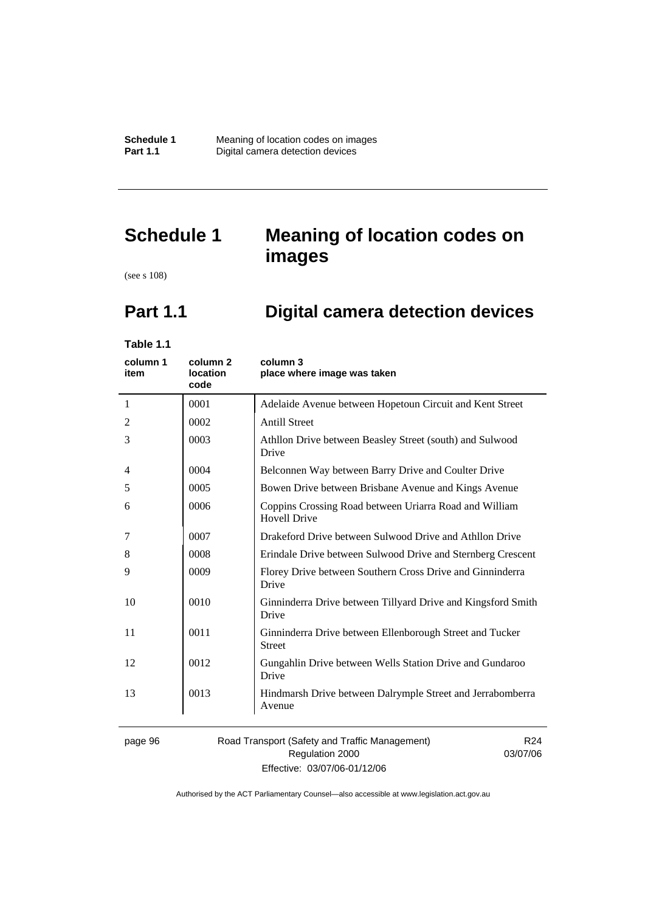# Schedule 1 Meaning of location codes on images

(see s 108)

## Part 1.1 Digital camera detection devices

**Table 1.1**

| column 1 item | column 2 location code | column 3 place where image was taken |
|---|---|---|
| 1 | 0001 | Adelaide Avenue between Hopetoun Circuit and Kent Street |
| 2 | 0002 | Antill Street |
| 3 | 0003 | Athllon Drive between Beasley Street (south) and Sulwood Drive |
| 4 | 0004 | Belconnen Way between Barry Drive and Coulter Drive |
| 5 | 0005 | Bowen Drive between Brisbane Avenue and Kings Avenue |
| 6 | 0006 | Coppins Crossing Road between Uriarra Road and William Hovell Drive |
| 7 | 0007 | Drakeford Drive between Sulwood Drive and Athllon Drive |
| 8 | 0008 | Erindale Drive between Sulwood Drive and Sternberg Crescent |
| 9 | 0009 | Florey Drive between Southern Cross Drive and Ginninderra Drive |
| 10 | 0010 | Ginninderra Drive between Tillyard Drive and Kingsford Smith Drive |
| 11 | 0011 | Ginninderra Drive between Ellenborough Street and Tucker Street |
| 12 | 0012 | Gungahlin Drive between Wells Station Drive and Gundaroo Drive |
| 13 | 0013 | Hindmarsh Drive between Dalrymple Street and Jerrabomberra Avenue |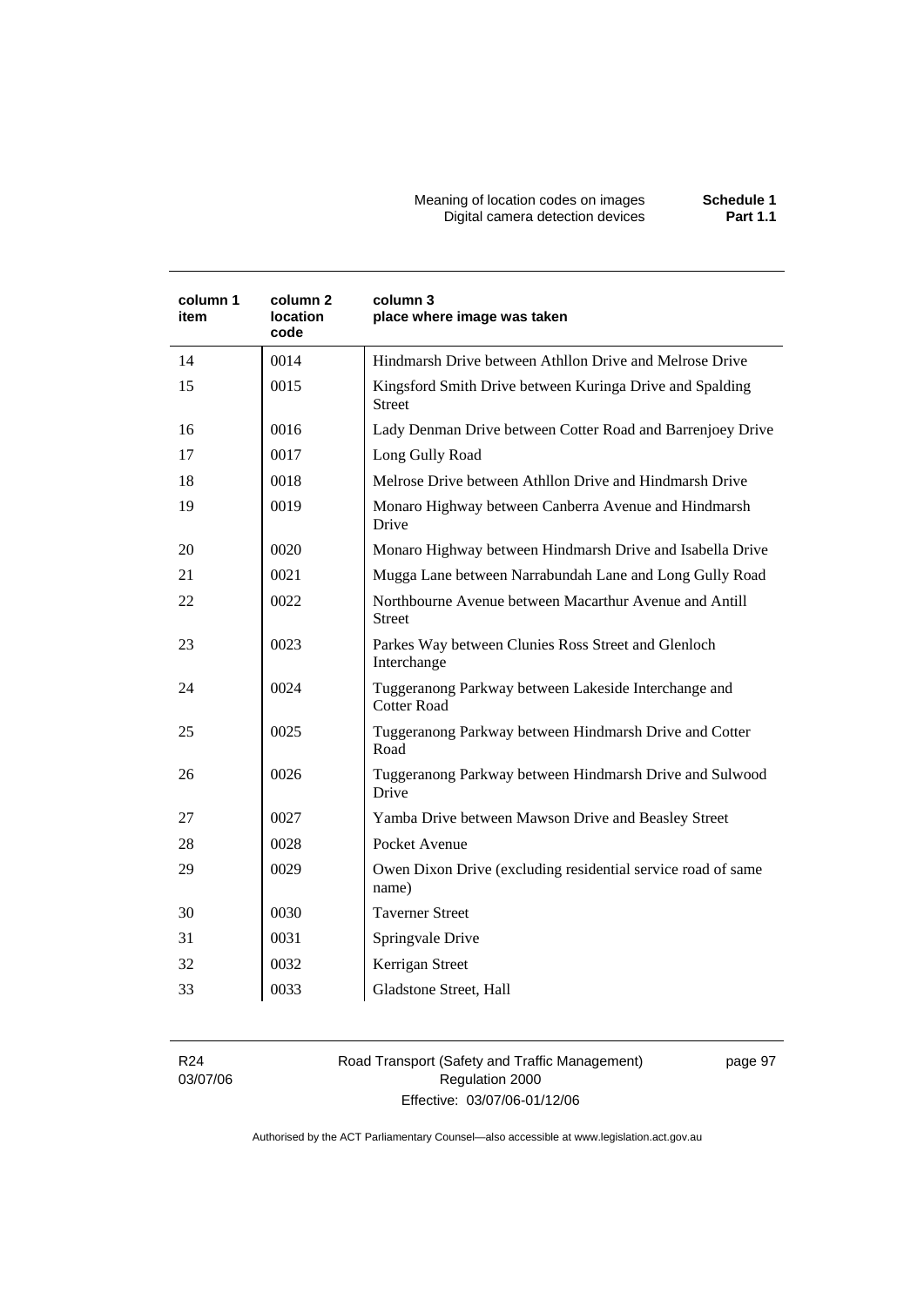| column 1 item | column 2 location code | column 3 place where image was taken |
| --- | --- | --- |
| 14 | 0014 | Hindmarsh Drive between Athllon Drive and Melrose Drive |
| 15 | 0015 | Kingsford Smith Drive between Kuringa Drive and Spalding Street |
| 16 | 0016 | Lady Denman Drive between Cotter Road and Barrenjoey Drive |
| 17 | 0017 | Long Gully Road |
| 18 | 0018 | Melrose Drive between Athllon Drive and Hindmarsh Drive |
| 19 | 0019 | Monaro Highway between Canberra Avenue and Hindmarsh Drive |
| 20 | 0020 | Monaro Highway between Hindmarsh Drive and Isabella Drive |
| 21 | 0021 | Mugga Lane between Narrabundah Lane and Long Gully Road |
| 22 | 0022 | Northbourne Avenue between Macarthur Avenue and Antill Street |
| 23 | 0023 | Parkes Way between Clunies Ross Street and Glenloch Interchange |
| 24 | 0024 | Tuggeranong Parkway between Lakeside Interchange and Cotter Road |
| 25 | 0025 | Tuggeranong Parkway between Hindmarsh Drive and Cotter Road |
| 26 | 0026 | Tuggeranong Parkway between Hindmarsh Drive and Sulwood Drive |
| 27 | 0027 | Yamba Drive between Mawson Drive and Beasley Street |
| 28 | 0028 | Pocket Avenue |
| 29 | 0029 | Owen Dixon Drive (excluding residential service road of same name) |
| 30 | 0030 | Taverner Street |
| 31 | 0031 | Springvale Drive |
| 32 | 0032 | Kerrigan Street |
| 33 | 0033 | Gladstone Street, Hall |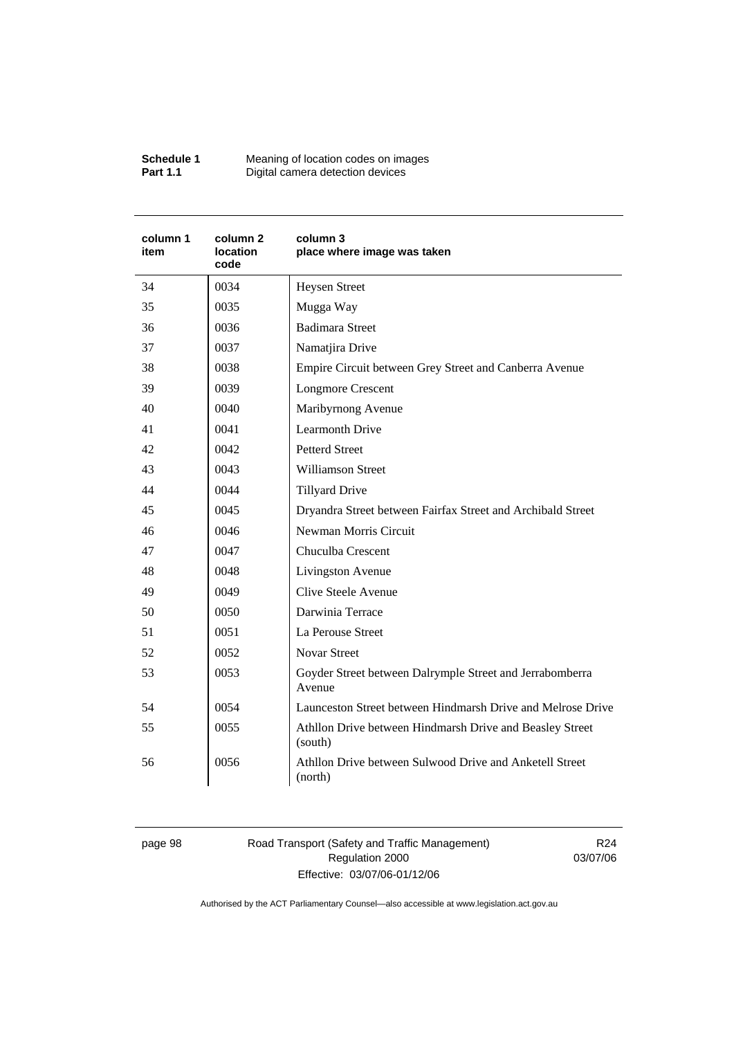| column 1 item | column 2 location code | column 3 place where image was taken |
|---|---|---|
| 34 | 0034 | Heysen Street |
| 35 | 0035 | Mugga Way |
| 36 | 0036 | Badimara Street |
| 37 | 0037 | Namatjira Drive |
| 38 | 0038 | Empire Circuit between Grey Street and Canberra Avenue |
| 39 | 0039 | Longmore Crescent |
| 40 | 0040 | Maribyrnong Avenue |
| 41 | 0041 | Learmonth Drive |
| 42 | 0042 | Petterd Street |
| 43 | 0043 | Williamson Street |
| 44 | 0044 | Tillyard Drive |
| 45 | 0045 | Dryandra Street between Fairfax Street and Archibald Street |
| 46 | 0046 | Newman Morris Circuit |
| 47 | 0047 | Chuculba Crescent |
| 48 | 0048 | Livingston Avenue |
| 49 | 0049 | Clive Steele Avenue |
| 50 | 0050 | Darwinia Terrace |
| 51 | 0051 | La Perouse Street |
| 52 | 0052 | Novar Street |
| 53 | 0053 | Goyder Street between Dalrymple Street and Jerrabomberra Avenue |
| 54 | 0054 | Launceston Street between Hindmarsh Drive and Melrose Drive |
| 55 | 0055 | Athllon Drive between Hindmarsh Drive and Beasley Street (south) |
| 56 | 0056 | Athllon Drive between Sulwood Drive and Anketell Street (north) |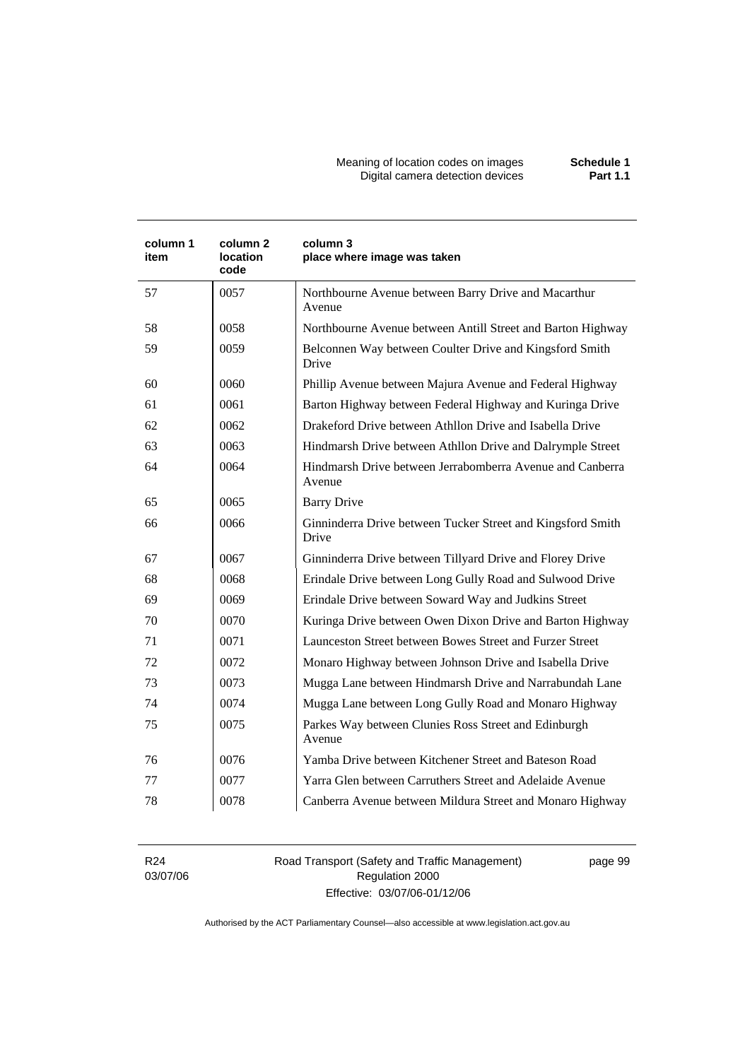| column 1 item | column 2 location code | column 3 place where image was taken |
|---|---|---|
| 57 | 0057 | Northbourne Avenue between Barry Drive and Macarthur Avenue |
| 58 | 0058 | Northbourne Avenue between Antill Street and Barton Highway |
| 59 | 0059 | Belconnen Way between Coulter Drive and Kingsford Smith Drive |
| 60 | 0060 | Phillip Avenue between Majura Avenue and Federal Highway |
| 61 | 0061 | Barton Highway between Federal Highway and Kuringa Drive |
| 62 | 0062 | Drakeford Drive between Athllon Drive and Isabella Drive |
| 63 | 0063 | Hindmarsh Drive between Athllon Drive and Dalrymple Street |
| 64 | 0064 | Hindmarsh Drive between Jerrabomberra Avenue and Canberra Avenue |
| 65 | 0065 | Barry Drive |
| 66 | 0066 | Ginninderra Drive between Tucker Street and Kingsford Smith Drive |
| 67 | 0067 | Ginninderra Drive between Tillyard Drive and Florey Drive |
| 68 | 0068 | Erindale Drive between Long Gully Road and Sulwood Drive |
| 69 | 0069 | Erindale Drive between Soward Way and Judkins Street |
| 70 | 0070 | Kuringa Drive between Owen Dixon Drive and Barton Highway |
| 71 | 0071 | Launceston Street between Bowes Street and Furzer Street |
| 72 | 0072 | Monaro Highway between Johnson Drive and Isabella Drive |
| 73 | 0073 | Mugga Lane between Hindmarsh Drive and Narrabundah Lane |
| 74 | 0074 | Mugga Lane between Long Gully Road and Monaro Highway |
| 75 | 0075 | Parkes Way between Clunies Ross Street and Edinburgh Avenue |
| 76 | 0076 | Yamba Drive between Kitchener Street and Bateson Road |
| 77 | 0077 | Yarra Glen between Carruthers Street and Adelaide Avenue |
| 78 | 0078 | Canberra Avenue between Mildura Street and Monaro Highway |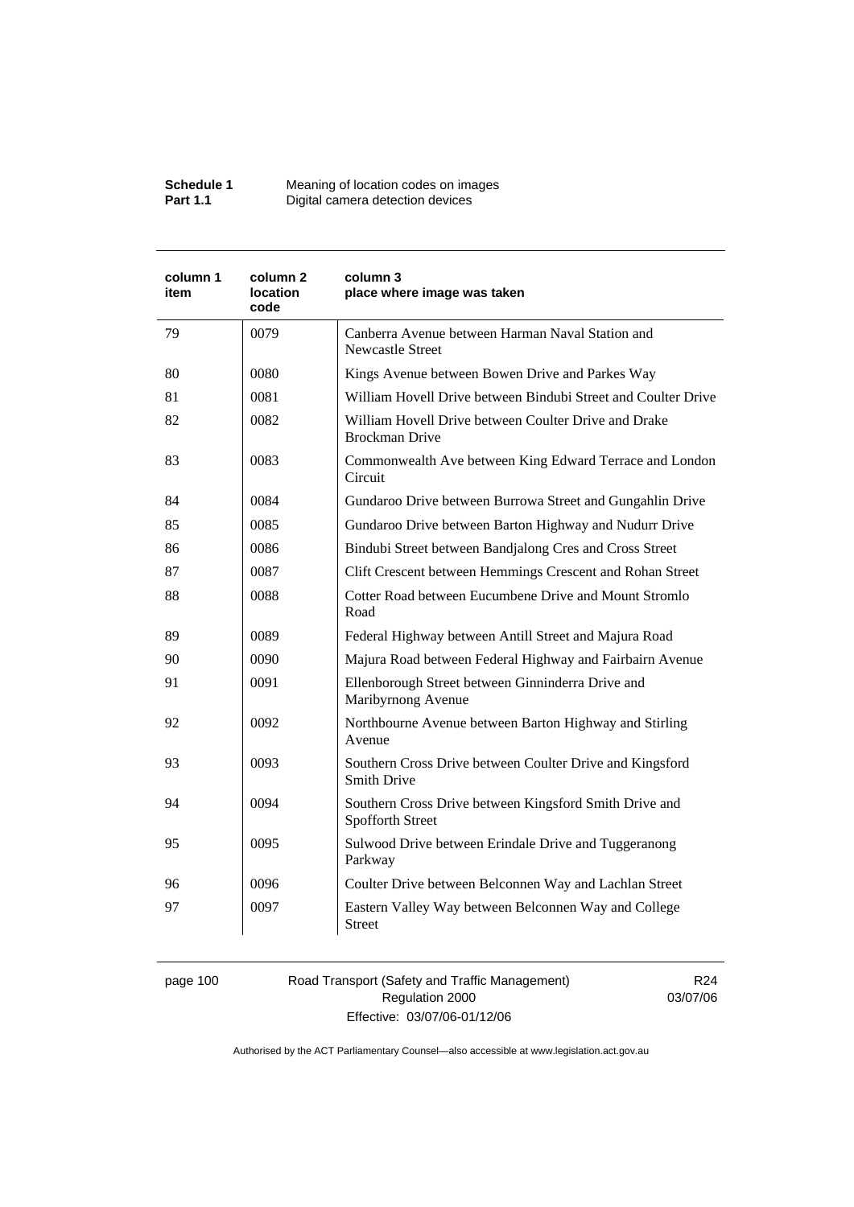| column 1 item | column 2 location code | column 3 place where image was taken |
|---|---|---|
| 79 | 0079 | Canberra Avenue between Harman Naval Station and Newcastle Street |
| 80 | 0080 | Kings Avenue between Bowen Drive and Parkes Way |
| 81 | 0081 | William Hovell Drive between Bindubi Street and Coulter Drive |
| 82 | 0082 | William Hovell Drive between Coulter Drive and Drake Brockman Drive |
| 83 | 0083 | Commonwealth Ave between King Edward Terrace and London Circuit |
| 84 | 0084 | Gundaroo Drive between Burrowa Street and Gungahlin Drive |
| 85 | 0085 | Gundaroo Drive between Barton Highway and Nudurr Drive |
| 86 | 0086 | Bindubi Street between Bandjalong Cres and Cross Street |
| 87 | 0087 | Clift Crescent between Hemmings Crescent and Rohan Street |
| 88 | 0088 | Cotter Road between Eucumbene Drive and Mount Stromlo Road |
| 89 | 0089 | Federal Highway between Antill Street and Majura Road |
| 90 | 0090 | Majura Road between Federal Highway and Fairbairn Avenue |
| 91 | 0091 | Ellenborough Street between Ginninderra Drive and Maribyrnong Avenue |
| 92 | 0092 | Northbourne Avenue between Barton Highway and Stirling Avenue |
| 93 | 0093 | Southern Cross Drive between Coulter Drive and Kingsford Smith Drive |
| 94 | 0094 | Southern Cross Drive between Kingsford Smith Drive and Spofforth Street |
| 95 | 0095 | Sulwood Drive between Erindale Drive and Tuggeranong Parkway |
| 96 | 0096 | Coulter Drive between Belconnen Way and Lachlan Street |
| 97 | 0097 | Eastern Valley Way between Belconnen Way and College Street |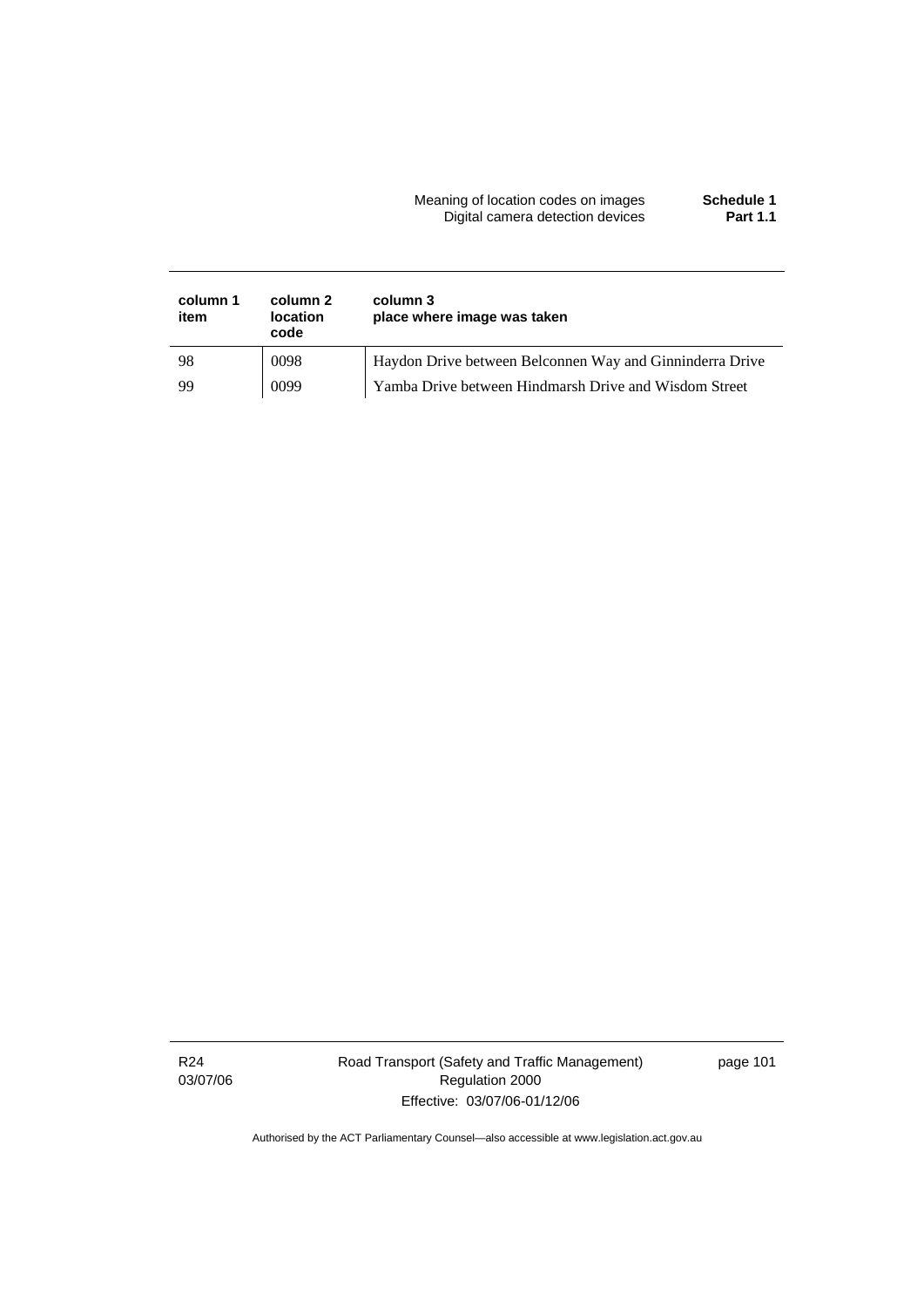| column 1 item | column 2 location code | column 3 place where image was taken |
|---|---|---|
| 98 | 0098 | Haydon Drive between Belconnen Way and Ginninderra Drive |
| 99 | 0099 | Yamba Drive between Hindmarsh Drive and Wisdom Street |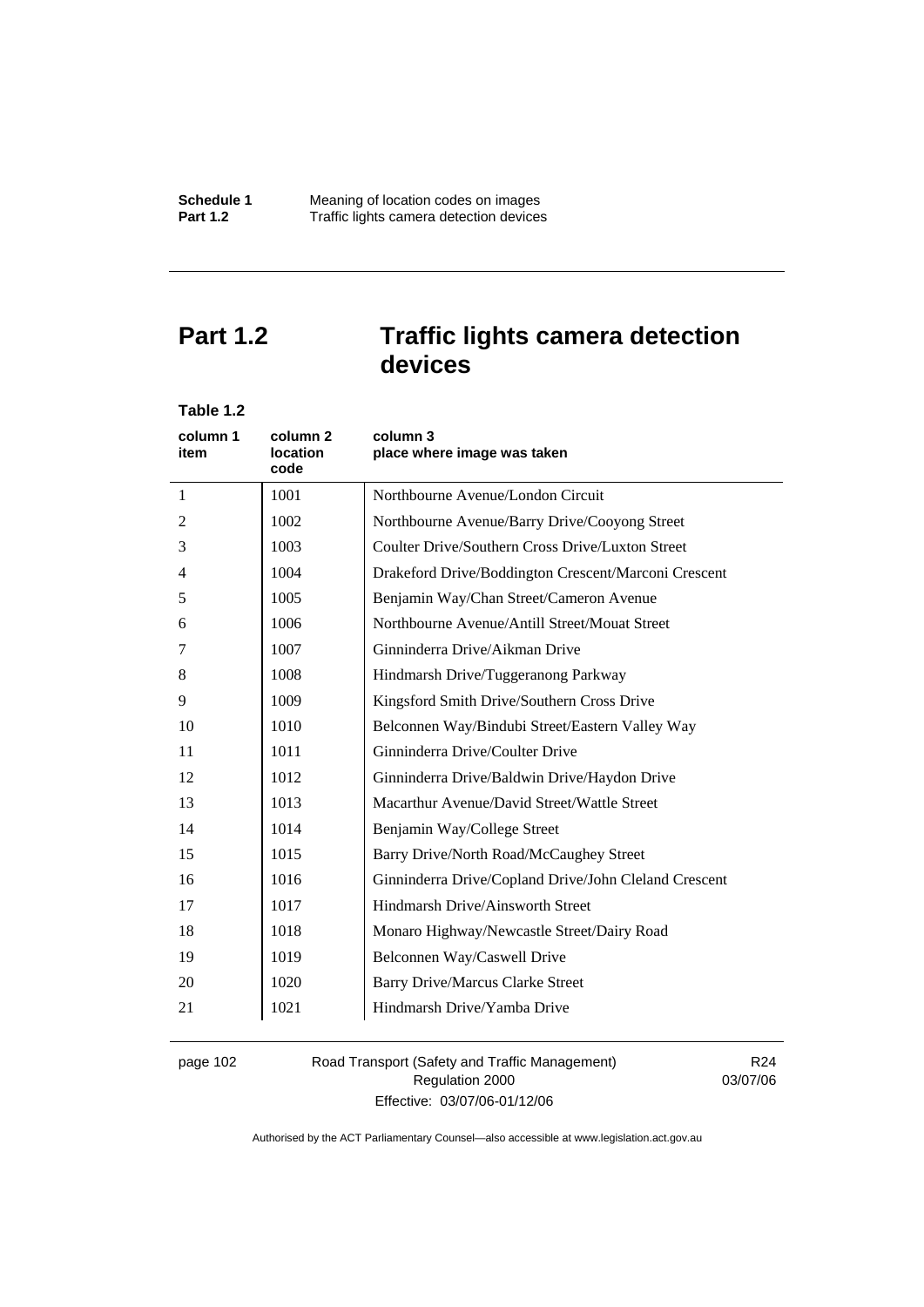# Part 1.2 Traffic lights camera detection devices

**Table 1.2**

| column 1 item | column 2 location code | column 3 place where image was taken |
|---|---|---|
| 1 | 1001 | Northbourne Avenue/London Circuit |
| 2 | 1002 | Northbourne Avenue/Barry Drive/Cooyong Street |
| 3 | 1003 | Coulter Drive/Southern Cross Drive/Luxton Street |
| 4 | 1004 | Drakeford Drive/Boddington Crescent/Marconi Crescent |
| 5 | 1005 | Benjamin Way/Chan Street/Cameron Avenue |
| 6 | 1006 | Northbourne Avenue/Antill Street/Mouat Street |
| 7 | 1007 | Ginninderra Drive/Aikman Drive |
| 8 | 1008 | Hindmarsh Drive/Tuggeranong Parkway |
| 9 | 1009 | Kingsford Smith Drive/Southern Cross Drive |
| 10 | 1010 | Belconnen Way/Bindubi Street/Eastern Valley Way |
| 11 | 1011 | Ginninderra Drive/Coulter Drive |
| 12 | 1012 | Ginninderra Drive/Baldwin Drive/Haydon Drive |
| 13 | 1013 | Macarthur Avenue/David Street/Wattle Street |
| 14 | 1014 | Benjamin Way/College Street |
| 15 | 1015 | Barry Drive/North Road/McCaughey Street |
| 16 | 1016 | Ginninderra Drive/Copland Drive/John Cleland Crescent |
| 17 | 1017 | Hindmarsh Drive/Ainsworth Street |
| 18 | 1018 | Monaro Highway/Newcastle Street/Dairy Road |
| 19 | 1019 | Belconnen Way/Caswell Drive |
| 20 | 1020 | Barry Drive/Marcus Clarke Street |
| 21 | 1021 | Hindmarsh Drive/Yamba Drive |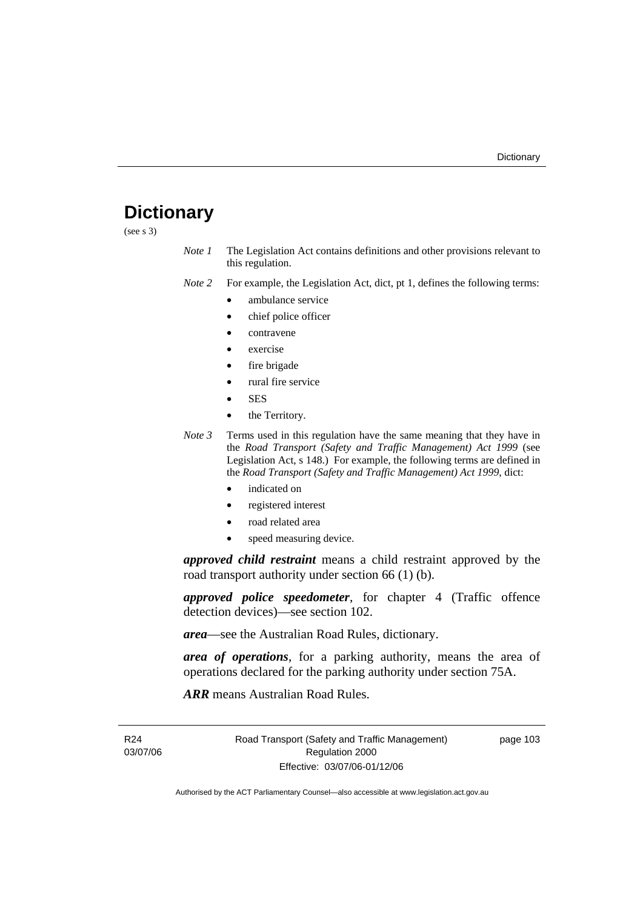# Dictionary

(see s 3)

*Note 1* The Legislation Act contains definitions and other provisions relevant to this regulation.

*Note 2* For example, the Legislation Act, dict, pt 1, defines the following terms:

- ambulance service
- chief police officer
- contravene
- exercise
- fire brigade
- rural fire service
- SES
- the Territory.

*Note 3* Terms used in this regulation have the same meaning that they have in the *Road Transport (Safety and Traffic Management) Act 1999* (see Legislation Act, s 148.) For example, the following terms are defined in the *Road Transport (Safety and Traffic Management) Act 1999*, dict:

- indicated on
- registered interest
- road related area
- speed measuring device.

***approved child restraint*** means a child restraint approved by the road transport authority under section 66 (1) (b).

***approved police speedometer***, for chapter 4 (Traffic offence detection devices)—see section 102.

***area***—see the Australian Road Rules, dictionary.

***area of operations***, for a parking authority, means the area of operations declared for the parking authority under section 75A.

***ARR*** means Australian Road Rules.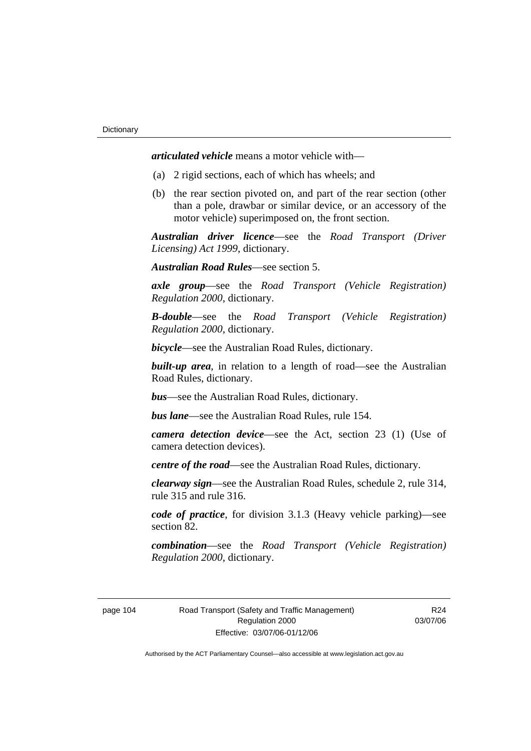***articulated vehicle*** means a motor vehicle with—

(a) 2 rigid sections, each of which has wheels; and

(b) the rear section pivoted on, and part of the rear section (other than a pole, drawbar or similar device, or an accessory of the motor vehicle) superimposed on, the front section.

***Australian driver licence***—see the *Road Transport (Driver Licensing) Act 1999*, dictionary.

***Australian Road Rules***—see section 5.

***axle group***—see the *Road Transport (Vehicle Registration) Regulation 2000*, dictionary.

***B-double***—see the *Road Transport (Vehicle Registration) Regulation 2000*, dictionary.

***bicycle***—see the Australian Road Rules, dictionary.

***built-up area***, in relation to a length of road—see the Australian Road Rules, dictionary.

***bus***—see the Australian Road Rules, dictionary.

***bus lane***—see the Australian Road Rules, rule 154.

***camera detection device***—see the Act, section 23 (1) (Use of camera detection devices).

***centre of the road***—see the Australian Road Rules, dictionary.

***clearway sign***—see the Australian Road Rules, schedule 2, rule 314, rule 315 and rule 316.

***code of practice***, for division 3.1.3 (Heavy vehicle parking)—see section 82.

***combination***—see the *Road Transport (Vehicle Registration) Regulation 2000*, dictionary.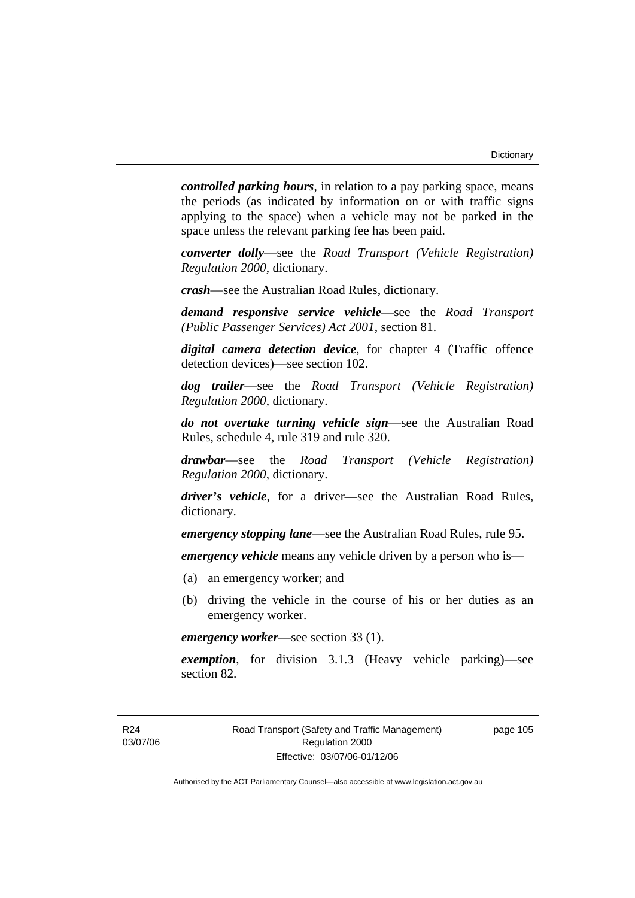***controlled parking hours***, in relation to a pay parking space, means the periods (as indicated by information on or with traffic signs applying to the space) when a vehicle may not be parked in the space unless the relevant parking fee has been paid.

***converter dolly***—see the *Road Transport (Vehicle Registration) Regulation 2000*, dictionary.

***crash***—see the Australian Road Rules, dictionary.

***demand responsive service vehicle***—see the *Road Transport (Public Passenger Services) Act 2001*, section 81.

***digital camera detection device***, for chapter 4 (Traffic offence detection devices)—see section 102.

***dog trailer***—see the *Road Transport (Vehicle Registration) Regulation 2000*, dictionary.

***do not overtake turning vehicle sign***—see the Australian Road Rules, schedule 4, rule 319 and rule 320.

***drawbar***—see the *Road Transport (Vehicle Registration) Regulation 2000*, dictionary.

***driver's vehicle***, for a driver—see the Australian Road Rules, dictionary.

***emergency stopping lane***—see the Australian Road Rules, rule 95.

***emergency vehicle*** means any vehicle driven by a person who is—

(a) an emergency worker; and

(b) driving the vehicle in the course of his or her duties as an emergency worker.

***emergency worker***—see section 33 (1).

***exemption***, for division 3.1.3 (Heavy vehicle parking)—see section 82.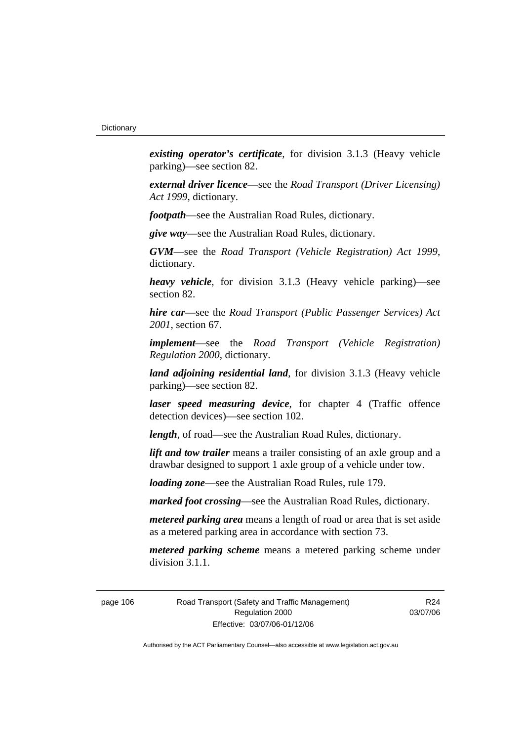***existing operator's certificate***, for division 3.1.3 (Heavy vehicle parking)—see section 82.

***external driver licence***—see the *Road Transport (Driver Licensing) Act 1999*, dictionary.

***footpath***—see the Australian Road Rules, dictionary.

***give way***—see the Australian Road Rules, dictionary.

***GVM***—see the *Road Transport (Vehicle Registration) Act 1999*, dictionary.

***heavy vehicle***, for division 3.1.3 (Heavy vehicle parking)—see section 82.

***hire car***—see the *Road Transport (Public Passenger Services) Act 2001*, section 67.

***implement***—see the *Road Transport (Vehicle Registration) Regulation 2000*, dictionary.

***land adjoining residential land***, for division 3.1.3 (Heavy vehicle parking)—see section 82.

***laser speed measuring device***, for chapter 4 (Traffic offence detection devices)—see section 102.

***length***, of road—see the Australian Road Rules, dictionary.

***lift and tow trailer*** means a trailer consisting of an axle group and a drawbar designed to support 1 axle group of a vehicle under tow.

***loading zone***—see the Australian Road Rules, rule 179.

***marked foot crossing***—see the Australian Road Rules, dictionary.

***metered parking area*** means a length of road or area that is set aside as a metered parking area in accordance with section 73.

***metered parking scheme*** means a metered parking scheme under division 3.1.1.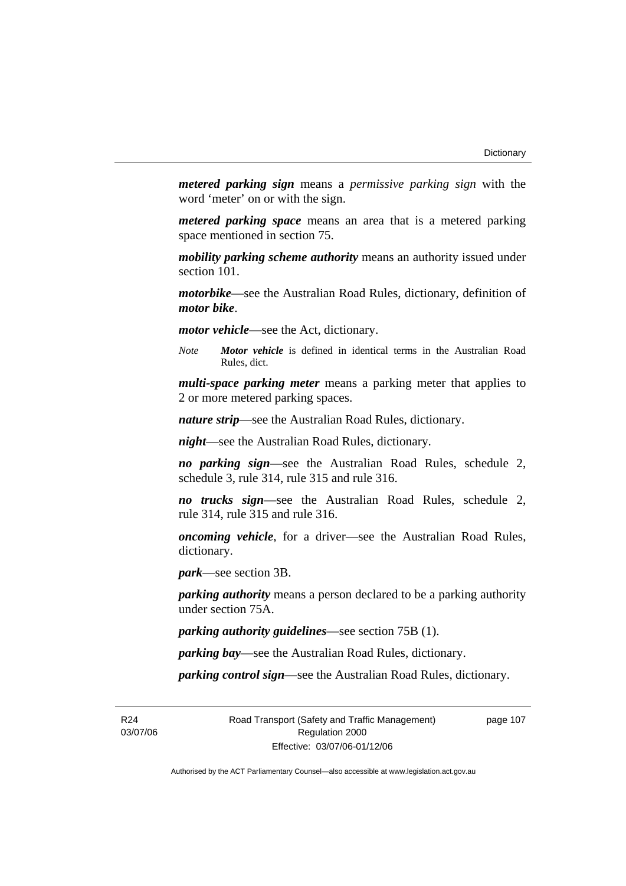***metered parking sign*** means a *permissive parking sign* with the word 'meter' on or with the sign.

***metered parking space*** means an area that is a metered parking space mentioned in section 75.

***mobility parking scheme authority*** means an authority issued under section 101.

***motorbike***—see the Australian Road Rules, dictionary, definition of ***motor bike***.

***motor vehicle***—see the Act, dictionary.

*Note* ***Motor vehicle*** is defined in identical terms in the Australian Road Rules, dict.

***multi-space parking meter*** means a parking meter that applies to 2 or more metered parking spaces.

***nature strip***—see the Australian Road Rules, dictionary.

***night***—see the Australian Road Rules, dictionary.

***no parking sign***—see the Australian Road Rules, schedule 2, schedule 3, rule 314, rule 315 and rule 316.

***no trucks sign***—see the Australian Road Rules, schedule 2, rule 314, rule 315 and rule 316.

***oncoming vehicle***, for a driver—see the Australian Road Rules, dictionary.

***park***—see section 3B.

***parking authority*** means a person declared to be a parking authority under section 75A.

***parking authority guidelines***—see section 75B (1).

***parking bay***—see the Australian Road Rules, dictionary.

***parking control sign***—see the Australian Road Rules, dictionary.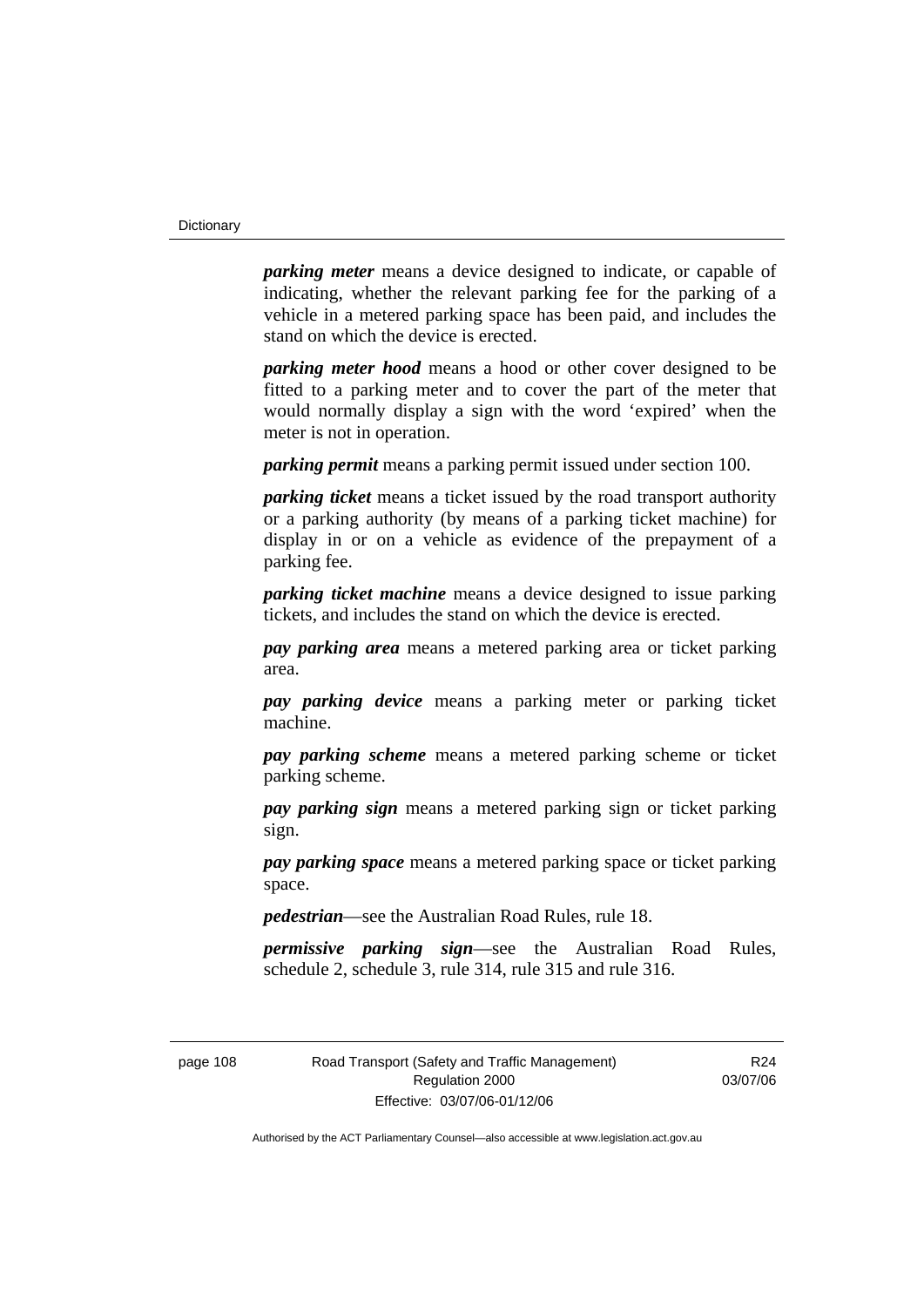***parking meter*** means a device designed to indicate, or capable of indicating, whether the relevant parking fee for the parking of a vehicle in a metered parking space has been paid, and includes the stand on which the device is erected.

***parking meter hood*** means a hood or other cover designed to be fitted to a parking meter and to cover the part of the meter that would normally display a sign with the word 'expired' when the meter is not in operation.

***parking permit*** means a parking permit issued under section 100.

***parking ticket*** means a ticket issued by the road transport authority or a parking authority (by means of a parking ticket machine) for display in or on a vehicle as evidence of the prepayment of a parking fee.

***parking ticket machine*** means a device designed to issue parking tickets, and includes the stand on which the device is erected.

***pay parking area*** means a metered parking area or ticket parking area.

***pay parking device*** means a parking meter or parking ticket machine.

***pay parking scheme*** means a metered parking scheme or ticket parking scheme.

***pay parking sign*** means a metered parking sign or ticket parking sign.

***pay parking space*** means a metered parking space or ticket parking space.

***pedestrian***—see the Australian Road Rules, rule 18.

***permissive parking sign***—see the Australian Road Rules, schedule 2, schedule 3, rule 314, rule 315 and rule 316.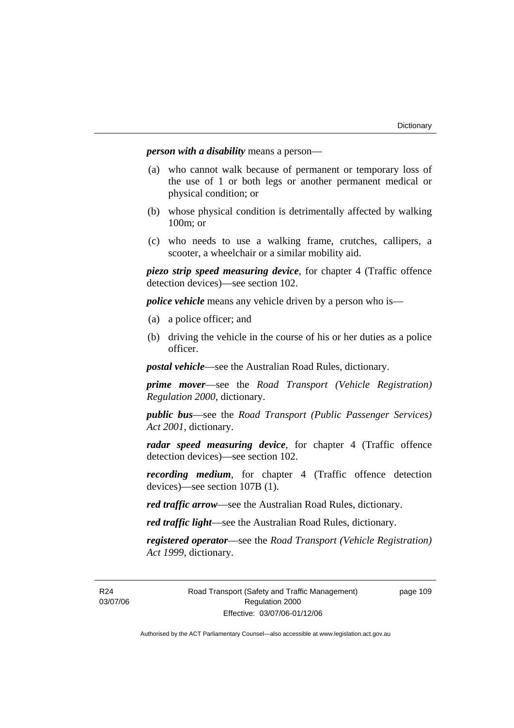***person with a disability*** means a person—

(a) who cannot walk because of permanent or temporary loss of the use of 1 or both legs or another permanent medical or physical condition; or

(b) whose physical condition is detrimentally affected by walking 100m; or

(c) who needs to use a walking frame, crutches, callipers, a scooter, a wheelchair or a similar mobility aid.

***piezo strip speed measuring device***, for chapter 4 (Traffic offence detection devices)—see section 102.

***police vehicle*** means any vehicle driven by a person who is—

(a) a police officer; and

(b) driving the vehicle in the course of his or her duties as a police officer.

***postal vehicle***—see the Australian Road Rules, dictionary.

***prime mover***—see the *Road Transport (Vehicle Registration) Regulation 2000*, dictionary.

***public bus***—see the *Road Transport (Public Passenger Services) Act 2001*, dictionary.

***radar speed measuring device***, for chapter 4 (Traffic offence detection devices)—see section 102.

***recording medium***, for chapter 4 (Traffic offence detection devices)—see section 107B (1).

***red traffic arrow***—see the Australian Road Rules, dictionary.

***red traffic light***—see the Australian Road Rules, dictionary.

***registered operator***—see the *Road Transport (Vehicle Registration) Act 1999*, dictionary.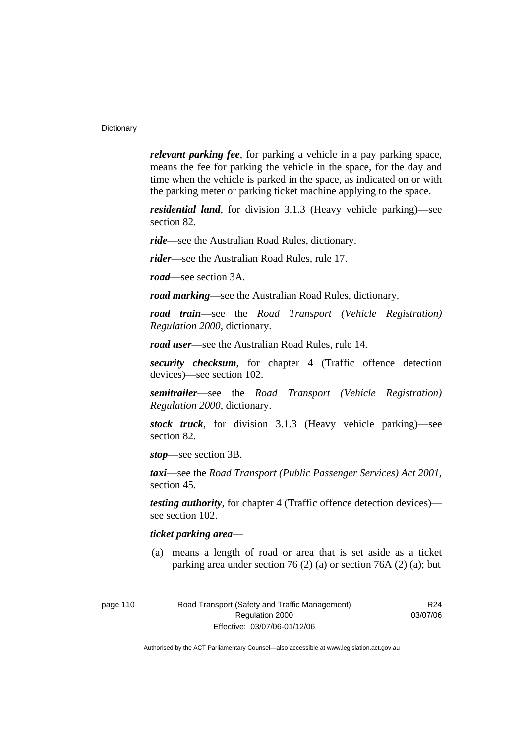***relevant parking fee***, for parking a vehicle in a pay parking space, means the fee for parking the vehicle in the space, for the day and time when the vehicle is parked in the space, as indicated on or with the parking meter or parking ticket machine applying to the space.

***residential land***, for division 3.1.3 (Heavy vehicle parking)—see section 82.

***ride***—see the Australian Road Rules, dictionary.

***rider***—see the Australian Road Rules, rule 17.

***road***—see section 3A.

***road marking***—see the Australian Road Rules, dictionary.

***road train***—see the *Road Transport (Vehicle Registration) Regulation 2000*, dictionary.

***road user***—see the Australian Road Rules, rule 14.

***security checksum***, for chapter 4 (Traffic offence detection devices)—see section 102.

***semitrailer***—see the *Road Transport (Vehicle Registration) Regulation 2000*, dictionary.

***stock truck***, for division 3.1.3 (Heavy vehicle parking)—see section 82.

***stop***—see section 3B.

***taxi***—see the *Road Transport (Public Passenger Services) Act 2001*, section 45.

***testing authority***, for chapter 4 (Traffic offence detection devices)—see section 102.

***ticket parking area***—

(a) means a length of road or area that is set aside as a ticket parking area under section 76 (2) (a) or section 76A (2) (a); but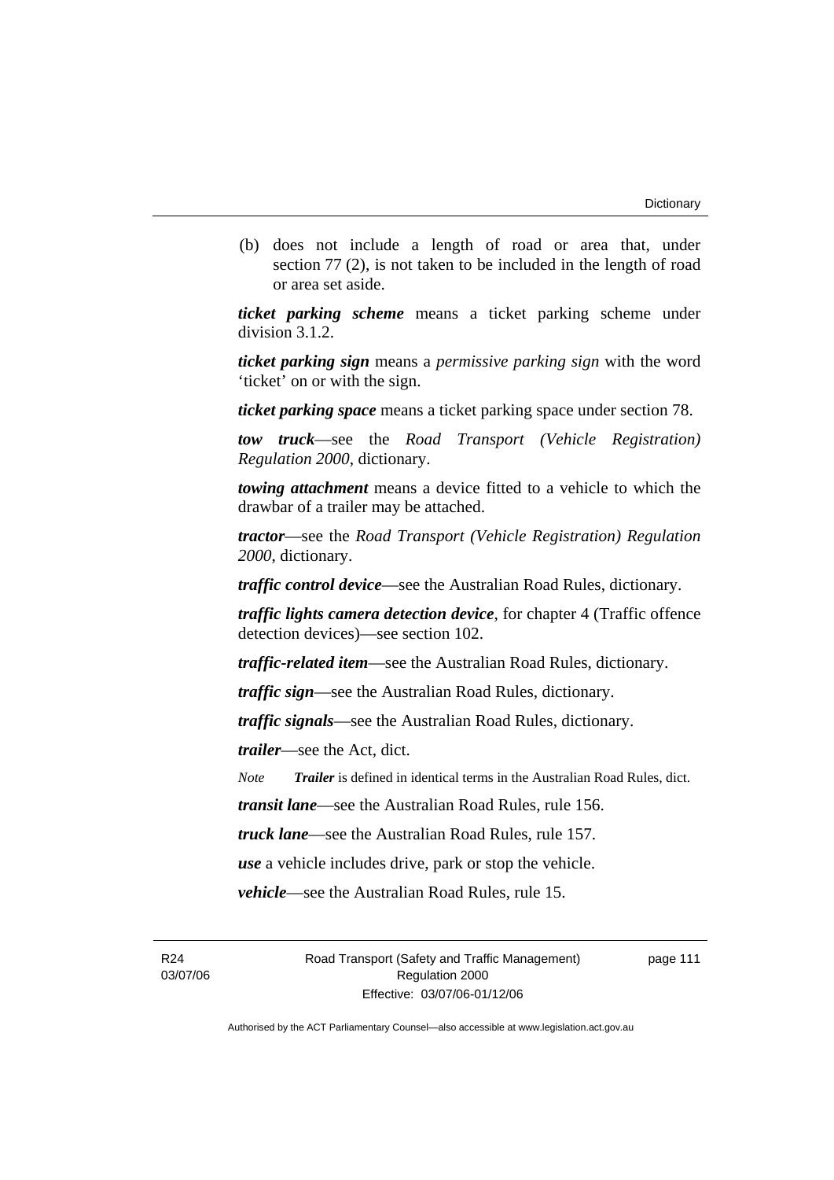(b) does not include a length of road or area that, under section 77 (2), is not taken to be included in the length of road or area set aside.

***ticket parking scheme*** means a ticket parking scheme under division 3.1.2.

***ticket parking sign*** means a *permissive parking sign* with the word 'ticket' on or with the sign.

***ticket parking space*** means a ticket parking space under section 78.

***tow truck***—see the *Road Transport (Vehicle Registration) Regulation 2000*, dictionary.

***towing attachment*** means a device fitted to a vehicle to which the drawbar of a trailer may be attached.

***tractor***—see the *Road Transport (Vehicle Registration) Regulation 2000*, dictionary.

***traffic control device***—see the Australian Road Rules, dictionary.

***traffic lights camera detection device***, for chapter 4 (Traffic offence detection devices)—see section 102.

***traffic-related item***—see the Australian Road Rules, dictionary.

***traffic sign***—see the Australian Road Rules, dictionary.

***traffic signals***—see the Australian Road Rules, dictionary.

***trailer***—see the Act, dict.

*Note* ***Trailer*** is defined in identical terms in the Australian Road Rules, dict.

***transit lane***—see the Australian Road Rules, rule 156.

***truck lane***—see the Australian Road Rules, rule 157.

***use*** a vehicle includes drive, park or stop the vehicle.

***vehicle***—see the Australian Road Rules, rule 15.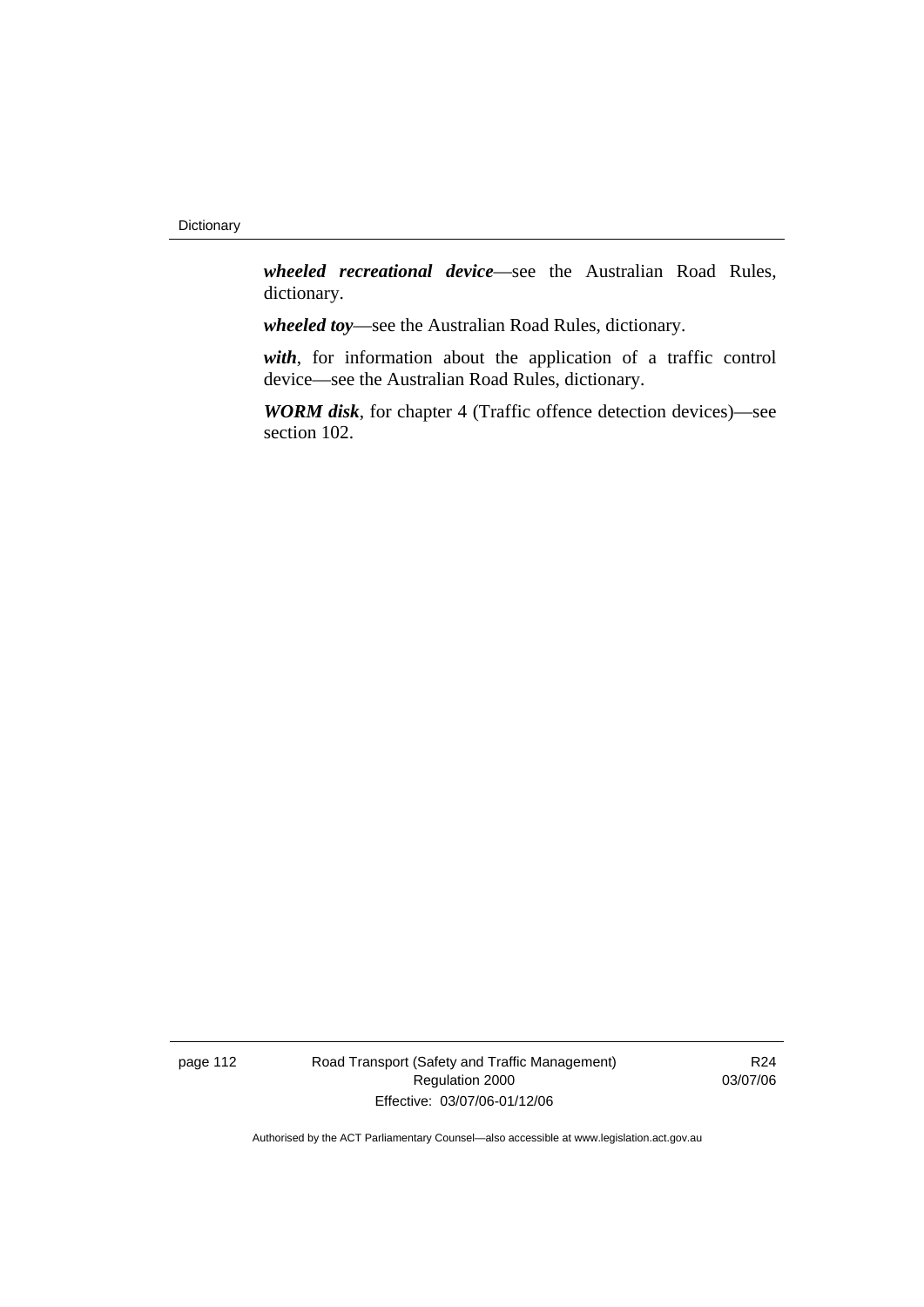***wheeled recreational device***—see the Australian Road Rules, dictionary.

***wheeled toy***—see the Australian Road Rules, dictionary.

***with***, for information about the application of a traffic control device—see the Australian Road Rules, dictionary.

***WORM disk***, for chapter 4 (Traffic offence detection devices)—see section 102.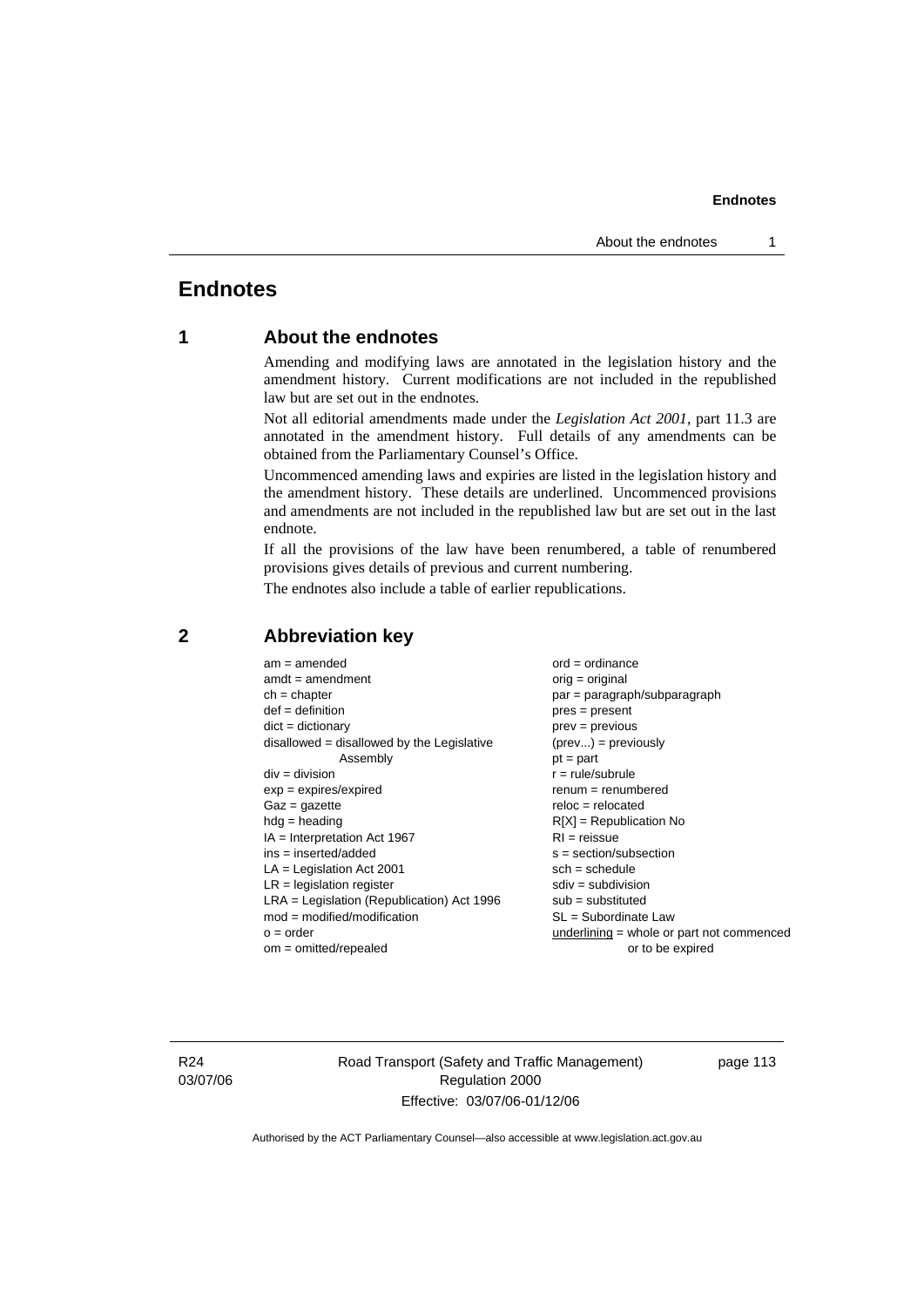# Endnotes

## 1 About the endnotes

Amending and modifying laws are annotated in the legislation history and the amendment history. Current modifications are not included in the republished law but are set out in the endnotes.

Not all editorial amendments made under the *Legislation Act 2001*, part 11.3 are annotated in the amendment history. Full details of any amendments can be obtained from the Parliamentary Counsel's Office.

Uncommenced amending laws and expiries are listed in the legislation history and the amendment history. These details are underlined. Uncommenced provisions and amendments are not included in the republished law but are set out in the last endnote.

If all the provisions of the law have been renumbered, a table of renumbered provisions gives details of previous and current numbering.

The endnotes also include a table of earlier republications.

## 2 Abbreviation key

am = amended
amdt = amendment
ch = chapter
def = definition
dict = dictionary
disallowed = disallowed by the Legislative Assembly
div = division
exp = expires/expired
Gaz = gazette
hdg = heading
IA = Interpretation Act 1967
ins = inserted/added
LA = Legislation Act 2001
LR = legislation register
LRA = Legislation (Republication) Act 1996
mod = modified/modification
o = order
om = omitted/repealed
ord = ordinance
orig = original
par = paragraph/subparagraph
pres = present
prev = previous
(prev...) = previously
pt = part
r = rule/subrule
renum = renumbered
reloc = relocated
R[X] = Republication No
RI = reissue
s = section/subsection
sch = schedule
sdiv = subdivision
sub = substituted
SL = Subordinate Law
underlining = whole or part not commenced or to be expired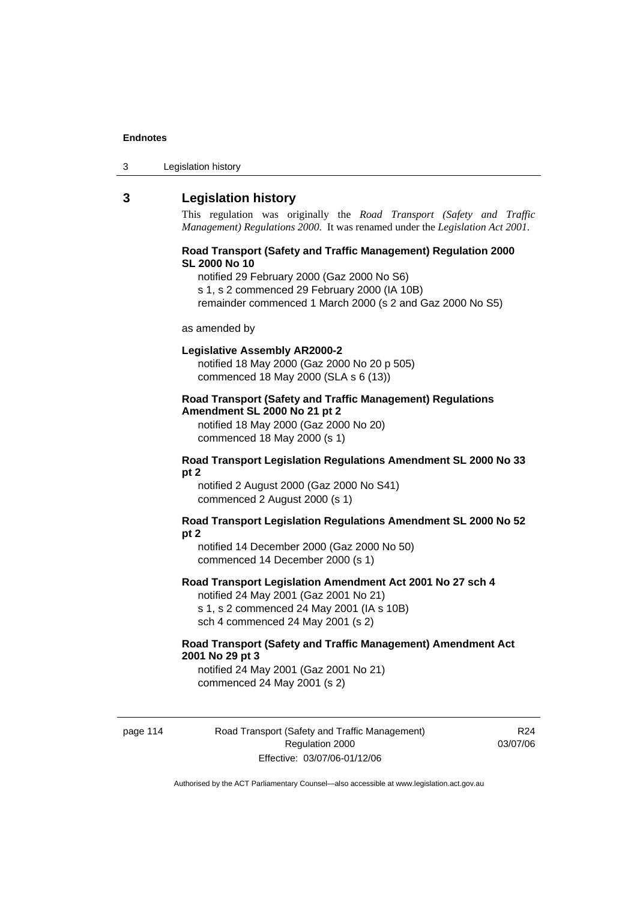## 3 Legislation history

This regulation was originally the *Road Transport (Safety and Traffic Management) Regulations 2000*. It was renamed under the *Legislation Act 2001*.

**Road Transport (Safety and Traffic Management) Regulation 2000 SL 2000 No 10**

notified 29 February 2000 (Gaz 2000 No S6)
s 1, s 2 commenced 29 February 2000 (IA 10B)
remainder commenced 1 March 2000 (s 2 and Gaz 2000 No S5)

as amended by

**Legislative Assembly AR2000-2**

notified 18 May 2000 (Gaz 2000 No 20 p 505)
commenced 18 May 2000 (SLA s 6 (13))

**Road Transport (Safety and Traffic Management) Regulations Amendment SL 2000 No 21 pt 2**

notified 18 May 2000 (Gaz 2000 No 20)
commenced 18 May 2000 (s 1)

**Road Transport Legislation Regulations Amendment SL 2000 No 33 pt 2**

notified 2 August 2000 (Gaz 2000 No S41)
commenced 2 August 2000 (s 1)

**Road Transport Legislation Regulations Amendment SL 2000 No 52 pt 2**

notified 14 December 2000 (Gaz 2000 No 50)
commenced 14 December 2000 (s 1)

**Road Transport Legislation Amendment Act 2001 No 27 sch 4**

notified 24 May 2001 (Gaz 2001 No 21)
s 1, s 2 commenced 24 May 2001 (IA s 10B)
sch 4 commenced 24 May 2001 (s 2)

**Road Transport (Safety and Traffic Management) Amendment Act 2001 No 29 pt 3**

notified 24 May 2001 (Gaz 2001 No 21)
commenced 24 May 2001 (s 2)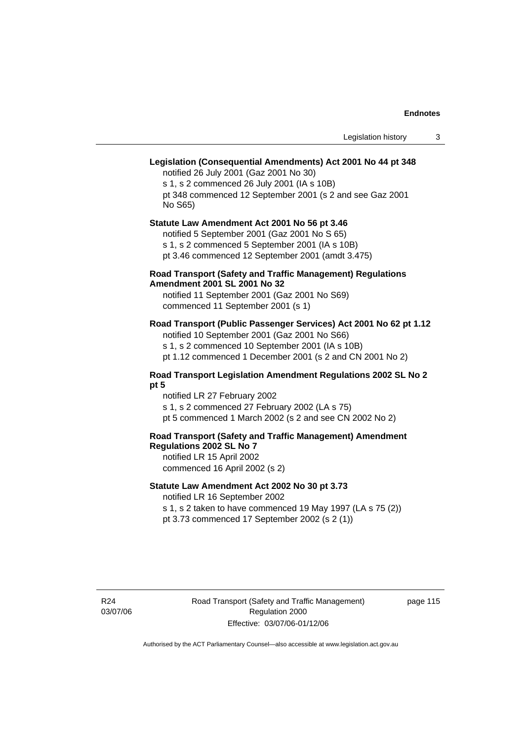**Legislation (Consequential Amendments) Act 2001 No 44 pt 348**

notified 26 July 2001 (Gaz 2001 No 30)

s 1, s 2 commenced 26 July 2001 (IA s 10B)

pt 348 commenced 12 September 2001 (s 2 and see Gaz 2001 No S65)

**Statute Law Amendment Act 2001 No 56 pt 3.46**

notified 5 September 2001 (Gaz 2001 No S 65)

s 1, s 2 commenced 5 September 2001 (IA s 10B)

pt 3.46 commenced 12 September 2001 (amdt 3.475)

**Road Transport (Safety and Traffic Management) Regulations Amendment 2001 SL 2001 No 32**

notified 11 September 2001 (Gaz 2001 No S69)

commenced 11 September 2001 (s 1)

**Road Transport (Public Passenger Services) Act 2001 No 62 pt 1.12**

notified 10 September 2001 (Gaz 2001 No S66)

s 1, s 2 commenced 10 September 2001 (IA s 10B)

pt 1.12 commenced 1 December 2001 (s 2 and CN 2001 No 2)

**Road Transport Legislation Amendment Regulations 2002 SL No 2 pt 5**

notified LR 27 February 2002

s 1, s 2 commenced 27 February 2002 (LA s 75)

pt 5 commenced 1 March 2002 (s 2 and see CN 2002 No 2)

**Road Transport (Safety and Traffic Management) Amendment Regulations 2002 SL No 7**

notified LR 15 April 2002

commenced 16 April 2002 (s 2)

**Statute Law Amendment Act 2002 No 30 pt 3.73**

notified LR 16 September 2002

s 1, s 2 taken to have commenced 19 May 1997 (LA s 75 (2))

pt 3.73 commenced 17 September 2002 (s 2 (1))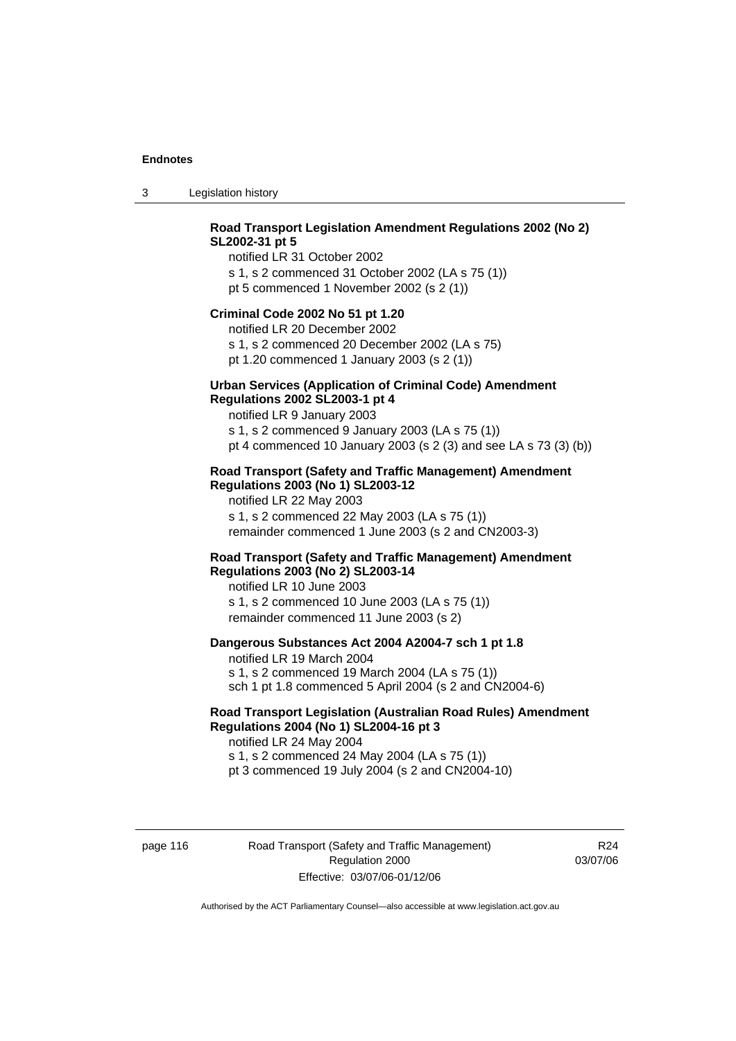**Road Transport Legislation Amendment Regulations 2002 (No 2) SL2002-31 pt 5**

notified LR 31 October 2002

s 1, s 2 commenced 31 October 2002 (LA s 75 (1))

pt 5 commenced 1 November 2002 (s 2 (1))

**Criminal Code 2002 No 51 pt 1.20**

notified LR 20 December 2002

s 1, s 2 commenced 20 December 2002 (LA s 75)

pt 1.20 commenced 1 January 2003 (s 2 (1))

**Urban Services (Application of Criminal Code) Amendment Regulations 2002 SL2003-1 pt 4**

notified LR 9 January 2003

s 1, s 2 commenced 9 January 2003 (LA s 75 (1))

pt 4 commenced 10 January 2003 (s 2 (3) and see LA s 73 (3) (b))

**Road Transport (Safety and Traffic Management) Amendment Regulations 2003 (No 1) SL2003-12**

notified LR 22 May 2003

s 1, s 2 commenced 22 May 2003 (LA s 75 (1))

remainder commenced 1 June 2003 (s 2 and CN2003-3)

**Road Transport (Safety and Traffic Management) Amendment Regulations 2003 (No 2) SL2003-14**

notified LR 10 June 2003

s 1, s 2 commenced 10 June 2003 (LA s 75 (1))

remainder commenced 11 June 2003 (s 2)

**Dangerous Substances Act 2004 A2004-7 sch 1 pt 1.8**

notified LR 19 March 2004

s 1, s 2 commenced 19 March 2004 (LA s 75 (1))

sch 1 pt 1.8 commenced 5 April 2004 (s 2 and CN2004-6)

**Road Transport Legislation (Australian Road Rules) Amendment Regulations 2004 (No 1) SL2004-16 pt 3**

notified LR 24 May 2004

s 1, s 2 commenced 24 May 2004 (LA s 75 (1))

pt 3 commenced 19 July 2004 (s 2 and CN2004-10)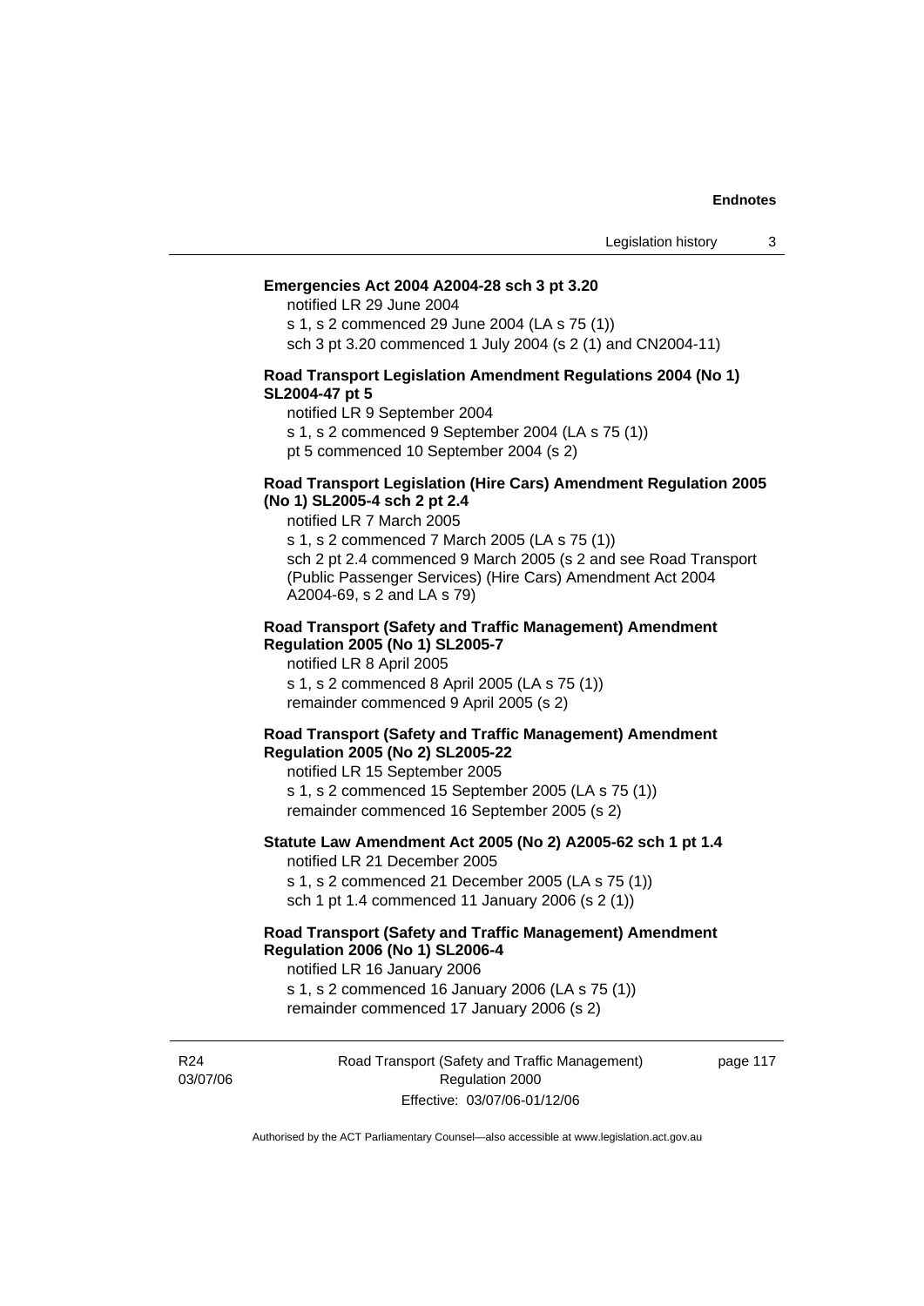**Emergencies Act 2004 A2004-28 sch 3 pt 3.20**

notified LR 29 June 2004

s 1, s 2 commenced 29 June 2004 (LA s 75 (1))

sch 3 pt 3.20 commenced 1 July 2004 (s 2 (1) and CN2004-11)

**Road Transport Legislation Amendment Regulations 2004 (No 1) SL2004-47 pt 5**

notified LR 9 September 2004

s 1, s 2 commenced 9 September 2004 (LA s 75 (1))

pt 5 commenced 10 September 2004 (s 2)

**Road Transport Legislation (Hire Cars) Amendment Regulation 2005 (No 1) SL2005-4 sch 2 pt 2.4**

notified LR 7 March 2005

s 1, s 2 commenced 7 March 2005 (LA s 75 (1))

sch 2 pt 2.4 commenced 9 March 2005 (s 2 and see Road Transport (Public Passenger Services) (Hire Cars) Amendment Act 2004 A2004-69, s 2 and LA s 79)

**Road Transport (Safety and Traffic Management) Amendment Regulation 2005 (No 1) SL2005-7**

notified LR 8 April 2005

s 1, s 2 commenced 8 April 2005 (LA s 75 (1))

remainder commenced 9 April 2005 (s 2)

**Road Transport (Safety and Traffic Management) Amendment Regulation 2005 (No 2) SL2005-22**

notified LR 15 September 2005

s 1, s 2 commenced 15 September 2005 (LA s 75 (1))

remainder commenced 16 September 2005 (s 2)

**Statute Law Amendment Act 2005 (No 2) A2005-62 sch 1 pt 1.4**

notified LR 21 December 2005

s 1, s 2 commenced 21 December 2005 (LA s 75 (1))

sch 1 pt 1.4 commenced 11 January 2006 (s 2 (1))

**Road Transport (Safety and Traffic Management) Amendment Regulation 2006 (No 1) SL2006-4**

notified LR 16 January 2006

s 1, s 2 commenced 16 January 2006 (LA s 75 (1))

remainder commenced 17 January 2006 (s 2)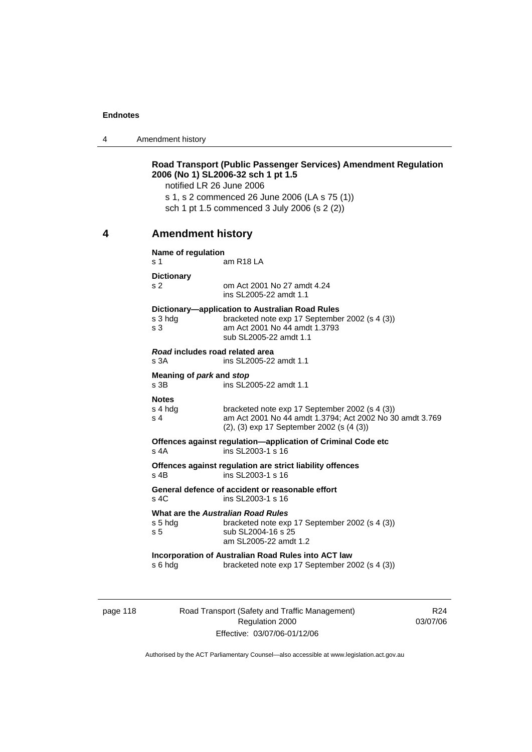**Road Transport (Public Passenger Services) Amendment Regulation 2006 (No 1) SL2006-32 sch 1 pt 1.5**

notified LR 26 June 2006

s 1, s 2 commenced 26 June 2006 (LA s 75 (1))

sch 1 pt 1.5 commenced 3 July 2006 (s 2 (2))

## 4 Amendment history

**Name of regulation**

s 1 am R18 LA

**Dictionary**

s 2 om Act 2001 No 27 amdt 4.24
ins SL2005-22 amdt 1.1

**Dictionary—application to Australian Road Rules**

s 3 hdg bracketed note exp 17 September 2002 (s 4 (3))
s 3 am Act 2001 No 44 amdt 1.3793
sub SL2005-22 amdt 1.1

***Road* includes road related area**

s 3A ins SL2005-22 amdt 1.1

**Meaning of *park* and *stop***

s 3B ins SL2005-22 amdt 1.1

**Notes**

s 4 hdg bracketed note exp 17 September 2002 (s 4 (3))
s 4 am Act 2001 No 44 amdt 1.3794; Act 2002 No 30 amdt 3.769
(2), (3) exp 17 September 2002 (s (4 (3))

**Offences against regulation—application of Criminal Code etc**

s 4A ins SL2003-1 s 16

**Offences against regulation are strict liability offences**

s 4B ins SL2003-1 s 16

**General defence of accident or reasonable effort**

s 4C ins SL2003-1 s 16

**What are the *Australian Road Rules***

s 5 hdg bracketed note exp 17 September 2002 (s 4 (3))
s 5 sub SL2004-16 s 25
am SL2005-22 amdt 1.2

**Incorporation of Australian Road Rules into ACT law**

s 6 hdg bracketed note exp 17 September 2002 (s 4 (3))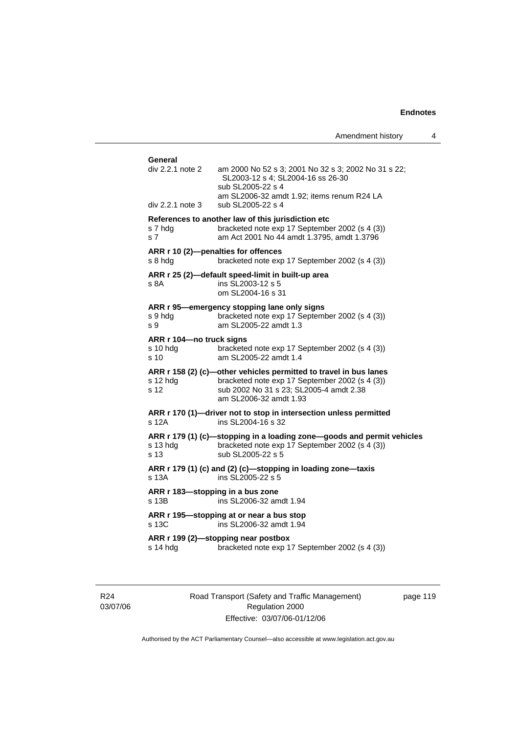**General**

div 2.2.1 note 2 am 2000 No 52 s 3; 2001 No 32 s 3; 2002 No 31 s 22; SL2003-12 s 4; SL2004-16 ss 26-30
sub SL2005-22 s 4
am SL2006-32 amdt 1.92; items renum R24 LA
div 2.2.1 note 3 sub SL2005-22 s 4

**References to another law of this jurisdiction etc**

s 7 hdg bracketed note exp 17 September 2002 (s 4 (3))
s 7 am Act 2001 No 44 amdt 1.3795, amdt 1.3796

**ARR r 10 (2)—penalties for offences**

s 8 hdg bracketed note exp 17 September 2002 (s 4 (3))

**ARR r 25 (2)—default speed-limit in built-up area**

s 8A ins SL2003-12 s 5
om SL2004-16 s 31

**ARR r 95—emergency stopping lane only signs**

s 9 hdg bracketed note exp 17 September 2002 (s 4 (3))
s 9 am SL2005-22 amdt 1.3

**ARR r 104—no truck signs**

s 10 hdg bracketed note exp 17 September 2002 (s 4 (3))
s 10 am SL2005-22 amdt 1.4

**ARR r 158 (2) (c)—other vehicles permitted to travel in bus lanes**

s 12 hdg bracketed note exp 17 September 2002 (s 4 (3))
s 12 sub 2002 No 31 s 23; SL2005-4 amdt 2.38
am SL2006-32 amdt 1.93

**ARR r 170 (1)—driver not to stop in intersection unless permitted**

s 12A ins SL2004-16 s 32

**ARR r 179 (1) (c)—stopping in a loading zone—goods and permit vehicles**

s 13 hdg bracketed note exp 17 September 2002 (s 4 (3))
s 13 sub SL2005-22 s 5

**ARR r 179 (1) (c) and (2) (c)—stopping in loading zone—taxis**

s 13A ins SL2005-22 s 5

**ARR r 183—stopping in a bus zone**

s 13B ins SL2006-32 amdt 1.94

**ARR r 195—stopping at or near a bus stop**

s 13C ins SL2006-32 amdt 1.94

**ARR r 199 (2)—stopping near postbox**

s 14 hdg bracketed note exp 17 September 2002 (s 4 (3))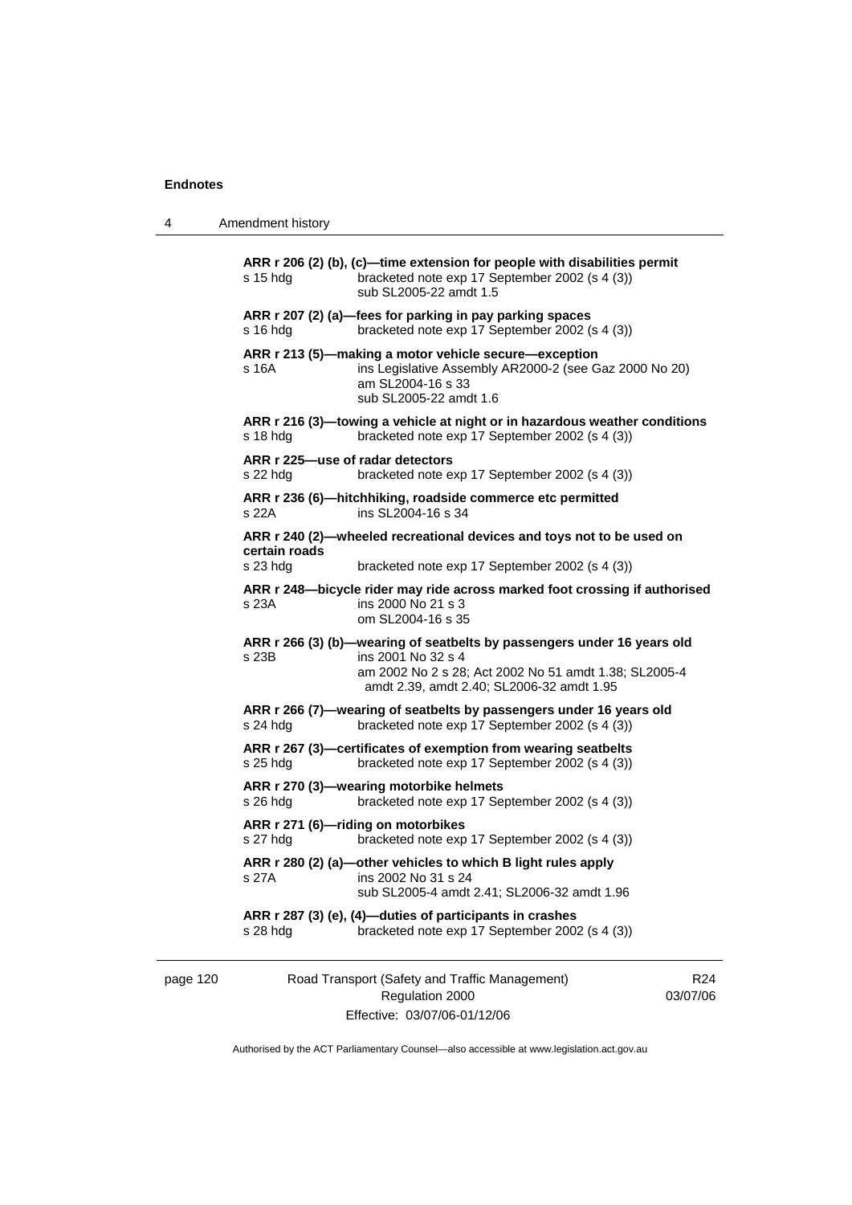**ARR r 206 (2) (b), (c)—time extension for people with disabilities permit**
s 15 hdg bracketed note exp 17 September 2002 (s 4 (3))
sub SL2005-22 amdt 1.5

**ARR r 207 (2) (a)—fees for parking in pay parking spaces**
s 16 hdg bracketed note exp 17 September 2002 (s 4 (3))

**ARR r 213 (5)—making a motor vehicle secure—exception**
s 16A ins Legislative Assembly AR2000-2 (see Gaz 2000 No 20)
am SL2004-16 s 33
sub SL2005-22 amdt 1.6

**ARR r 216 (3)—towing a vehicle at night or in hazardous weather conditions**
s 18 hdg bracketed note exp 17 September 2002 (s 4 (3))

**ARR r 225—use of radar detectors**
s 22 hdg bracketed note exp 17 September 2002 (s 4 (3))

**ARR r 236 (6)—hitchhiking, roadside commerce etc permitted**
s 22A ins SL2004-16 s 34

**ARR r 240 (2)—wheeled recreational devices and toys not to be used on certain roads**
s 23 hdg bracketed note exp 17 September 2002 (s 4 (3))

**ARR r 248—bicycle rider may ride across marked foot crossing if authorised**
s 23A ins 2000 No 21 s 3
om SL2004-16 s 35

**ARR r 266 (3) (b)—wearing of seatbelts by passengers under 16 years old**
s 23B ins 2001 No 32 s 4
am 2002 No 2 s 28; Act 2002 No 51 amdt 1.38; SL2005-4 amdt 2.39, amdt 2.40; SL2006-32 amdt 1.95

**ARR r 266 (7)—wearing of seatbelts by passengers under 16 years old**
s 24 hdg bracketed note exp 17 September 2002 (s 4 (3))

**ARR r 267 (3)—certificates of exemption from wearing seatbelts**
s 25 hdg bracketed note exp 17 September 2002 (s 4 (3))

**ARR r 270 (3)—wearing motorbike helmets**
s 26 hdg bracketed note exp 17 September 2002 (s 4 (3))

**ARR r 271 (6)—riding on motorbikes**
s 27 hdg bracketed note exp 17 September 2002 (s 4 (3))

**ARR r 280 (2) (a)—other vehicles to which B light rules apply**
s 27A ins 2002 No 31 s 24
sub SL2005-4 amdt 2.41; SL2006-32 amdt 1.96

**ARR r 287 (3) (e), (4)—duties of participants in crashes**
s 28 hdg bracketed note exp 17 September 2002 (s 4 (3))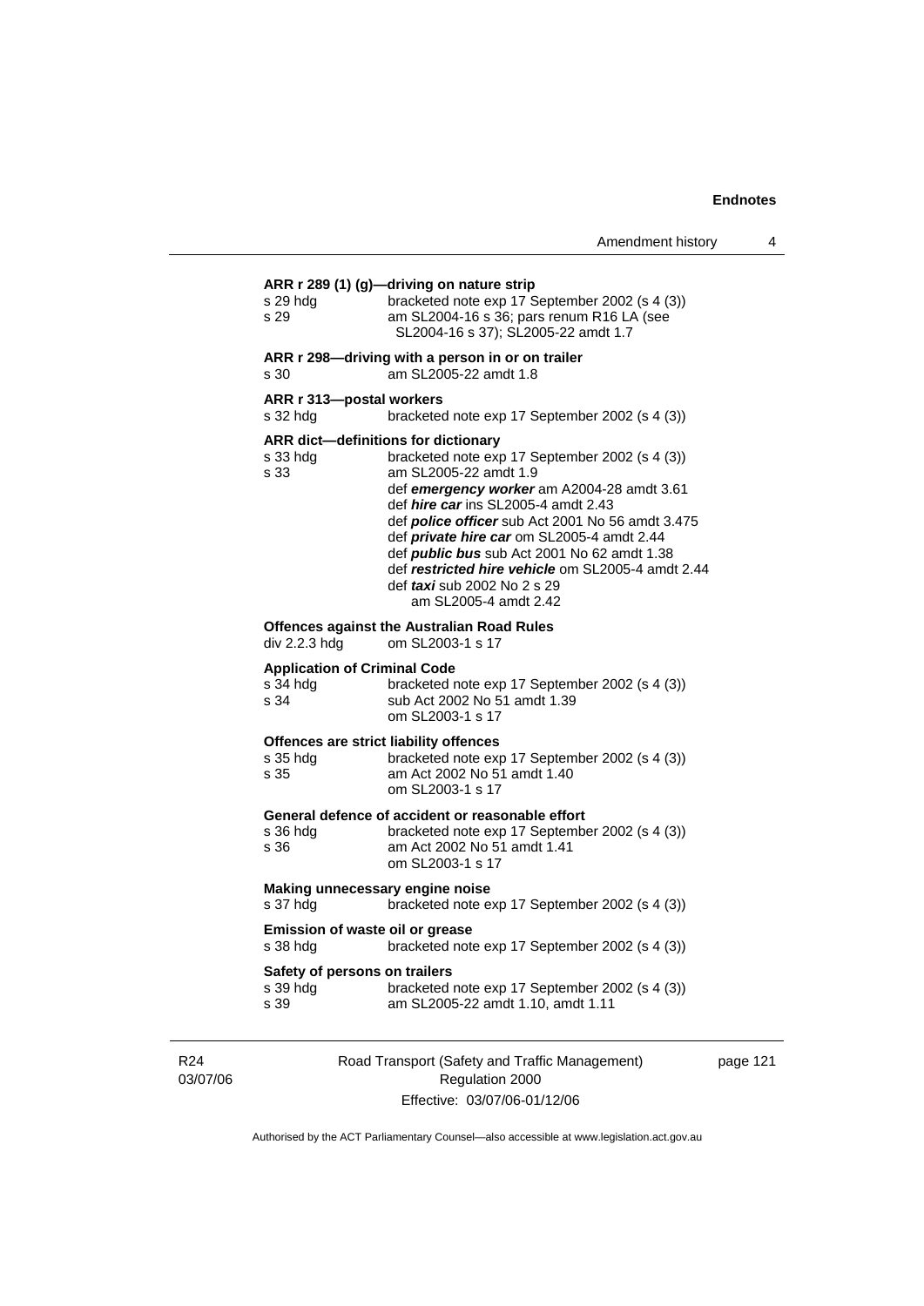**ARR r 289 (1) (g)—driving on nature strip**

s 29 hdg — bracketed note exp 17 September 2002 (s 4 (3))
s 29 — am SL2004-16 s 36; pars renum R16 LA (see SL2004-16 s 37); SL2005-22 amdt 1.7

**ARR r 298—driving with a person in or on trailer**

s 30 — am SL2005-22 amdt 1.8

**ARR r 313—postal workers**

s 32 hdg — bracketed note exp 17 September 2002 (s 4 (3))

**ARR dict—definitions for dictionary**

s 33 hdg — bracketed note exp 17 September 2002 (s 4 (3))
s 33 — am SL2005-22 amdt 1.9
def ***emergency worker*** am A2004-28 amdt 3.61
def ***hire car*** ins SL2005-4 amdt 2.43
def ***police officer*** sub Act 2001 No 56 amdt 3.475
def ***private hire car*** om SL2005-4 amdt 2.44
def ***public bus*** sub Act 2001 No 62 amdt 1.38
def ***restricted hire vehicle*** om SL2005-4 amdt 2.44
def ***taxi*** sub 2002 No 2 s 29
am SL2005-4 amdt 2.42

**Offences against the Australian Road Rules**

div 2.2.3 hdg — om SL2003-1 s 17

**Application of Criminal Code**

s 34 hdg — bracketed note exp 17 September 2002 (s 4 (3))
s 34 — sub Act 2002 No 51 amdt 1.39
om SL2003-1 s 17

**Offences are strict liability offences**

s 35 hdg — bracketed note exp 17 September 2002 (s 4 (3))
s 35 — am Act 2002 No 51 amdt 1.40
om SL2003-1 s 17

**General defence of accident or reasonable effort**

s 36 hdg — bracketed note exp 17 September 2002 (s 4 (3))
s 36 — am Act 2002 No 51 amdt 1.41
om SL2003-1 s 17

**Making unnecessary engine noise**

s 37 hdg — bracketed note exp 17 September 2002 (s 4 (3))

**Emission of waste oil or grease**

s 38 hdg — bracketed note exp 17 September 2002 (s 4 (3))

**Safety of persons on trailers**

s 39 hdg — bracketed note exp 17 September 2002 (s 4 (3))
s 39 — am SL2005-22 amdt 1.10, amdt 1.11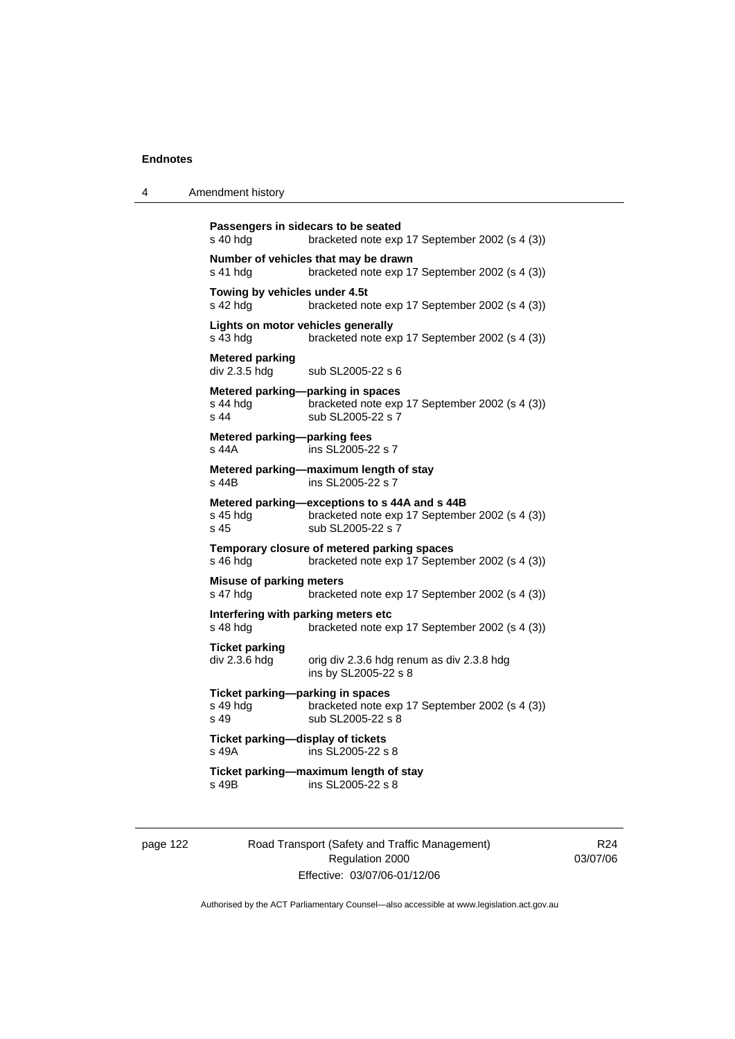**Passengers in sidecars to be seated**
s 40 hdg bracketed note exp 17 September 2002 (s 4 (3))

**Number of vehicles that may be drawn**
s 41 hdg bracketed note exp 17 September 2002 (s 4 (3))

**Towing by vehicles under 4.5t**
s 42 hdg bracketed note exp 17 September 2002 (s 4 (3))

**Lights on motor vehicles generally**
s 43 hdg bracketed note exp 17 September 2002 (s 4 (3))

**Metered parking**
div 2.3.5 hdg sub SL2005-22 s 6

**Metered parking—parking in spaces**
s 44 hdg bracketed note exp 17 September 2002 (s 4 (3))
s 44 sub SL2005-22 s 7

**Metered parking—parking fees**
s 44A ins SL2005-22 s 7

**Metered parking—maximum length of stay**
s 44B ins SL2005-22 s 7

**Metered parking—exceptions to s 44A and s 44B**
s 45 hdg bracketed note exp 17 September 2002 (s 4 (3))
s 45 sub SL2005-22 s 7

**Temporary closure of metered parking spaces**
s 46 hdg bracketed note exp 17 September 2002 (s 4 (3))

**Misuse of parking meters**
s 47 hdg bracketed note exp 17 September 2002 (s 4 (3))

**Interfering with parking meters etc**
s 48 hdg bracketed note exp 17 September 2002 (s 4 (3))

**Ticket parking**
div 2.3.6 hdg orig div 2.3.6 hdg renum as div 2.3.8 hdg
ins by SL2005-22 s 8

**Ticket parking—parking in spaces**
s 49 hdg bracketed note exp 17 September 2002 (s 4 (3))
s 49 sub SL2005-22 s 8

**Ticket parking—display of tickets**
s 49A ins SL2005-22 s 8

**Ticket parking—maximum length of stay**
s 49B ins SL2005-22 s 8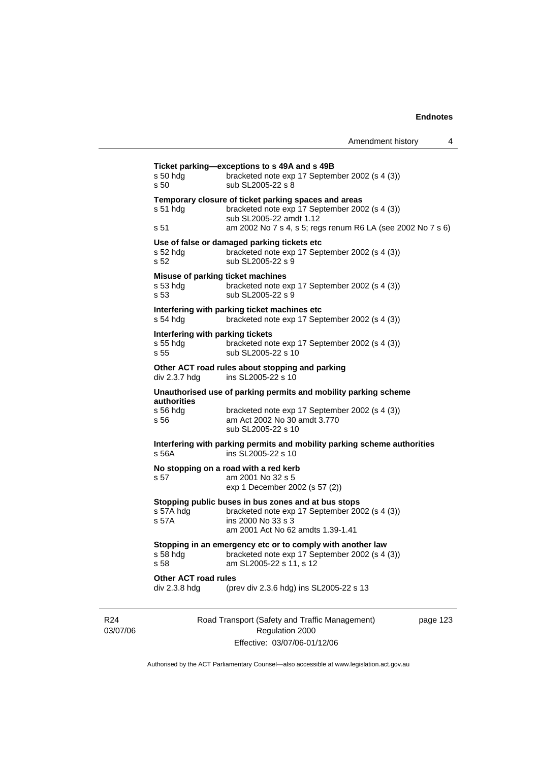**Ticket parking—exceptions to s 49A and s 49B**

s 50 hdg bracketed note exp 17 September 2002 (s 4 (3))
s 50 sub SL2005-22 s 8

**Temporary closure of ticket parking spaces and areas**

s 51 hdg bracketed note exp 17 September 2002 (s 4 (3))
sub SL2005-22 amdt 1.12
s 51 am 2002 No 7 s 4, s 5; regs renum R6 LA (see 2002 No 7 s 6)

**Use of false or damaged parking tickets etc**

s 52 hdg bracketed note exp 17 September 2002 (s 4 (3))
s 52 sub SL2005-22 s 9

**Misuse of parking ticket machines**

s 53 hdg bracketed note exp 17 September 2002 (s 4 (3))
s 53 sub SL2005-22 s 9

**Interfering with parking ticket machines etc**

s 54 hdg bracketed note exp 17 September 2002 (s 4 (3))

**Interfering with parking tickets**

s 55 hdg bracketed note exp 17 September 2002 (s 4 (3))
s 55 sub SL2005-22 s 10

**Other ACT road rules about stopping and parking**

div 2.3.7 hdg ins SL2005-22 s 10

**Unauthorised use of parking permits and mobility parking scheme authorities**

s 56 hdg bracketed note exp 17 September 2002 (s 4 (3))
s 56 am Act 2002 No 30 amdt 3.770
sub SL2005-22 s 10

**Interfering with parking permits and mobility parking scheme authorities**

s 56A ins SL2005-22 s 10

**No stopping on a road with a red kerb**

s 57 am 2001 No 32 s 5
exp 1 December 2002 (s 57 (2))

**Stopping public buses in bus zones and at bus stops**

s 57A hdg bracketed note exp 17 September 2002 (s 4 (3))
s 57A ins 2000 No 33 s 3
am 2001 Act No 62 amdts 1.39-1.41

**Stopping in an emergency etc or to comply with another law**

s 58 hdg bracketed note exp 17 September 2002 (s 4 (3))
s 58 am SL2005-22 s 11, s 12

**Other ACT road rules**

div 2.3.8 hdg (prev div 2.3.6 hdg) ins SL2005-22 s 13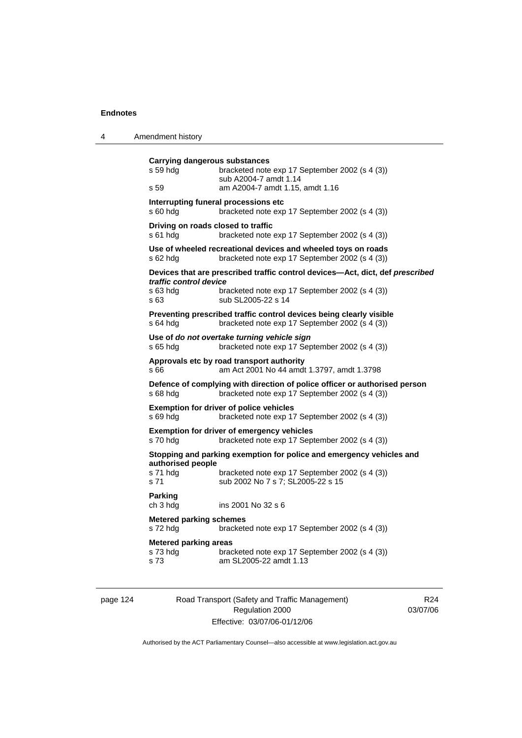**Carrying dangerous substances**
s 59 hdg bracketed note exp 17 September 2002 (s 4 (3))
sub A2004-7 amdt 1.14
s 59 am A2004-7 amdt 1.15, amdt 1.16

**Interrupting funeral processions etc**
s 60 hdg bracketed note exp 17 September 2002 (s 4 (3))

**Driving on roads closed to traffic**
s 61 hdg bracketed note exp 17 September 2002 (s 4 (3))

**Use of wheeled recreational devices and wheeled toys on roads**
s 62 hdg bracketed note exp 17 September 2002 (s 4 (3))

**Devices that are prescribed traffic control devices—Act, dict, def *prescribed traffic control device***
s 63 hdg bracketed note exp 17 September 2002 (s 4 (3))
s 63 sub SL2005-22 s 14

**Preventing prescribed traffic control devices being clearly visible**
s 64 hdg bracketed note exp 17 September 2002 (s 4 (3))

**Use of *do not overtake turning vehicle sign***
s 65 hdg bracketed note exp 17 September 2002 (s 4 (3))

**Approvals etc by road transport authority**
s 66 am Act 2001 No 44 amdt 1.3797, amdt 1.3798

**Defence of complying with direction of police officer or authorised person**
s 68 hdg bracketed note exp 17 September 2002 (s 4 (3))

**Exemption for driver of police vehicles**
s 69 hdg bracketed note exp 17 September 2002 (s 4 (3))

**Exemption for driver of emergency vehicles**
s 70 hdg bracketed note exp 17 September 2002 (s 4 (3))

**Stopping and parking exemption for police and emergency vehicles and authorised people**
s 71 hdg bracketed note exp 17 September 2002 (s 4 (3))
s 71 sub 2002 No 7 s 7; SL2005-22 s 15

**Parking**
ch 3 hdg ins 2001 No 32 s 6

**Metered parking schemes**
s 72 hdg bracketed note exp 17 September 2002 (s 4 (3))

**Metered parking areas**
s 73 hdg bracketed note exp 17 September 2002 (s 4 (3))
s 73 am SL2005-22 amdt 1.13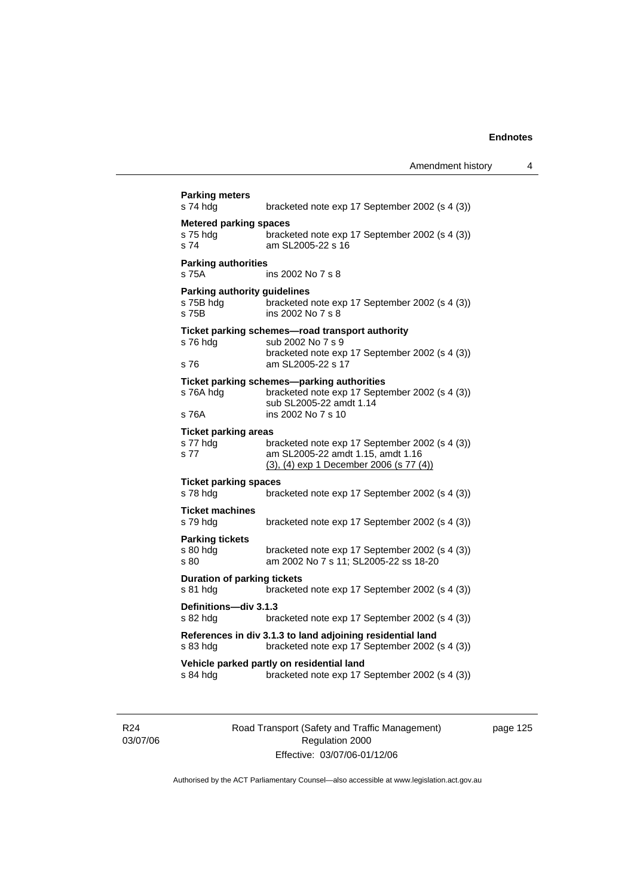**Parking meters**
s 74 hdg    bracketed note exp 17 September 2002 (s 4 (3))

**Metered parking spaces**
s 75 hdg    bracketed note exp 17 September 2002 (s 4 (3))
s 74    am SL2005-22 s 16

**Parking authorities**
s 75A    ins 2002 No 7 s 8

**Parking authority guidelines**
s 75B hdg    bracketed note exp 17 September 2002 (s 4 (3))
s 75B    ins 2002 No 7 s 8

**Ticket parking schemes—road transport authority**
s 76 hdg    sub 2002 No 7 s 9
    bracketed note exp 17 September 2002 (s 4 (3))
s 76    am SL2005-22 s 17

**Ticket parking schemes—parking authorities**
s 76A hdg    bracketed note exp 17 September 2002 (s 4 (3))
    sub SL2005-22 amdt 1.14
s 76A    ins 2002 No 7 s 10

**Ticket parking areas**
s 77 hdg    bracketed note exp 17 September 2002 (s 4 (3))
s 77    am SL2005-22 amdt 1.15, amdt 1.16
    (3), (4) exp 1 December 2006 (s 77 (4))

**Ticket parking spaces**
s 78 hdg    bracketed note exp 17 September 2002 (s 4 (3))

**Ticket machines**
s 79 hdg    bracketed note exp 17 September 2002 (s 4 (3))

**Parking tickets**
s 80 hdg    bracketed note exp 17 September 2002 (s 4 (3))
s 80    am 2002 No 7 s 11; SL2005-22 ss 18-20

**Duration of parking tickets**
s 81 hdg    bracketed note exp 17 September 2002 (s 4 (3))

**Definitions—div 3.1.3**
s 82 hdg    bracketed note exp 17 September 2002 (s 4 (3))

**References in div 3.1.3 to land adjoining residential land**
s 83 hdg    bracketed note exp 17 September 2002 (s 4 (3))

**Vehicle parked partly on residential land**
s 84 hdg    bracketed note exp 17 September 2002 (s 4 (3))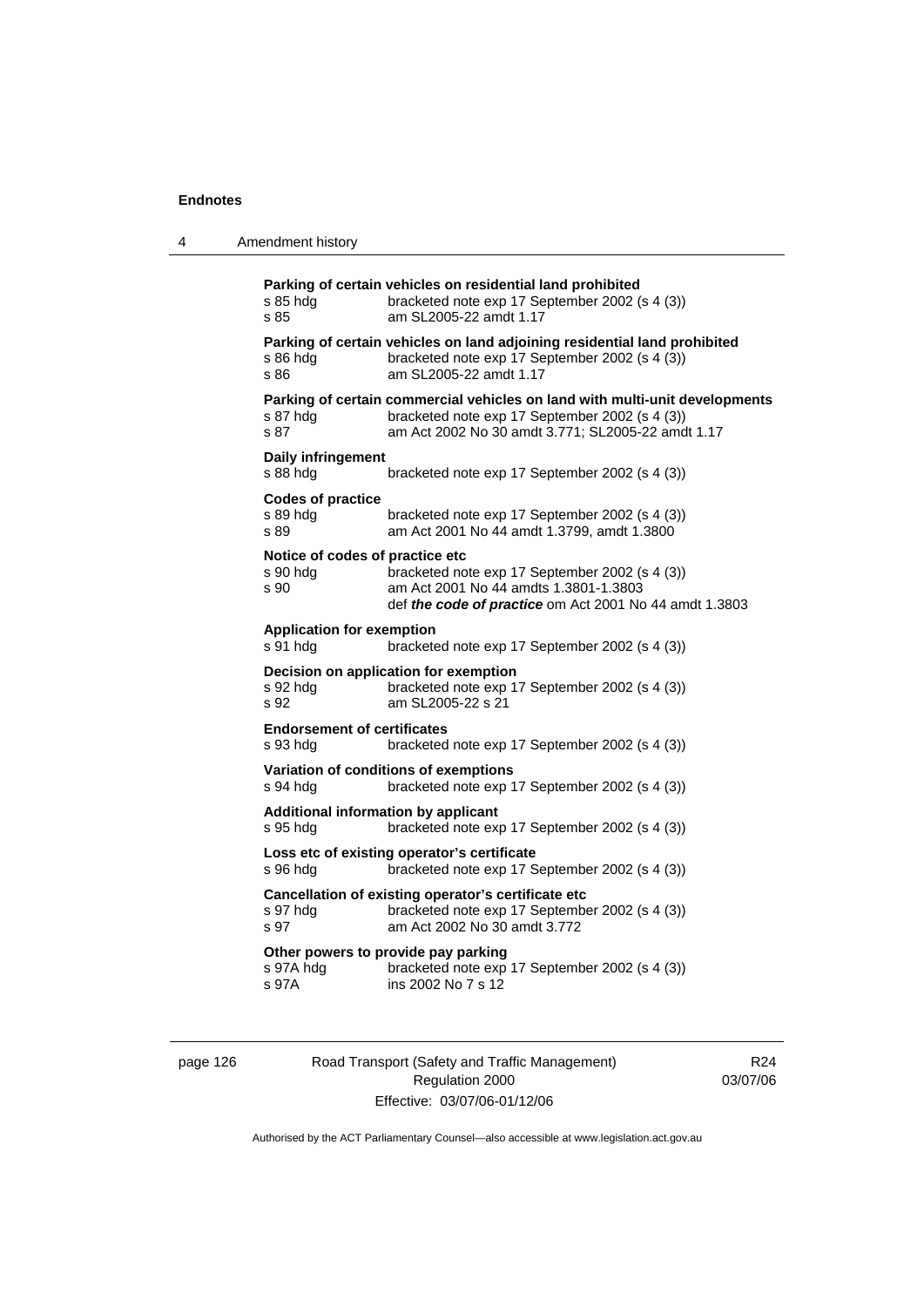**Parking of certain vehicles on residential land prohibited**

s 85 hdg — bracketed note exp 17 September 2002 (s 4 (3))
s 85 — am SL2005-22 amdt 1.17

**Parking of certain vehicles on land adjoining residential land prohibited**

s 86 hdg — bracketed note exp 17 September 2002 (s 4 (3))
s 86 — am SL2005-22 amdt 1.17

**Parking of certain commercial vehicles on land with multi-unit developments**

s 87 hdg — bracketed note exp 17 September 2002 (s 4 (3))
s 87 — am Act 2002 No 30 amdt 3.771; SL2005-22 amdt 1.17

**Daily infringement**

s 88 hdg — bracketed note exp 17 September 2002 (s 4 (3))

**Codes of practice**

s 89 hdg — bracketed note exp 17 September 2002 (s 4 (3))
s 89 — am Act 2001 No 44 amdt 1.3799, amdt 1.3800

**Notice of codes of practice etc**

s 90 hdg — bracketed note exp 17 September 2002 (s 4 (3))
s 90 — am Act 2001 No 44 amdts 1.3801-1.3803
def ***the code of practice*** om Act 2001 No 44 amdt 1.3803

**Application for exemption**

s 91 hdg — bracketed note exp 17 September 2002 (s 4 (3))

**Decision on application for exemption**

s 92 hdg — bracketed note exp 17 September 2002 (s 4 (3))
s 92 — am SL2005-22 s 21

**Endorsement of certificates**

s 93 hdg — bracketed note exp 17 September 2002 (s 4 (3))

**Variation of conditions of exemptions**

s 94 hdg — bracketed note exp 17 September 2002 (s 4 (3))

**Additional information by applicant**

s 95 hdg — bracketed note exp 17 September 2002 (s 4 (3))

**Loss etc of existing operator's certificate**

s 96 hdg — bracketed note exp 17 September 2002 (s 4 (3))

**Cancellation of existing operator's certificate etc**

s 97 hdg — bracketed note exp 17 September 2002 (s 4 (3))
s 97 — am Act 2002 No 30 amdt 3.772

**Other powers to provide pay parking**

s 97A hdg — bracketed note exp 17 September 2002 (s 4 (3))
s 97A — ins 2002 No 7 s 12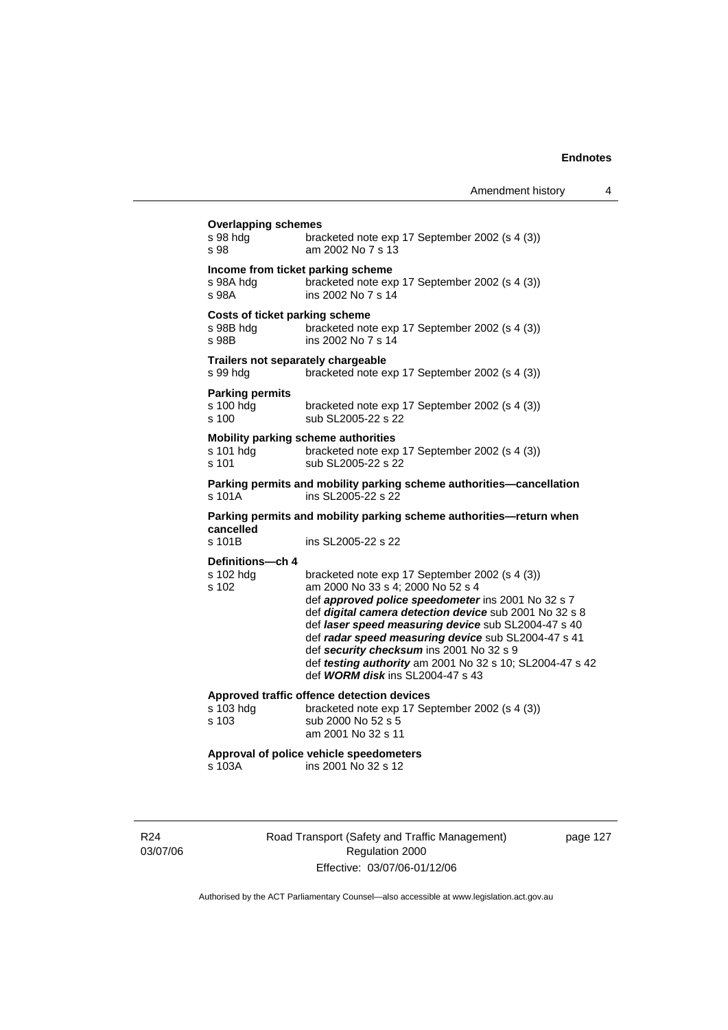**Overlapping schemes**
s 98 hdg bracketed note exp 17 September 2002 (s 4 (3))
s 98 am 2002 No 7 s 13

**Income from ticket parking scheme**
s 98A hdg bracketed note exp 17 September 2002 (s 4 (3))
s 98A ins 2002 No 7 s 14

**Costs of ticket parking scheme**
s 98B hdg bracketed note exp 17 September 2002 (s 4 (3))
s 98B ins 2002 No 7 s 14

**Trailers not separately chargeable**
s 99 hdg bracketed note exp 17 September 2002 (s 4 (3))

**Parking permits**
s 100 hdg bracketed note exp 17 September 2002 (s 4 (3))
s 100 sub SL2005-22 s 22

**Mobility parking scheme authorities**
s 101 hdg bracketed note exp 17 September 2002 (s 4 (3))
s 101 sub SL2005-22 s 22

**Parking permits and mobility parking scheme authorities—cancellation**
s 101A ins SL2005-22 s 22

**Parking permits and mobility parking scheme authorities—return when cancelled**
s 101B ins SL2005-22 s 22

**Definitions—ch 4**
s 102 hdg bracketed note exp 17 September 2002 (s 4 (3))
s 102 am 2000 No 33 s 4; 2000 No 52 s 4
def ***approved police speedometer*** ins 2001 No 32 s 7
def ***digital camera detection device*** sub 2001 No 32 s 8
def ***laser speed measuring device*** sub SL2004-47 s 40
def ***radar speed measuring device*** sub SL2004-47 s 41
def ***security checksum*** ins 2001 No 32 s 9
def ***testing authority*** am 2001 No 32 s 10; SL2004-47 s 42
def ***WORM disk*** ins SL2004-47 s 43

**Approved traffic offence detection devices**
s 103 hdg bracketed note exp 17 September 2002 (s 4 (3))
s 103 sub 2000 No 52 s 5
am 2001 No 32 s 11

**Approval of police vehicle speedometers**
s 103A ins 2001 No 32 s 12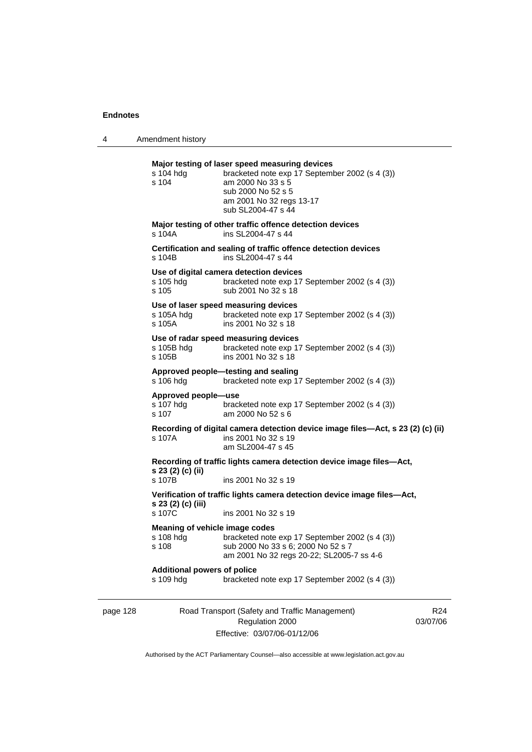**Major testing of laser speed measuring devices**

s 104 hdg bracketed note exp 17 September 2002 (s 4 (3))
s 104 am 2000 No 33 s 5
sub 2000 No 52 s 5
am 2001 No 32 regs 13-17
sub SL2004-47 s 44

**Major testing of other traffic offence detection devices**

s 104A ins SL2004-47 s 44

**Certification and sealing of traffic offence detection devices**

s 104B ins SL2004-47 s 44

**Use of digital camera detection devices**

s 105 hdg bracketed note exp 17 September 2002 (s 4 (3))
s 105 sub 2001 No 32 s 18

**Use of laser speed measuring devices**

s 105A hdg bracketed note exp 17 September 2002 (s 4 (3))
s 105A ins 2001 No 32 s 18

**Use of radar speed measuring devices**

s 105B hdg bracketed note exp 17 September 2002 (s 4 (3))
s 105B ins 2001 No 32 s 18

**Approved people—testing and sealing**

s 106 hdg bracketed note exp 17 September 2002 (s 4 (3))

**Approved people—use**

s 107 hdg bracketed note exp 17 September 2002 (s 4 (3))
s 107 am 2000 No 52 s 6

**Recording of digital camera detection device image files—Act, s 23 (2) (c) (ii)**

s 107A ins 2001 No 32 s 19
am SL2004-47 s 45

**Recording of traffic lights camera detection device image files—Act, s 23 (2) (c) (ii)**

s 107B ins 2001 No 32 s 19

**Verification of traffic lights camera detection device image files—Act, s 23 (2) (c) (iii)**

s 107C ins 2001 No 32 s 19

**Meaning of vehicle image codes**

s 108 hdg bracketed note exp 17 September 2002 (s 4 (3))
s 108 sub 2000 No 33 s 6; 2000 No 52 s 7
am 2001 No 32 regs 20-22; SL2005-7 ss 4-6

**Additional powers of police**

s 109 hdg bracketed note exp 17 September 2002 (s 4 (3))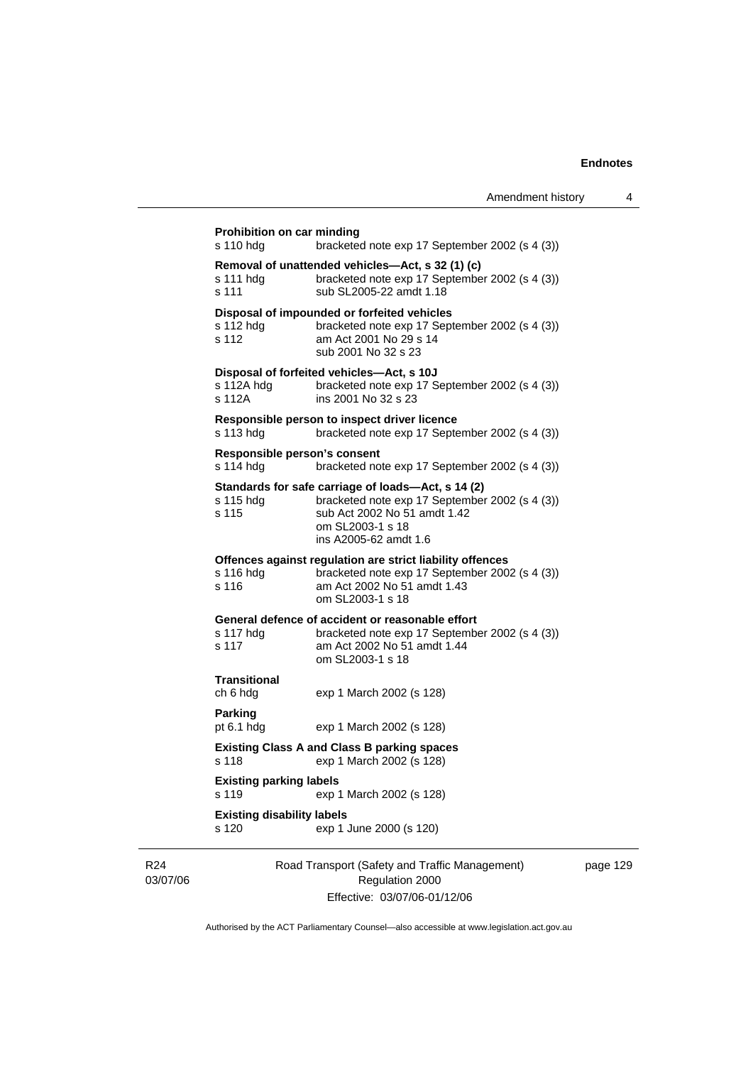**Prohibition on car minding**

s 110 hdg bracketed note exp 17 September 2002 (s 4 (3))

**Removal of unattended vehicles—Act, s 32 (1) (c)**

s 111 hdg bracketed note exp 17 September 2002 (s 4 (3))
s 111 sub SL2005-22 amdt 1.18

**Disposal of impounded or forfeited vehicles**

s 112 hdg bracketed note exp 17 September 2002 (s 4 (3))
s 112 am Act 2001 No 29 s 14
sub 2001 No 32 s 23

**Disposal of forfeited vehicles—Act, s 10J**

s 112A hdg bracketed note exp 17 September 2002 (s 4 (3))
s 112A ins 2001 No 32 s 23

**Responsible person to inspect driver licence**

s 113 hdg bracketed note exp 17 September 2002 (s 4 (3))

**Responsible person's consent**

s 114 hdg bracketed note exp 17 September 2002 (s 4 (3))

**Standards for safe carriage of loads—Act, s 14 (2)**

s 115 hdg bracketed note exp 17 September 2002 (s 4 (3))
s 115 sub Act 2002 No 51 amdt 1.42
om SL2003-1 s 18
ins A2005-62 amdt 1.6

**Offences against regulation are strict liability offences**

s 116 hdg bracketed note exp 17 September 2002 (s 4 (3))
s 116 am Act 2002 No 51 amdt 1.43
om SL2003-1 s 18

**General defence of accident or reasonable effort**

s 117 hdg bracketed note exp 17 September 2002 (s 4 (3))
s 117 am Act 2002 No 51 amdt 1.44
om SL2003-1 s 18

**Transitional**

ch 6 hdg exp 1 March 2002 (s 128)

**Parking**

pt 6.1 hdg exp 1 March 2002 (s 128)

**Existing Class A and Class B parking spaces**

s 118 exp 1 March 2002 (s 128)

**Existing parking labels**

s 119 exp 1 March 2002 (s 128)

**Existing disability labels**

s 120 exp 1 June 2000 (s 120)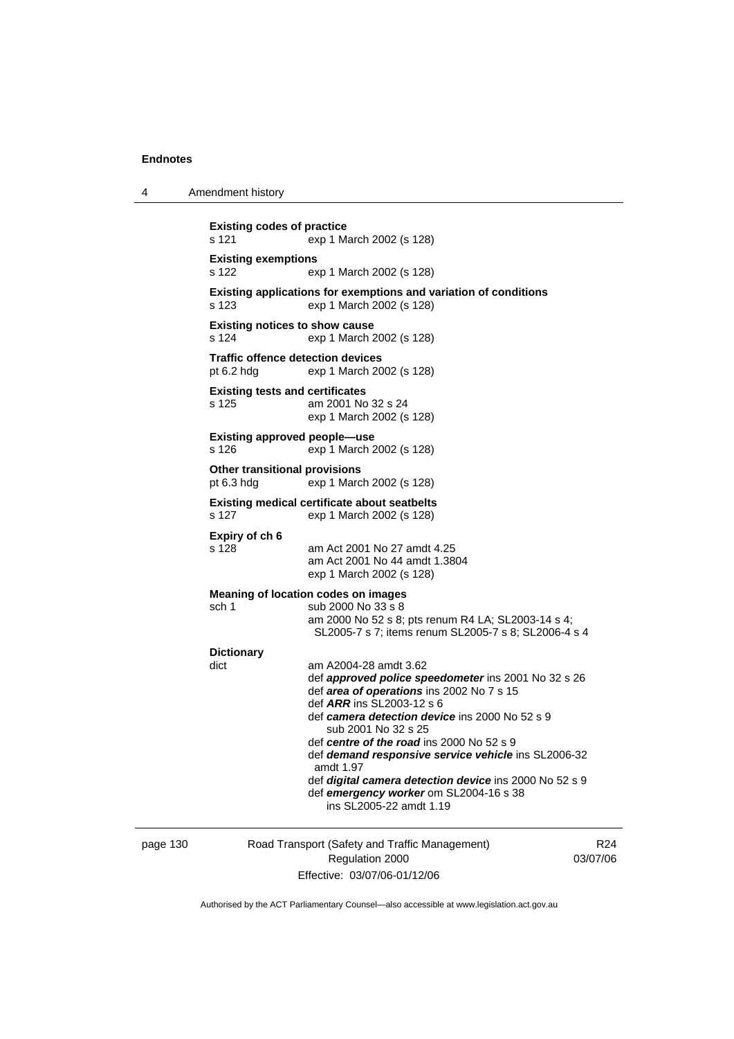**Existing codes of practice**
s 121 exp 1 March 2002 (s 128)

**Existing exemptions**
s 122 exp 1 March 2002 (s 128)

**Existing applications for exemptions and variation of conditions**
s 123 exp 1 March 2002 (s 128)

**Existing notices to show cause**
s 124 exp 1 March 2002 (s 128)

**Traffic offence detection devices**
pt 6.2 hdg exp 1 March 2002 (s 128)

**Existing tests and certificates**
s 125 am 2001 No 32 s 24
exp 1 March 2002 (s 128)

**Existing approved people—use**
s 126 exp 1 March 2002 (s 128)

**Other transitional provisions**
pt 6.3 hdg exp 1 March 2002 (s 128)

**Existing medical certificate about seatbelts**
s 127 exp 1 March 2002 (s 128)

**Expiry of ch 6**
s 128 am Act 2001 No 27 amdt 4.25
am Act 2001 No 44 amdt 1.3804
exp 1 March 2002 (s 128)

**Meaning of location codes on images**
sch 1 sub 2000 No 33 s 8
am 2000 No 52 s 8; pts renum R4 LA; SL2003-14 s 4; SL2005-7 s 7; items renum SL2005-7 s 8; SL2006-4 s 4

**Dictionary**
dict am A2004-28 amdt 3.62
def ***approved police speedometer*** ins 2001 No 32 s 26
def ***area of operations*** ins 2002 No 7 s 15
def ***ARR*** ins SL2003-12 s 6
def ***camera detection device*** ins 2000 No 52 s 9
sub 2001 No 32 s 25
def ***centre of the road*** ins 2000 No 52 s 9
def ***demand responsive service vehicle*** ins SL2006-32 amdt 1.97
def ***digital camera detection device*** ins 2000 No 52 s 9
def ***emergency worker*** om SL2004-16 s 38
ins SL2005-22 amdt 1.19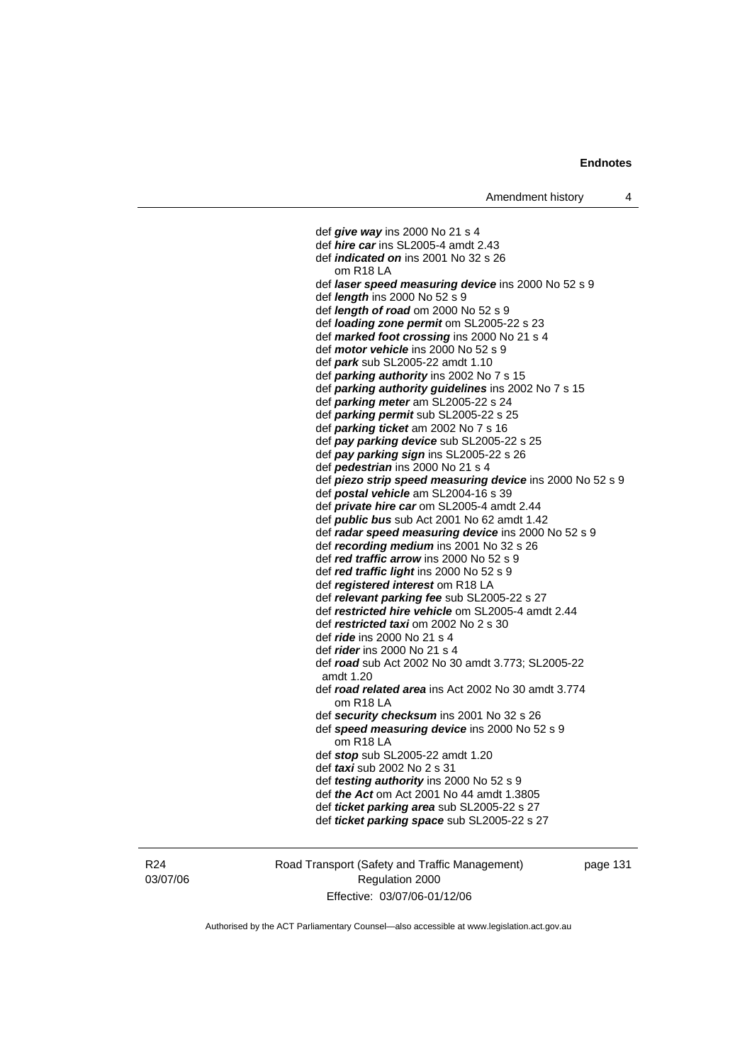def ***give way*** ins 2000 No 21 s 4
def ***hire car*** ins SL2005-4 amdt 2.43
def ***indicated on*** ins 2001 No 32 s 26
    om R18 LA
def ***laser speed measuring device*** ins 2000 No 52 s 9
def ***length*** ins 2000 No 52 s 9
def ***length of road*** om 2000 No 52 s 9
def ***loading zone permit*** om SL2005-22 s 23
def ***marked foot crossing*** ins 2000 No 21 s 4
def ***motor vehicle*** ins 2000 No 52 s 9
def ***park*** sub SL2005-22 amdt 1.10
def ***parking authority*** ins 2002 No 7 s 15
def ***parking authority guidelines*** ins 2002 No 7 s 15
def ***parking meter*** am SL2005-22 s 24
def ***parking permit*** sub SL2005-22 s 25
def ***parking ticket*** am 2002 No 7 s 16
def ***pay parking device*** sub SL2005-22 s 25
def ***pay parking sign*** ins SL2005-22 s 26
def ***pedestrian*** ins 2000 No 21 s 4
def ***piezo strip speed measuring device*** ins 2000 No 52 s 9
def ***postal vehicle*** am SL2004-16 s 39
def ***private hire car*** om SL2005-4 amdt 2.44
def ***public bus*** sub Act 2001 No 62 amdt 1.42
def ***radar speed measuring device*** ins 2000 No 52 s 9
def ***recording medium*** ins 2001 No 32 s 26
def ***red traffic arrow*** ins 2000 No 52 s 9
def ***red traffic light*** ins 2000 No 52 s 9
def ***registered interest*** om R18 LA
def ***relevant parking fee*** sub SL2005-22 s 27
def ***restricted hire vehicle*** om SL2005-4 amdt 2.44
def ***restricted taxi*** om 2002 No 2 s 30
def ***ride*** ins 2000 No 21 s 4
def ***rider*** ins 2000 No 21 s 4
def ***road*** sub Act 2002 No 30 amdt 3.773; SL2005-22 amdt 1.20
def ***road related area*** ins Act 2002 No 30 amdt 3.774
    om R18 LA
def ***security checksum*** ins 2001 No 32 s 26
def ***speed measuring device*** ins 2000 No 52 s 9
    om R18 LA
def ***stop*** sub SL2005-22 amdt 1.20
def ***taxi*** sub 2002 No 2 s 31
def ***testing authority*** ins 2000 No 52 s 9
def ***the Act*** om Act 2001 No 44 amdt 1.3805
def ***ticket parking area*** sub SL2005-22 s 27
def ***ticket parking space*** sub SL2005-22 s 27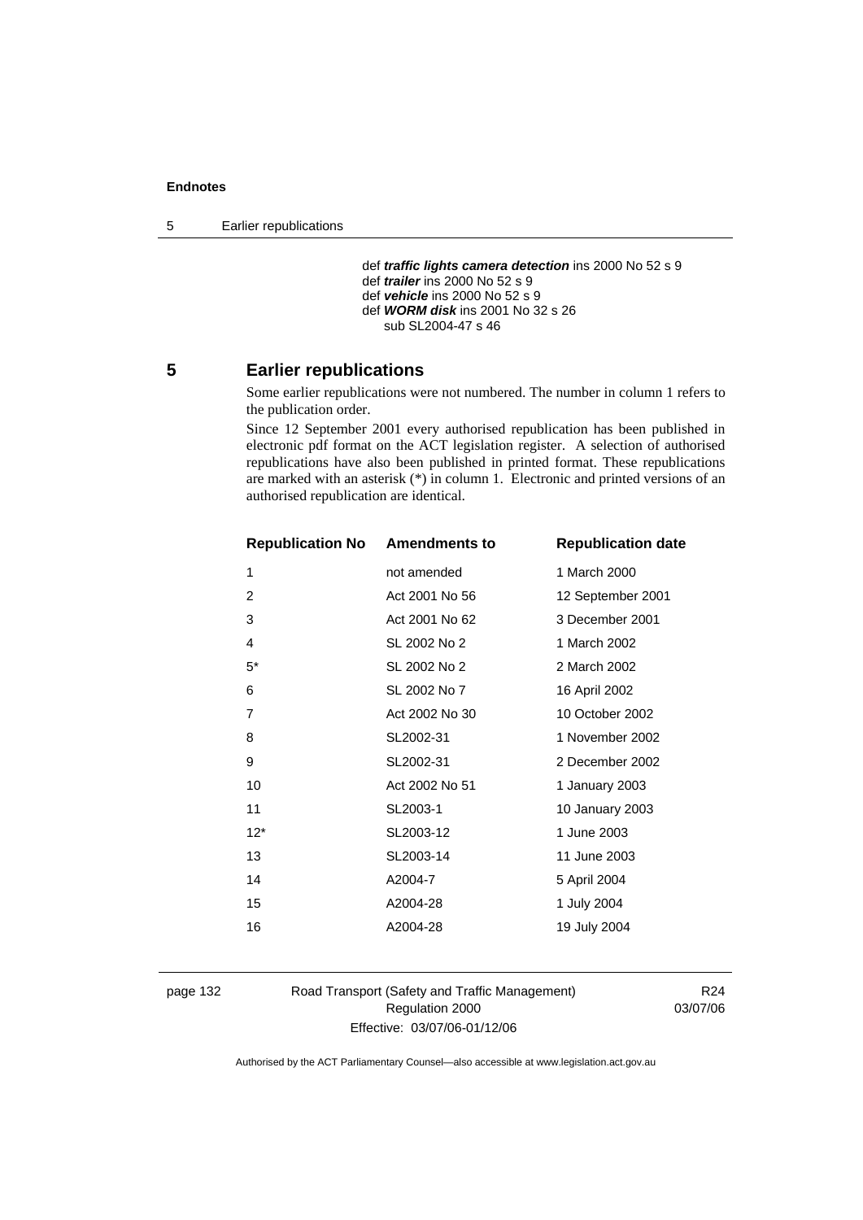def ***traffic lights camera detection*** ins 2000 No 52 s 9
def ***trailer*** ins 2000 No 52 s 9
def ***vehicle*** ins 2000 No 52 s 9
def ***WORM disk*** ins 2001 No 32 s 26
    sub SL2004-47 s 46

## 5 Earlier republications

Some earlier republications were not numbered. The number in column 1 refers to the publication order.

Since 12 September 2001 every authorised republication has been published in electronic pdf format on the ACT legislation register. A selection of authorised republications have also been published in printed format. These republications are marked with an asterisk (*) in column 1. Electronic and printed versions of an authorised republication are identical.

| Republication No | Amendments to | Republication date |
|---|---|---|
| 1 | not amended | 1 March 2000 |
| 2 | Act 2001 No 56 | 12 September 2001 |
| 3 | Act 2001 No 62 | 3 December 2001 |
| 4 | SL 2002 No 2 | 1 March 2002 |
| 5* | SL 2002 No 2 | 2 March 2002 |
| 6 | SL 2002 No 7 | 16 April 2002 |
| 7 | Act 2002 No 30 | 10 October 2002 |
| 8 | SL2002-31 | 1 November 2002 |
| 9 | SL2002-31 | 2 December 2002 |
| 10 | Act 2002 No 51 | 1 January 2003 |
| 11 | SL2003-1 | 10 January 2003 |
| 12* | SL2003-12 | 1 June 2003 |
| 13 | SL2003-14 | 11 June 2003 |
| 14 | A2004-7 | 5 April 2004 |
| 15 | A2004-28 | 1 July 2004 |
| 16 | A2004-28 | 19 July 2004 |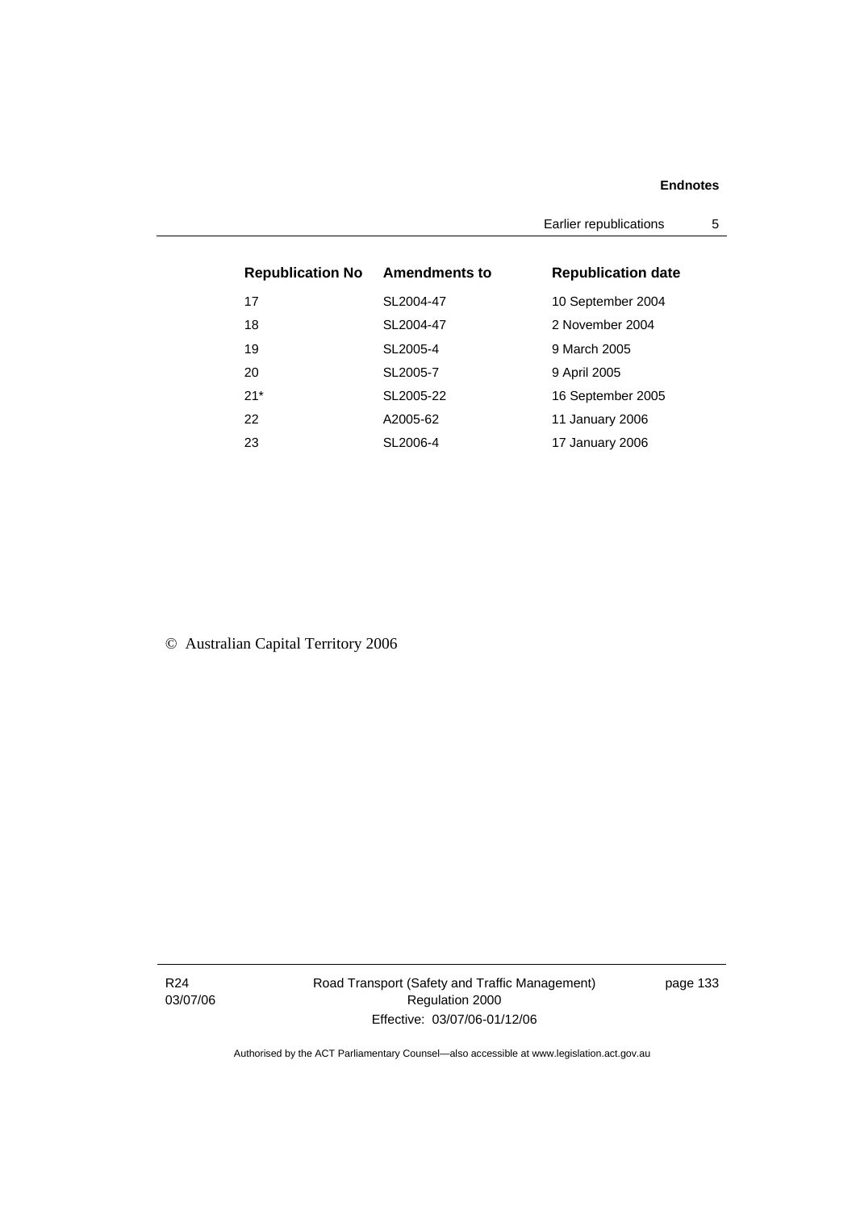| Republication No | Amendments to | Republication date |
|---|---|---|
| 17 | SL2004-47 | 10 September 2004 |
| 18 | SL2004-47 | 2 November 2004 |
| 19 | SL2005-4 | 9 March 2005 |
| 20 | SL2005-7 | 9 April 2005 |
| 21* | SL2005-22 | 16 September 2005 |
| 22 | A2005-62 | 11 January 2006 |
| 23 | SL2006-4 | 17 January 2006 |

© Australian Capital Territory 2006